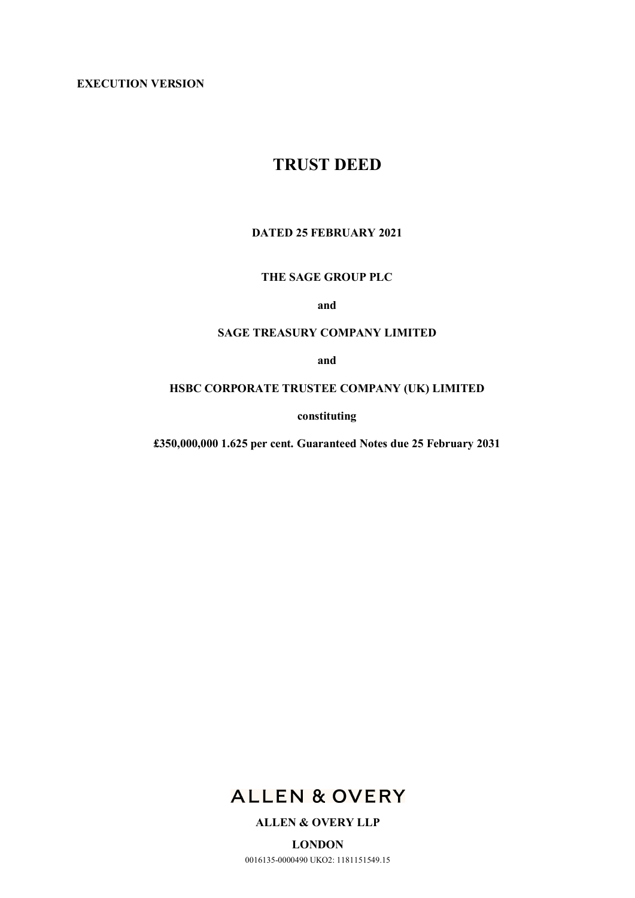**EXECUTION VERSION**

# TRUST DEED

**DATED 25 FEBRUARY 2021**

**THE SAGE GROUP PLC**

**and**

**SAGE TREASURY COMPANY LIMITED**

**and**

**HSBC CORPORATE TRUSTEE COMPANY (UK) LIMITED**

**constituting**

**£350,000,000 1.625 per cent. Guaranteed Notes due 25 February 2031**

ALLEN & OVERY

**ALLEN & OVERY LLP**

**LONDON**

0016135-0000490 UKO2: 1181151549.15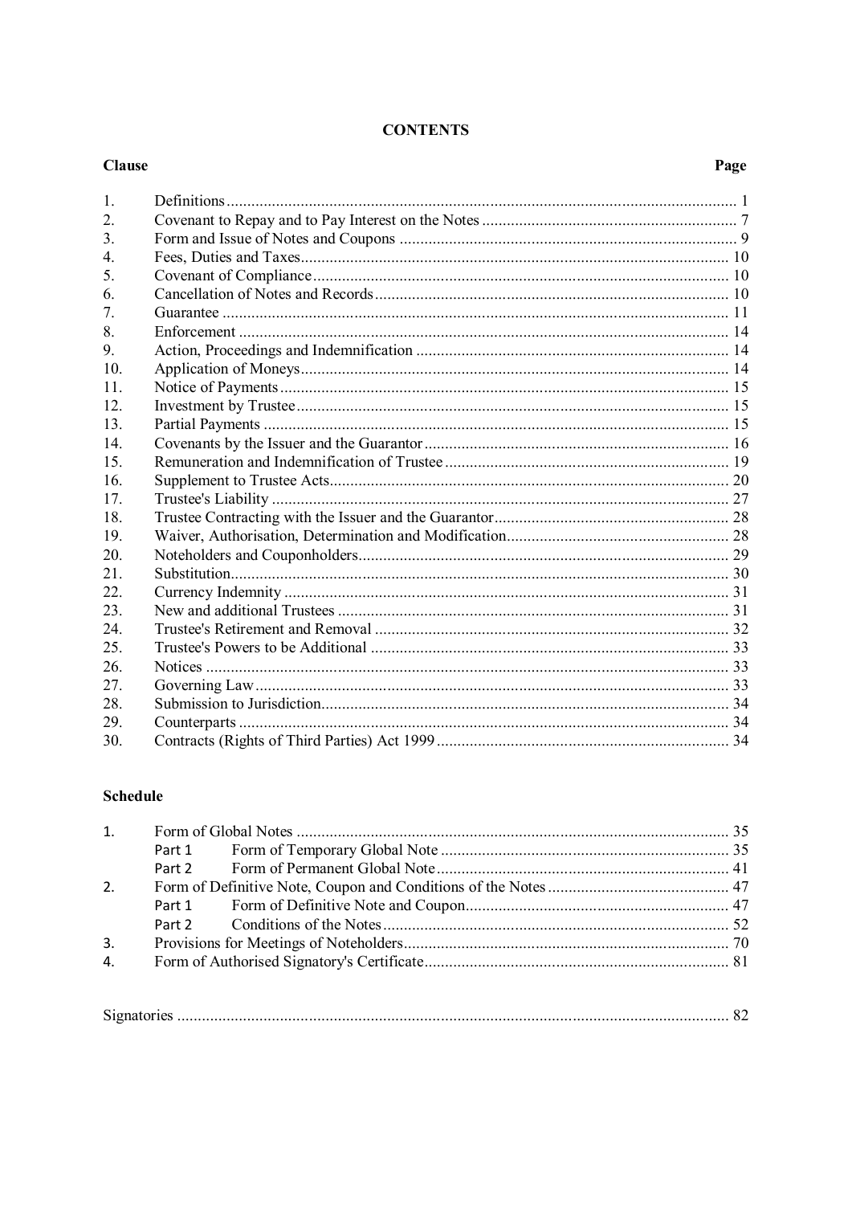# CONTENTS

| Clause | | Page |
|---|---|---|
| 1. | Definitions | 1 |
| 2. | Covenant to Repay and to Pay Interest on the Notes | 7 |
| 3. | Form and Issue of Notes and Coupons | 9 |
| 4. | Fees, Duties and Taxes | 10 |
| 5. | Covenant of Compliance | 10 |
| 6. | Cancellation of Notes and Records | 10 |
| 7. | Guarantee | 11 |
| 8. | Enforcement | 14 |
| 9. | Action, Proceedings and Indemnification | 14 |
| 10. | Application of Moneys | 14 |
| 11. | Notice of Payments | 15 |
| 12. | Investment by Trustee | 15 |
| 13. | Partial Payments | 15 |
| 14. | Covenants by the Issuer and the Guarantor | 16 |
| 15. | Remuneration and Indemnification of Trustee | 19 |
| 16. | Supplement to Trustee Acts | 20 |
| 17. | Trustee's Liability | 27 |
| 18. | Trustee Contracting with the Issuer and the Guarantor | 28 |
| 19. | Waiver, Authorisation, Determination and Modification | 28 |
| 20. | Noteholders and Couponholders | 29 |
| 21. | Substitution | 30 |
| 22. | Currency Indemnity | 31 |
| 23. | New and additional Trustees | 31 |
| 24. | Trustee's Retirement and Removal | 32 |
| 25. | Trustee's Powers to be Additional | 33 |
| 26. | Notices | 33 |
| 27. | Governing Law | 33 |
| 28. | Submission to Jurisdiction | 34 |
| 29. | Counterparts | 34 |
| 30. | Contracts (Rights of Third Parties) Act 1999 | 34 |

## Schedule

| | | | Page |
|---|---|---|---|
| 1. | Form of Global Notes | | 35 |
| | Part 1 | Form of Temporary Global Note | 35 |
| | Part 2 | Form of Permanent Global Note | 41 |
| 2. | Form of Definitive Note, Coupon and Conditions of the Notes | | 47 |
| | Part 1 | Form of Definitive Note and Coupon | 47 |
| | Part 2 | Conditions of the Notes | 52 |
| 3. | Provisions for Meetings of Noteholders | | 70 |
| 4. | Form of Authorised Signatory's Certificate | | 81 |

Signatories ..... 82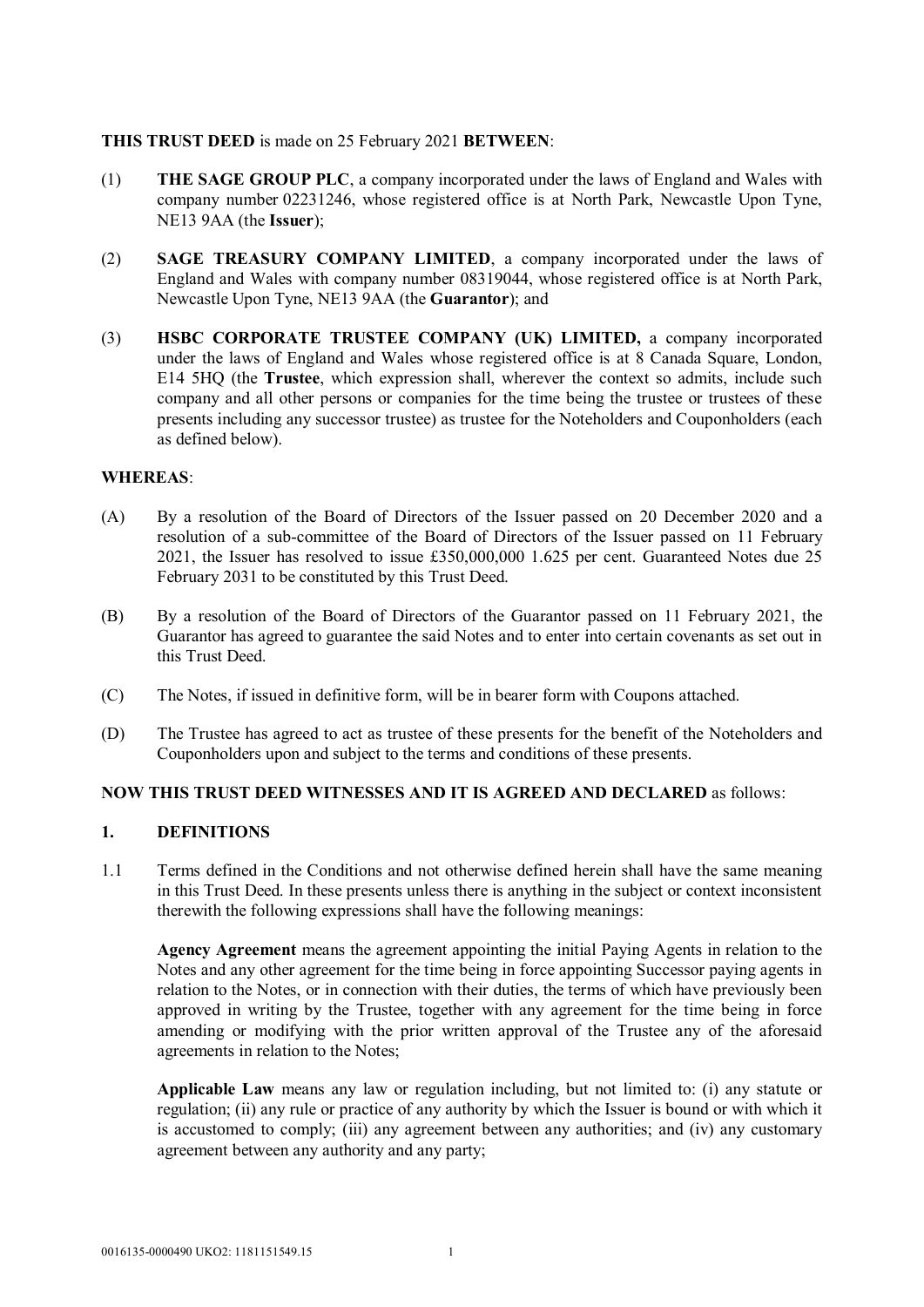**THIS TRUST DEED** is made on 25 February 2021 **BETWEEN**:

(1) **THE SAGE GROUP PLC**, a company incorporated under the laws of England and Wales with company number 02231246, whose registered office is at North Park, Newcastle Upon Tyne, NE13 9AA (the **Issuer**);

(2) **SAGE TREASURY COMPANY LIMITED**, a company incorporated under the laws of England and Wales with company number 08319044, whose registered office is at North Park, Newcastle Upon Tyne, NE13 9AA (the **Guarantor**); and

(3) **HSBC CORPORATE TRUSTEE COMPANY (UK) LIMITED,** a company incorporated under the laws of England and Wales whose registered office is at 8 Canada Square, London, E14 5HQ (the **Trustee**, which expression shall, wherever the context so admits, include such company and all other persons or companies for the time being the trustee or trustees of these presents including any successor trustee) as trustee for the Noteholders and Couponholders (each as defined below).

**WHEREAS**:

(A) By a resolution of the Board of Directors of the Issuer passed on 20 December 2020 and a resolution of a sub-committee of the Board of Directors of the Issuer passed on 11 February 2021, the Issuer has resolved to issue £350,000,000 1.625 per cent. Guaranteed Notes due 25 February 2031 to be constituted by this Trust Deed.

(B) By a resolution of the Board of Directors of the Guarantor passed on 11 February 2021, the Guarantor has agreed to guarantee the said Notes and to enter into certain covenants as set out in this Trust Deed.

(C) The Notes, if issued in definitive form, will be in bearer form with Coupons attached.

(D) The Trustee has agreed to act as trustee of these presents for the benefit of the Noteholders and Couponholders upon and subject to the terms and conditions of these presents.

**NOW THIS TRUST DEED WITNESSES AND IT IS AGREED AND DECLARED** as follows:

## 1. DEFINITIONS

1.1 Terms defined in the Conditions and not otherwise defined herein shall have the same meaning in this Trust Deed. In these presents unless there is anything in the subject or context inconsistent therewith the following expressions shall have the following meanings:

**Agency Agreement** means the agreement appointing the initial Paying Agents in relation to the Notes and any other agreement for the time being in force appointing Successor paying agents in relation to the Notes, or in connection with their duties, the terms of which have previously been approved in writing by the Trustee, together with any agreement for the time being in force amending or modifying with the prior written approval of the Trustee any of the aforesaid agreements in relation to the Notes;

**Applicable Law** means any law or regulation including, but not limited to: (i) any statute or regulation; (ii) any rule or practice of any authority by which the Issuer is bound or with which it is accustomed to comply; (iii) any agreement between any authorities; and (iv) any customary agreement between any authority and any party;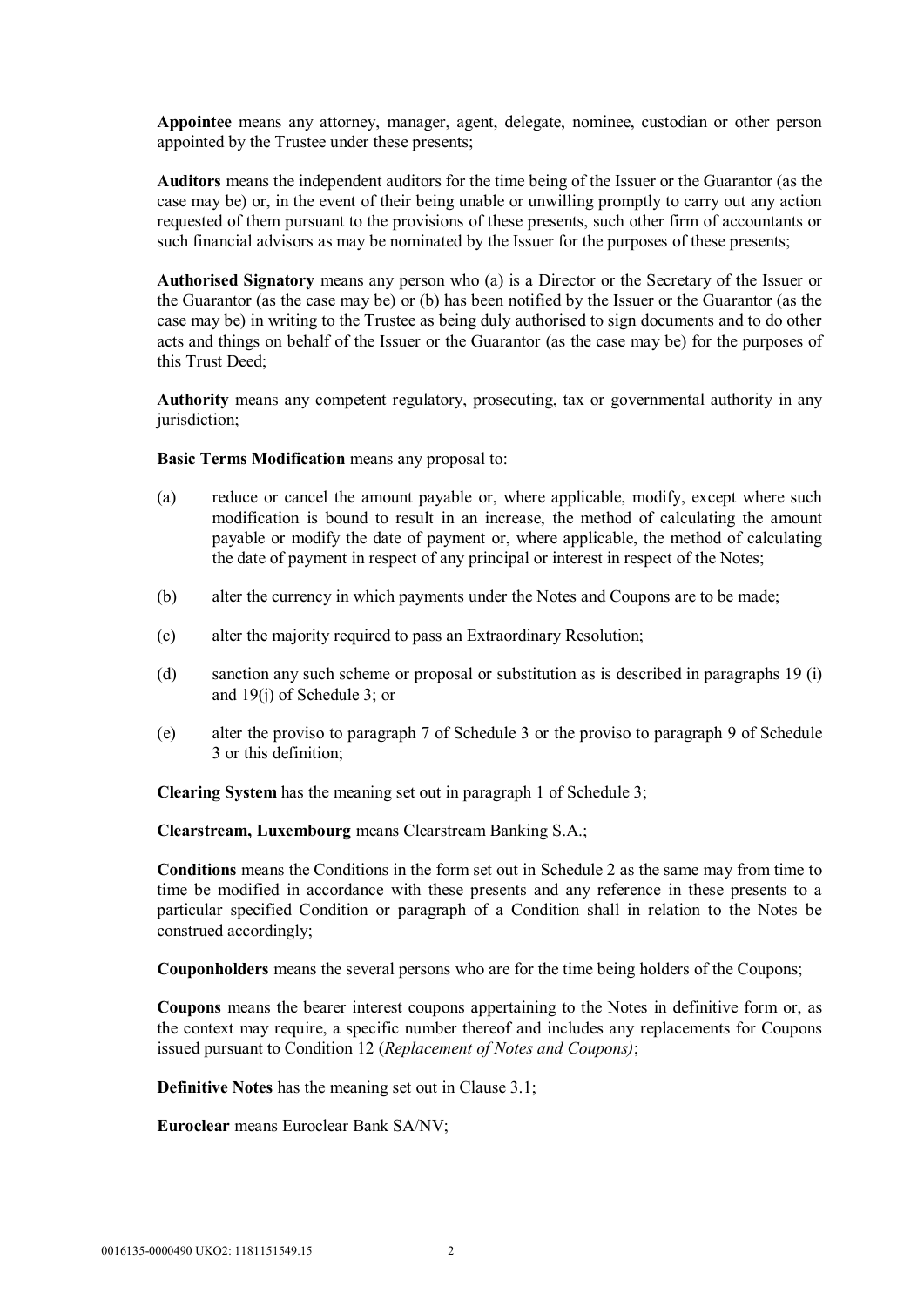**Appointee** means any attorney, manager, agent, delegate, nominee, custodian or other person appointed by the Trustee under these presents;

**Auditors** means the independent auditors for the time being of the Issuer or the Guarantor (as the case may be) or, in the event of their being unable or unwilling promptly to carry out any action requested of them pursuant to the provisions of these presents, such other firm of accountants or such financial advisors as may be nominated by the Issuer for the purposes of these presents;

**Authorised Signatory** means any person who (a) is a Director or the Secretary of the Issuer or the Guarantor (as the case may be) or (b) has been notified by the Issuer or the Guarantor (as the case may be) in writing to the Trustee as being duly authorised to sign documents and to do other acts and things on behalf of the Issuer or the Guarantor (as the case may be) for the purposes of this Trust Deed;

**Authority** means any competent regulatory, prosecuting, tax or governmental authority in any jurisdiction;

**Basic Terms Modification** means any proposal to:

(a) reduce or cancel the amount payable or, where applicable, modify, except where such modification is bound to result in an increase, the method of calculating the amount payable or modify the date of payment or, where applicable, the method of calculating the date of payment in respect of any principal or interest in respect of the Notes;

(b) alter the currency in which payments under the Notes and Coupons are to be made;

(c) alter the majority required to pass an Extraordinary Resolution;

(d) sanction any such scheme or proposal or substitution as is described in paragraphs 19 (i) and 19(j) of Schedule 3; or

(e) alter the proviso to paragraph 7 of Schedule 3 or the proviso to paragraph 9 of Schedule 3 or this definition;

**Clearing System** has the meaning set out in paragraph 1 of Schedule 3;

**Clearstream, Luxembourg** means Clearstream Banking S.A.;

**Conditions** means the Conditions in the form set out in Schedule 2 as the same may from time to time be modified in accordance with these presents and any reference in these presents to a particular specified Condition or paragraph of a Condition shall in relation to the Notes be construed accordingly;

**Couponholders** means the several persons who are for the time being holders of the Coupons;

**Coupons** means the bearer interest coupons appertaining to the Notes in definitive form or, as the context may require, a specific number thereof and includes any replacements for Coupons issued pursuant to Condition 12 (*Replacement of Notes and Coupons)*;

**Definitive Notes** has the meaning set out in Clause 3.1;

**Euroclear** means Euroclear Bank SA/NV;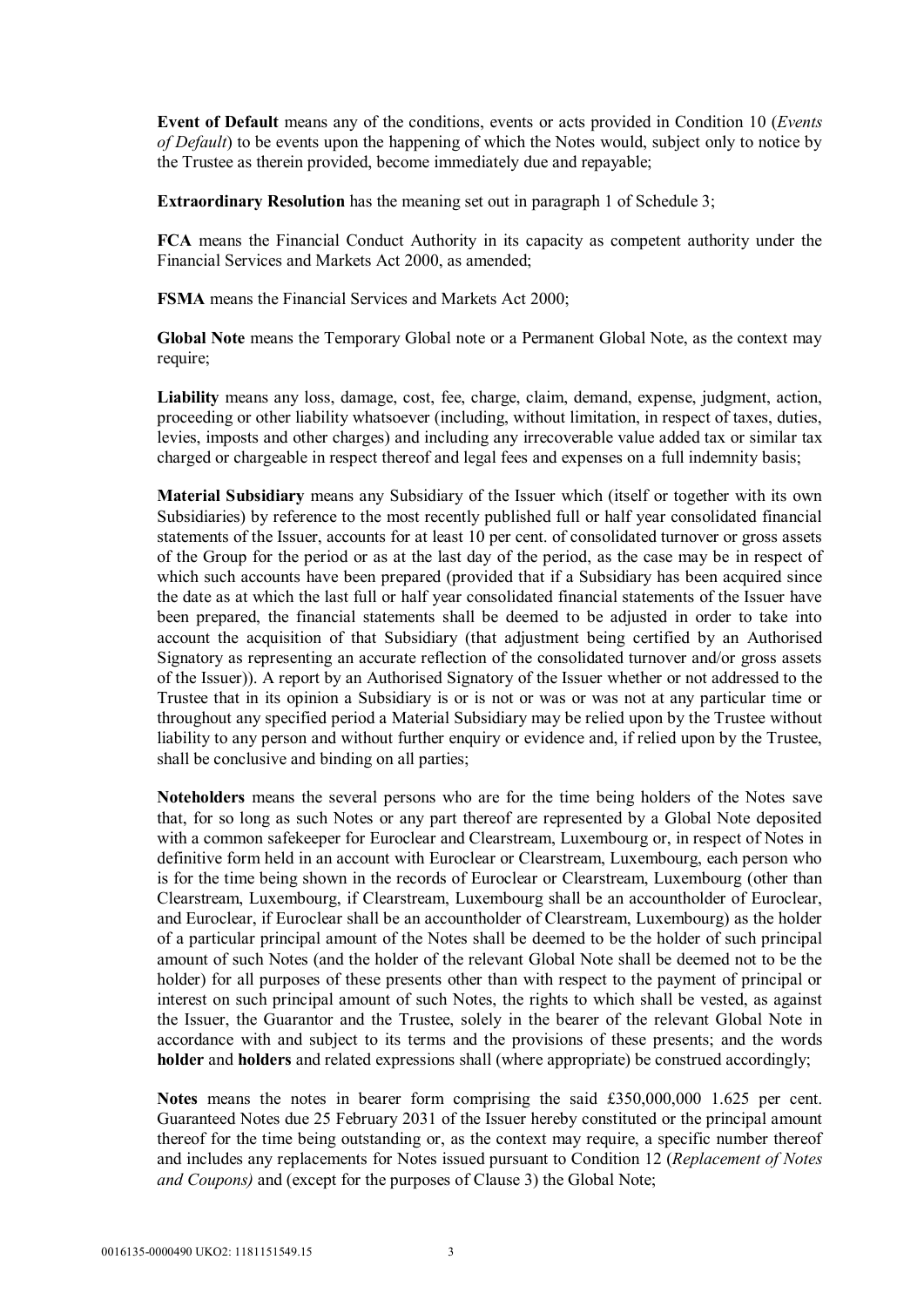**Event of Default** means any of the conditions, events or acts provided in Condition 10 (*Events of Default*) to be events upon the happening of which the Notes would, subject only to notice by the Trustee as therein provided, become immediately due and repayable;

**Extraordinary Resolution** has the meaning set out in paragraph 1 of Schedule 3;

**FCA** means the Financial Conduct Authority in its capacity as competent authority under the Financial Services and Markets Act 2000, as amended;

**FSMA** means the Financial Services and Markets Act 2000;

**Global Note** means the Temporary Global note or a Permanent Global Note, as the context may require;

**Liability** means any loss, damage, cost, fee, charge, claim, demand, expense, judgment, action, proceeding or other liability whatsoever (including, without limitation, in respect of taxes, duties, levies, imposts and other charges) and including any irrecoverable value added tax or similar tax charged or chargeable in respect thereof and legal fees and expenses on a full indemnity basis;

**Material Subsidiary** means any Subsidiary of the Issuer which (itself or together with its own Subsidiaries) by reference to the most recently published full or half year consolidated financial statements of the Issuer, accounts for at least 10 per cent. of consolidated turnover or gross assets of the Group for the period or as at the last day of the period, as the case may be in respect of which such accounts have been prepared (provided that if a Subsidiary has been acquired since the date as at which the last full or half year consolidated financial statements of the Issuer have been prepared, the financial statements shall be deemed to be adjusted in order to take into account the acquisition of that Subsidiary (that adjustment being certified by an Authorised Signatory as representing an accurate reflection of the consolidated turnover and/or gross assets of the Issuer)). A report by an Authorised Signatory of the Issuer whether or not addressed to the Trustee that in its opinion a Subsidiary is or is not or was or was not at any particular time or throughout any specified period a Material Subsidiary may be relied upon by the Trustee without liability to any person and without further enquiry or evidence and, if relied upon by the Trustee, shall be conclusive and binding on all parties;

**Noteholders** means the several persons who are for the time being holders of the Notes save that, for so long as such Notes or any part thereof are represented by a Global Note deposited with a common safekeeper for Euroclear and Clearstream, Luxembourg or, in respect of Notes in definitive form held in an account with Euroclear or Clearstream, Luxembourg, each person who is for the time being shown in the records of Euroclear or Clearstream, Luxembourg (other than Clearstream, Luxembourg, if Clearstream, Luxembourg shall be an accountholder of Euroclear, and Euroclear, if Euroclear shall be an accountholder of Clearstream, Luxembourg) as the holder of a particular principal amount of the Notes shall be deemed to be the holder of such principal amount of such Notes (and the holder of the relevant Global Note shall be deemed not to be the holder) for all purposes of these presents other than with respect to the payment of principal or interest on such principal amount of such Notes, the rights to which shall be vested, as against the Issuer, the Guarantor and the Trustee, solely in the bearer of the relevant Global Note in accordance with and subject to its terms and the provisions of these presents; and the words **holder** and **holders** and related expressions shall (where appropriate) be construed accordingly;

**Notes** means the notes in bearer form comprising the said £350,000,000 1.625 per cent. Guaranteed Notes due 25 February 2031 of the Issuer hereby constituted or the principal amount thereof for the time being outstanding or, as the context may require, a specific number thereof and includes any replacements for Notes issued pursuant to Condition 12 (*Replacement of Notes and Coupons)* and (except for the purposes of Clause 3) the Global Note;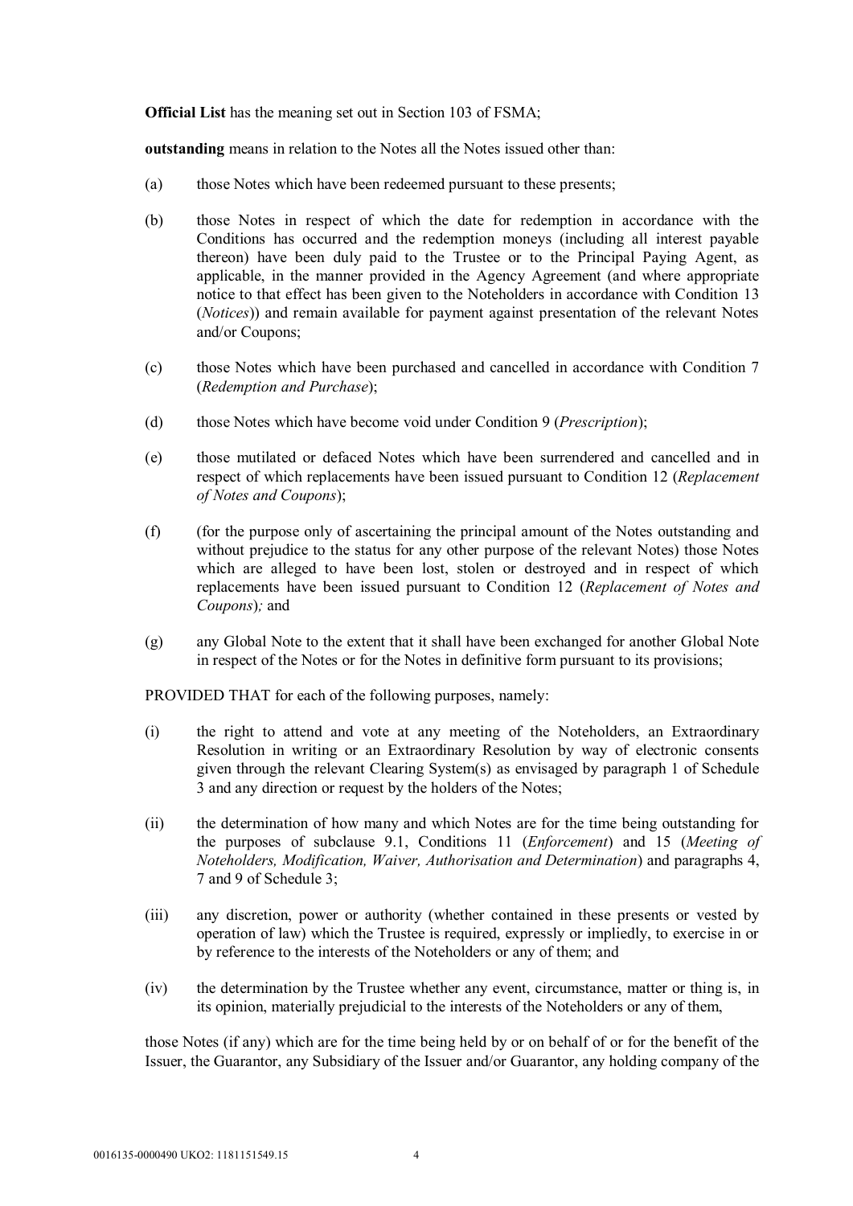**Official List** has the meaning set out in Section 103 of FSMA;

**outstanding** means in relation to the Notes all the Notes issued other than:

(a) those Notes which have been redeemed pursuant to these presents;

(b) those Notes in respect of which the date for redemption in accordance with the Conditions has occurred and the redemption moneys (including all interest payable thereon) have been duly paid to the Trustee or to the Principal Paying Agent, as applicable, in the manner provided in the Agency Agreement (and where appropriate notice to that effect has been given to the Noteholders in accordance with Condition 13 (*Notices*)) and remain available for payment against presentation of the relevant Notes and/or Coupons;

(c) those Notes which have been purchased and cancelled in accordance with Condition 7 (*Redemption and Purchase*);

(d) those Notes which have become void under Condition 9 (*Prescription*);

(e) those mutilated or defaced Notes which have been surrendered and cancelled and in respect of which replacements have been issued pursuant to Condition 12 (*Replacement of Notes and Coupons*);

(f) (for the purpose only of ascertaining the principal amount of the Notes outstanding and without prejudice to the status for any other purpose of the relevant Notes) those Notes which are alleged to have been lost, stolen or destroyed and in respect of which replacements have been issued pursuant to Condition 12 (*Replacement of Notes and Coupons*)*;* and

(g) any Global Note to the extent that it shall have been exchanged for another Global Note in respect of the Notes or for the Notes in definitive form pursuant to its provisions;

PROVIDED THAT for each of the following purposes, namely:

(i) the right to attend and vote at any meeting of the Noteholders, an Extraordinary Resolution in writing or an Extraordinary Resolution by way of electronic consents given through the relevant Clearing System(s) as envisaged by paragraph 1 of Schedule 3 and any direction or request by the holders of the Notes;

(ii) the determination of how many and which Notes are for the time being outstanding for the purposes of subclause 9.1, Conditions 11 (*Enforcement*) and 15 (*Meeting of Noteholders, Modification, Waiver, Authorisation and Determination*) and paragraphs 4, 7 and 9 of Schedule 3;

(iii) any discretion, power or authority (whether contained in these presents or vested by operation of law) which the Trustee is required, expressly or impliedly, to exercise in or by reference to the interests of the Noteholders or any of them; and

(iv) the determination by the Trustee whether any event, circumstance, matter or thing is, in its opinion, materially prejudicial to the interests of the Noteholders or any of them,

those Notes (if any) which are for the time being held by or on behalf of or for the benefit of the Issuer, the Guarantor, any Subsidiary of the Issuer and/or Guarantor, any holding company of the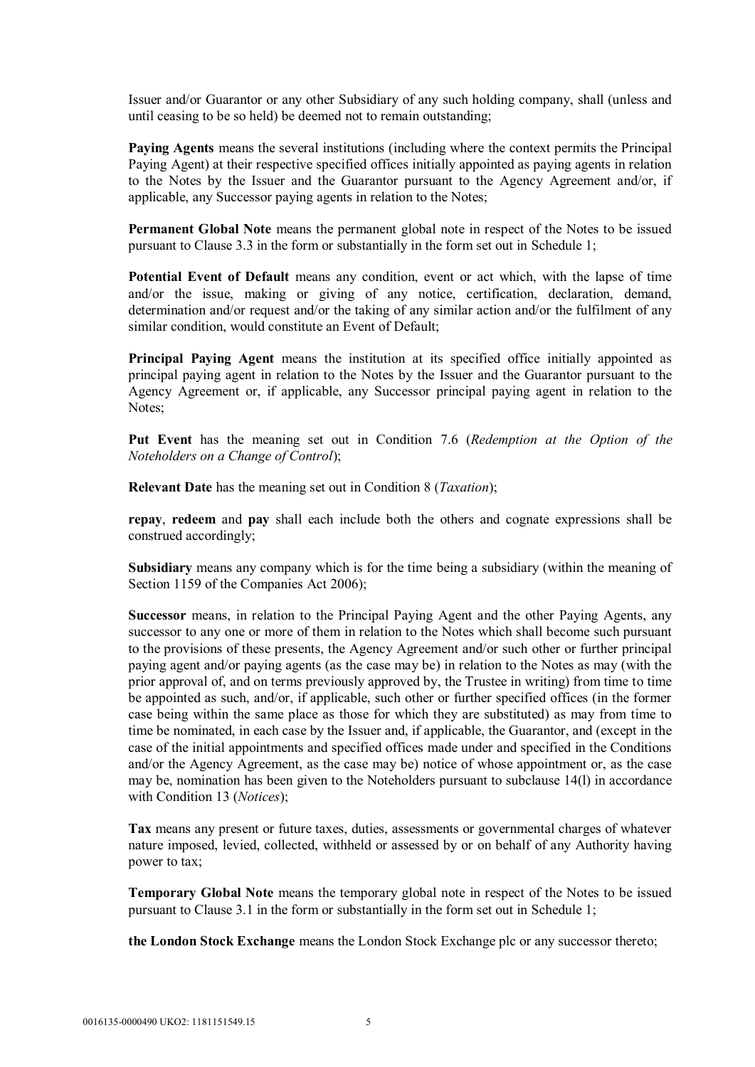Issuer and/or Guarantor or any other Subsidiary of any such holding company, shall (unless and until ceasing to be so held) be deemed not to remain outstanding;

**Paying Agents** means the several institutions (including where the context permits the Principal Paying Agent) at their respective specified offices initially appointed as paying agents in relation to the Notes by the Issuer and the Guarantor pursuant to the Agency Agreement and/or, if applicable, any Successor paying agents in relation to the Notes;

**Permanent Global Note** means the permanent global note in respect of the Notes to be issued pursuant to Clause 3.3 in the form or substantially in the form set out in Schedule 1;

**Potential Event of Default** means any condition, event or act which, with the lapse of time and/or the issue, making or giving of any notice, certification, declaration, demand, determination and/or request and/or the taking of any similar action and/or the fulfilment of any similar condition, would constitute an Event of Default;

**Principal Paying Agent** means the institution at its specified office initially appointed as principal paying agent in relation to the Notes by the Issuer and the Guarantor pursuant to the Agency Agreement or, if applicable, any Successor principal paying agent in relation to the Notes;

**Put Event** has the meaning set out in Condition 7.6 (*Redemption at the Option of the Noteholders on a Change of Control*);

**Relevant Date** has the meaning set out in Condition 8 (*Taxation*);

**repay**, **redeem** and **pay** shall each include both the others and cognate expressions shall be construed accordingly;

**Subsidiary** means any company which is for the time being a subsidiary (within the meaning of Section 1159 of the Companies Act 2006);

**Successor** means, in relation to the Principal Paying Agent and the other Paying Agents, any successor to any one or more of them in relation to the Notes which shall become such pursuant to the provisions of these presents, the Agency Agreement and/or such other or further principal paying agent and/or paying agents (as the case may be) in relation to the Notes as may (with the prior approval of, and on terms previously approved by, the Trustee in writing) from time to time be appointed as such, and/or, if applicable, such other or further specified offices (in the former case being within the same place as those for which they are substituted) as may from time to time be nominated, in each case by the Issuer and, if applicable, the Guarantor, and (except in the case of the initial appointments and specified offices made under and specified in the Conditions and/or the Agency Agreement, as the case may be) notice of whose appointment or, as the case may be, nomination has been given to the Noteholders pursuant to subclause 14(l) in accordance with Condition 13 (*Notices*);

**Tax** means any present or future taxes, duties, assessments or governmental charges of whatever nature imposed, levied, collected, withheld or assessed by or on behalf of any Authority having power to tax;

**Temporary Global Note** means the temporary global note in respect of the Notes to be issued pursuant to Clause 3.1 in the form or substantially in the form set out in Schedule 1;

**the London Stock Exchange** means the London Stock Exchange plc or any successor thereto;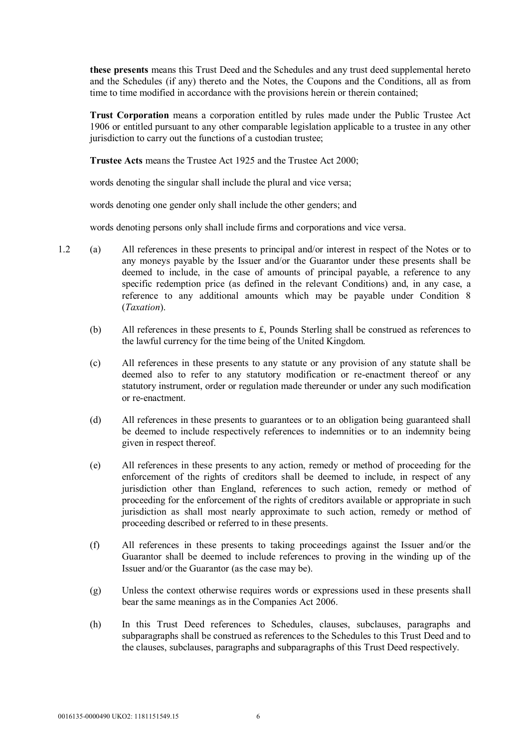**these presents** means this Trust Deed and the Schedules and any trust deed supplemental hereto and the Schedules (if any) thereto and the Notes, the Coupons and the Conditions, all as from time to time modified in accordance with the provisions herein or therein contained;

**Trust Corporation** means a corporation entitled by rules made under the Public Trustee Act 1906 or entitled pursuant to any other comparable legislation applicable to a trustee in any other jurisdiction to carry out the functions of a custodian trustee;

**Trustee Acts** means the Trustee Act 1925 and the Trustee Act 2000;

words denoting the singular shall include the plural and vice versa;

words denoting one gender only shall include the other genders; and

words denoting persons only shall include firms and corporations and vice versa.

1.2 (a) All references in these presents to principal and/or interest in respect of the Notes or to any moneys payable by the Issuer and/or the Guarantor under these presents shall be deemed to include, in the case of amounts of principal payable, a reference to any specific redemption price (as defined in the relevant Conditions) and, in any case, a reference to any additional amounts which may be payable under Condition 8 (*Taxation*).

(b) All references in these presents to £, Pounds Sterling shall be construed as references to the lawful currency for the time being of the United Kingdom.

(c) All references in these presents to any statute or any provision of any statute shall be deemed also to refer to any statutory modification or re-enactment thereof or any statutory instrument, order or regulation made thereunder or under any such modification or re-enactment.

(d) All references in these presents to guarantees or to an obligation being guaranteed shall be deemed to include respectively references to indemnities or to an indemnity being given in respect thereof.

(e) All references in these presents to any action, remedy or method of proceeding for the enforcement of the rights of creditors shall be deemed to include, in respect of any jurisdiction other than England, references to such action, remedy or method of proceeding for the enforcement of the rights of creditors available or appropriate in such jurisdiction as shall most nearly approximate to such action, remedy or method of proceeding described or referred to in these presents.

(f) All references in these presents to taking proceedings against the Issuer and/or the Guarantor shall be deemed to include references to proving in the winding up of the Issuer and/or the Guarantor (as the case may be).

(g) Unless the context otherwise requires words or expressions used in these presents shall bear the same meanings as in the Companies Act 2006.

(h) In this Trust Deed references to Schedules, clauses, subclauses, paragraphs and subparagraphs shall be construed as references to the Schedules to this Trust Deed and to the clauses, subclauses, paragraphs and subparagraphs of this Trust Deed respectively.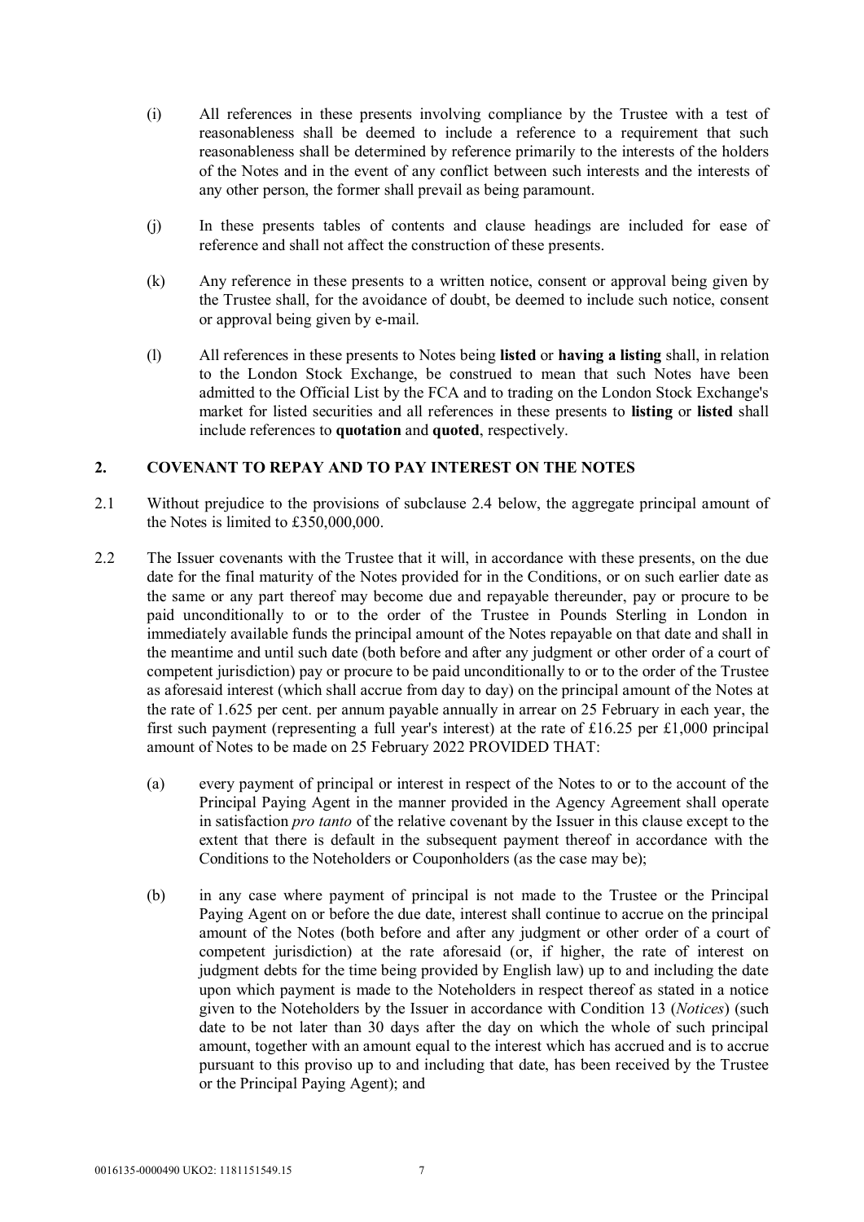(i) All references in these presents involving compliance by the Trustee with a test of reasonableness shall be deemed to include a reference to a requirement that such reasonableness shall be determined by reference primarily to the interests of the holders of the Notes and in the event of any conflict between such interests and the interests of any other person, the former shall prevail as being paramount.

(j) In these presents tables of contents and clause headings are included for ease of reference and shall not affect the construction of these presents.

(k) Any reference in these presents to a written notice, consent or approval being given by the Trustee shall, for the avoidance of doubt, be deemed to include such notice, consent or approval being given by e-mail.

(l) All references in these presents to Notes being **listed** or **having a listing** shall, in relation to the London Stock Exchange, be construed to mean that such Notes have been admitted to the Official List by the FCA and to trading on the London Stock Exchange's market for listed securities and all references in these presents to **listing** or **listed** shall include references to **quotation** and **quoted**, respectively.

## 2. COVENANT TO REPAY AND TO PAY INTEREST ON THE NOTES

2.1 Without prejudice to the provisions of subclause 2.4 below, the aggregate principal amount of the Notes is limited to £350,000,000.

2.2 The Issuer covenants with the Trustee that it will, in accordance with these presents, on the due date for the final maturity of the Notes provided for in the Conditions, or on such earlier date as the same or any part thereof may become due and repayable thereunder, pay or procure to be paid unconditionally to or to the order of the Trustee in Pounds Sterling in London in immediately available funds the principal amount of the Notes repayable on that date and shall in the meantime and until such date (both before and after any judgment or other order of a court of competent jurisdiction) pay or procure to be paid unconditionally to or to the order of the Trustee as aforesaid interest (which shall accrue from day to day) on the principal amount of the Notes at the rate of 1.625 per cent. per annum payable annually in arrear on 25 February in each year, the first such payment (representing a full year's interest) at the rate of £16.25 per £1,000 principal amount of Notes to be made on 25 February 2022 PROVIDED THAT:

(a) every payment of principal or interest in respect of the Notes to or to the account of the Principal Paying Agent in the manner provided in the Agency Agreement shall operate in satisfaction *pro tanto* of the relative covenant by the Issuer in this clause except to the extent that there is default in the subsequent payment thereof in accordance with the Conditions to the Noteholders or Couponholders (as the case may be);

(b) in any case where payment of principal is not made to the Trustee or the Principal Paying Agent on or before the due date, interest shall continue to accrue on the principal amount of the Notes (both before and after any judgment or other order of a court of competent jurisdiction) at the rate aforesaid (or, if higher, the rate of interest on judgment debts for the time being provided by English law) up to and including the date upon which payment is made to the Noteholders in respect thereof as stated in a notice given to the Noteholders by the Issuer in accordance with Condition 13 (*Notices*) (such date to be not later than 30 days after the day on which the whole of such principal amount, together with an amount equal to the interest which has accrued and is to accrue pursuant to this proviso up to and including that date, has been received by the Trustee or the Principal Paying Agent); and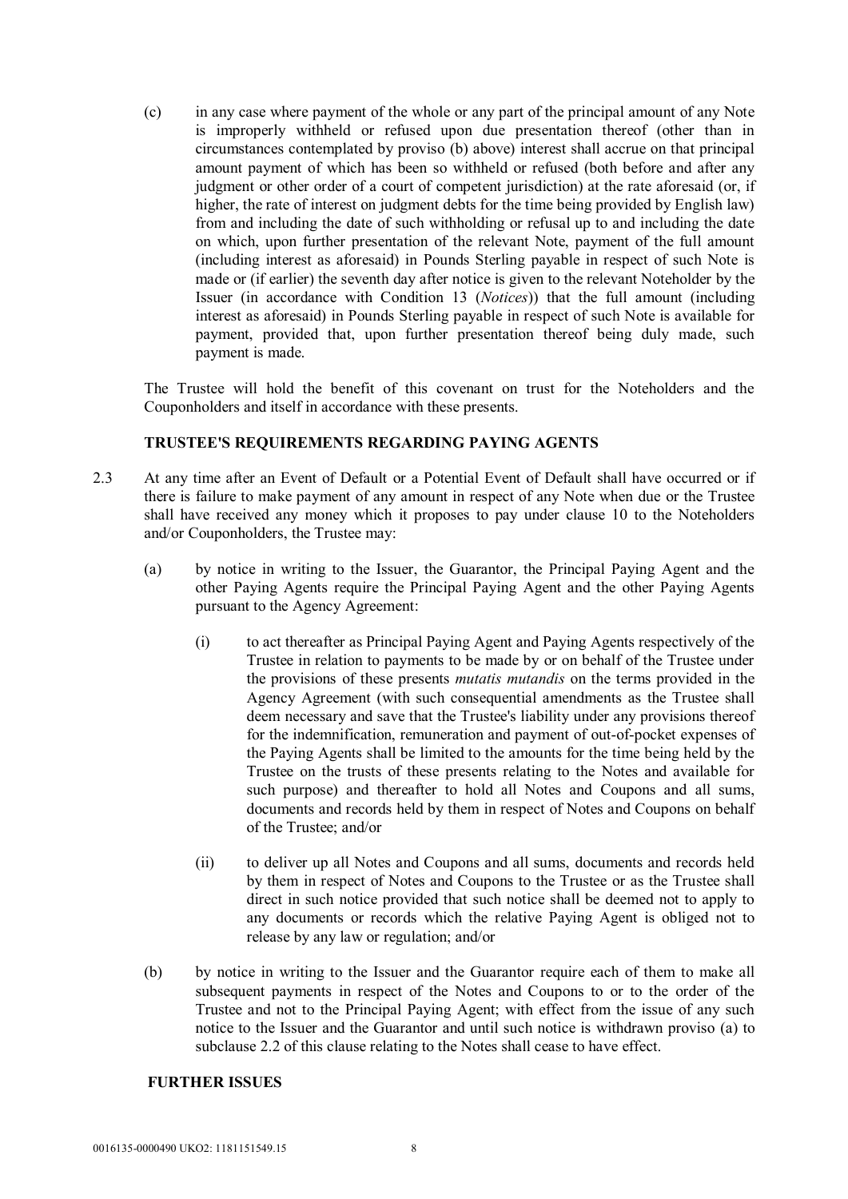(c) in any case where payment of the whole or any part of the principal amount of any Note is improperly withheld or refused upon due presentation thereof (other than in circumstances contemplated by proviso (b) above) interest shall accrue on that principal amount payment of which has been so withheld or refused (both before and after any judgment or other order of a court of competent jurisdiction) at the rate aforesaid (or, if higher, the rate of interest on judgment debts for the time being provided by English law) from and including the date of such withholding or refusal up to and including the date on which, upon further presentation of the relevant Note, payment of the full amount (including interest as aforesaid) in Pounds Sterling payable in respect of such Note is made or (if earlier) the seventh day after notice is given to the relevant Noteholder by the Issuer (in accordance with Condition 13 (*Notices*)) that the full amount (including interest as aforesaid) in Pounds Sterling payable in respect of such Note is available for payment, provided that, upon further presentation thereof being duly made, such payment is made.

The Trustee will hold the benefit of this covenant on trust for the Noteholders and the Couponholders and itself in accordance with these presents.

**TRUSTEE'S REQUIREMENTS REGARDING PAYING AGENTS**

2.3 At any time after an Event of Default or a Potential Event of Default shall have occurred or if there is failure to make payment of any amount in respect of any Note when due or the Trustee shall have received any money which it proposes to pay under clause 10 to the Noteholders and/or Couponholders, the Trustee may:

(a) by notice in writing to the Issuer, the Guarantor, the Principal Paying Agent and the other Paying Agents require the Principal Paying Agent and the other Paying Agents pursuant to the Agency Agreement:

(i) to act thereafter as Principal Paying Agent and Paying Agents respectively of the Trustee in relation to payments to be made by or on behalf of the Trustee under the provisions of these presents *mutatis mutandis* on the terms provided in the Agency Agreement (with such consequential amendments as the Trustee shall deem necessary and save that the Trustee's liability under any provisions thereof for the indemnification, remuneration and payment of out-of-pocket expenses of the Paying Agents shall be limited to the amounts for the time being held by the Trustee on the trusts of these presents relating to the Notes and available for such purpose) and thereafter to hold all Notes and Coupons and all sums, documents and records held by them in respect of Notes and Coupons on behalf of the Trustee; and/or

(ii) to deliver up all Notes and Coupons and all sums, documents and records held by them in respect of Notes and Coupons to the Trustee or as the Trustee shall direct in such notice provided that such notice shall be deemed not to apply to any documents or records which the relative Paying Agent is obliged not to release by any law or regulation; and/or

(b) by notice in writing to the Issuer and the Guarantor require each of them to make all subsequent payments in respect of the Notes and Coupons to or to the order of the Trustee and not to the Principal Paying Agent; with effect from the issue of any such notice to the Issuer and the Guarantor and until such notice is withdrawn proviso (a) to subclause 2.2 of this clause relating to the Notes shall cease to have effect.

**FURTHER ISSUES**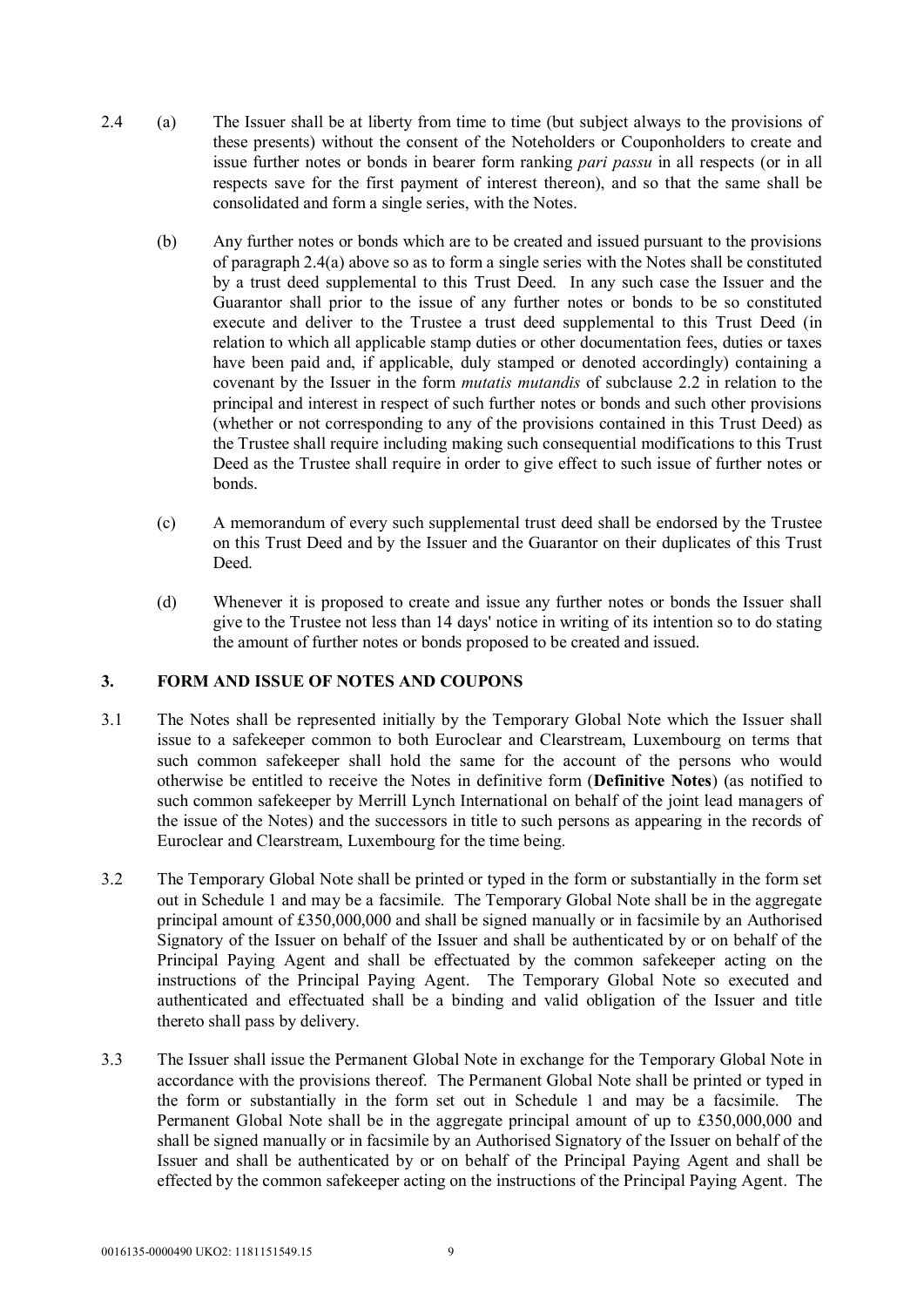2.4 (a) The Issuer shall be at liberty from time to time (but subject always to the provisions of these presents) without the consent of the Noteholders or Couponholders to create and issue further notes or bonds in bearer form ranking *pari passu* in all respects (or in all respects save for the first payment of interest thereon), and so that the same shall be consolidated and form a single series, with the Notes.

(b) Any further notes or bonds which are to be created and issued pursuant to the provisions of paragraph 2.4(a) above so as to form a single series with the Notes shall be constituted by a trust deed supplemental to this Trust Deed. In any such case the Issuer and the Guarantor shall prior to the issue of any further notes or bonds to be so constituted execute and deliver to the Trustee a trust deed supplemental to this Trust Deed (in relation to which all applicable stamp duties or other documentation fees, duties or taxes have been paid and, if applicable, duly stamped or denoted accordingly) containing a covenant by the Issuer in the form *mutatis mutandis* of subclause 2.2 in relation to the principal and interest in respect of such further notes or bonds and such other provisions (whether or not corresponding to any of the provisions contained in this Trust Deed) as the Trustee shall require including making such consequential modifications to this Trust Deed as the Trustee shall require in order to give effect to such issue of further notes or bonds.

(c) A memorandum of every such supplemental trust deed shall be endorsed by the Trustee on this Trust Deed and by the Issuer and the Guarantor on their duplicates of this Trust Deed.

(d) Whenever it is proposed to create and issue any further notes or bonds the Issuer shall give to the Trustee not less than 14 days' notice in writing of its intention so to do stating the amount of further notes or bonds proposed to be created and issued.

## 3. FORM AND ISSUE OF NOTES AND COUPONS

3.1 The Notes shall be represented initially by the Temporary Global Note which the Issuer shall issue to a safekeeper common to both Euroclear and Clearstream, Luxembourg on terms that such common safekeeper shall hold the same for the account of the persons who would otherwise be entitled to receive the Notes in definitive form (**Definitive Notes**) (as notified to such common safekeeper by Merrill Lynch International on behalf of the joint lead managers of the issue of the Notes) and the successors in title to such persons as appearing in the records of Euroclear and Clearstream, Luxembourg for the time being.

3.2 The Temporary Global Note shall be printed or typed in the form or substantially in the form set out in Schedule 1 and may be a facsimile. The Temporary Global Note shall be in the aggregate principal amount of £350,000,000 and shall be signed manually or in facsimile by an Authorised Signatory of the Issuer on behalf of the Issuer and shall be authenticated by or on behalf of the Principal Paying Agent and shall be effectuated by the common safekeeper acting on the instructions of the Principal Paying Agent. The Temporary Global Note so executed and authenticated and effectuated shall be a binding and valid obligation of the Issuer and title thereto shall pass by delivery.

3.3 The Issuer shall issue the Permanent Global Note in exchange for the Temporary Global Note in accordance with the provisions thereof. The Permanent Global Note shall be printed or typed in the form or substantially in the form set out in Schedule 1 and may be a facsimile. The Permanent Global Note shall be in the aggregate principal amount of up to £350,000,000 and shall be signed manually or in facsimile by an Authorised Signatory of the Issuer on behalf of the Issuer and shall be authenticated by or on behalf of the Principal Paying Agent and shall be effected by the common safekeeper acting on the instructions of the Principal Paying Agent. The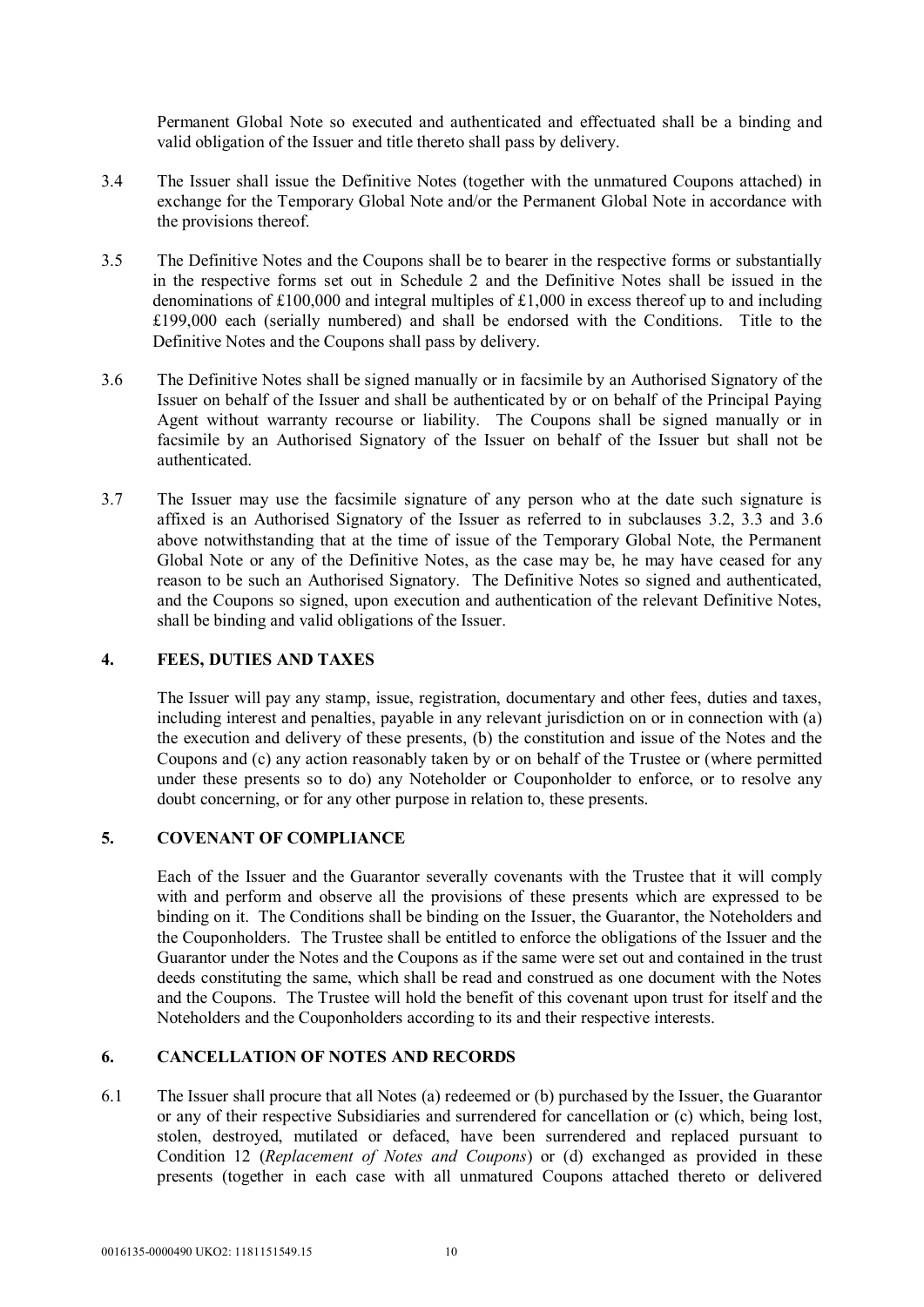Permanent Global Note so executed and authenticated and effectuated shall be a binding and valid obligation of the Issuer and title thereto shall pass by delivery.

3.4 The Issuer shall issue the Definitive Notes (together with the unmatured Coupons attached) in exchange for the Temporary Global Note and/or the Permanent Global Note in accordance with the provisions thereof.

3.5 The Definitive Notes and the Coupons shall be to bearer in the respective forms or substantially in the respective forms set out in Schedule 2 and the Definitive Notes shall be issued in the denominations of £100,000 and integral multiples of £1,000 in excess thereof up to and including £199,000 each (serially numbered) and shall be endorsed with the Conditions. Title to the Definitive Notes and the Coupons shall pass by delivery.

3.6 The Definitive Notes shall be signed manually or in facsimile by an Authorised Signatory of the Issuer on behalf of the Issuer and shall be authenticated by or on behalf of the Principal Paying Agent without warranty recourse or liability. The Coupons shall be signed manually or in facsimile by an Authorised Signatory of the Issuer on behalf of the Issuer but shall not be authenticated.

3.7 The Issuer may use the facsimile signature of any person who at the date such signature is affixed is an Authorised Signatory of the Issuer as referred to in subclauses 3.2, 3.3 and 3.6 above notwithstanding that at the time of issue of the Temporary Global Note, the Permanent Global Note or any of the Definitive Notes, as the case may be, he may have ceased for any reason to be such an Authorised Signatory. The Definitive Notes so signed and authenticated, and the Coupons so signed, upon execution and authentication of the relevant Definitive Notes, shall be binding and valid obligations of the Issuer.

## 4. FEES, DUTIES AND TAXES

The Issuer will pay any stamp, issue, registration, documentary and other fees, duties and taxes, including interest and penalties, payable in any relevant jurisdiction on or in connection with (a) the execution and delivery of these presents, (b) the constitution and issue of the Notes and the Coupons and (c) any action reasonably taken by or on behalf of the Trustee or (where permitted under these presents so to do) any Noteholder or Couponholder to enforce, or to resolve any doubt concerning, or for any other purpose in relation to, these presents.

## 5. COVENANT OF COMPLIANCE

Each of the Issuer and the Guarantor severally covenants with the Trustee that it will comply with and perform and observe all the provisions of these presents which are expressed to be binding on it. The Conditions shall be binding on the Issuer, the Guarantor, the Noteholders and the Couponholders. The Trustee shall be entitled to enforce the obligations of the Issuer and the Guarantor under the Notes and the Coupons as if the same were set out and contained in the trust deeds constituting the same, which shall be read and construed as one document with the Notes and the Coupons. The Trustee will hold the benefit of this covenant upon trust for itself and the Noteholders and the Couponholders according to its and their respective interests.

## 6. CANCELLATION OF NOTES AND RECORDS

6.1 The Issuer shall procure that all Notes (a) redeemed or (b) purchased by the Issuer, the Guarantor or any of their respective Subsidiaries and surrendered for cancellation or (c) which, being lost, stolen, destroyed, mutilated or defaced, have been surrendered and replaced pursuant to Condition 12 (*Replacement of Notes and Coupons*) or (d) exchanged as provided in these presents (together in each case with all unmatured Coupons attached thereto or delivered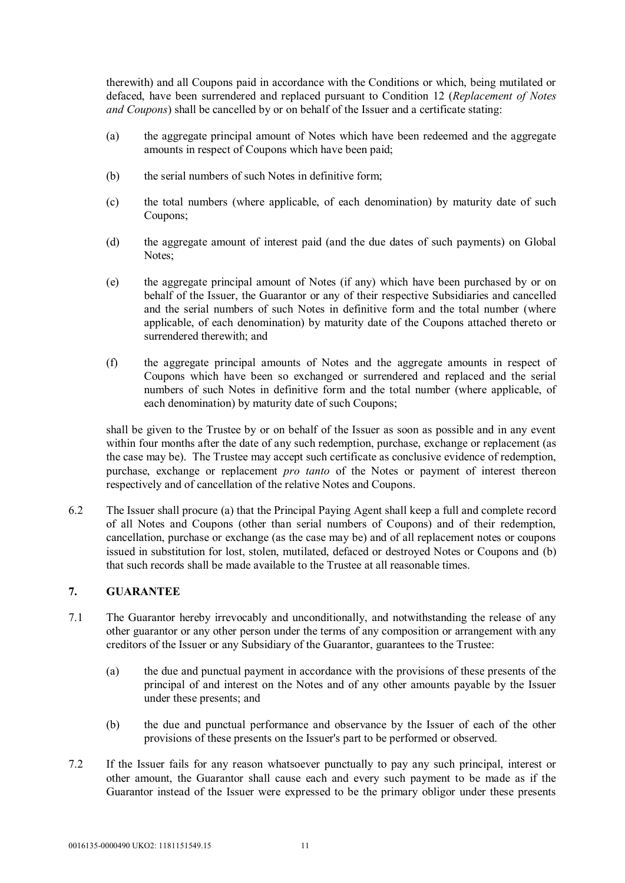therewith) and all Coupons paid in accordance with the Conditions or which, being mutilated or defaced, have been surrendered and replaced pursuant to Condition 12 (*Replacement of Notes and Coupons*) shall be cancelled by or on behalf of the Issuer and a certificate stating:

(a) the aggregate principal amount of Notes which have been redeemed and the aggregate amounts in respect of Coupons which have been paid;

(b) the serial numbers of such Notes in definitive form;

(c) the total numbers (where applicable, of each denomination) by maturity date of such Coupons;

(d) the aggregate amount of interest paid (and the due dates of such payments) on Global Notes;

(e) the aggregate principal amount of Notes (if any) which have been purchased by or on behalf of the Issuer, the Guarantor or any of their respective Subsidiaries and cancelled and the serial numbers of such Notes in definitive form and the total number (where applicable, of each denomination) by maturity date of the Coupons attached thereto or surrendered therewith; and

(f) the aggregate principal amounts of Notes and the aggregate amounts in respect of Coupons which have been so exchanged or surrendered and replaced and the serial numbers of such Notes in definitive form and the total number (where applicable, of each denomination) by maturity date of such Coupons;

shall be given to the Trustee by or on behalf of the Issuer as soon as possible and in any event within four months after the date of any such redemption, purchase, exchange or replacement (as the case may be). The Trustee may accept such certificate as conclusive evidence of redemption, purchase, exchange or replacement *pro tanto* of the Notes or payment of interest thereon respectively and of cancellation of the relative Notes and Coupons.

6.2 The Issuer shall procure (a) that the Principal Paying Agent shall keep a full and complete record of all Notes and Coupons (other than serial numbers of Coupons) and of their redemption, cancellation, purchase or exchange (as the case may be) and of all replacement notes or coupons issued in substitution for lost, stolen, mutilated, defaced or destroyed Notes or Coupons and (b) that such records shall be made available to the Trustee at all reasonable times.

## 7. GUARANTEE

7.1 The Guarantor hereby irrevocably and unconditionally, and notwithstanding the release of any other guarantor or any other person under the terms of any composition or arrangement with any creditors of the Issuer or any Subsidiary of the Guarantor, guarantees to the Trustee:

(a) the due and punctual payment in accordance with the provisions of these presents of the principal of and interest on the Notes and of any other amounts payable by the Issuer under these presents; and

(b) the due and punctual performance and observance by the Issuer of each of the other provisions of these presents on the Issuer's part to be performed or observed.

7.2 If the Issuer fails for any reason whatsoever punctually to pay any such principal, interest or other amount, the Guarantor shall cause each and every such payment to be made as if the Guarantor instead of the Issuer were expressed to be the primary obligor under these presents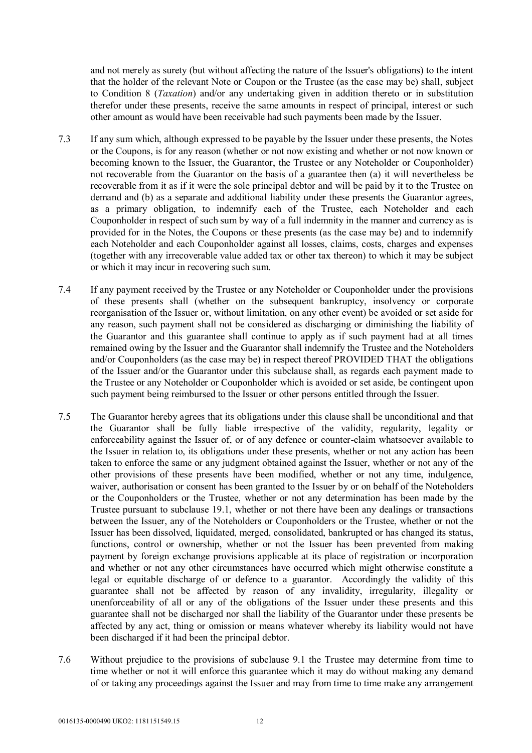and not merely as surety (but without affecting the nature of the Issuer's obligations) to the intent that the holder of the relevant Note or Coupon or the Trustee (as the case may be) shall, subject to Condition 8 (*Taxation*) and/or any undertaking given in addition thereto or in substitution therefor under these presents, receive the same amounts in respect of principal, interest or such other amount as would have been receivable had such payments been made by the Issuer.

7.3 If any sum which, although expressed to be payable by the Issuer under these presents, the Notes or the Coupons, is for any reason (whether or not now existing and whether or not now known or becoming known to the Issuer, the Guarantor, the Trustee or any Noteholder or Couponholder) not recoverable from the Guarantor on the basis of a guarantee then (a) it will nevertheless be recoverable from it as if it were the sole principal debtor and will be paid by it to the Trustee on demand and (b) as a separate and additional liability under these presents the Guarantor agrees, as a primary obligation, to indemnify each of the Trustee, each Noteholder and each Couponholder in respect of such sum by way of a full indemnity in the manner and currency as is provided for in the Notes, the Coupons or these presents (as the case may be) and to indemnify each Noteholder and each Couponholder against all losses, claims, costs, charges and expenses (together with any irrecoverable value added tax or other tax thereon) to which it may be subject or which it may incur in recovering such sum.

7.4 If any payment received by the Trustee or any Noteholder or Couponholder under the provisions of these presents shall (whether on the subsequent bankruptcy, insolvency or corporate reorganisation of the Issuer or, without limitation, on any other event) be avoided or set aside for any reason, such payment shall not be considered as discharging or diminishing the liability of the Guarantor and this guarantee shall continue to apply as if such payment had at all times remained owing by the Issuer and the Guarantor shall indemnify the Trustee and the Noteholders and/or Couponholders (as the case may be) in respect thereof PROVIDED THAT the obligations of the Issuer and/or the Guarantor under this subclause shall, as regards each payment made to the Trustee or any Noteholder or Couponholder which is avoided or set aside, be contingent upon such payment being reimbursed to the Issuer or other persons entitled through the Issuer.

7.5 The Guarantor hereby agrees that its obligations under this clause shall be unconditional and that the Guarantor shall be fully liable irrespective of the validity, regularity, legality or enforceability against the Issuer of, or of any defence or counter-claim whatsoever available to the Issuer in relation to, its obligations under these presents, whether or not any action has been taken to enforce the same or any judgment obtained against the Issuer, whether or not any of the other provisions of these presents have been modified, whether or not any time, indulgence, waiver, authorisation or consent has been granted to the Issuer by or on behalf of the Noteholders or the Couponholders or the Trustee, whether or not any determination has been made by the Trustee pursuant to subclause 19.1, whether or not there have been any dealings or transactions between the Issuer, any of the Noteholders or Couponholders or the Trustee, whether or not the Issuer has been dissolved, liquidated, merged, consolidated, bankrupted or has changed its status, functions, control or ownership, whether or not the Issuer has been prevented from making payment by foreign exchange provisions applicable at its place of registration or incorporation and whether or not any other circumstances have occurred which might otherwise constitute a legal or equitable discharge of or defence to a guarantor. Accordingly the validity of this guarantee shall not be affected by reason of any invalidity, irregularity, illegality or unenforceability of all or any of the obligations of the Issuer under these presents and this guarantee shall not be discharged nor shall the liability of the Guarantor under these presents be affected by any act, thing or omission or means whatever whereby its liability would not have been discharged if it had been the principal debtor.

7.6 Without prejudice to the provisions of subclause 9.1 the Trustee may determine from time to time whether or not it will enforce this guarantee which it may do without making any demand of or taking any proceedings against the Issuer and may from time to time make any arrangement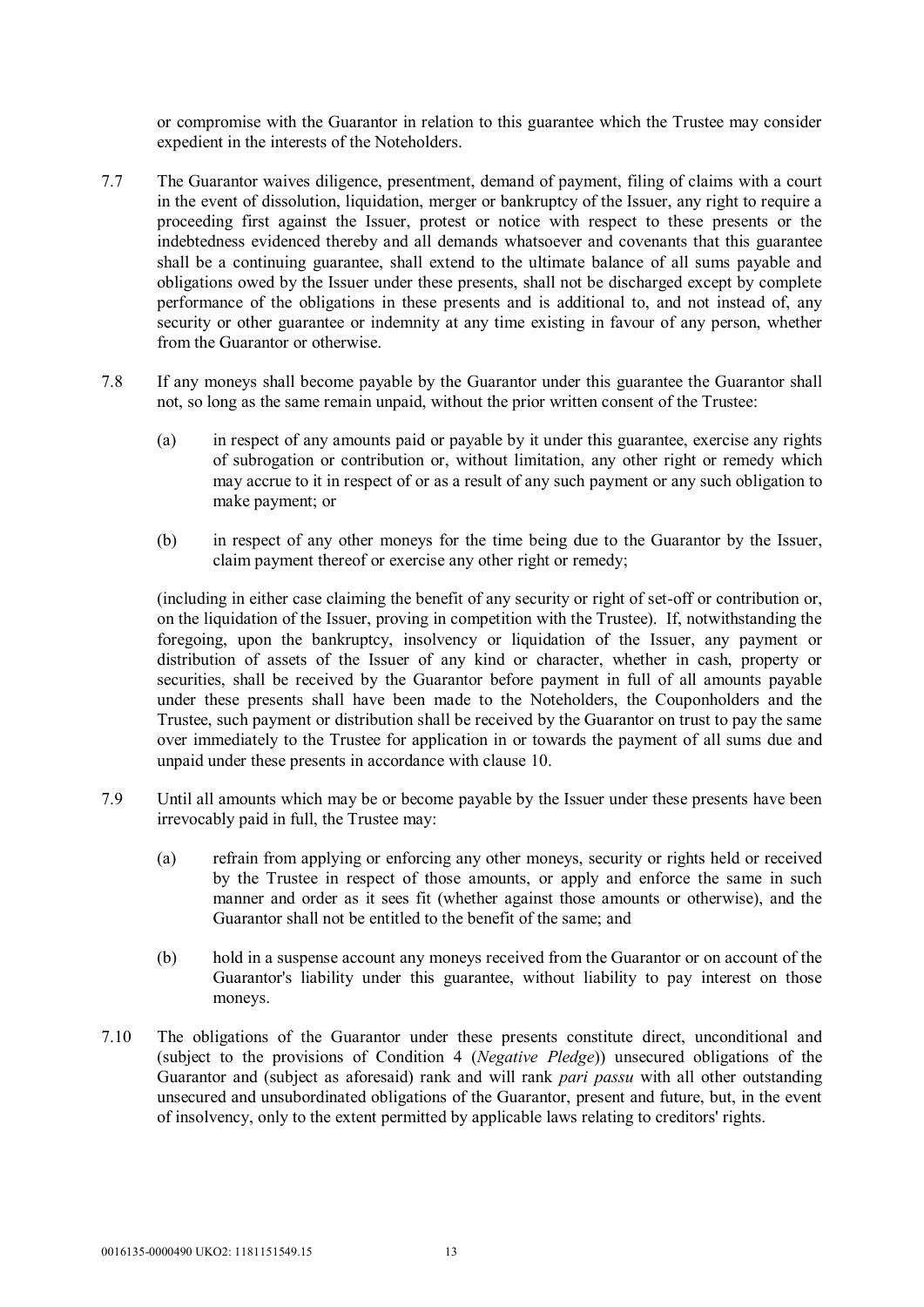or compromise with the Guarantor in relation to this guarantee which the Trustee may consider expedient in the interests of the Noteholders.

7.7 The Guarantor waives diligence, presentment, demand of payment, filing of claims with a court in the event of dissolution, liquidation, merger or bankruptcy of the Issuer, any right to require a proceeding first against the Issuer, protest or notice with respect to these presents or the indebtedness evidenced thereby and all demands whatsoever and covenants that this guarantee shall be a continuing guarantee, shall extend to the ultimate balance of all sums payable and obligations owed by the Issuer under these presents, shall not be discharged except by complete performance of the obligations in these presents and is additional to, and not instead of, any security or other guarantee or indemnity at any time existing in favour of any person, whether from the Guarantor or otherwise.

7.8 If any moneys shall become payable by the Guarantor under this guarantee the Guarantor shall not, so long as the same remain unpaid, without the prior written consent of the Trustee:

(a) in respect of any amounts paid or payable by it under this guarantee, exercise any rights of subrogation or contribution or, without limitation, any other right or remedy which may accrue to it in respect of or as a result of any such payment or any such obligation to make payment; or

(b) in respect of any other moneys for the time being due to the Guarantor by the Issuer, claim payment thereof or exercise any other right or remedy;

(including in either case claiming the benefit of any security or right of set-off or contribution or, on the liquidation of the Issuer, proving in competition with the Trustee). If, notwithstanding the foregoing, upon the bankruptcy, insolvency or liquidation of the Issuer, any payment or distribution of assets of the Issuer of any kind or character, whether in cash, property or securities, shall be received by the Guarantor before payment in full of all amounts payable under these presents shall have been made to the Noteholders, the Couponholders and the Trustee, such payment or distribution shall be received by the Guarantor on trust to pay the same over immediately to the Trustee for application in or towards the payment of all sums due and unpaid under these presents in accordance with clause 10.

7.9 Until all amounts which may be or become payable by the Issuer under these presents have been irrevocably paid in full, the Trustee may:

(a) refrain from applying or enforcing any other moneys, security or rights held or received by the Trustee in respect of those amounts, or apply and enforce the same in such manner and order as it sees fit (whether against those amounts or otherwise), and the Guarantor shall not be entitled to the benefit of the same; and

(b) hold in a suspense account any moneys received from the Guarantor or on account of the Guarantor's liability under this guarantee, without liability to pay interest on those moneys.

7.10 The obligations of the Guarantor under these presents constitute direct, unconditional and (subject to the provisions of Condition 4 (*Negative Pledge*)) unsecured obligations of the Guarantor and (subject as aforesaid) rank and will rank *pari passu* with all other outstanding unsecured and unsubordinated obligations of the Guarantor, present and future, but, in the event of insolvency, only to the extent permitted by applicable laws relating to creditors' rights.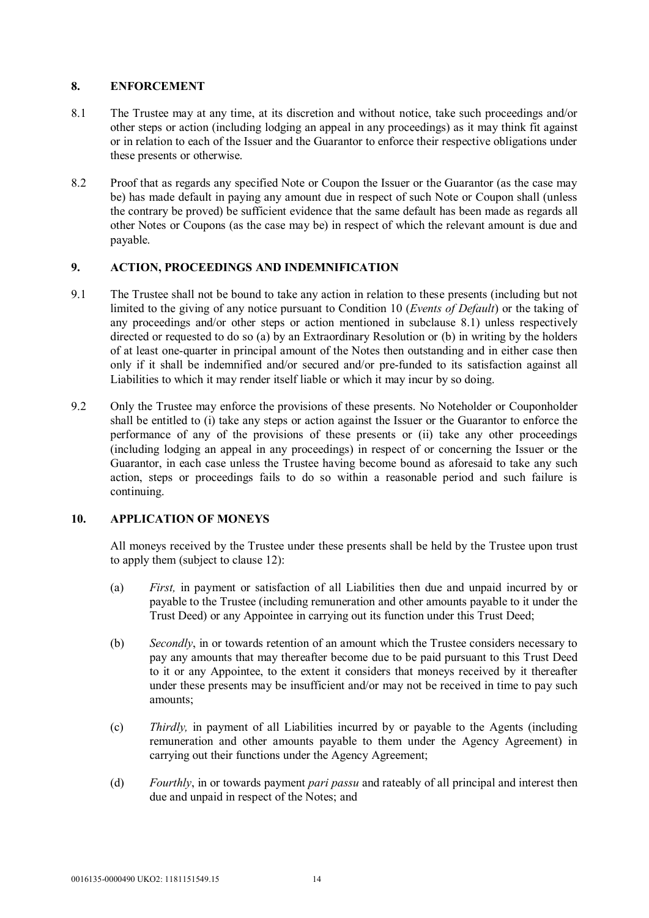## 8. ENFORCEMENT

8.1 The Trustee may at any time, at its discretion and without notice, take such proceedings and/or other steps or action (including lodging an appeal in any proceedings) as it may think fit against or in relation to each of the Issuer and the Guarantor to enforce their respective obligations under these presents or otherwise.

8.2 Proof that as regards any specified Note or Coupon the Issuer or the Guarantor (as the case may be) has made default in paying any amount due in respect of such Note or Coupon shall (unless the contrary be proved) be sufficient evidence that the same default has been made as regards all other Notes or Coupons (as the case may be) in respect of which the relevant amount is due and payable.

## 9. ACTION, PROCEEDINGS AND INDEMNIFICATION

9.1 The Trustee shall not be bound to take any action in relation to these presents (including but not limited to the giving of any notice pursuant to Condition 10 (*Events of Default*) or the taking of any proceedings and/or other steps or action mentioned in subclause 8.1) unless respectively directed or requested to do so (a) by an Extraordinary Resolution or (b) in writing by the holders of at least one-quarter in principal amount of the Notes then outstanding and in either case then only if it shall be indemnified and/or secured and/or pre-funded to its satisfaction against all Liabilities to which it may render itself liable or which it may incur by so doing.

9.2 Only the Trustee may enforce the provisions of these presents. No Noteholder or Couponholder shall be entitled to (i) take any steps or action against the Issuer or the Guarantor to enforce the performance of any of the provisions of these presents or (ii) take any other proceedings (including lodging an appeal in any proceedings) in respect of or concerning the Issuer or the Guarantor, in each case unless the Trustee having become bound as aforesaid to take any such action, steps or proceedings fails to do so within a reasonable period and such failure is continuing.

## 10. APPLICATION OF MONEYS

All moneys received by the Trustee under these presents shall be held by the Trustee upon trust to apply them (subject to clause 12):

(a) *First,* in payment or satisfaction of all Liabilities then due and unpaid incurred by or payable to the Trustee (including remuneration and other amounts payable to it under the Trust Deed) or any Appointee in carrying out its function under this Trust Deed;

(b) *Secondly*, in or towards retention of an amount which the Trustee considers necessary to pay any amounts that may thereafter become due to be paid pursuant to this Trust Deed to it or any Appointee, to the extent it considers that moneys received by it thereafter under these presents may be insufficient and/or may not be received in time to pay such amounts;

(c) *Thirdly,* in payment of all Liabilities incurred by or payable to the Agents (including remuneration and other amounts payable to them under the Agency Agreement) in carrying out their functions under the Agency Agreement;

(d) *Fourthly*, in or towards payment *pari passu* and rateably of all principal and interest then due and unpaid in respect of the Notes; and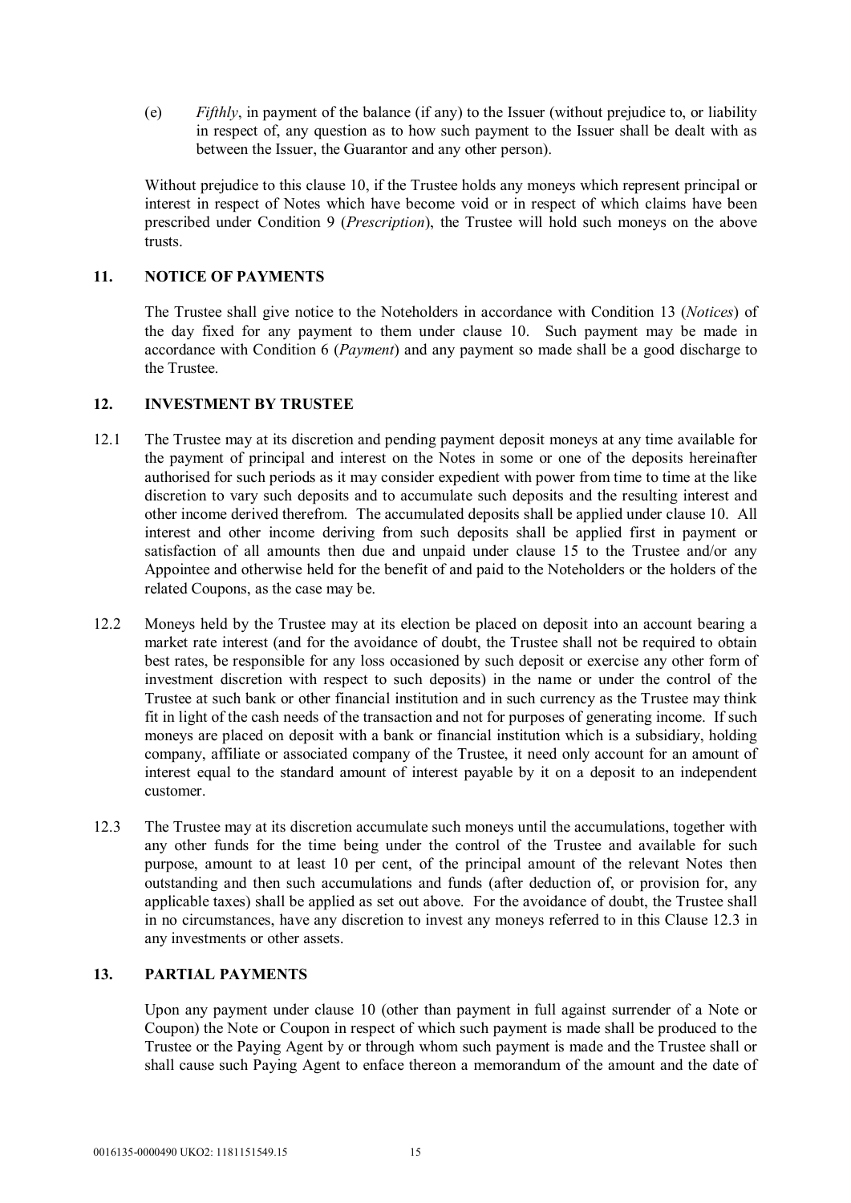(e) *Fifthly*, in payment of the balance (if any) to the Issuer (without prejudice to, or liability in respect of, any question as to how such payment to the Issuer shall be dealt with as between the Issuer, the Guarantor and any other person).

Without prejudice to this clause 10, if the Trustee holds any moneys which represent principal or interest in respect of Notes which have become void or in respect of which claims have been prescribed under Condition 9 (*Prescription*), the Trustee will hold such moneys on the above trusts.

## 11. NOTICE OF PAYMENTS

The Trustee shall give notice to the Noteholders in accordance with Condition 13 (*Notices*) of the day fixed for any payment to them under clause 10. Such payment may be made in accordance with Condition 6 (*Payment*) and any payment so made shall be a good discharge to the Trustee.

## 12. INVESTMENT BY TRUSTEE

12.1 The Trustee may at its discretion and pending payment deposit moneys at any time available for the payment of principal and interest on the Notes in some or one of the deposits hereinafter authorised for such periods as it may consider expedient with power from time to time at the like discretion to vary such deposits and to accumulate such deposits and the resulting interest and other income derived therefrom. The accumulated deposits shall be applied under clause 10. All interest and other income deriving from such deposits shall be applied first in payment or satisfaction of all amounts then due and unpaid under clause 15 to the Trustee and/or any Appointee and otherwise held for the benefit of and paid to the Noteholders or the holders of the related Coupons, as the case may be.

12.2 Moneys held by the Trustee may at its election be placed on deposit into an account bearing a market rate interest (and for the avoidance of doubt, the Trustee shall not be required to obtain best rates, be responsible for any loss occasioned by such deposit or exercise any other form of investment discretion with respect to such deposits) in the name or under the control of the Trustee at such bank or other financial institution and in such currency as the Trustee may think fit in light of the cash needs of the transaction and not for purposes of generating income. If such moneys are placed on deposit with a bank or financial institution which is a subsidiary, holding company, affiliate or associated company of the Trustee, it need only account for an amount of interest equal to the standard amount of interest payable by it on a deposit to an independent customer.

12.3 The Trustee may at its discretion accumulate such moneys until the accumulations, together with any other funds for the time being under the control of the Trustee and available for such purpose, amount to at least 10 per cent, of the principal amount of the relevant Notes then outstanding and then such accumulations and funds (after deduction of, or provision for, any applicable taxes) shall be applied as set out above. For the avoidance of doubt, the Trustee shall in no circumstances, have any discretion to invest any moneys referred to in this Clause 12.3 in any investments or other assets.

## 13. PARTIAL PAYMENTS

Upon any payment under clause 10 (other than payment in full against surrender of a Note or Coupon) the Note or Coupon in respect of which such payment is made shall be produced to the Trustee or the Paying Agent by or through whom such payment is made and the Trustee shall or shall cause such Paying Agent to enface thereon a memorandum of the amount and the date of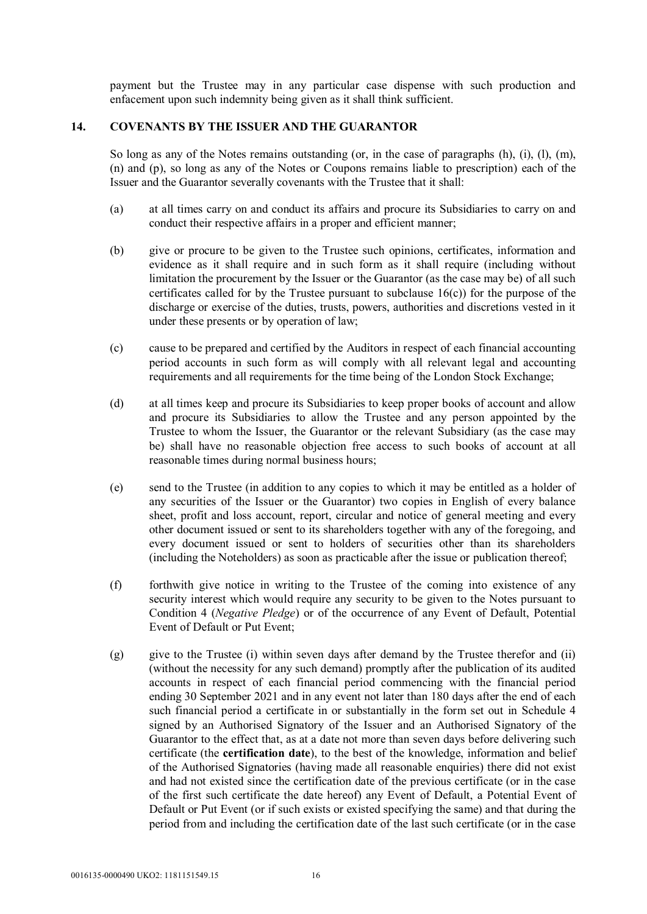payment but the Trustee may in any particular case dispense with such production and enfacement upon such indemnity being given as it shall think sufficient.

## 14. COVENANTS BY THE ISSUER AND THE GUARANTOR

So long as any of the Notes remains outstanding (or, in the case of paragraphs (h), (i), (l), (m), (n) and (p), so long as any of the Notes or Coupons remains liable to prescription) each of the Issuer and the Guarantor severally covenants with the Trustee that it shall:

(a) at all times carry on and conduct its affairs and procure its Subsidiaries to carry on and conduct their respective affairs in a proper and efficient manner;

(b) give or procure to be given to the Trustee such opinions, certificates, information and evidence as it shall require and in such form as it shall require (including without limitation the procurement by the Issuer or the Guarantor (as the case may be) of all such certificates called for by the Trustee pursuant to subclause 16(c)) for the purpose of the discharge or exercise of the duties, trusts, powers, authorities and discretions vested in it under these presents or by operation of law;

(c) cause to be prepared and certified by the Auditors in respect of each financial accounting period accounts in such form as will comply with all relevant legal and accounting requirements and all requirements for the time being of the London Stock Exchange;

(d) at all times keep and procure its Subsidiaries to keep proper books of account and allow and procure its Subsidiaries to allow the Trustee and any person appointed by the Trustee to whom the Issuer, the Guarantor or the relevant Subsidiary (as the case may be) shall have no reasonable objection free access to such books of account at all reasonable times during normal business hours;

(e) send to the Trustee (in addition to any copies to which it may be entitled as a holder of any securities of the Issuer or the Guarantor) two copies in English of every balance sheet, profit and loss account, report, circular and notice of general meeting and every other document issued or sent to its shareholders together with any of the foregoing, and every document issued or sent to holders of securities other than its shareholders (including the Noteholders) as soon as practicable after the issue or publication thereof;

(f) forthwith give notice in writing to the Trustee of the coming into existence of any security interest which would require any security to be given to the Notes pursuant to Condition 4 (*Negative Pledge*) or of the occurrence of any Event of Default, Potential Event of Default or Put Event;

(g) give to the Trustee (i) within seven days after demand by the Trustee therefor and (ii) (without the necessity for any such demand) promptly after the publication of its audited accounts in respect of each financial period commencing with the financial period ending 30 September 2021 and in any event not later than 180 days after the end of each such financial period a certificate in or substantially in the form set out in Schedule 4 signed by an Authorised Signatory of the Issuer and an Authorised Signatory of the Guarantor to the effect that, as at a date not more than seven days before delivering such certificate (the **certification date**), to the best of the knowledge, information and belief of the Authorised Signatories (having made all reasonable enquiries) there did not exist and had not existed since the certification date of the previous certificate (or in the case of the first such certificate the date hereof) any Event of Default, a Potential Event of Default or Put Event (or if such exists or existed specifying the same) and that during the period from and including the certification date of the last such certificate (or in the case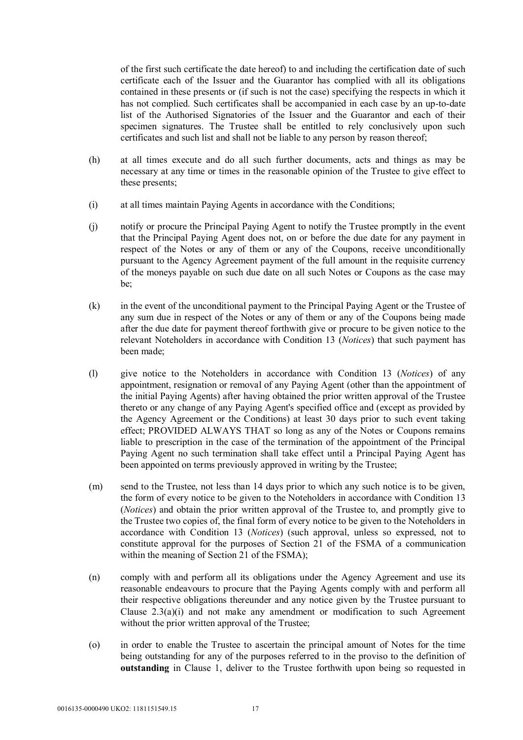of the first such certificate the date hereof) to and including the certification date of such certificate each of the Issuer and the Guarantor has complied with all its obligations contained in these presents or (if such is not the case) specifying the respects in which it has not complied. Such certificates shall be accompanied in each case by an up-to-date list of the Authorised Signatories of the Issuer and the Guarantor and each of their specimen signatures. The Trustee shall be entitled to rely conclusively upon such certificates and such list and shall not be liable to any person by reason thereof;

(h) at all times execute and do all such further documents, acts and things as may be necessary at any time or times in the reasonable opinion of the Trustee to give effect to these presents;

(i) at all times maintain Paying Agents in accordance with the Conditions;

(j) notify or procure the Principal Paying Agent to notify the Trustee promptly in the event that the Principal Paying Agent does not, on or before the due date for any payment in respect of the Notes or any of them or any of the Coupons, receive unconditionally pursuant to the Agency Agreement payment of the full amount in the requisite currency of the moneys payable on such due date on all such Notes or Coupons as the case may be;

(k) in the event of the unconditional payment to the Principal Paying Agent or the Trustee of any sum due in respect of the Notes or any of them or any of the Coupons being made after the due date for payment thereof forthwith give or procure to be given notice to the relevant Noteholders in accordance with Condition 13 (*Notices*) that such payment has been made;

(l) give notice to the Noteholders in accordance with Condition 13 (*Notices*) of any appointment, resignation or removal of any Paying Agent (other than the appointment of the initial Paying Agents) after having obtained the prior written approval of the Trustee thereto or any change of any Paying Agent's specified office and (except as provided by the Agency Agreement or the Conditions) at least 30 days prior to such event taking effect; PROVIDED ALWAYS THAT so long as any of the Notes or Coupons remains liable to prescription in the case of the termination of the appointment of the Principal Paying Agent no such termination shall take effect until a Principal Paying Agent has been appointed on terms previously approved in writing by the Trustee;

(m) send to the Trustee, not less than 14 days prior to which any such notice is to be given, the form of every notice to be given to the Noteholders in accordance with Condition 13 (*Notices*) and obtain the prior written approval of the Trustee to, and promptly give to the Trustee two copies of, the final form of every notice to be given to the Noteholders in accordance with Condition 13 (*Notices*) (such approval, unless so expressed, not to constitute approval for the purposes of Section 21 of the FSMA of a communication within the meaning of Section 21 of the FSMA);

(n) comply with and perform all its obligations under the Agency Agreement and use its reasonable endeavours to procure that the Paying Agents comply with and perform all their respective obligations thereunder and any notice given by the Trustee pursuant to Clause 2.3(a)(i) and not make any amendment or modification to such Agreement without the prior written approval of the Trustee;

(o) in order to enable the Trustee to ascertain the principal amount of Notes for the time being outstanding for any of the purposes referred to in the proviso to the definition of **outstanding** in Clause 1, deliver to the Trustee forthwith upon being so requested in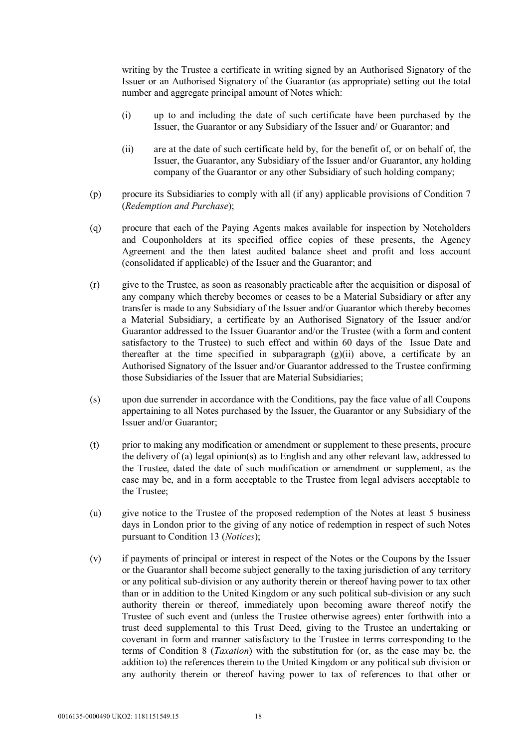writing by the Trustee a certificate in writing signed by an Authorised Signatory of the Issuer or an Authorised Signatory of the Guarantor (as appropriate) setting out the total number and aggregate principal amount of Notes which:

(i) up to and including the date of such certificate have been purchased by the Issuer, the Guarantor or any Subsidiary of the Issuer and/ or Guarantor; and

(ii) are at the date of such certificate held by, for the benefit of, or on behalf of, the Issuer, the Guarantor, any Subsidiary of the Issuer and/or Guarantor, any holding company of the Guarantor or any other Subsidiary of such holding company;

(p) procure its Subsidiaries to comply with all (if any) applicable provisions of Condition 7 (*Redemption and Purchase*);

(q) procure that each of the Paying Agents makes available for inspection by Noteholders and Couponholders at its specified office copies of these presents, the Agency Agreement and the then latest audited balance sheet and profit and loss account (consolidated if applicable) of the Issuer and the Guarantor; and

(r) give to the Trustee, as soon as reasonably practicable after the acquisition or disposal of any company which thereby becomes or ceases to be a Material Subsidiary or after any transfer is made to any Subsidiary of the Issuer and/or Guarantor which thereby becomes a Material Subsidiary, a certificate by an Authorised Signatory of the Issuer and/or Guarantor addressed to the Issuer Guarantor and/or the Trustee (with a form and content satisfactory to the Trustee) to such effect and within 60 days of the Issue Date and thereafter at the time specified in subparagraph (g)(ii) above, a certificate by an Authorised Signatory of the Issuer and/or Guarantor addressed to the Trustee confirming those Subsidiaries of the Issuer that are Material Subsidiaries;

(s) upon due surrender in accordance with the Conditions, pay the face value of all Coupons appertaining to all Notes purchased by the Issuer, the Guarantor or any Subsidiary of the Issuer and/or Guarantor;

(t) prior to making any modification or amendment or supplement to these presents, procure the delivery of (a) legal opinion(s) as to English and any other relevant law, addressed to the Trustee, dated the date of such modification or amendment or supplement, as the case may be, and in a form acceptable to the Trustee from legal advisers acceptable to the Trustee;

(u) give notice to the Trustee of the proposed redemption of the Notes at least 5 business days in London prior to the giving of any notice of redemption in respect of such Notes pursuant to Condition 13 (*Notices*);

(v) if payments of principal or interest in respect of the Notes or the Coupons by the Issuer or the Guarantor shall become subject generally to the taxing jurisdiction of any territory or any political sub-division or any authority therein or thereof having power to tax other than or in addition to the United Kingdom or any such political sub-division or any such authority therein or thereof, immediately upon becoming aware thereof notify the Trustee of such event and (unless the Trustee otherwise agrees) enter forthwith into a trust deed supplemental to this Trust Deed, giving to the Trustee an undertaking or covenant in form and manner satisfactory to the Trustee in terms corresponding to the terms of Condition 8 (*Taxation*) with the substitution for (or, as the case may be, the addition to) the references therein to the United Kingdom or any political sub division or any authority therein or thereof having power to tax of references to that other or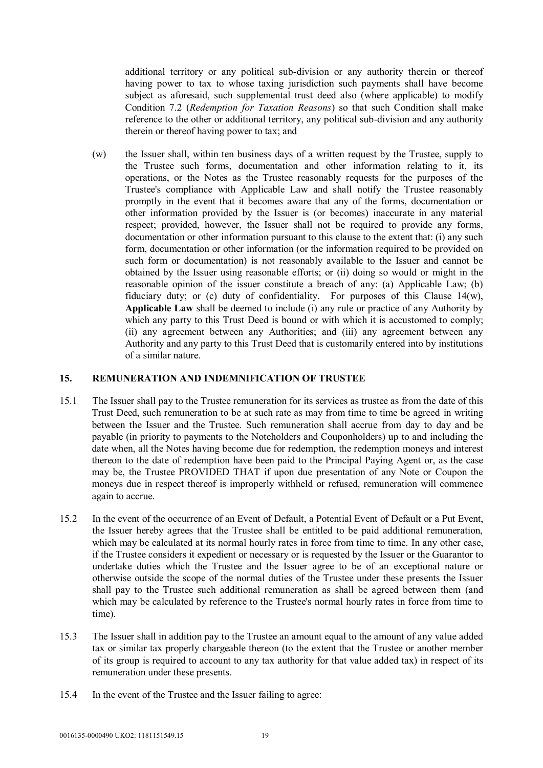additional territory or any political sub-division or any authority therein or thereof having power to tax to whose taxing jurisdiction such payments shall have become subject as aforesaid, such supplemental trust deed also (where applicable) to modify Condition 7.2 (*Redemption for Taxation Reasons*) so that such Condition shall make reference to the other or additional territory, any political sub-division and any authority therein or thereof having power to tax; and

(w) the Issuer shall, within ten business days of a written request by the Trustee, supply to the Trustee such forms, documentation and other information relating to it, its operations, or the Notes as the Trustee reasonably requests for the purposes of the Trustee's compliance with Applicable Law and shall notify the Trustee reasonably promptly in the event that it becomes aware that any of the forms, documentation or other information provided by the Issuer is (or becomes) inaccurate in any material respect; provided, however, the Issuer shall not be required to provide any forms, documentation or other information pursuant to this clause to the extent that: (i) any such form, documentation or other information (or the information required to be provided on such form or documentation) is not reasonably available to the Issuer and cannot be obtained by the Issuer using reasonable efforts; or (ii) doing so would or might in the reasonable opinion of the issuer constitute a breach of any: (a) Applicable Law; (b) fiduciary duty; or (c) duty of confidentiality. For purposes of this Clause 14(w), **Applicable Law** shall be deemed to include (i) any rule or practice of any Authority by which any party to this Trust Deed is bound or with which it is accustomed to comply; (ii) any agreement between any Authorities; and (iii) any agreement between any Authority and any party to this Trust Deed that is customarily entered into by institutions of a similar nature.

## 15. REMUNERATION AND INDEMNIFICATION OF TRUSTEE

15.1 The Issuer shall pay to the Trustee remuneration for its services as trustee as from the date of this Trust Deed, such remuneration to be at such rate as may from time to time be agreed in writing between the Issuer and the Trustee. Such remuneration shall accrue from day to day and be payable (in priority to payments to the Noteholders and Couponholders) up to and including the date when, all the Notes having become due for redemption, the redemption moneys and interest thereon to the date of redemption have been paid to the Principal Paying Agent or, as the case may be, the Trustee PROVIDED THAT if upon due presentation of any Note or Coupon the moneys due in respect thereof is improperly withheld or refused, remuneration will commence again to accrue.

15.2 In the event of the occurrence of an Event of Default, a Potential Event of Default or a Put Event, the Issuer hereby agrees that the Trustee shall be entitled to be paid additional remuneration, which may be calculated at its normal hourly rates in force from time to time. In any other case, if the Trustee considers it expedient or necessary or is requested by the Issuer or the Guarantor to undertake duties which the Trustee and the Issuer agree to be of an exceptional nature or otherwise outside the scope of the normal duties of the Trustee under these presents the Issuer shall pay to the Trustee such additional remuneration as shall be agreed between them (and which may be calculated by reference to the Trustee's normal hourly rates in force from time to time).

15.3 The Issuer shall in addition pay to the Trustee an amount equal to the amount of any value added tax or similar tax properly chargeable thereon (to the extent that the Trustee or another member of its group is required to account to any tax authority for that value added tax) in respect of its remuneration under these presents.

15.4 In the event of the Trustee and the Issuer failing to agree: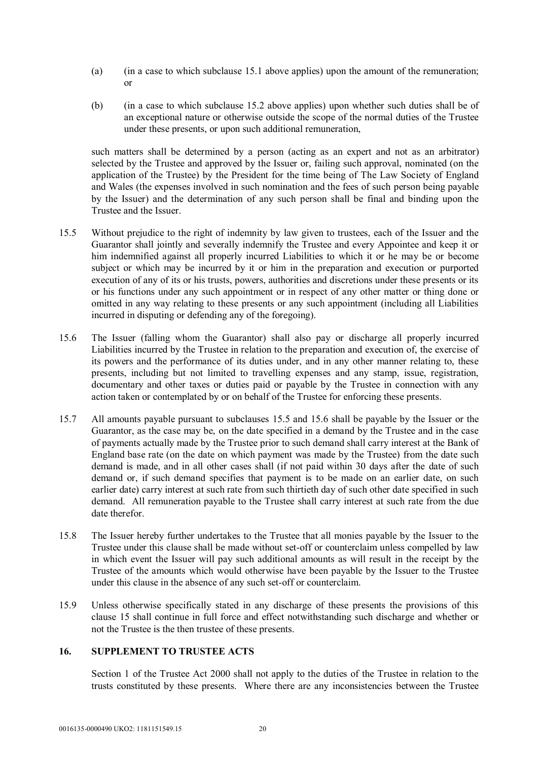(a) (in a case to which subclause 15.1 above applies) upon the amount of the remuneration; or

(b) (in a case to which subclause 15.2 above applies) upon whether such duties shall be of an exceptional nature or otherwise outside the scope of the normal duties of the Trustee under these presents, or upon such additional remuneration,

such matters shall be determined by a person (acting as an expert and not as an arbitrator) selected by the Trustee and approved by the Issuer or, failing such approval, nominated (on the application of the Trustee) by the President for the time being of The Law Society of England and Wales (the expenses involved in such nomination and the fees of such person being payable by the Issuer) and the determination of any such person shall be final and binding upon the Trustee and the Issuer.

15.5 Without prejudice to the right of indemnity by law given to trustees, each of the Issuer and the Guarantor shall jointly and severally indemnify the Trustee and every Appointee and keep it or him indemnified against all properly incurred Liabilities to which it or he may be or become subject or which may be incurred by it or him in the preparation and execution or purported execution of any of its or his trusts, powers, authorities and discretions under these presents or its or his functions under any such appointment or in respect of any other matter or thing done or omitted in any way relating to these presents or any such appointment (including all Liabilities incurred in disputing or defending any of the foregoing).

15.6 The Issuer (falling whom the Guarantor) shall also pay or discharge all properly incurred Liabilities incurred by the Trustee in relation to the preparation and execution of, the exercise of its powers and the performance of its duties under, and in any other manner relating to, these presents, including but not limited to travelling expenses and any stamp, issue, registration, documentary and other taxes or duties paid or payable by the Trustee in connection with any action taken or contemplated by or on behalf of the Trustee for enforcing these presents.

15.7 All amounts payable pursuant to subclauses 15.5 and 15.6 shall be payable by the Issuer or the Guarantor, as the case may be, on the date specified in a demand by the Trustee and in the case of payments actually made by the Trustee prior to such demand shall carry interest at the Bank of England base rate (on the date on which payment was made by the Trustee) from the date such demand is made, and in all other cases shall (if not paid within 30 days after the date of such demand or, if such demand specifies that payment is to be made on an earlier date, on such earlier date) carry interest at such rate from such thirtieth day of such other date specified in such demand. All remuneration payable to the Trustee shall carry interest at such rate from the due date therefor.

15.8 The Issuer hereby further undertakes to the Trustee that all monies payable by the Issuer to the Trustee under this clause shall be made without set-off or counterclaim unless compelled by law in which event the Issuer will pay such additional amounts as will result in the receipt by the Trustee of the amounts which would otherwise have been payable by the Issuer to the Trustee under this clause in the absence of any such set-off or counterclaim.

15.9 Unless otherwise specifically stated in any discharge of these presents the provisions of this clause 15 shall continue in full force and effect notwithstanding such discharge and whether or not the Trustee is the then trustee of these presents.

## 16. SUPPLEMENT TO TRUSTEE ACTS

Section 1 of the Trustee Act 2000 shall not apply to the duties of the Trustee in relation to the trusts constituted by these presents. Where there are any inconsistencies between the Trustee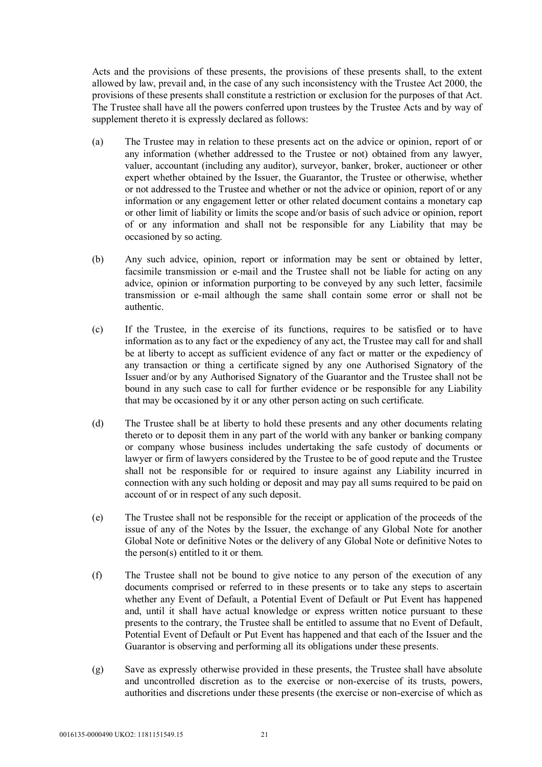Acts and the provisions of these presents, the provisions of these presents shall, to the extent allowed by law, prevail and, in the case of any such inconsistency with the Trustee Act 2000, the provisions of these presents shall constitute a restriction or exclusion for the purposes of that Act. The Trustee shall have all the powers conferred upon trustees by the Trustee Acts and by way of supplement thereto it is expressly declared as follows:

(a) The Trustee may in relation to these presents act on the advice or opinion, report of or any information (whether addressed to the Trustee or not) obtained from any lawyer, valuer, accountant (including any auditor), surveyor, banker, broker, auctioneer or other expert whether obtained by the Issuer, the Guarantor, the Trustee or otherwise, whether or not addressed to the Trustee and whether or not the advice or opinion, report of or any information or any engagement letter or other related document contains a monetary cap or other limit of liability or limits the scope and/or basis of such advice or opinion, report of or any information and shall not be responsible for any Liability that may be occasioned by so acting.

(b) Any such advice, opinion, report or information may be sent or obtained by letter, facsimile transmission or e-mail and the Trustee shall not be liable for acting on any advice, opinion or information purporting to be conveyed by any such letter, facsimile transmission or e-mail although the same shall contain some error or shall not be authentic.

(c) If the Trustee, in the exercise of its functions, requires to be satisfied or to have information as to any fact or the expediency of any act, the Trustee may call for and shall be at liberty to accept as sufficient evidence of any fact or matter or the expediency of any transaction or thing a certificate signed by any one Authorised Signatory of the Issuer and/or by any Authorised Signatory of the Guarantor and the Trustee shall not be bound in any such case to call for further evidence or be responsible for any Liability that may be occasioned by it or any other person acting on such certificate.

(d) The Trustee shall be at liberty to hold these presents and any other documents relating thereto or to deposit them in any part of the world with any banker or banking company or company whose business includes undertaking the safe custody of documents or lawyer or firm of lawyers considered by the Trustee to be of good repute and the Trustee shall not be responsible for or required to insure against any Liability incurred in connection with any such holding or deposit and may pay all sums required to be paid on account of or in respect of any such deposit.

(e) The Trustee shall not be responsible for the receipt or application of the proceeds of the issue of any of the Notes by the Issuer, the exchange of any Global Note for another Global Note or definitive Notes or the delivery of any Global Note or definitive Notes to the person(s) entitled to it or them.

(f) The Trustee shall not be bound to give notice to any person of the execution of any documents comprised or referred to in these presents or to take any steps to ascertain whether any Event of Default, a Potential Event of Default or Put Event has happened and, until it shall have actual knowledge or express written notice pursuant to these presents to the contrary, the Trustee shall be entitled to assume that no Event of Default, Potential Event of Default or Put Event has happened and that each of the Issuer and the Guarantor is observing and performing all its obligations under these presents.

(g) Save as expressly otherwise provided in these presents, the Trustee shall have absolute and uncontrolled discretion as to the exercise or non-exercise of its trusts, powers, authorities and discretions under these presents (the exercise or non-exercise of which as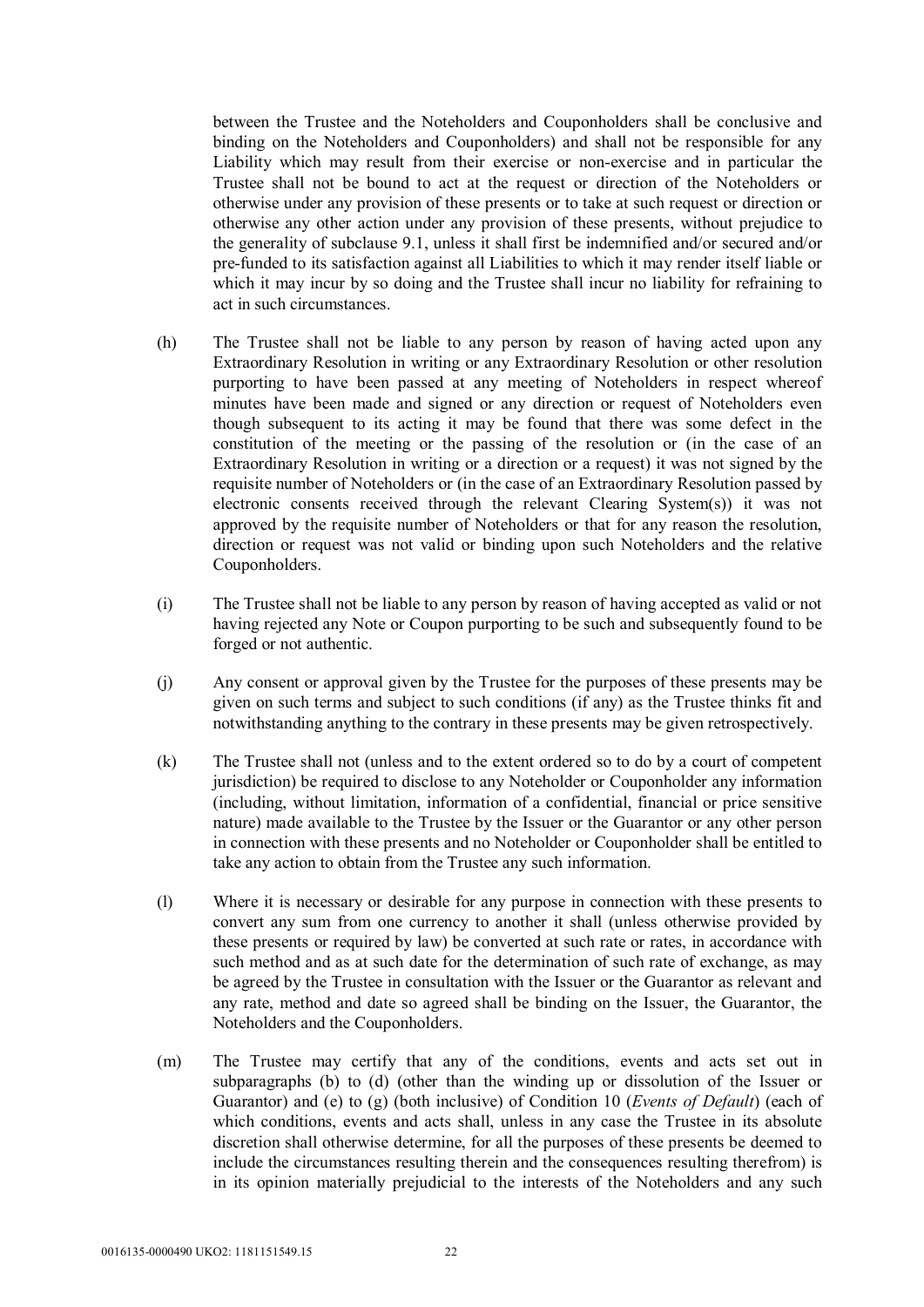between the Trustee and the Noteholders and Couponholders shall be conclusive and binding on the Noteholders and Couponholders) and shall not be responsible for any Liability which may result from their exercise or non-exercise and in particular the Trustee shall not be bound to act at the request or direction of the Noteholders or otherwise under any provision of these presents or to take at such request or direction or otherwise any other action under any provision of these presents, without prejudice to the generality of subclause 9.1, unless it shall first be indemnified and/or secured and/or pre-funded to its satisfaction against all Liabilities to which it may render itself liable or which it may incur by so doing and the Trustee shall incur no liability for refraining to act in such circumstances.

(h) The Trustee shall not be liable to any person by reason of having acted upon any Extraordinary Resolution in writing or any Extraordinary Resolution or other resolution purporting to have been passed at any meeting of Noteholders in respect whereof minutes have been made and signed or any direction or request of Noteholders even though subsequent to its acting it may be found that there was some defect in the constitution of the meeting or the passing of the resolution or (in the case of an Extraordinary Resolution in writing or a direction or a request) it was not signed by the requisite number of Noteholders or (in the case of an Extraordinary Resolution passed by electronic consents received through the relevant Clearing System(s)) it was not approved by the requisite number of Noteholders or that for any reason the resolution, direction or request was not valid or binding upon such Noteholders and the relative Couponholders.

(i) The Trustee shall not be liable to any person by reason of having accepted as valid or not having rejected any Note or Coupon purporting to be such and subsequently found to be forged or not authentic.

(j) Any consent or approval given by the Trustee for the purposes of these presents may be given on such terms and subject to such conditions (if any) as the Trustee thinks fit and notwithstanding anything to the contrary in these presents may be given retrospectively.

(k) The Trustee shall not (unless and to the extent ordered so to do by a court of competent jurisdiction) be required to disclose to any Noteholder or Couponholder any information (including, without limitation, information of a confidential, financial or price sensitive nature) made available to the Trustee by the Issuer or the Guarantor or any other person in connection with these presents and no Noteholder or Couponholder shall be entitled to take any action to obtain from the Trustee any such information.

(l) Where it is necessary or desirable for any purpose in connection with these presents to convert any sum from one currency to another it shall (unless otherwise provided by these presents or required by law) be converted at such rate or rates, in accordance with such method and as at such date for the determination of such rate of exchange, as may be agreed by the Trustee in consultation with the Issuer or the Guarantor as relevant and any rate, method and date so agreed shall be binding on the Issuer, the Guarantor, the Noteholders and the Couponholders.

(m) The Trustee may certify that any of the conditions, events and acts set out in subparagraphs (b) to (d) (other than the winding up or dissolution of the Issuer or Guarantor) and (e) to (g) (both inclusive) of Condition 10 (*Events of Default*) (each of which conditions, events and acts shall, unless in any case the Trustee in its absolute discretion shall otherwise determine, for all the purposes of these presents be deemed to include the circumstances resulting therein and the consequences resulting therefrom) is in its opinion materially prejudicial to the interests of the Noteholders and any such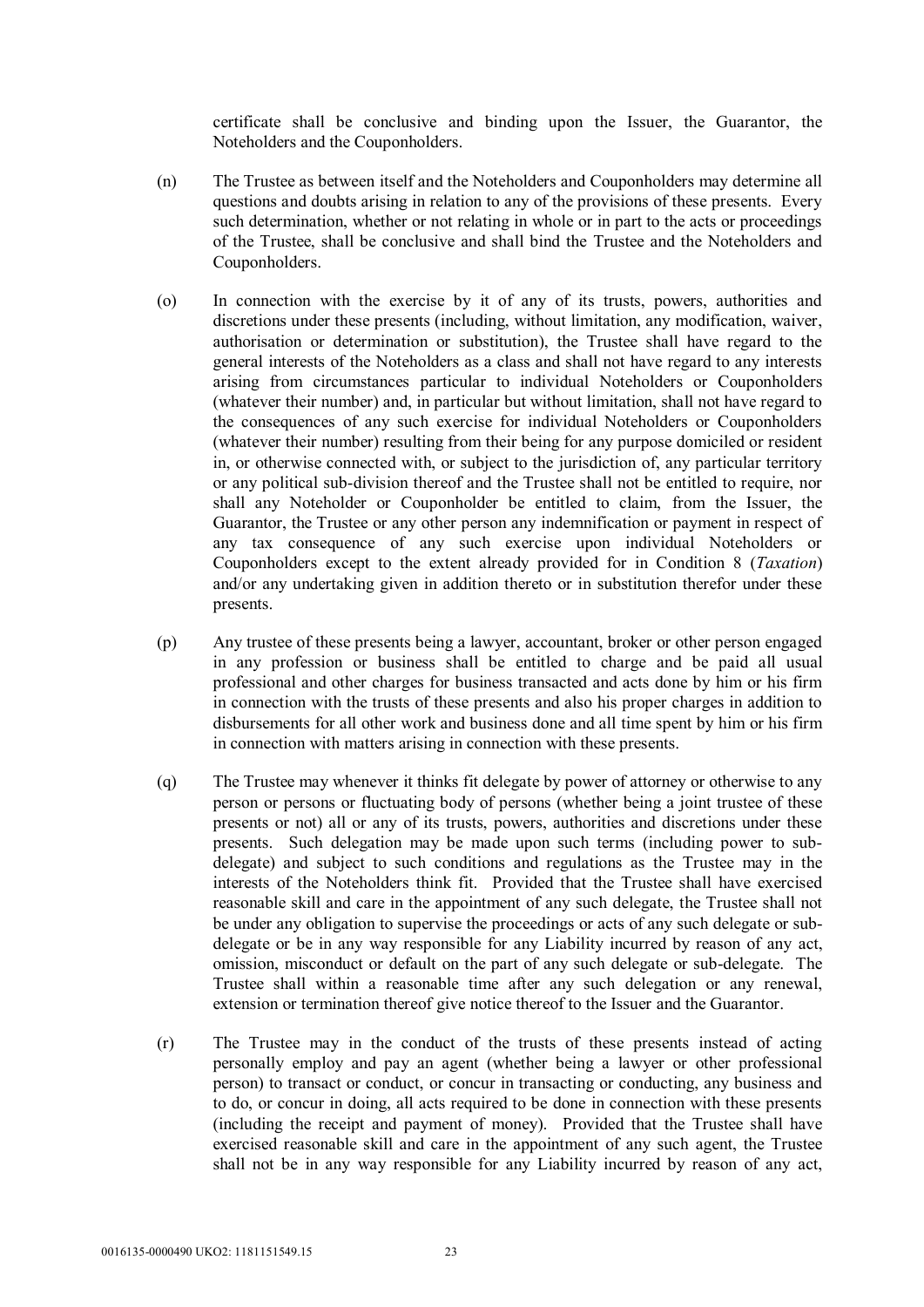certificate shall be conclusive and binding upon the Issuer, the Guarantor, the Noteholders and the Couponholders.

(n) The Trustee as between itself and the Noteholders and Couponholders may determine all questions and doubts arising in relation to any of the provisions of these presents. Every such determination, whether or not relating in whole or in part to the acts or proceedings of the Trustee, shall be conclusive and shall bind the Trustee and the Noteholders and Couponholders.

(o) In connection with the exercise by it of any of its trusts, powers, authorities and discretions under these presents (including, without limitation, any modification, waiver, authorisation or determination or substitution), the Trustee shall have regard to the general interests of the Noteholders as a class and shall not have regard to any interests arising from circumstances particular to individual Noteholders or Couponholders (whatever their number) and, in particular but without limitation, shall not have regard to the consequences of any such exercise for individual Noteholders or Couponholders (whatever their number) resulting from their being for any purpose domiciled or resident in, or otherwise connected with, or subject to the jurisdiction of, any particular territory or any political sub-division thereof and the Trustee shall not be entitled to require, nor shall any Noteholder or Couponholder be entitled to claim, from the Issuer, the Guarantor, the Trustee or any other person any indemnification or payment in respect of any tax consequence of any such exercise upon individual Noteholders or Couponholders except to the extent already provided for in Condition 8 (*Taxation*) and/or any undertaking given in addition thereto or in substitution therefor under these presents.

(p) Any trustee of these presents being a lawyer, accountant, broker or other person engaged in any profession or business shall be entitled to charge and be paid all usual professional and other charges for business transacted and acts done by him or his firm in connection with the trusts of these presents and also his proper charges in addition to disbursements for all other work and business done and all time spent by him or his firm in connection with matters arising in connection with these presents.

(q) The Trustee may whenever it thinks fit delegate by power of attorney or otherwise to any person or persons or fluctuating body of persons (whether being a joint trustee of these presents or not) all or any of its trusts, powers, authorities and discretions under these presents. Such delegation may be made upon such terms (including power to sub-delegate) and subject to such conditions and regulations as the Trustee may in the interests of the Noteholders think fit. Provided that the Trustee shall have exercised reasonable skill and care in the appointment of any such delegate, the Trustee shall not be under any obligation to supervise the proceedings or acts of any such delegate or sub-delegate or be in any way responsible for any Liability incurred by reason of any act, omission, misconduct or default on the part of any such delegate or sub-delegate. The Trustee shall within a reasonable time after any such delegation or any renewal, extension or termination thereof give notice thereof to the Issuer and the Guarantor.

(r) The Trustee may in the conduct of the trusts of these presents instead of acting personally employ and pay an agent (whether being a lawyer or other professional person) to transact or conduct, or concur in transacting or conducting, any business and to do, or concur in doing, all acts required to be done in connection with these presents (including the receipt and payment of money). Provided that the Trustee shall have exercised reasonable skill and care in the appointment of any such agent, the Trustee shall not be in any way responsible for any Liability incurred by reason of any act,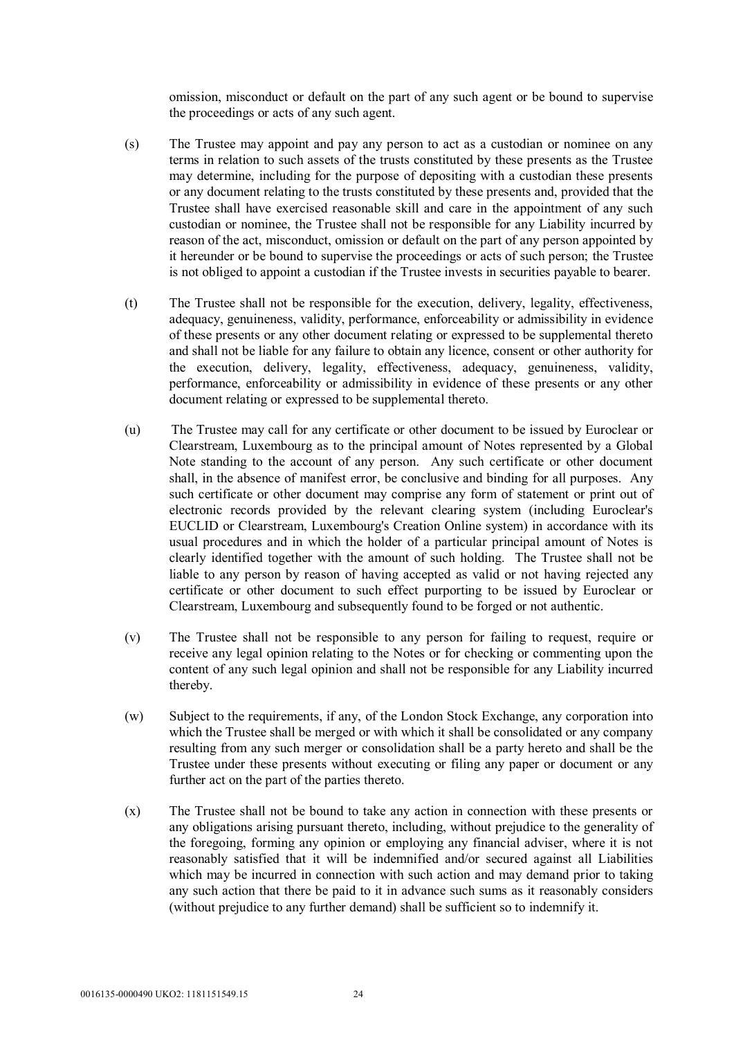omission, misconduct or default on the part of any such agent or be bound to supervise the proceedings or acts of any such agent.

(s) The Trustee may appoint and pay any person to act as a custodian or nominee on any terms in relation to such assets of the trusts constituted by these presents as the Trustee may determine, including for the purpose of depositing with a custodian these presents or any document relating to the trusts constituted by these presents and, provided that the Trustee shall have exercised reasonable skill and care in the appointment of any such custodian or nominee, the Trustee shall not be responsible for any Liability incurred by reason of the act, misconduct, omission or default on the part of any person appointed by it hereunder or be bound to supervise the proceedings or acts of such person; the Trustee is not obliged to appoint a custodian if the Trustee invests in securities payable to bearer.

(t) The Trustee shall not be responsible for the execution, delivery, legality, effectiveness, adequacy, genuineness, validity, performance, enforceability or admissibility in evidence of these presents or any other document relating or expressed to be supplemental thereto and shall not be liable for any failure to obtain any licence, consent or other authority for the execution, delivery, legality, effectiveness, adequacy, genuineness, validity, performance, enforceability or admissibility in evidence of these presents or any other document relating or expressed to be supplemental thereto.

(u) The Trustee may call for any certificate or other document to be issued by Euroclear or Clearstream, Luxembourg as to the principal amount of Notes represented by a Global Note standing to the account of any person. Any such certificate or other document shall, in the absence of manifest error, be conclusive and binding for all purposes. Any such certificate or other document may comprise any form of statement or print out of electronic records provided by the relevant clearing system (including Euroclear's EUCLID or Clearstream, Luxembourg's Creation Online system) in accordance with its usual procedures and in which the holder of a particular principal amount of Notes is clearly identified together with the amount of such holding. The Trustee shall not be liable to any person by reason of having accepted as valid or not having rejected any certificate or other document to such effect purporting to be issued by Euroclear or Clearstream, Luxembourg and subsequently found to be forged or not authentic.

(v) The Trustee shall not be responsible to any person for failing to request, require or receive any legal opinion relating to the Notes or for checking or commenting upon the content of any such legal opinion and shall not be responsible for any Liability incurred thereby.

(w) Subject to the requirements, if any, of the London Stock Exchange, any corporation into which the Trustee shall be merged or with which it shall be consolidated or any company resulting from any such merger or consolidation shall be a party hereto and shall be the Trustee under these presents without executing or filing any paper or document or any further act on the part of the parties thereto.

(x) The Trustee shall not be bound to take any action in connection with these presents or any obligations arising pursuant thereto, including, without prejudice to the generality of the foregoing, forming any opinion or employing any financial adviser, where it is not reasonably satisfied that it will be indemnified and/or secured against all Liabilities which may be incurred in connection with such action and may demand prior to taking any such action that there be paid to it in advance such sums as it reasonably considers (without prejudice to any further demand) shall be sufficient so to indemnify it.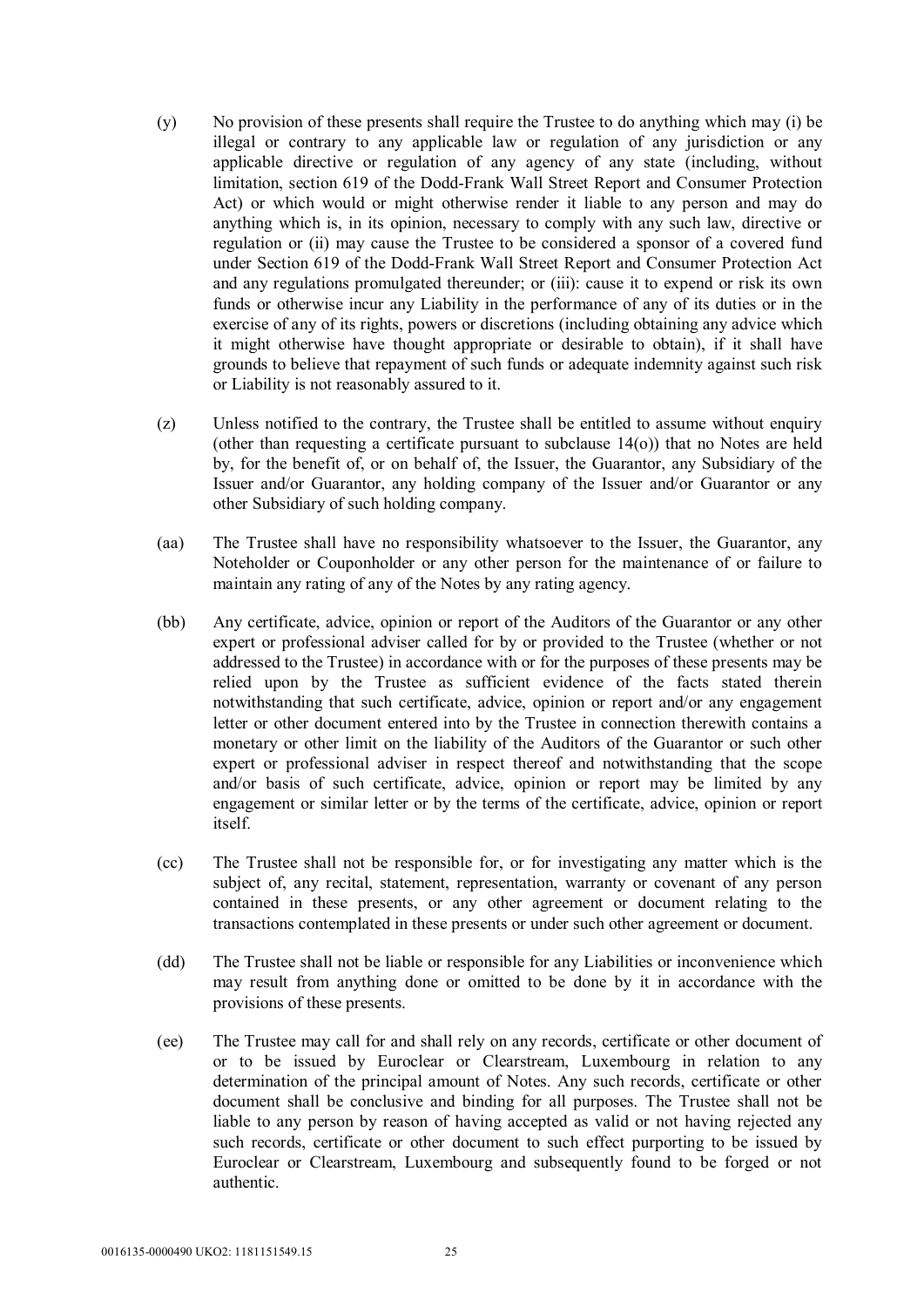(y) No provision of these presents shall require the Trustee to do anything which may (i) be illegal or contrary to any applicable law or regulation of any jurisdiction or any applicable directive or regulation of any agency of any state (including, without limitation, section 619 of the Dodd-Frank Wall Street Report and Consumer Protection Act) or which would or might otherwise render it liable to any person and may do anything which is, in its opinion, necessary to comply with any such law, directive or regulation or (ii) may cause the Trustee to be considered a sponsor of a covered fund under Section 619 of the Dodd-Frank Wall Street Report and Consumer Protection Act and any regulations promulgated thereunder; or (iii): cause it to expend or risk its own funds or otherwise incur any Liability in the performance of any of its duties or in the exercise of any of its rights, powers or discretions (including obtaining any advice which it might otherwise have thought appropriate or desirable to obtain), if it shall have grounds to believe that repayment of such funds or adequate indemnity against such risk or Liability is not reasonably assured to it.

(z) Unless notified to the contrary, the Trustee shall be entitled to assume without enquiry (other than requesting a certificate pursuant to subclause 14(o)) that no Notes are held by, for the benefit of, or on behalf of, the Issuer, the Guarantor, any Subsidiary of the Issuer and/or Guarantor, any holding company of the Issuer and/or Guarantor or any other Subsidiary of such holding company.

(aa) The Trustee shall have no responsibility whatsoever to the Issuer, the Guarantor, any Noteholder or Couponholder or any other person for the maintenance of or failure to maintain any rating of any of the Notes by any rating agency.

(bb) Any certificate, advice, opinion or report of the Auditors of the Guarantor or any other expert or professional adviser called for by or provided to the Trustee (whether or not addressed to the Trustee) in accordance with or for the purposes of these presents may be relied upon by the Trustee as sufficient evidence of the facts stated therein notwithstanding that such certificate, advice, opinion or report and/or any engagement letter or other document entered into by the Trustee in connection therewith contains a monetary or other limit on the liability of the Auditors of the Guarantor or such other expert or professional adviser in respect thereof and notwithstanding that the scope and/or basis of such certificate, advice, opinion or report may be limited by any engagement or similar letter or by the terms of the certificate, advice, opinion or report itself.

(cc) The Trustee shall not be responsible for, or for investigating any matter which is the subject of, any recital, statement, representation, warranty or covenant of any person contained in these presents, or any other agreement or document relating to the transactions contemplated in these presents or under such other agreement or document.

(dd) The Trustee shall not be liable or responsible for any Liabilities or inconvenience which may result from anything done or omitted to be done by it in accordance with the provisions of these presents.

(ee) The Trustee may call for and shall rely on any records, certificate or other document of or to be issued by Euroclear or Clearstream, Luxembourg in relation to any determination of the principal amount of Notes. Any such records, certificate or other document shall be conclusive and binding for all purposes. The Trustee shall not be liable to any person by reason of having accepted as valid or not having rejected any such records, certificate or other document to such effect purporting to be issued by Euroclear or Clearstream, Luxembourg and subsequently found to be forged or not authentic.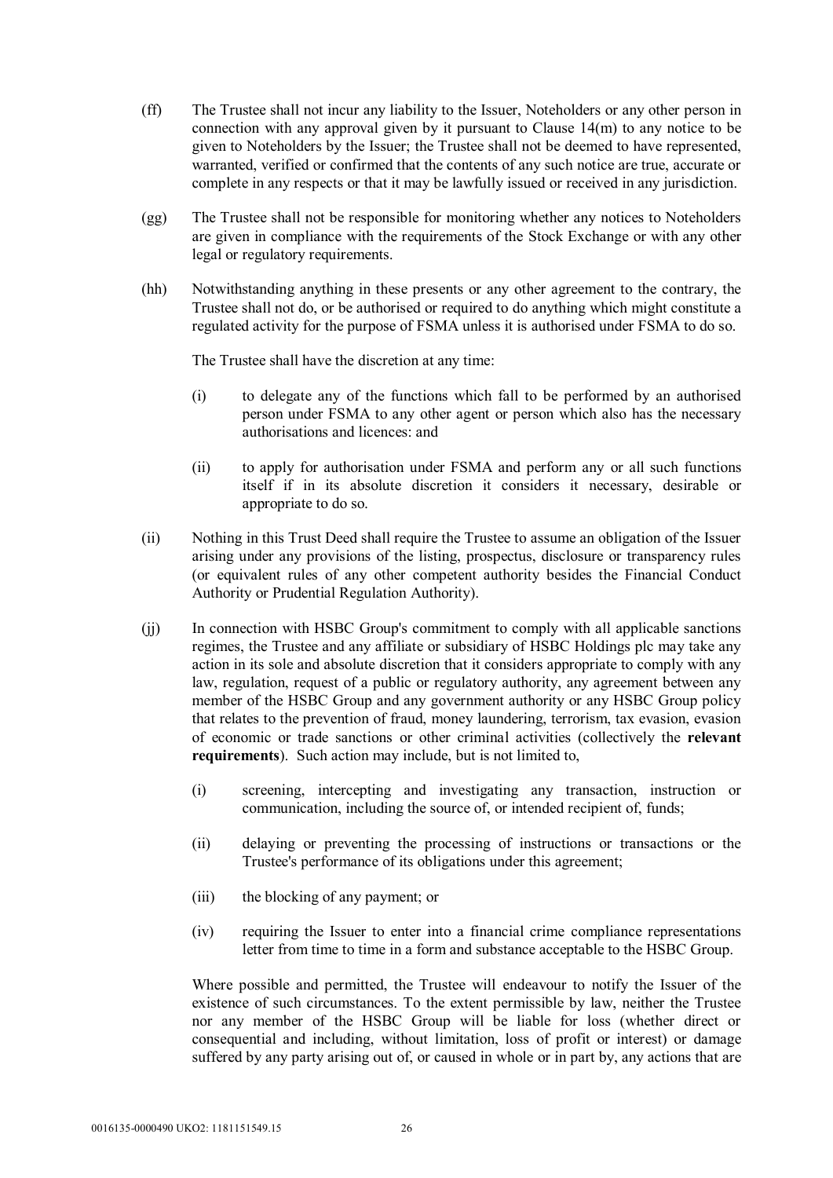(ff) The Trustee shall not incur any liability to the Issuer, Noteholders or any other person in connection with any approval given by it pursuant to Clause 14(m) to any notice to be given to Noteholders by the Issuer; the Trustee shall not be deemed to have represented, warranted, verified or confirmed that the contents of any such notice are true, accurate or complete in any respects or that it may be lawfully issued or received in any jurisdiction.

(gg) The Trustee shall not be responsible for monitoring whether any notices to Noteholders are given in compliance with the requirements of the Stock Exchange or with any other legal or regulatory requirements.

(hh) Notwithstanding anything in these presents or any other agreement to the contrary, the Trustee shall not do, or be authorised or required to do anything which might constitute a regulated activity for the purpose of FSMA unless it is authorised under FSMA to do so.

The Trustee shall have the discretion at any time:

(i) to delegate any of the functions which fall to be performed by an authorised person under FSMA to any other agent or person which also has the necessary authorisations and licences: and

(ii) to apply for authorisation under FSMA and perform any or all such functions itself if in its absolute discretion it considers it necessary, desirable or appropriate to do so.

(ii) Nothing in this Trust Deed shall require the Trustee to assume an obligation of the Issuer arising under any provisions of the listing, prospectus, disclosure or transparency rules (or equivalent rules of any other competent authority besides the Financial Conduct Authority or Prudential Regulation Authority).

(jj) In connection with HSBC Group's commitment to comply with all applicable sanctions regimes, the Trustee and any affiliate or subsidiary of HSBC Holdings plc may take any action in its sole and absolute discretion that it considers appropriate to comply with any law, regulation, request of a public or regulatory authority, any agreement between any member of the HSBC Group and any government authority or any HSBC Group policy that relates to the prevention of fraud, money laundering, terrorism, tax evasion, evasion of economic or trade sanctions or other criminal activities (collectively the **relevant requirements**). Such action may include, but is not limited to,

(i) screening, intercepting and investigating any transaction, instruction or communication, including the source of, or intended recipient of, funds;

(ii) delaying or preventing the processing of instructions or transactions or the Trustee's performance of its obligations under this agreement;

(iii) the blocking of any payment; or

(iv) requiring the Issuer to enter into a financial crime compliance representations letter from time to time in a form and substance acceptable to the HSBC Group.

Where possible and permitted, the Trustee will endeavour to notify the Issuer of the existence of such circumstances. To the extent permissible by law, neither the Trustee nor any member of the HSBC Group will be liable for loss (whether direct or consequential and including, without limitation, loss of profit or interest) or damage suffered by any party arising out of, or caused in whole or in part by, any actions that are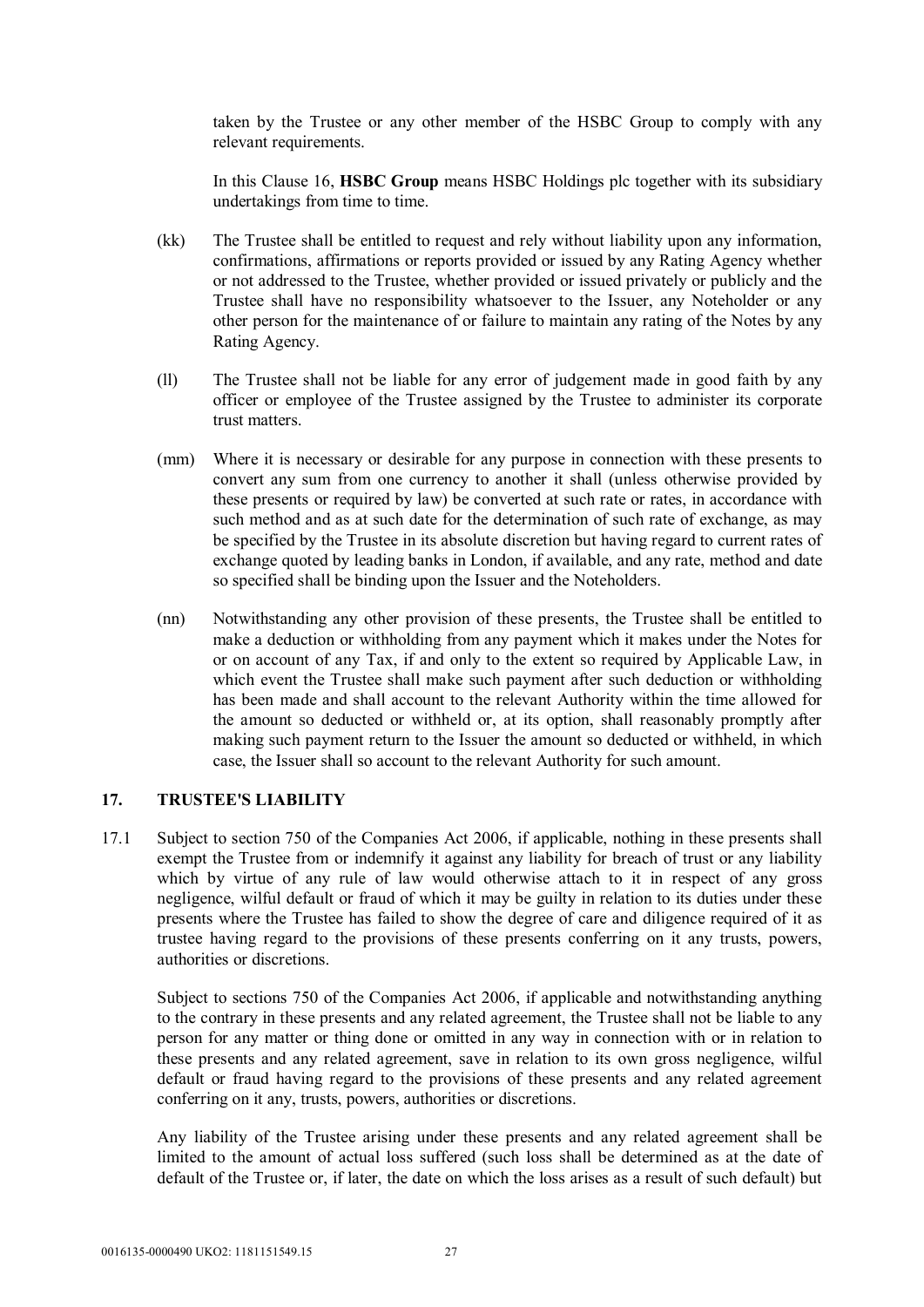taken by the Trustee or any other member of the HSBC Group to comply with any relevant requirements.

In this Clause 16, **HSBC Group** means HSBC Holdings plc together with its subsidiary undertakings from time to time.

(kk) The Trustee shall be entitled to request and rely without liability upon any information, confirmations, affirmations or reports provided or issued by any Rating Agency whether or not addressed to the Trustee, whether provided or issued privately or publicly and the Trustee shall have no responsibility whatsoever to the Issuer, any Noteholder or any other person for the maintenance of or failure to maintain any rating of the Notes by any Rating Agency.

(ll) The Trustee shall not be liable for any error of judgement made in good faith by any officer or employee of the Trustee assigned by the Trustee to administer its corporate trust matters.

(mm) Where it is necessary or desirable for any purpose in connection with these presents to convert any sum from one currency to another it shall (unless otherwise provided by these presents or required by law) be converted at such rate or rates, in accordance with such method and as at such date for the determination of such rate of exchange, as may be specified by the Trustee in its absolute discretion but having regard to current rates of exchange quoted by leading banks in London, if available, and any rate, method and date so specified shall be binding upon the Issuer and the Noteholders.

(nn) Notwithstanding any other provision of these presents, the Trustee shall be entitled to make a deduction or withholding from any payment which it makes under the Notes for or on account of any Tax, if and only to the extent so required by Applicable Law, in which event the Trustee shall make such payment after such deduction or withholding has been made and shall account to the relevant Authority within the time allowed for the amount so deducted or withheld or, at its option, shall reasonably promptly after making such payment return to the Issuer the amount so deducted or withheld, in which case, the Issuer shall so account to the relevant Authority for such amount.

## 17. TRUSTEE'S LIABILITY

17.1 Subject to section 750 of the Companies Act 2006, if applicable, nothing in these presents shall exempt the Trustee from or indemnify it against any liability for breach of trust or any liability which by virtue of any rule of law would otherwise attach to it in respect of any gross negligence, wilful default or fraud of which it may be guilty in relation to its duties under these presents where the Trustee has failed to show the degree of care and diligence required of it as trustee having regard to the provisions of these presents conferring on it any trusts, powers, authorities or discretions.

Subject to sections 750 of the Companies Act 2006, if applicable and notwithstanding anything to the contrary in these presents and any related agreement, the Trustee shall not be liable to any person for any matter or thing done or omitted in any way in connection with or in relation to these presents and any related agreement, save in relation to its own gross negligence, wilful default or fraud having regard to the provisions of these presents and any related agreement conferring on it any, trusts, powers, authorities or discretions.

Any liability of the Trustee arising under these presents and any related agreement shall be limited to the amount of actual loss suffered (such loss shall be determined as at the date of default of the Trustee or, if later, the date on which the loss arises as a result of such default) but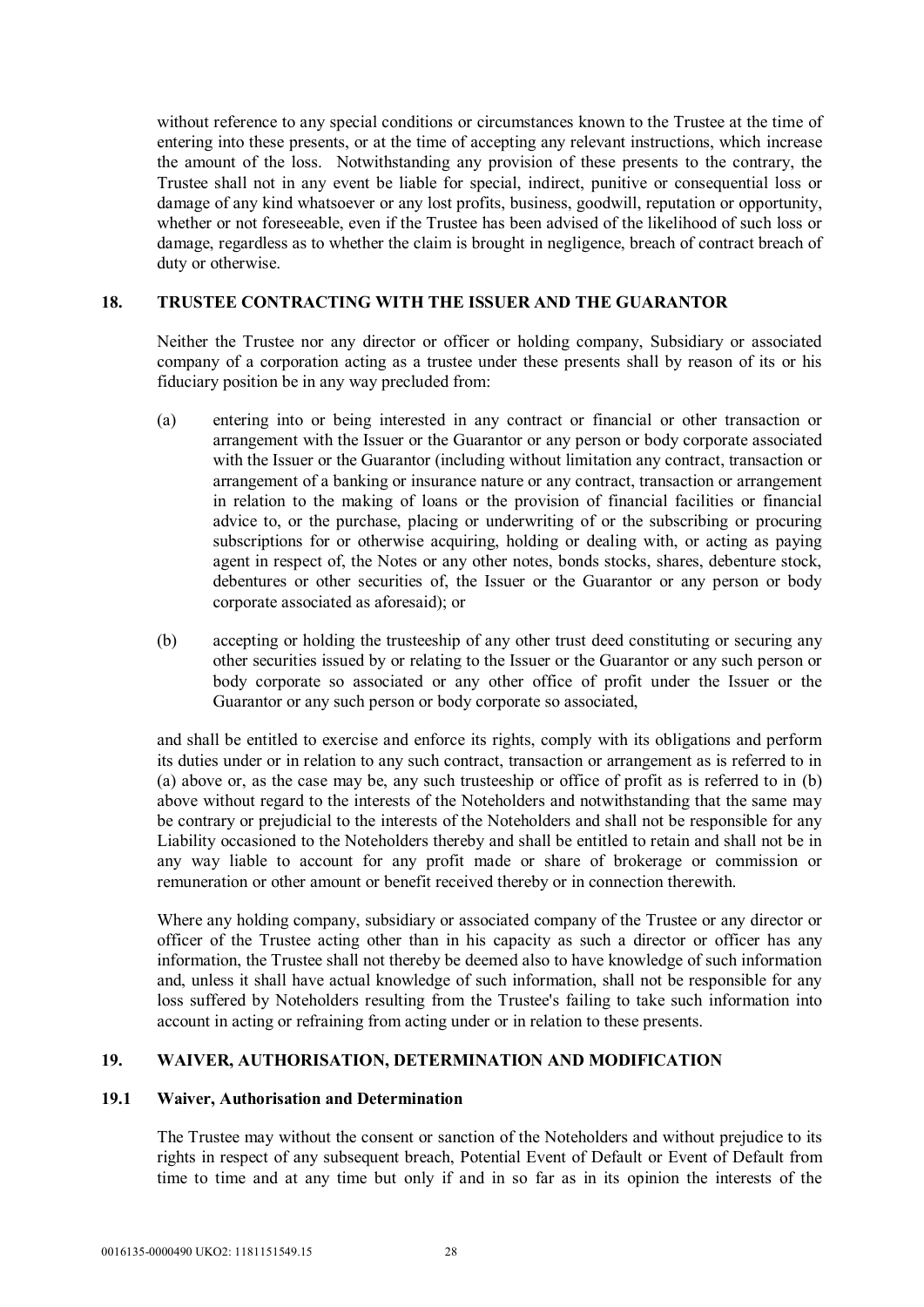without reference to any special conditions or circumstances known to the Trustee at the time of entering into these presents, or at the time of accepting any relevant instructions, which increase the amount of the loss. Notwithstanding any provision of these presents to the contrary, the Trustee shall not in any event be liable for special, indirect, punitive or consequential loss or damage of any kind whatsoever or any lost profits, business, goodwill, reputation or opportunity, whether or not foreseeable, even if the Trustee has been advised of the likelihood of such loss or damage, regardless as to whether the claim is brought in negligence, breach of contract breach of duty or otherwise.

## 18. TRUSTEE CONTRACTING WITH THE ISSUER AND THE GUARANTOR

Neither the Trustee nor any director or officer or holding company, Subsidiary or associated company of a corporation acting as a trustee under these presents shall by reason of its or his fiduciary position be in any way precluded from:

(a) entering into or being interested in any contract or financial or other transaction or arrangement with the Issuer or the Guarantor or any person or body corporate associated with the Issuer or the Guarantor (including without limitation any contract, transaction or arrangement of a banking or insurance nature or any contract, transaction or arrangement in relation to the making of loans or the provision of financial facilities or financial advice to, or the purchase, placing or underwriting of or the subscribing or procuring subscriptions for or otherwise acquiring, holding or dealing with, or acting as paying agent in respect of, the Notes or any other notes, bonds stocks, shares, debenture stock, debentures or other securities of, the Issuer or the Guarantor or any person or body corporate associated as aforesaid); or

(b) accepting or holding the trusteeship of any other trust deed constituting or securing any other securities issued by or relating to the Issuer or the Guarantor or any such person or body corporate so associated or any other office of profit under the Issuer or the Guarantor or any such person or body corporate so associated,

and shall be entitled to exercise and enforce its rights, comply with its obligations and perform its duties under or in relation to any such contract, transaction or arrangement as is referred to in (a) above or, as the case may be, any such trusteeship or office of profit as is referred to in (b) above without regard to the interests of the Noteholders and notwithstanding that the same may be contrary or prejudicial to the interests of the Noteholders and shall not be responsible for any Liability occasioned to the Noteholders thereby and shall be entitled to retain and shall not be in any way liable to account for any profit made or share of brokerage or commission or remuneration or other amount or benefit received thereby or in connection therewith.

Where any holding company, subsidiary or associated company of the Trustee or any director or officer of the Trustee acting other than in his capacity as such a director or officer has any information, the Trustee shall not thereby be deemed also to have knowledge of such information and, unless it shall have actual knowledge of such information, shall not be responsible for any loss suffered by Noteholders resulting from the Trustee's failing to take such information into account in acting or refraining from acting under or in relation to these presents.

## 19. WAIVER, AUTHORISATION, DETERMINATION AND MODIFICATION

### 19.1 Waiver, Authorisation and Determination

The Trustee may without the consent or sanction of the Noteholders and without prejudice to its rights in respect of any subsequent breach, Potential Event of Default or Event of Default from time to time and at any time but only if and in so far as in its opinion the interests of the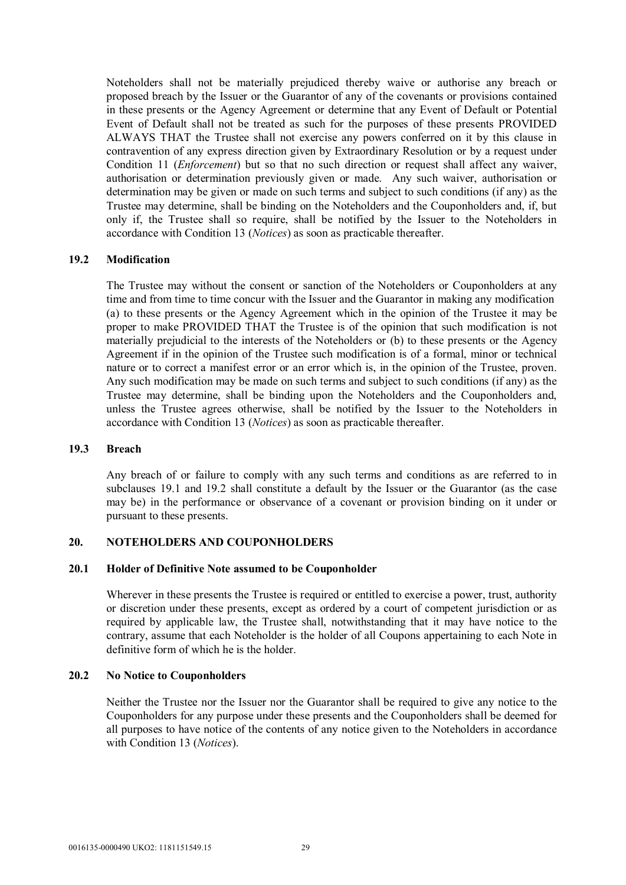Noteholders shall not be materially prejudiced thereby waive or authorise any breach or proposed breach by the Issuer or the Guarantor of any of the covenants or provisions contained in these presents or the Agency Agreement or determine that any Event of Default or Potential Event of Default shall not be treated as such for the purposes of these presents PROVIDED ALWAYS THAT the Trustee shall not exercise any powers conferred on it by this clause in contravention of any express direction given by Extraordinary Resolution or by a request under Condition 11 (*Enforcement*) but so that no such direction or request shall affect any waiver, authorisation or determination previously given or made. Any such waiver, authorisation or determination may be given or made on such terms and subject to such conditions (if any) as the Trustee may determine, shall be binding on the Noteholders and the Couponholders and, if, but only if, the Trustee shall so require, shall be notified by the Issuer to the Noteholders in accordance with Condition 13 (*Notices*) as soon as practicable thereafter.

### 19.2 Modification

The Trustee may without the consent or sanction of the Noteholders or Couponholders at any time and from time to time concur with the Issuer and the Guarantor in making any modification (a) to these presents or the Agency Agreement which in the opinion of the Trustee it may be proper to make PROVIDED THAT the Trustee is of the opinion that such modification is not materially prejudicial to the interests of the Noteholders or (b) to these presents or the Agency Agreement if in the opinion of the Trustee such modification is of a formal, minor or technical nature or to correct a manifest error or an error which is, in the opinion of the Trustee, proven. Any such modification may be made on such terms and subject to such conditions (if any) as the Trustee may determine, shall be binding upon the Noteholders and the Couponholders and, unless the Trustee agrees otherwise, shall be notified by the Issuer to the Noteholders in accordance with Condition 13 (*Notices*) as soon as practicable thereafter.

### 19.3 Breach

Any breach of or failure to comply with any such terms and conditions as are referred to in subclauses 19.1 and 19.2 shall constitute a default by the Issuer or the Guarantor (as the case may be) in the performance or observance of a covenant or provision binding on it under or pursuant to these presents.

## 20. NOTEHOLDERS AND COUPONHOLDERS

### 20.1 Holder of Definitive Note assumed to be Couponholder

Wherever in these presents the Trustee is required or entitled to exercise a power, trust, authority or discretion under these presents, except as ordered by a court of competent jurisdiction or as required by applicable law, the Trustee shall, notwithstanding that it may have notice to the contrary, assume that each Noteholder is the holder of all Coupons appertaining to each Note in definitive form of which he is the holder.

### 20.2 No Notice to Couponholders

Neither the Trustee nor the Issuer nor the Guarantor shall be required to give any notice to the Couponholders for any purpose under these presents and the Couponholders shall be deemed for all purposes to have notice of the contents of any notice given to the Noteholders in accordance with Condition 13 (*Notices*).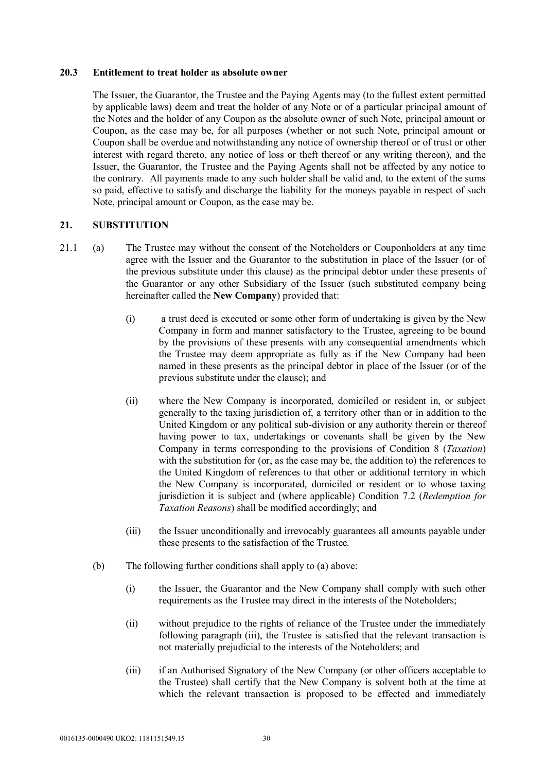### 20.3 Entitlement to treat holder as absolute owner

The Issuer, the Guarantor, the Trustee and the Paying Agents may (to the fullest extent permitted by applicable laws) deem and treat the holder of any Note or of a particular principal amount of the Notes and the holder of any Coupon as the absolute owner of such Note, principal amount or Coupon, as the case may be, for all purposes (whether or not such Note, principal amount or Coupon shall be overdue and notwithstanding any notice of ownership thereof or of trust or other interest with regard thereto, any notice of loss or theft thereof or any writing thereon), and the Issuer, the Guarantor, the Trustee and the Paying Agents shall not be affected by any notice to the contrary. All payments made to any such holder shall be valid and, to the extent of the sums so paid, effective to satisfy and discharge the liability for the moneys payable in respect of such Note, principal amount or Coupon, as the case may be.

## 21. SUBSTITUTION

21.1 (a) The Trustee may without the consent of the Noteholders or Couponholders at any time agree with the Issuer and the Guarantor to the substitution in place of the Issuer (or of the previous substitute under this clause) as the principal debtor under these presents of the Guarantor or any other Subsidiary of the Issuer (such substituted company being hereinafter called the **New Company**) provided that:

(i) a trust deed is executed or some other form of undertaking is given by the New Company in form and manner satisfactory to the Trustee, agreeing to be bound by the provisions of these presents with any consequential amendments which the Trustee may deem appropriate as fully as if the New Company had been named in these presents as the principal debtor in place of the Issuer (or of the previous substitute under the clause); and

(ii) where the New Company is incorporated, domiciled or resident in, or subject generally to the taxing jurisdiction of, a territory other than or in addition to the United Kingdom or any political sub-division or any authority therein or thereof having power to tax, undertakings or covenants shall be given by the New Company in terms corresponding to the provisions of Condition 8 (*Taxation*) with the substitution for (or, as the case may be, the addition to) the references to the United Kingdom of references to that other or additional territory in which the New Company is incorporated, domiciled or resident or to whose taxing jurisdiction it is subject and (where applicable) Condition 7.2 (*Redemption for Taxation Reasons*) shall be modified accordingly; and

(iii) the Issuer unconditionally and irrevocably guarantees all amounts payable under these presents to the satisfaction of the Trustee.

(b) The following further conditions shall apply to (a) above:

(i) the Issuer, the Guarantor and the New Company shall comply with such other requirements as the Trustee may direct in the interests of the Noteholders;

(ii) without prejudice to the rights of reliance of the Trustee under the immediately following paragraph (iii), the Trustee is satisfied that the relevant transaction is not materially prejudicial to the interests of the Noteholders; and

(iii) if an Authorised Signatory of the New Company (or other officers acceptable to the Trustee) shall certify that the New Company is solvent both at the time at which the relevant transaction is proposed to be effected and immediately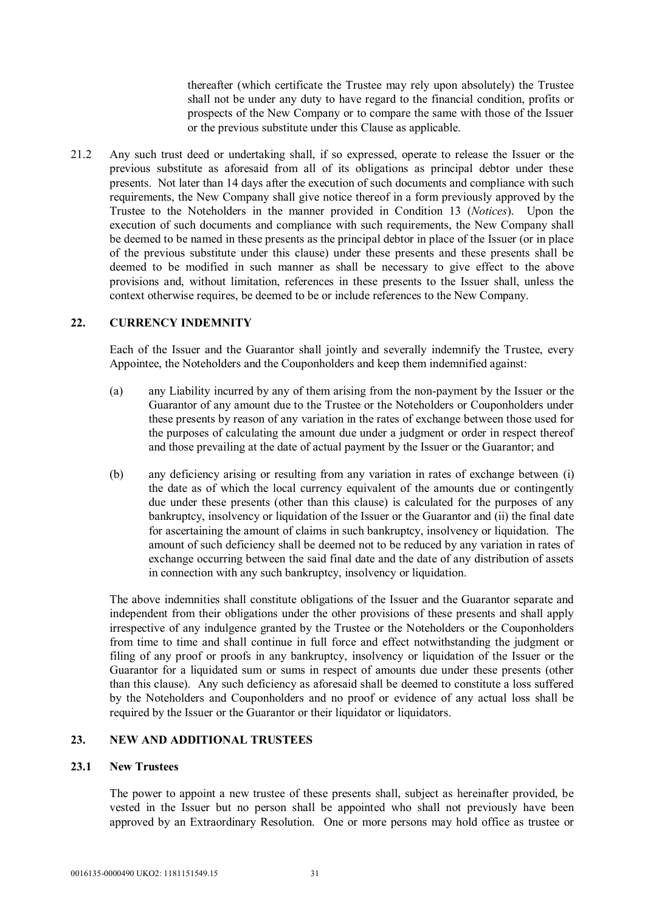thereafter (which certificate the Trustee may rely upon absolutely) the Trustee shall not be under any duty to have regard to the financial condition, profits or prospects of the New Company or to compare the same with those of the Issuer or the previous substitute under this Clause as applicable.

21.2 Any such trust deed or undertaking shall, if so expressed, operate to release the Issuer or the previous substitute as aforesaid from all of its obligations as principal debtor under these presents. Not later than 14 days after the execution of such documents and compliance with such requirements, the New Company shall give notice thereof in a form previously approved by the Trustee to the Noteholders in the manner provided in Condition 13 (*Notices*). Upon the execution of such documents and compliance with such requirements, the New Company shall be deemed to be named in these presents as the principal debtor in place of the Issuer (or in place of the previous substitute under this clause) under these presents and these presents shall be deemed to be modified in such manner as shall be necessary to give effect to the above provisions and, without limitation, references in these presents to the Issuer shall, unless the context otherwise requires, be deemed to be or include references to the New Company.

## 22. CURRENCY INDEMNITY

Each of the Issuer and the Guarantor shall jointly and severally indemnify the Trustee, every Appointee, the Noteholders and the Couponholders and keep them indemnified against:

(a) any Liability incurred by any of them arising from the non-payment by the Issuer or the Guarantor of any amount due to the Trustee or the Noteholders or Couponholders under these presents by reason of any variation in the rates of exchange between those used for the purposes of calculating the amount due under a judgment or order in respect thereof and those prevailing at the date of actual payment by the Issuer or the Guarantor; and

(b) any deficiency arising or resulting from any variation in rates of exchange between (i) the date as of which the local currency equivalent of the amounts due or contingently due under these presents (other than this clause) is calculated for the purposes of any bankruptcy, insolvency or liquidation of the Issuer or the Guarantor and (ii) the final date for ascertaining the amount of claims in such bankruptcy, insolvency or liquidation. The amount of such deficiency shall be deemed not to be reduced by any variation in rates of exchange occurring between the said final date and the date of any distribution of assets in connection with any such bankruptcy, insolvency or liquidation.

The above indemnities shall constitute obligations of the Issuer and the Guarantor separate and independent from their obligations under the other provisions of these presents and shall apply irrespective of any indulgence granted by the Trustee or the Noteholders or the Couponholders from time to time and shall continue in full force and effect notwithstanding the judgment or filing of any proof or proofs in any bankruptcy, insolvency or liquidation of the Issuer or the Guarantor for a liquidated sum or sums in respect of amounts due under these presents (other than this clause). Any such deficiency as aforesaid shall be deemed to constitute a loss suffered by the Noteholders and Couponholders and no proof or evidence of any actual loss shall be required by the Issuer or the Guarantor or their liquidator or liquidators.

## 23. NEW AND ADDITIONAL TRUSTEES

### 23.1 New Trustees

The power to appoint a new trustee of these presents shall, subject as hereinafter provided, be vested in the Issuer but no person shall be appointed who shall not previously have been approved by an Extraordinary Resolution. One or more persons may hold office as trustee or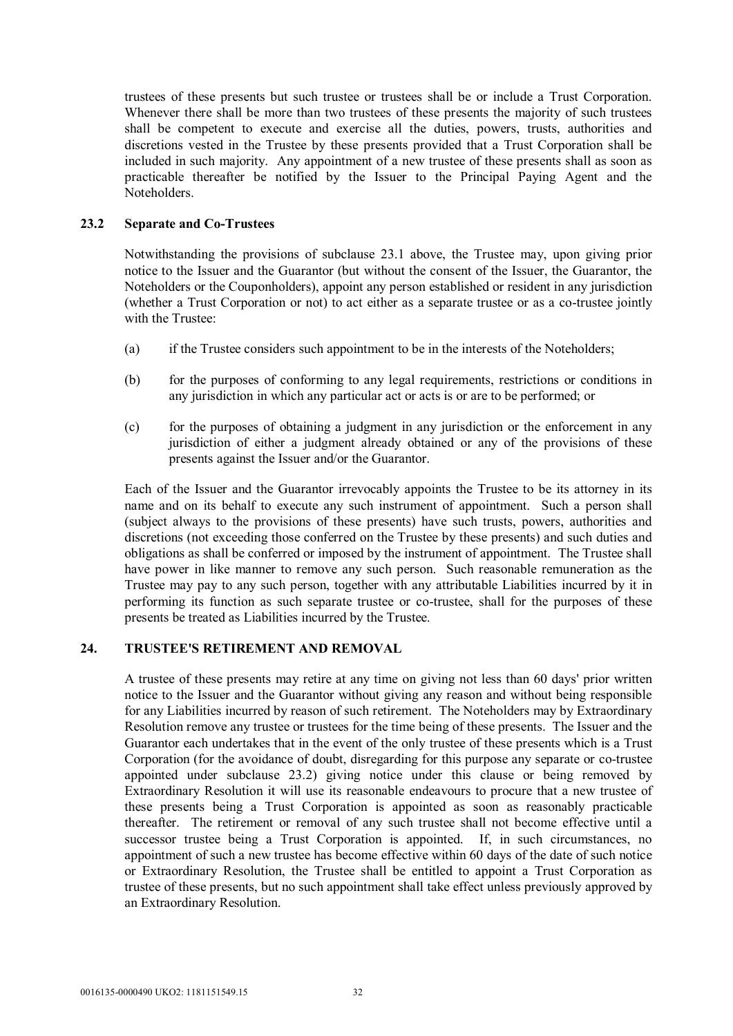trustees of these presents but such trustee or trustees shall be or include a Trust Corporation. Whenever there shall be more than two trustees of these presents the majority of such trustees shall be competent to execute and exercise all the duties, powers, trusts, authorities and discretions vested in the Trustee by these presents provided that a Trust Corporation shall be included in such majority. Any appointment of a new trustee of these presents shall as soon as practicable thereafter be notified by the Issuer to the Principal Paying Agent and the Noteholders.

### 23.2 Separate and Co-Trustees

Notwithstanding the provisions of subclause 23.1 above, the Trustee may, upon giving prior notice to the Issuer and the Guarantor (but without the consent of the Issuer, the Guarantor, the Noteholders or the Couponholders), appoint any person established or resident in any jurisdiction (whether a Trust Corporation or not) to act either as a separate trustee or as a co-trustee jointly with the Trustee:

(a) if the Trustee considers such appointment to be in the interests of the Noteholders;

(b) for the purposes of conforming to any legal requirements, restrictions or conditions in any jurisdiction in which any particular act or acts is or are to be performed; or

(c) for the purposes of obtaining a judgment in any jurisdiction or the enforcement in any jurisdiction of either a judgment already obtained or any of the provisions of these presents against the Issuer and/or the Guarantor.

Each of the Issuer and the Guarantor irrevocably appoints the Trustee to be its attorney in its name and on its behalf to execute any such instrument of appointment. Such a person shall (subject always to the provisions of these presents) have such trusts, powers, authorities and discretions (not exceeding those conferred on the Trustee by these presents) and such duties and obligations as shall be conferred or imposed by the instrument of appointment. The Trustee shall have power in like manner to remove any such person. Such reasonable remuneration as the Trustee may pay to any such person, together with any attributable Liabilities incurred by it in performing its function as such separate trustee or co-trustee, shall for the purposes of these presents be treated as Liabilities incurred by the Trustee.

## 24. TRUSTEE'S RETIREMENT AND REMOVAL

A trustee of these presents may retire at any time on giving not less than 60 days' prior written notice to the Issuer and the Guarantor without giving any reason and without being responsible for any Liabilities incurred by reason of such retirement. The Noteholders may by Extraordinary Resolution remove any trustee or trustees for the time being of these presents. The Issuer and the Guarantor each undertakes that in the event of the only trustee of these presents which is a Trust Corporation (for the avoidance of doubt, disregarding for this purpose any separate or co-trustee appointed under subclause 23.2) giving notice under this clause or being removed by Extraordinary Resolution it will use its reasonable endeavours to procure that a new trustee of these presents being a Trust Corporation is appointed as soon as reasonably practicable thereafter. The retirement or removal of any such trustee shall not become effective until a successor trustee being a Trust Corporation is appointed. If, in such circumstances, no appointment of such a new trustee has become effective within 60 days of the date of such notice or Extraordinary Resolution, the Trustee shall be entitled to appoint a Trust Corporation as trustee of these presents, but no such appointment shall take effect unless previously approved by an Extraordinary Resolution.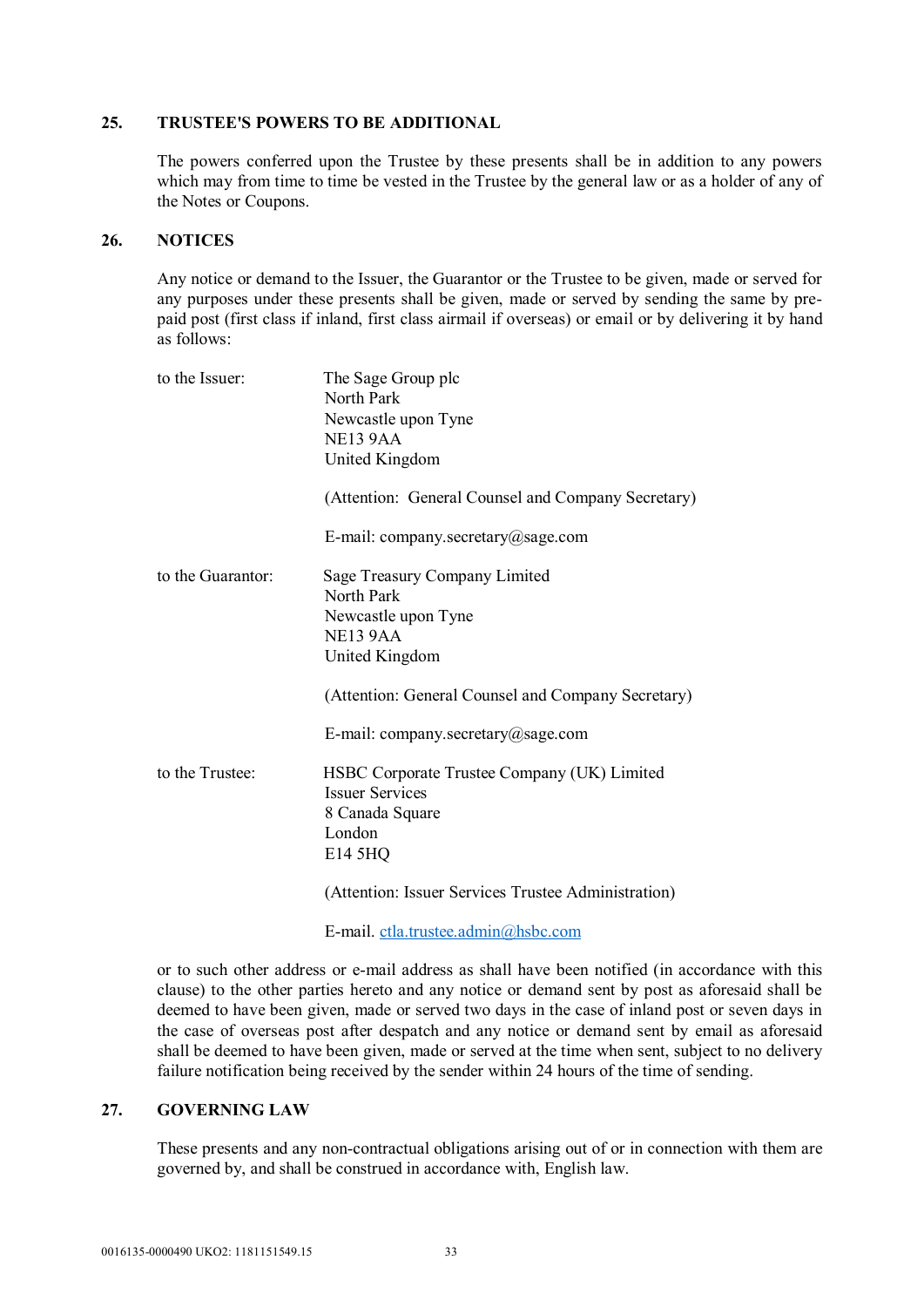## 25. TRUSTEE'S POWERS TO BE ADDITIONAL

The powers conferred upon the Trustee by these presents shall be in addition to any powers which may from time to time be vested in the Trustee by the general law or as a holder of any of the Notes or Coupons.

## 26. NOTICES

Any notice or demand to the Issuer, the Guarantor or the Trustee to be given, made or served for any purposes under these presents shall be given, made or served by sending the same by pre-paid post (first class if inland, first class airmail if overseas) or email or by delivering it by hand as follows:

to the Issuer:

The Sage Group plc
North Park
Newcastle upon Tyne
NE13 9AA
United Kingdom

(Attention: General Counsel and Company Secretary)

E-mail: company.secretary@sage.com

to the Guarantor:

Sage Treasury Company Limited
North Park
Newcastle upon Tyne
NE13 9AA
United Kingdom

(Attention: General Counsel and Company Secretary)

E-mail: company.secretary@sage.com

to the Trustee:

HSBC Corporate Trustee Company (UK) Limited
Issuer Services
8 Canada Square
London
E14 5HQ

(Attention: Issuer Services Trustee Administration)

E-mail. ctla.trustee.admin@hsbc.com

or to such other address or e-mail address as shall have been notified (in accordance with this clause) to the other parties hereto and any notice or demand sent by post as aforesaid shall be deemed to have been given, made or served two days in the case of inland post or seven days in the case of overseas post after despatch and any notice or demand sent by email as aforesaid shall be deemed to have been given, made or served at the time when sent, subject to no delivery failure notification being received by the sender within 24 hours of the time of sending.

## 27. GOVERNING LAW

These presents and any non-contractual obligations arising out of or in connection with them are governed by, and shall be construed in accordance with, English law.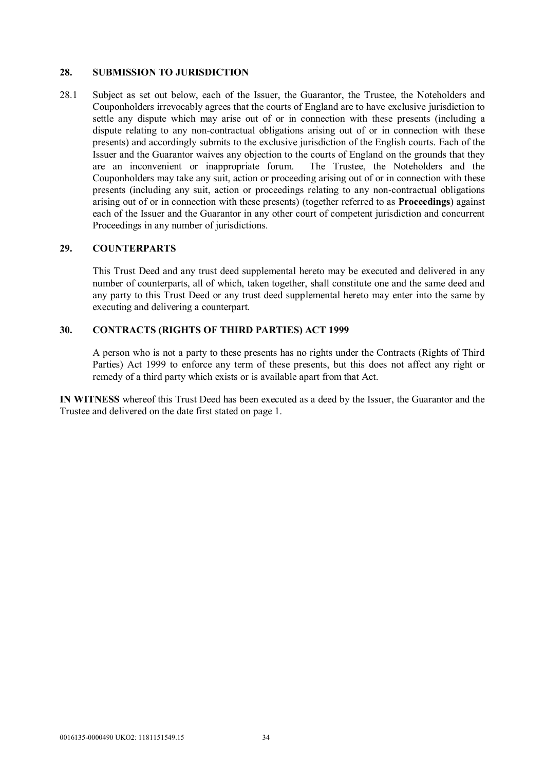## 28. SUBMISSION TO JURISDICTION

28.1 Subject as set out below, each of the Issuer, the Guarantor, the Trustee, the Noteholders and Couponholders irrevocably agrees that the courts of England are to have exclusive jurisdiction to settle any dispute which may arise out of or in connection with these presents (including a dispute relating to any non-contractual obligations arising out of or in connection with these presents) and accordingly submits to the exclusive jurisdiction of the English courts. Each of the Issuer and the Guarantor waives any objection to the courts of England on the grounds that they are an inconvenient or inappropriate forum. The Trustee, the Noteholders and the Couponholders may take any suit, action or proceeding arising out of or in connection with these presents (including any suit, action or proceedings relating to any non-contractual obligations arising out of or in connection with these presents) (together referred to as **Proceedings**) against each of the Issuer and the Guarantor in any other court of competent jurisdiction and concurrent Proceedings in any number of jurisdictions.

## 29. COUNTERPARTS

This Trust Deed and any trust deed supplemental hereto may be executed and delivered in any number of counterparts, all of which, taken together, shall constitute one and the same deed and any party to this Trust Deed or any trust deed supplemental hereto may enter into the same by executing and delivering a counterpart.

## 30. CONTRACTS (RIGHTS OF THIRD PARTIES) ACT 1999

A person who is not a party to these presents has no rights under the Contracts (Rights of Third Parties) Act 1999 to enforce any term of these presents, but this does not affect any right or remedy of a third party which exists or is available apart from that Act.

**IN WITNESS** whereof this Trust Deed has been executed as a deed by the Issuer, the Guarantor and the Trustee and delivered on the date first stated on page 1.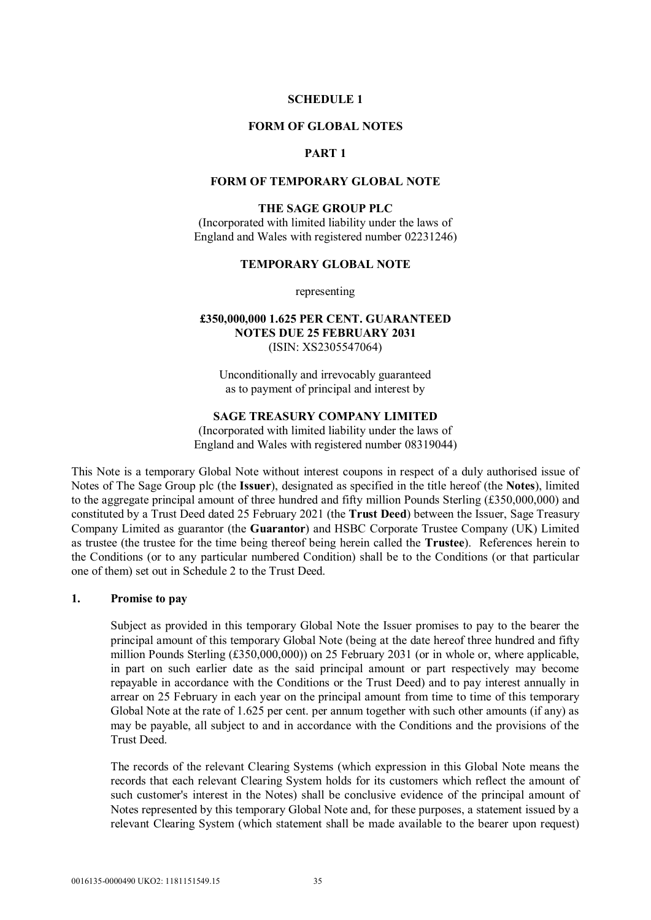**SCHEDULE 1**

**FORM OF GLOBAL NOTES**

**PART 1**

**FORM OF TEMPORARY GLOBAL NOTE**

**THE SAGE GROUP PLC**

(Incorporated with limited liability under the laws of England and Wales with registered number 02231246)

**TEMPORARY GLOBAL NOTE**

representing

**£350,000,000 1.625 PER CENT. GUARANTEED NOTES DUE 25 FEBRUARY 2031**

(ISIN: XS2305547064)

Unconditionally and irrevocably guaranteed as to payment of principal and interest by

**SAGE TREASURY COMPANY LIMITED**

(Incorporated with limited liability under the laws of England and Wales with registered number 08319044)

This Note is a temporary Global Note without interest coupons in respect of a duly authorised issue of Notes of The Sage Group plc (the **Issuer**), designated as specified in the title hereof (the **Notes**), limited to the aggregate principal amount of three hundred and fifty million Pounds Sterling (£350,000,000) and constituted by a Trust Deed dated 25 February 2021 (the **Trust Deed**) between the Issuer, Sage Treasury Company Limited as guarantor (the **Guarantor**) and HSBC Corporate Trustee Company (UK) Limited as trustee (the trustee for the time being thereof being herein called the **Trustee**). References herein to the Conditions (or to any particular numbered Condition) shall be to the Conditions (or that particular one of them) set out in Schedule 2 to the Trust Deed.

**1. Promise to pay**

Subject as provided in this temporary Global Note the Issuer promises to pay to the bearer the principal amount of this temporary Global Note (being at the date hereof three hundred and fifty million Pounds Sterling (£350,000,000)) on 25 February 2031 (or in whole or, where applicable, in part on such earlier date as the said principal amount or part respectively may become repayable in accordance with the Conditions or the Trust Deed) and to pay interest annually in arrear on 25 February in each year on the principal amount from time to time of this temporary Global Note at the rate of 1.625 per cent. per annum together with such other amounts (if any) as may be payable, all subject to and in accordance with the Conditions and the provisions of the Trust Deed.

The records of the relevant Clearing Systems (which expression in this Global Note means the records that each relevant Clearing System holds for its customers which reflect the amount of such customer's interest in the Notes) shall be conclusive evidence of the principal amount of Notes represented by this temporary Global Note and, for these purposes, a statement issued by a relevant Clearing System (which statement shall be made available to the bearer upon request)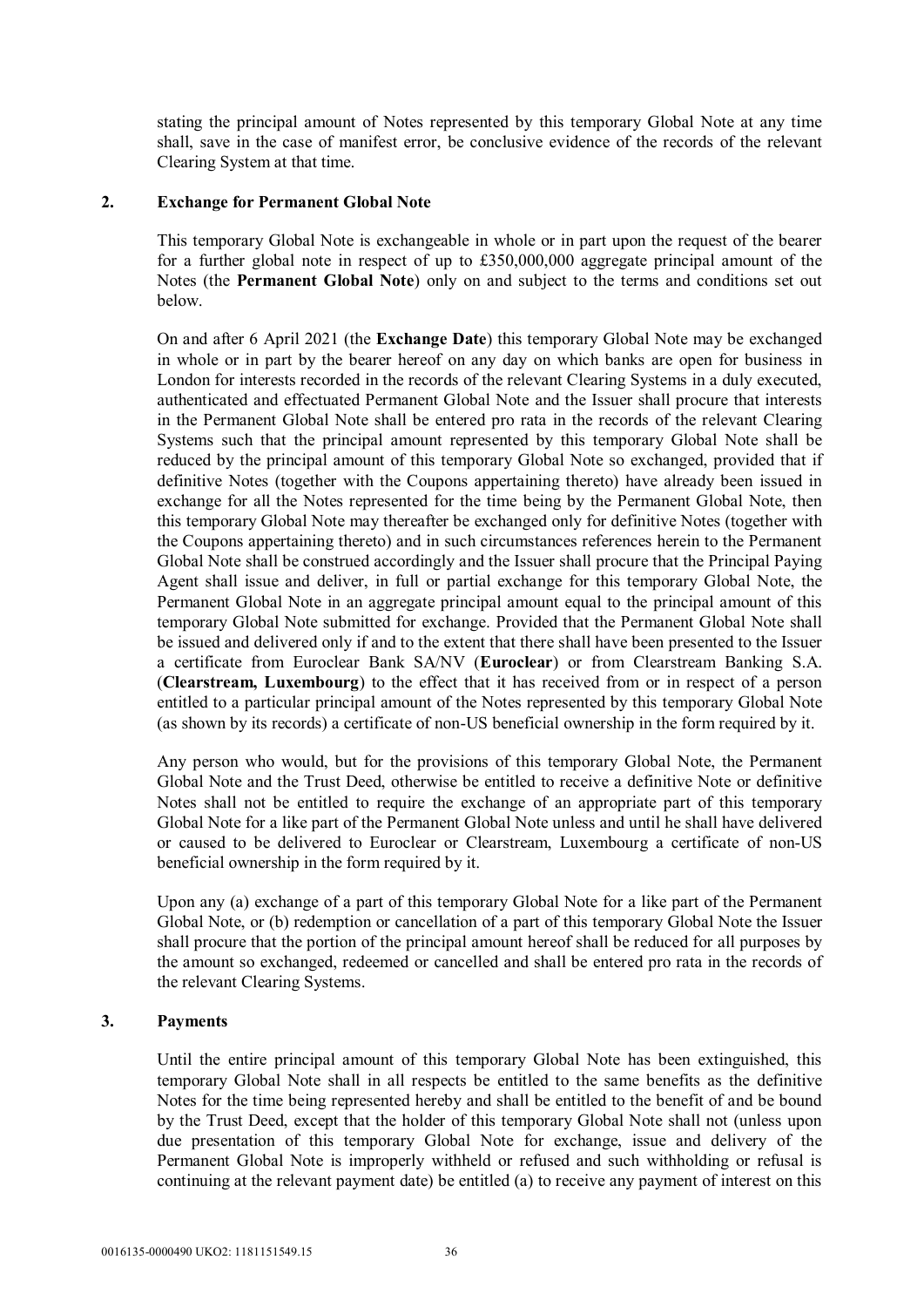stating the principal amount of Notes represented by this temporary Global Note at any time shall, save in the case of manifest error, be conclusive evidence of the records of the relevant Clearing System at that time.

## 2. Exchange for Permanent Global Note

This temporary Global Note is exchangeable in whole or in part upon the request of the bearer for a further global note in respect of up to £350,000,000 aggregate principal amount of the Notes (the **Permanent Global Note**) only on and subject to the terms and conditions set out below.

On and after 6 April 2021 (the **Exchange Date**) this temporary Global Note may be exchanged in whole or in part by the bearer hereof on any day on which banks are open for business in London for interests recorded in the records of the relevant Clearing Systems in a duly executed, authenticated and effectuated Permanent Global Note and the Issuer shall procure that interests in the Permanent Global Note shall be entered pro rata in the records of the relevant Clearing Systems such that the principal amount represented by this temporary Global Note shall be reduced by the principal amount of this temporary Global Note so exchanged, provided that if definitive Notes (together with the Coupons appertaining thereto) have already been issued in exchange for all the Notes represented for the time being by the Permanent Global Note, then this temporary Global Note may thereafter be exchanged only for definitive Notes (together with the Coupons appertaining thereto) and in such circumstances references herein to the Permanent Global Note shall be construed accordingly and the Issuer shall procure that the Principal Paying Agent shall issue and deliver, in full or partial exchange for this temporary Global Note, the Permanent Global Note in an aggregate principal amount equal to the principal amount of this temporary Global Note submitted for exchange. Provided that the Permanent Global Note shall be issued and delivered only if and to the extent that there shall have been presented to the Issuer a certificate from Euroclear Bank SA/NV (**Euroclear**) or from Clearstream Banking S.A. (**Clearstream, Luxembourg**) to the effect that it has received from or in respect of a person entitled to a particular principal amount of the Notes represented by this temporary Global Note (as shown by its records) a certificate of non-US beneficial ownership in the form required by it.

Any person who would, but for the provisions of this temporary Global Note, the Permanent Global Note and the Trust Deed, otherwise be entitled to receive a definitive Note or definitive Notes shall not be entitled to require the exchange of an appropriate part of this temporary Global Note for a like part of the Permanent Global Note unless and until he shall have delivered or caused to be delivered to Euroclear or Clearstream, Luxembourg a certificate of non-US beneficial ownership in the form required by it.

Upon any (a) exchange of a part of this temporary Global Note for a like part of the Permanent Global Note, or (b) redemption or cancellation of a part of this temporary Global Note the Issuer shall procure that the portion of the principal amount hereof shall be reduced for all purposes by the amount so exchanged, redeemed or cancelled and shall be entered pro rata in the records of the relevant Clearing Systems.

## 3. Payments

Until the entire principal amount of this temporary Global Note has been extinguished, this temporary Global Note shall in all respects be entitled to the same benefits as the definitive Notes for the time being represented hereby and shall be entitled to the benefit of and be bound by the Trust Deed, except that the holder of this temporary Global Note shall not (unless upon due presentation of this temporary Global Note for exchange, issue and delivery of the Permanent Global Note is improperly withheld or refused and such withholding or refusal is continuing at the relevant payment date) be entitled (a) to receive any payment of interest on this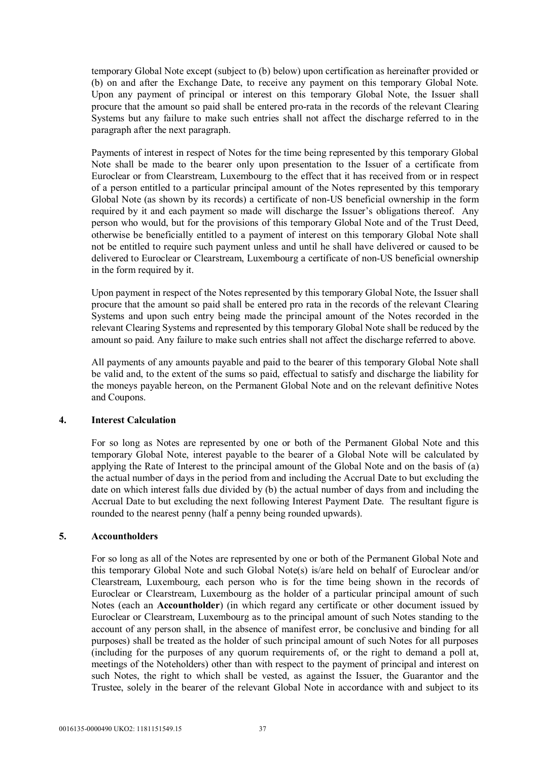temporary Global Note except (subject to (b) below) upon certification as hereinafter provided or (b) on and after the Exchange Date, to receive any payment on this temporary Global Note. Upon any payment of principal or interest on this temporary Global Note, the Issuer shall procure that the amount so paid shall be entered pro-rata in the records of the relevant Clearing Systems but any failure to make such entries shall not affect the discharge referred to in the paragraph after the next paragraph.

Payments of interest in respect of Notes for the time being represented by this temporary Global Note shall be made to the bearer only upon presentation to the Issuer of a certificate from Euroclear or from Clearstream, Luxembourg to the effect that it has received from or in respect of a person entitled to a particular principal amount of the Notes represented by this temporary Global Note (as shown by its records) a certificate of non-US beneficial ownership in the form required by it and each payment so made will discharge the Issuer's obligations thereof. Any person who would, but for the provisions of this temporary Global Note and of the Trust Deed, otherwise be beneficially entitled to a payment of interest on this temporary Global Note shall not be entitled to require such payment unless and until he shall have delivered or caused to be delivered to Euroclear or Clearstream, Luxembourg a certificate of non-US beneficial ownership in the form required by it.

Upon payment in respect of the Notes represented by this temporary Global Note, the Issuer shall procure that the amount so paid shall be entered pro rata in the records of the relevant Clearing Systems and upon such entry being made the principal amount of the Notes recorded in the relevant Clearing Systems and represented by this temporary Global Note shall be reduced by the amount so paid. Any failure to make such entries shall not affect the discharge referred to above.

All payments of any amounts payable and paid to the bearer of this temporary Global Note shall be valid and, to the extent of the sums so paid, effectual to satisfy and discharge the liability for the moneys payable hereon, on the Permanent Global Note and on the relevant definitive Notes and Coupons.

## 4. Interest Calculation

For so long as Notes are represented by one or both of the Permanent Global Note and this temporary Global Note, interest payable to the bearer of a Global Note will be calculated by applying the Rate of Interest to the principal amount of the Global Note and on the basis of (a) the actual number of days in the period from and including the Accrual Date to but excluding the date on which interest falls due divided by (b) the actual number of days from and including the Accrual Date to but excluding the next following Interest Payment Date. The resultant figure is rounded to the nearest penny (half a penny being rounded upwards).

## 5. Accountholders

For so long as all of the Notes are represented by one or both of the Permanent Global Note and this temporary Global Note and such Global Note(s) is/are held on behalf of Euroclear and/or Clearstream, Luxembourg, each person who is for the time being shown in the records of Euroclear or Clearstream, Luxembourg as the holder of a particular principal amount of such Notes (each an **Accountholder**) (in which regard any certificate or other document issued by Euroclear or Clearstream, Luxembourg as to the principal amount of such Notes standing to the account of any person shall, in the absence of manifest error, be conclusive and binding for all purposes) shall be treated as the holder of such principal amount of such Notes for all purposes (including for the purposes of any quorum requirements of, or the right to demand a poll at, meetings of the Noteholders) other than with respect to the payment of principal and interest on such Notes, the right to which shall be vested, as against the Issuer, the Guarantor and the Trustee, solely in the bearer of the relevant Global Note in accordance with and subject to its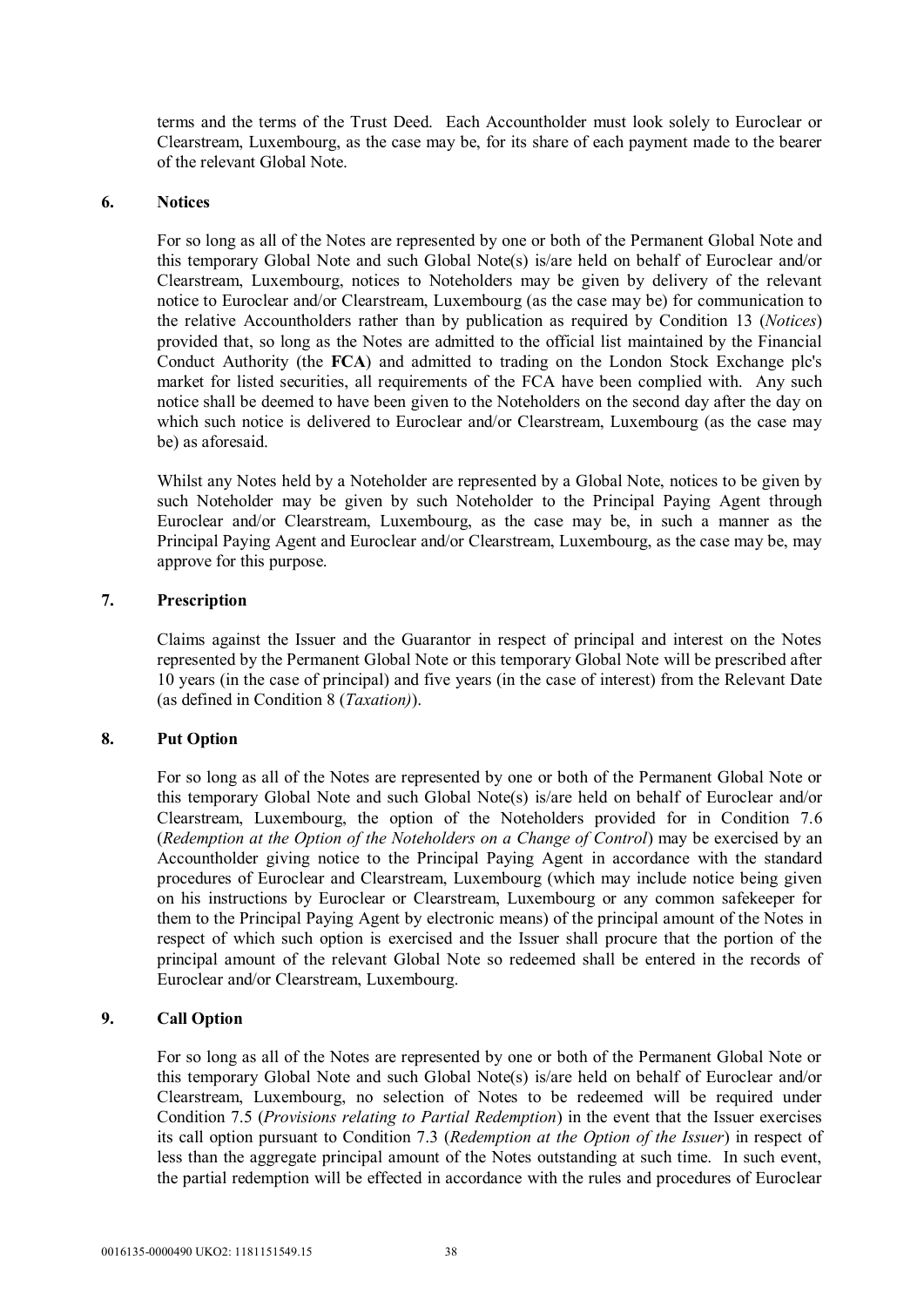terms and the terms of the Trust Deed. Each Accountholder must look solely to Euroclear or Clearstream, Luxembourg, as the case may be, for its share of each payment made to the bearer of the relevant Global Note.

## 6. Notices

For so long as all of the Notes are represented by one or both of the Permanent Global Note and this temporary Global Note and such Global Note(s) is/are held on behalf of Euroclear and/or Clearstream, Luxembourg, notices to Noteholders may be given by delivery of the relevant notice to Euroclear and/or Clearstream, Luxembourg (as the case may be) for communication to the relative Accountholders rather than by publication as required by Condition 13 (*Notices*) provided that, so long as the Notes are admitted to the official list maintained by the Financial Conduct Authority (the **FCA**) and admitted to trading on the London Stock Exchange plc's market for listed securities, all requirements of the FCA have been complied with. Any such notice shall be deemed to have been given to the Noteholders on the second day after the day on which such notice is delivered to Euroclear and/or Clearstream, Luxembourg (as the case may be) as aforesaid.

Whilst any Notes held by a Noteholder are represented by a Global Note, notices to be given by such Noteholder may be given by such Noteholder to the Principal Paying Agent through Euroclear and/or Clearstream, Luxembourg, as the case may be, in such a manner as the Principal Paying Agent and Euroclear and/or Clearstream, Luxembourg, as the case may be, may approve for this purpose.

## 7. Prescription

Claims against the Issuer and the Guarantor in respect of principal and interest on the Notes represented by the Permanent Global Note or this temporary Global Note will be prescribed after 10 years (in the case of principal) and five years (in the case of interest) from the Relevant Date (as defined in Condition 8 (*Taxation)*).

## 8. Put Option

For so long as all of the Notes are represented by one or both of the Permanent Global Note or this temporary Global Note and such Global Note(s) is/are held on behalf of Euroclear and/or Clearstream, Luxembourg, the option of the Noteholders provided for in Condition 7.6 (*Redemption at the Option of the Noteholders on a Change of Control*) may be exercised by an Accountholder giving notice to the Principal Paying Agent in accordance with the standard procedures of Euroclear and Clearstream, Luxembourg (which may include notice being given on his instructions by Euroclear or Clearstream, Luxembourg or any common safekeeper for them to the Principal Paying Agent by electronic means) of the principal amount of the Notes in respect of which such option is exercised and the Issuer shall procure that the portion of the principal amount of the relevant Global Note so redeemed shall be entered in the records of Euroclear and/or Clearstream, Luxembourg.

## 9. Call Option

For so long as all of the Notes are represented by one or both of the Permanent Global Note or this temporary Global Note and such Global Note(s) is/are held on behalf of Euroclear and/or Clearstream, Luxembourg, no selection of Notes to be redeemed will be required under Condition 7.5 (*Provisions relating to Partial Redemption*) in the event that the Issuer exercises its call option pursuant to Condition 7.3 (*Redemption at the Option of the Issuer*) in respect of less than the aggregate principal amount of the Notes outstanding at such time. In such event, the partial redemption will be effected in accordance with the rules and procedures of Euroclear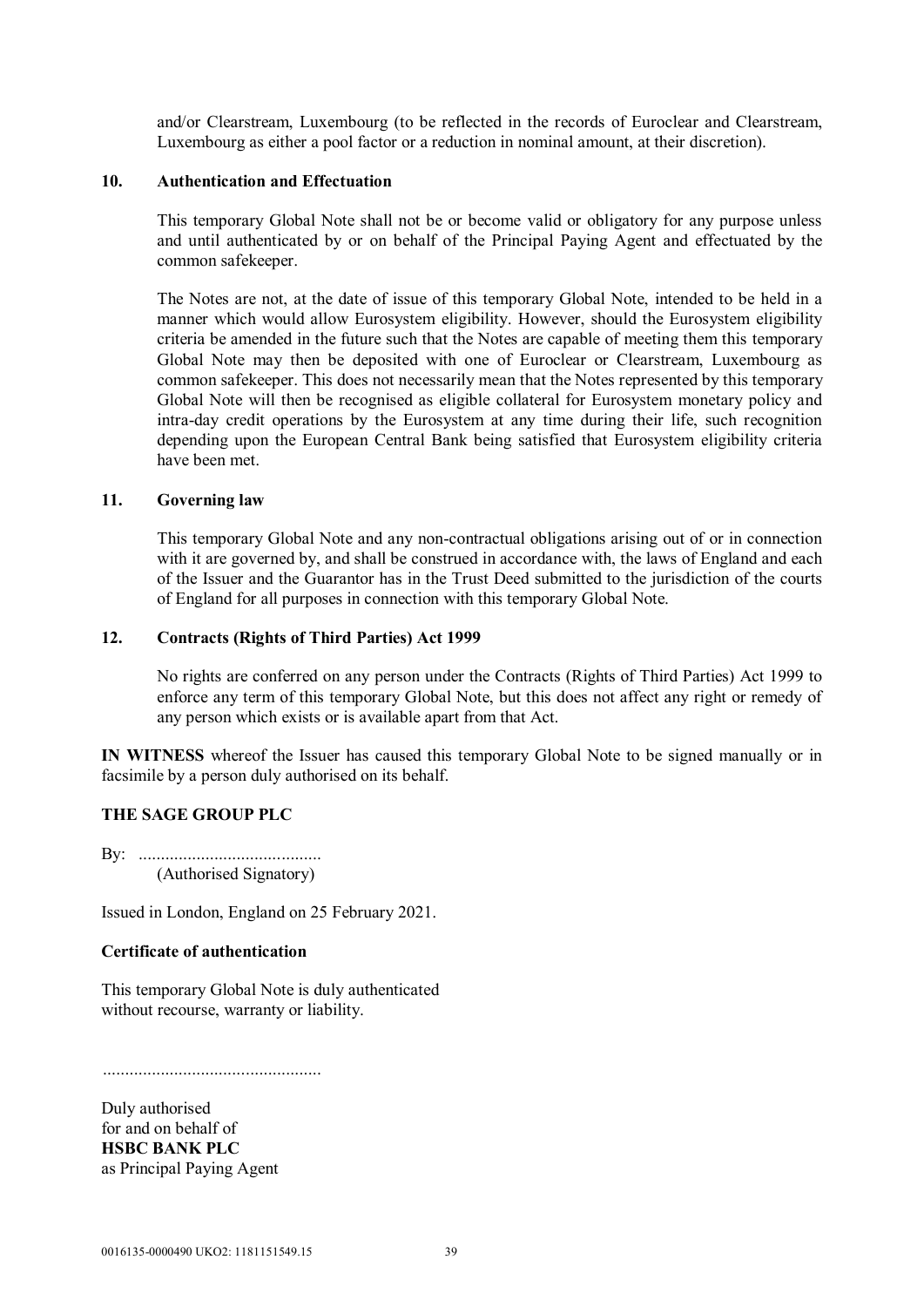and/or Clearstream, Luxembourg (to be reflected in the records of Euroclear and Clearstream, Luxembourg as either a pool factor or a reduction in nominal amount, at their discretion).

### 10. Authentication and Effectuation

This temporary Global Note shall not be or become valid or obligatory for any purpose unless and until authenticated by or on behalf of the Principal Paying Agent and effectuated by the common safekeeper.

The Notes are not, at the date of issue of this temporary Global Note, intended to be held in a manner which would allow Eurosystem eligibility. However, should the Eurosystem eligibility criteria be amended in the future such that the Notes are capable of meeting them this temporary Global Note may then be deposited with one of Euroclear or Clearstream, Luxembourg as common safekeeper. This does not necessarily mean that the Notes represented by this temporary Global Note will then be recognised as eligible collateral for Eurosystem monetary policy and intra-day credit operations by the Eurosystem at any time during their life, such recognition depending upon the European Central Bank being satisfied that Eurosystem eligibility criteria have been met.

### 11. Governing law

This temporary Global Note and any non-contractual obligations arising out of or in connection with it are governed by, and shall be construed in accordance with, the laws of England and each of the Issuer and the Guarantor has in the Trust Deed submitted to the jurisdiction of the courts of England for all purposes in connection with this temporary Global Note.

### 12. Contracts (Rights of Third Parties) Act 1999

No rights are conferred on any person under the Contracts (Rights of Third Parties) Act 1999 to enforce any term of this temporary Global Note, but this does not affect any right or remedy of any person which exists or is available apart from that Act.

**IN WITNESS** whereof the Issuer has caused this temporary Global Note to be signed manually or in facsimile by a person duly authorised on its behalf.

**THE SAGE GROUP PLC**

By: .........................................
(Authorised Signatory)

Issued in London, England on 25 February 2021.

**Certificate of authentication**

This temporary Global Note is duly authenticated
without recourse, warranty or liability.

.................................................

Duly authorised
for and on behalf of
**HSBC BANK PLC**
as Principal Paying Agent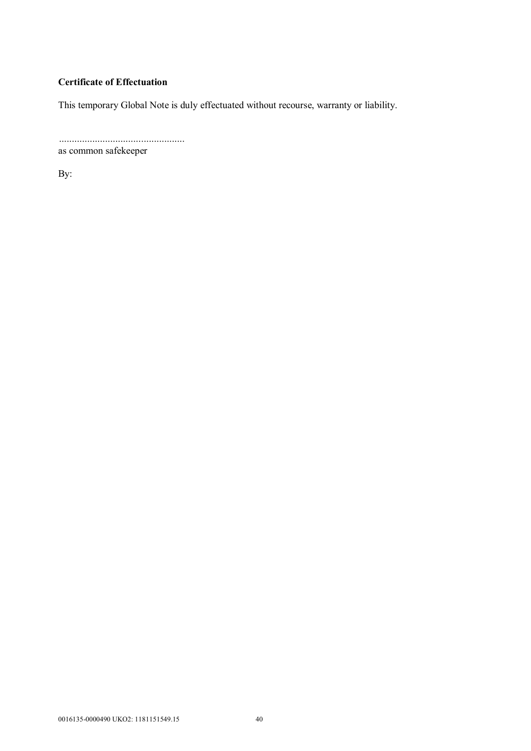**Certificate of Effectuation**

This temporary Global Note is duly effectuated without recourse, warranty or liability.

.................................................
as common safekeeper

By: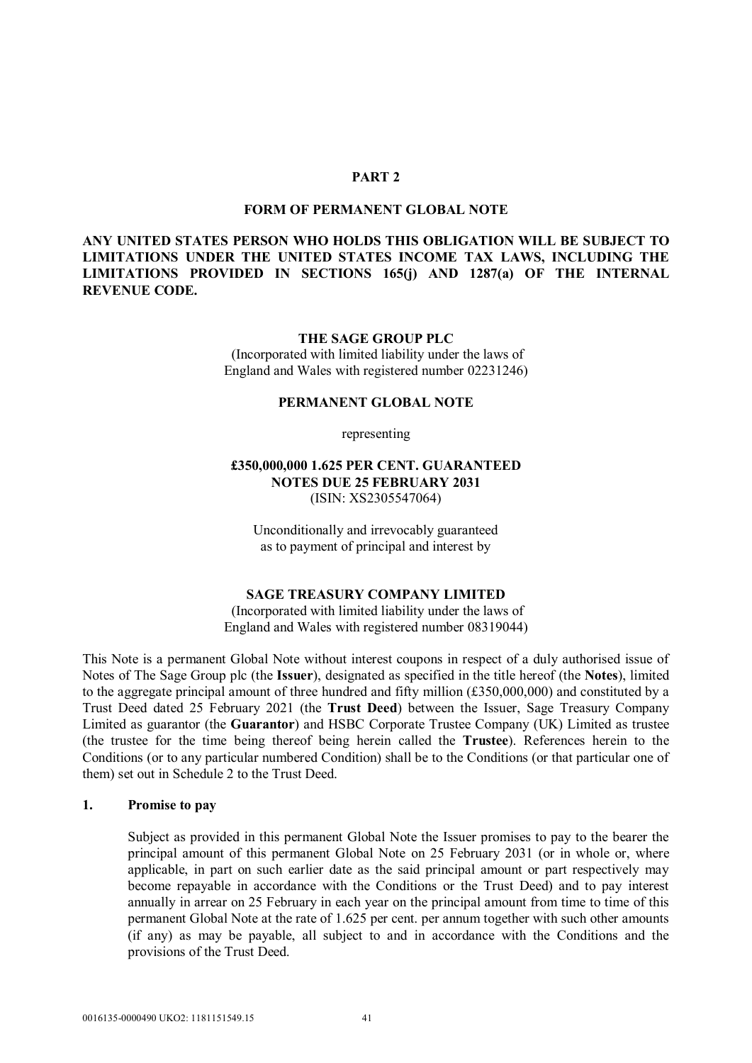## PART 2

## FORM OF PERMANENT GLOBAL NOTE

**ANY UNITED STATES PERSON WHO HOLDS THIS OBLIGATION WILL BE SUBJECT TO LIMITATIONS UNDER THE UNITED STATES INCOME TAX LAWS, INCLUDING THE LIMITATIONS PROVIDED IN SECTIONS 165(j) AND 1287(a) OF THE INTERNAL REVENUE CODE.**

**THE SAGE GROUP PLC**

(Incorporated with limited liability under the laws of England and Wales with registered number 02231246)

**PERMANENT GLOBAL NOTE**

representing

**£350,000,000 1.625 PER CENT. GUARANTEED NOTES DUE 25 FEBRUARY 2031**

(ISIN: XS2305547064)

Unconditionally and irrevocably guaranteed as to payment of principal and interest by

**SAGE TREASURY COMPANY LIMITED**

(Incorporated with limited liability under the laws of England and Wales with registered number 08319044)

This Note is a permanent Global Note without interest coupons in respect of a duly authorised issue of Notes of The Sage Group plc (the **Issuer**), designated as specified in the title hereof (the **Notes**), limited to the aggregate principal amount of three hundred and fifty million (£350,000,000) and constituted by a Trust Deed dated 25 February 2021 (the **Trust Deed**) between the Issuer, Sage Treasury Company Limited as guarantor (the **Guarantor**) and HSBC Corporate Trustee Company (UK) Limited as trustee (the trustee for the time being thereof being herein called the **Trustee**). References herein to the Conditions (or to any particular numbered Condition) shall be to the Conditions (or that particular one of them) set out in Schedule 2 to the Trust Deed.

### 1. Promise to pay

Subject as provided in this permanent Global Note the Issuer promises to pay to the bearer the principal amount of this permanent Global Note on 25 February 2031 (or in whole or, where applicable, in part on such earlier date as the said principal amount or part respectively may become repayable in accordance with the Conditions or the Trust Deed) and to pay interest annually in arrear on 25 February in each year on the principal amount from time to time of this permanent Global Note at the rate of 1.625 per cent. per annum together with such other amounts (if any) as may be payable, all subject to and in accordance with the Conditions and the provisions of the Trust Deed.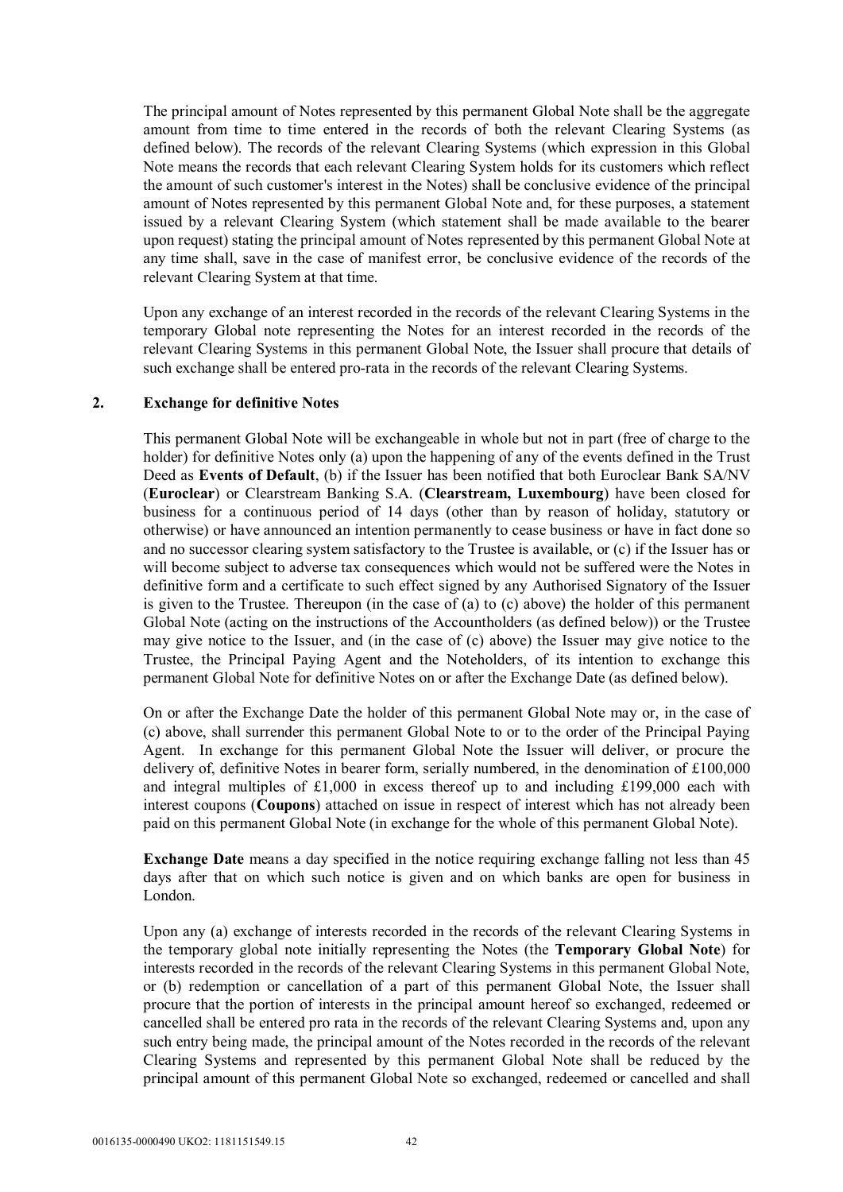The principal amount of Notes represented by this permanent Global Note shall be the aggregate amount from time to time entered in the records of both the relevant Clearing Systems (as defined below). The records of the relevant Clearing Systems (which expression in this Global Note means the records that each relevant Clearing System holds for its customers which reflect the amount of such customer's interest in the Notes) shall be conclusive evidence of the principal amount of Notes represented by this permanent Global Note and, for these purposes, a statement issued by a relevant Clearing System (which statement shall be made available to the bearer upon request) stating the principal amount of Notes represented by this permanent Global Note at any time shall, save in the case of manifest error, be conclusive evidence of the records of the relevant Clearing System at that time.

Upon any exchange of an interest recorded in the records of the relevant Clearing Systems in the temporary Global note representing the Notes for an interest recorded in the records of the relevant Clearing Systems in this permanent Global Note, the Issuer shall procure that details of such exchange shall be entered pro-rata in the records of the relevant Clearing Systems.

## 2. Exchange for definitive Notes

This permanent Global Note will be exchangeable in whole but not in part (free of charge to the holder) for definitive Notes only (a) upon the happening of any of the events defined in the Trust Deed as **Events of Default**, (b) if the Issuer has been notified that both Euroclear Bank SA/NV (**Euroclear**) or Clearstream Banking S.A. (**Clearstream, Luxembourg**) have been closed for business for a continuous period of 14 days (other than by reason of holiday, statutory or otherwise) or have announced an intention permanently to cease business or have in fact done so and no successor clearing system satisfactory to the Trustee is available, or (c) if the Issuer has or will become subject to adverse tax consequences which would not be suffered were the Notes in definitive form and a certificate to such effect signed by any Authorised Signatory of the Issuer is given to the Trustee. Thereupon (in the case of (a) to (c) above) the holder of this permanent Global Note (acting on the instructions of the Accountholders (as defined below)) or the Trustee may give notice to the Issuer, and (in the case of (c) above) the Issuer may give notice to the Trustee, the Principal Paying Agent and the Noteholders, of its intention to exchange this permanent Global Note for definitive Notes on or after the Exchange Date (as defined below).

On or after the Exchange Date the holder of this permanent Global Note may or, in the case of (c) above, shall surrender this permanent Global Note to or to the order of the Principal Paying Agent. In exchange for this permanent Global Note the Issuer will deliver, or procure the delivery of, definitive Notes in bearer form, serially numbered, in the denomination of £100,000 and integral multiples of £1,000 in excess thereof up to and including £199,000 each with interest coupons (**Coupons**) attached on issue in respect of interest which has not already been paid on this permanent Global Note (in exchange for the whole of this permanent Global Note).

**Exchange Date** means a day specified in the notice requiring exchange falling not less than 45 days after that on which such notice is given and on which banks are open for business in London.

Upon any (a) exchange of interests recorded in the records of the relevant Clearing Systems in the temporary global note initially representing the Notes (the **Temporary Global Note**) for interests recorded in the records of the relevant Clearing Systems in this permanent Global Note, or (b) redemption or cancellation of a part of this permanent Global Note, the Issuer shall procure that the portion of interests in the principal amount hereof so exchanged, redeemed or cancelled shall be entered pro rata in the records of the relevant Clearing Systems and, upon any such entry being made, the principal amount of the Notes recorded in the records of the relevant Clearing Systems and represented by this permanent Global Note shall be reduced by the principal amount of this permanent Global Note so exchanged, redeemed or cancelled and shall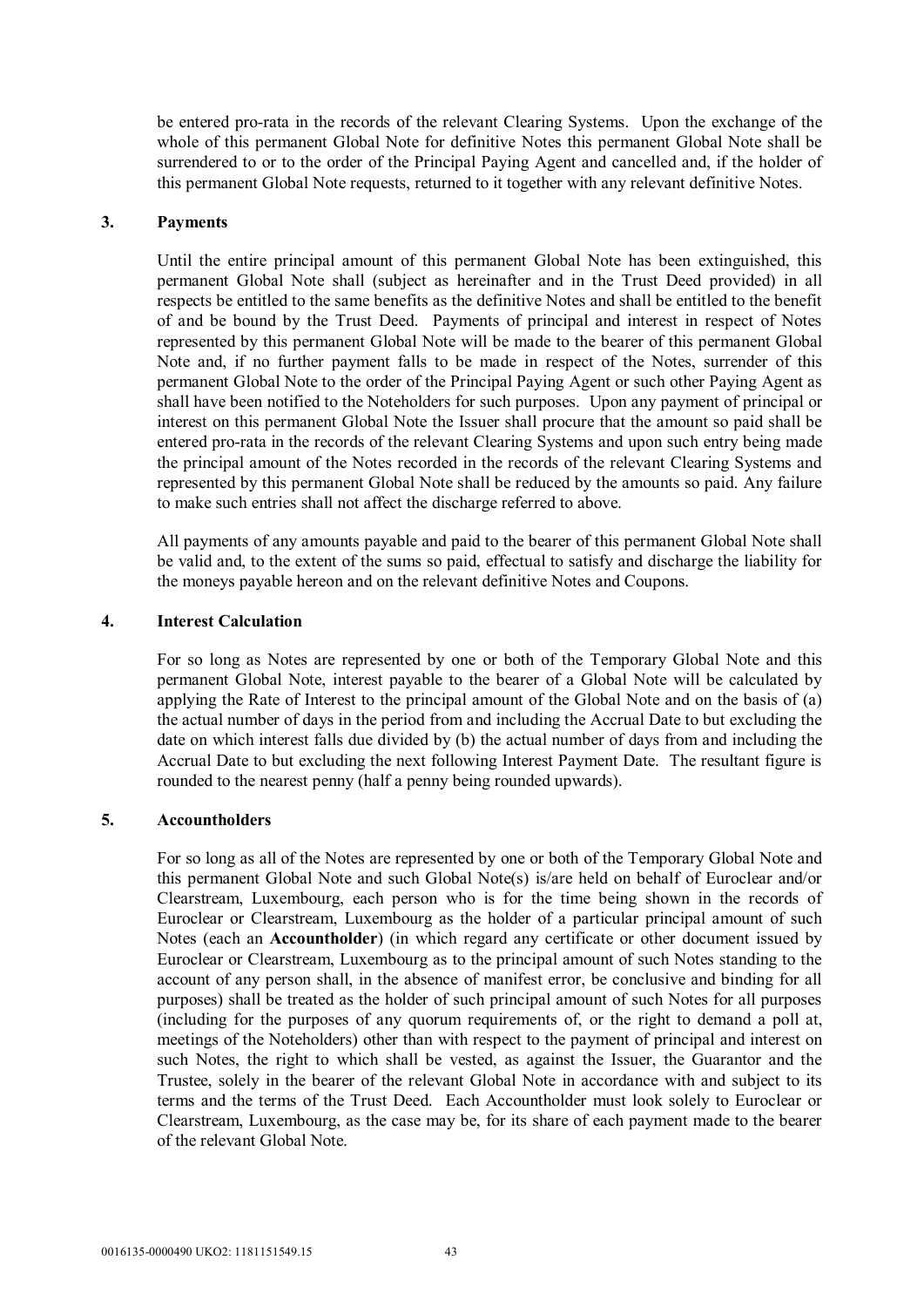be entered pro-rata in the records of the relevant Clearing Systems. Upon the exchange of the whole of this permanent Global Note for definitive Notes this permanent Global Note shall be surrendered to or to the order of the Principal Paying Agent and cancelled and, if the holder of this permanent Global Note requests, returned to it together with any relevant definitive Notes.

## 3. Payments

Until the entire principal amount of this permanent Global Note has been extinguished, this permanent Global Note shall (subject as hereinafter and in the Trust Deed provided) in all respects be entitled to the same benefits as the definitive Notes and shall be entitled to the benefit of and be bound by the Trust Deed. Payments of principal and interest in respect of Notes represented by this permanent Global Note will be made to the bearer of this permanent Global Note and, if no further payment falls to be made in respect of the Notes, surrender of this permanent Global Note to the order of the Principal Paying Agent or such other Paying Agent as shall have been notified to the Noteholders for such purposes. Upon any payment of principal or interest on this permanent Global Note the Issuer shall procure that the amount so paid shall be entered pro-rata in the records of the relevant Clearing Systems and upon such entry being made the principal amount of the Notes recorded in the records of the relevant Clearing Systems and represented by this permanent Global Note shall be reduced by the amounts so paid. Any failure to make such entries shall not affect the discharge referred to above.

All payments of any amounts payable and paid to the bearer of this permanent Global Note shall be valid and, to the extent of the sums so paid, effectual to satisfy and discharge the liability for the moneys payable hereon and on the relevant definitive Notes and Coupons.

## 4. Interest Calculation

For so long as Notes are represented by one or both of the Temporary Global Note and this permanent Global Note, interest payable to the bearer of a Global Note will be calculated by applying the Rate of Interest to the principal amount of the Global Note and on the basis of (a) the actual number of days in the period from and including the Accrual Date to but excluding the date on which interest falls due divided by (b) the actual number of days from and including the Accrual Date to but excluding the next following Interest Payment Date. The resultant figure is rounded to the nearest penny (half a penny being rounded upwards).

## 5. Accountholders

For so long as all of the Notes are represented by one or both of the Temporary Global Note and this permanent Global Note and such Global Note(s) is/are held on behalf of Euroclear and/or Clearstream, Luxembourg, each person who is for the time being shown in the records of Euroclear or Clearstream, Luxembourg as the holder of a particular principal amount of such Notes (each an **Accountholder**) (in which regard any certificate or other document issued by Euroclear or Clearstream, Luxembourg as to the principal amount of such Notes standing to the account of any person shall, in the absence of manifest error, be conclusive and binding for all purposes) shall be treated as the holder of such principal amount of such Notes for all purposes (including for the purposes of any quorum requirements of, or the right to demand a poll at, meetings of the Noteholders) other than with respect to the payment of principal and interest on such Notes, the right to which shall be vested, as against the Issuer, the Guarantor and the Trustee, solely in the bearer of the relevant Global Note in accordance with and subject to its terms and the terms of the Trust Deed. Each Accountholder must look solely to Euroclear or Clearstream, Luxembourg, as the case may be, for its share of each payment made to the bearer of the relevant Global Note.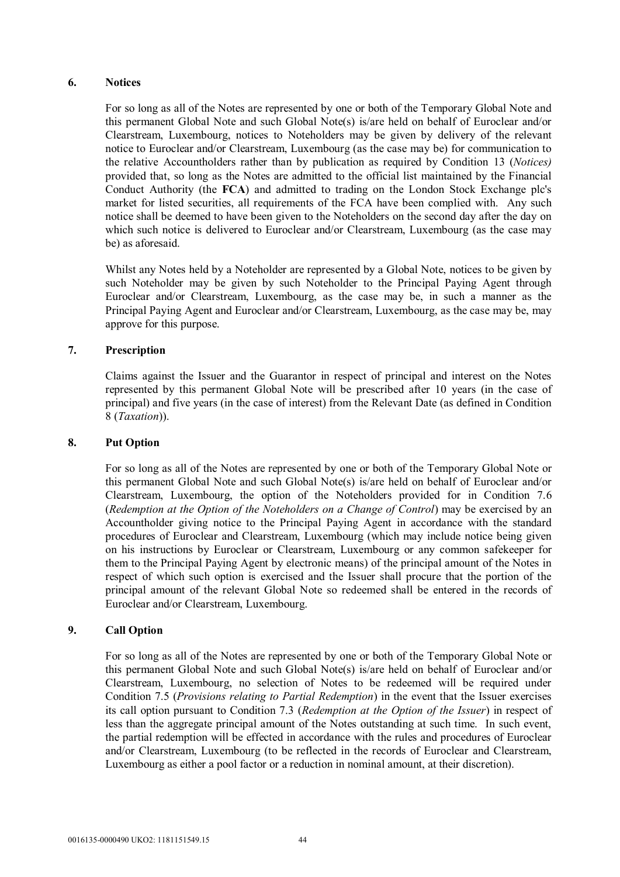## 6. Notices

For so long as all of the Notes are represented by one or both of the Temporary Global Note and this permanent Global Note and such Global Note(s) is/are held on behalf of Euroclear and/or Clearstream, Luxembourg, notices to Noteholders may be given by delivery of the relevant notice to Euroclear and/or Clearstream, Luxembourg (as the case may be) for communication to the relative Accountholders rather than by publication as required by Condition 13 (*Notices)* provided that, so long as the Notes are admitted to the official list maintained by the Financial Conduct Authority (the **FCA**) and admitted to trading on the London Stock Exchange plc's market for listed securities, all requirements of the FCA have been complied with. Any such notice shall be deemed to have been given to the Noteholders on the second day after the day on which such notice is delivered to Euroclear and/or Clearstream, Luxembourg (as the case may be) as aforesaid.

Whilst any Notes held by a Noteholder are represented by a Global Note, notices to be given by such Noteholder may be given by such Noteholder to the Principal Paying Agent through Euroclear and/or Clearstream, Luxembourg, as the case may be, in such a manner as the Principal Paying Agent and Euroclear and/or Clearstream, Luxembourg, as the case may be, may approve for this purpose.

## 7. Prescription

Claims against the Issuer and the Guarantor in respect of principal and interest on the Notes represented by this permanent Global Note will be prescribed after 10 years (in the case of principal) and five years (in the case of interest) from the Relevant Date (as defined in Condition 8 (*Taxation*)).

## 8. Put Option

For so long as all of the Notes are represented by one or both of the Temporary Global Note or this permanent Global Note and such Global Note(s) is/are held on behalf of Euroclear and/or Clearstream, Luxembourg, the option of the Noteholders provided for in Condition 7.6 (*Redemption at the Option of the Noteholders on a Change of Control*) may be exercised by an Accountholder giving notice to the Principal Paying Agent in accordance with the standard procedures of Euroclear and Clearstream, Luxembourg (which may include notice being given on his instructions by Euroclear or Clearstream, Luxembourg or any common safekeeper for them to the Principal Paying Agent by electronic means) of the principal amount of the Notes in respect of which such option is exercised and the Issuer shall procure that the portion of the principal amount of the relevant Global Note so redeemed shall be entered in the records of Euroclear and/or Clearstream, Luxembourg.

## 9. Call Option

For so long as all of the Notes are represented by one or both of the Temporary Global Note or this permanent Global Note and such Global Note(s) is/are held on behalf of Euroclear and/or Clearstream, Luxembourg, no selection of Notes to be redeemed will be required under Condition 7.5 (*Provisions relating to Partial Redemption*) in the event that the Issuer exercises its call option pursuant to Condition 7.3 (*Redemption at the Option of the Issuer*) in respect of less than the aggregate principal amount of the Notes outstanding at such time. In such event, the partial redemption will be effected in accordance with the rules and procedures of Euroclear and/or Clearstream, Luxembourg (to be reflected in the records of Euroclear and Clearstream, Luxembourg as either a pool factor or a reduction in nominal amount, at their discretion).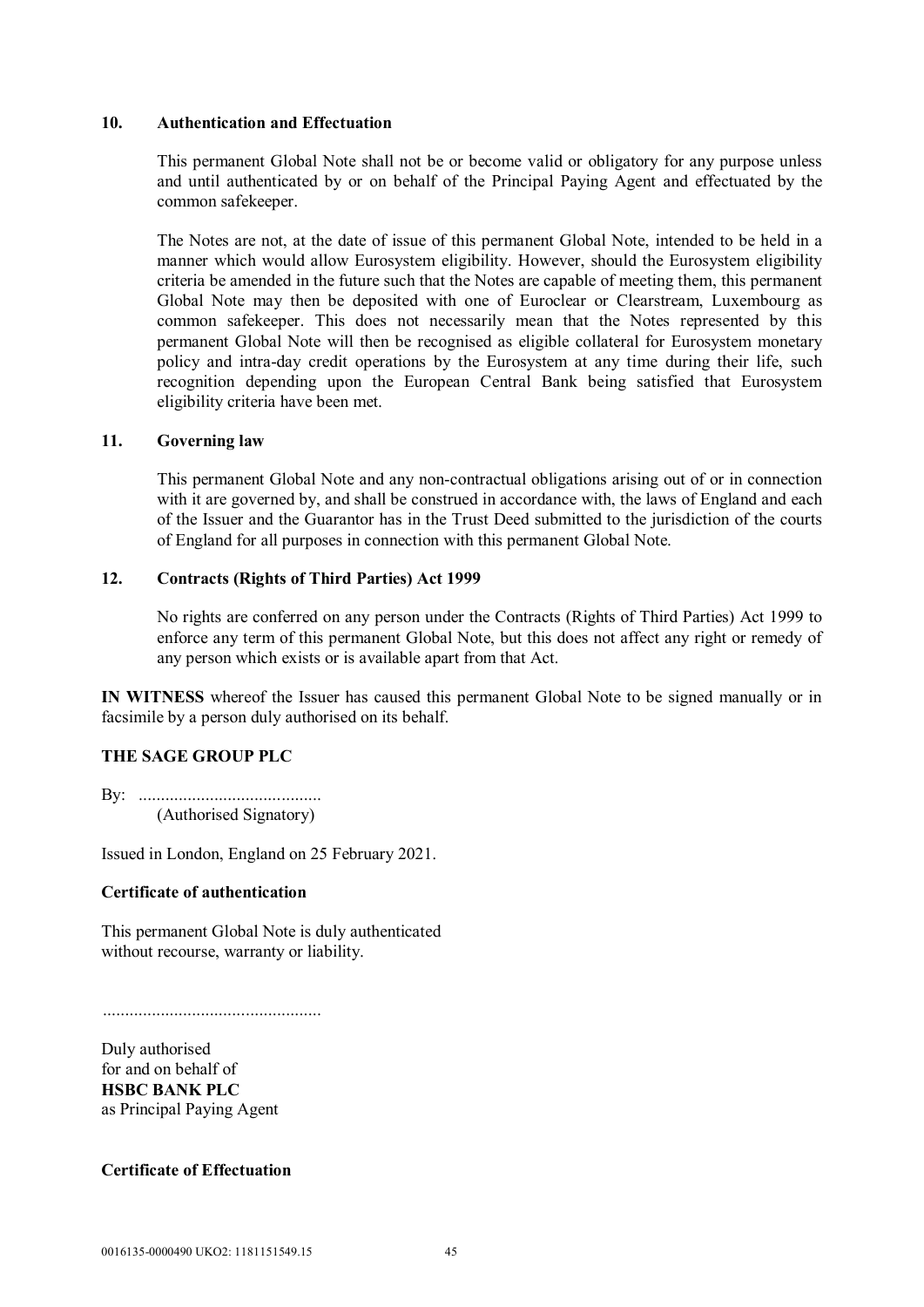### 10. Authentication and Effectuation

This permanent Global Note shall not be or become valid or obligatory for any purpose unless and until authenticated by or on behalf of the Principal Paying Agent and effectuated by the common safekeeper.

The Notes are not, at the date of issue of this permanent Global Note, intended to be held in a manner which would allow Eurosystem eligibility. However, should the Eurosystem eligibility criteria be amended in the future such that the Notes are capable of meeting them, this permanent Global Note may then be deposited with one of Euroclear or Clearstream, Luxembourg as common safekeeper. This does not necessarily mean that the Notes represented by this permanent Global Note will then be recognised as eligible collateral for Eurosystem monetary policy and intra-day credit operations by the Eurosystem at any time during their life, such recognition depending upon the European Central Bank being satisfied that Eurosystem eligibility criteria have been met.

### 11. Governing law

This permanent Global Note and any non-contractual obligations arising out of or in connection with it are governed by, and shall be construed in accordance with, the laws of England and each of the Issuer and the Guarantor has in the Trust Deed submitted to the jurisdiction of the courts of England for all purposes in connection with this permanent Global Note.

### 12. Contracts (Rights of Third Parties) Act 1999

No rights are conferred on any person under the Contracts (Rights of Third Parties) Act 1999 to enforce any term of this permanent Global Note, but this does not affect any right or remedy of any person which exists or is available apart from that Act.

**IN WITNESS** whereof the Issuer has caused this permanent Global Note to be signed manually or in facsimile by a person duly authorised on its behalf.

**THE SAGE GROUP PLC**

By: .........................................
(Authorised Signatory)

Issued in London, England on 25 February 2021.

**Certificate of authentication**

This permanent Global Note is duly authenticated
without recourse, warranty or liability.

.................................................

Duly authorised
for and on behalf of
**HSBC BANK PLC**
as Principal Paying Agent

**Certificate of Effectuation**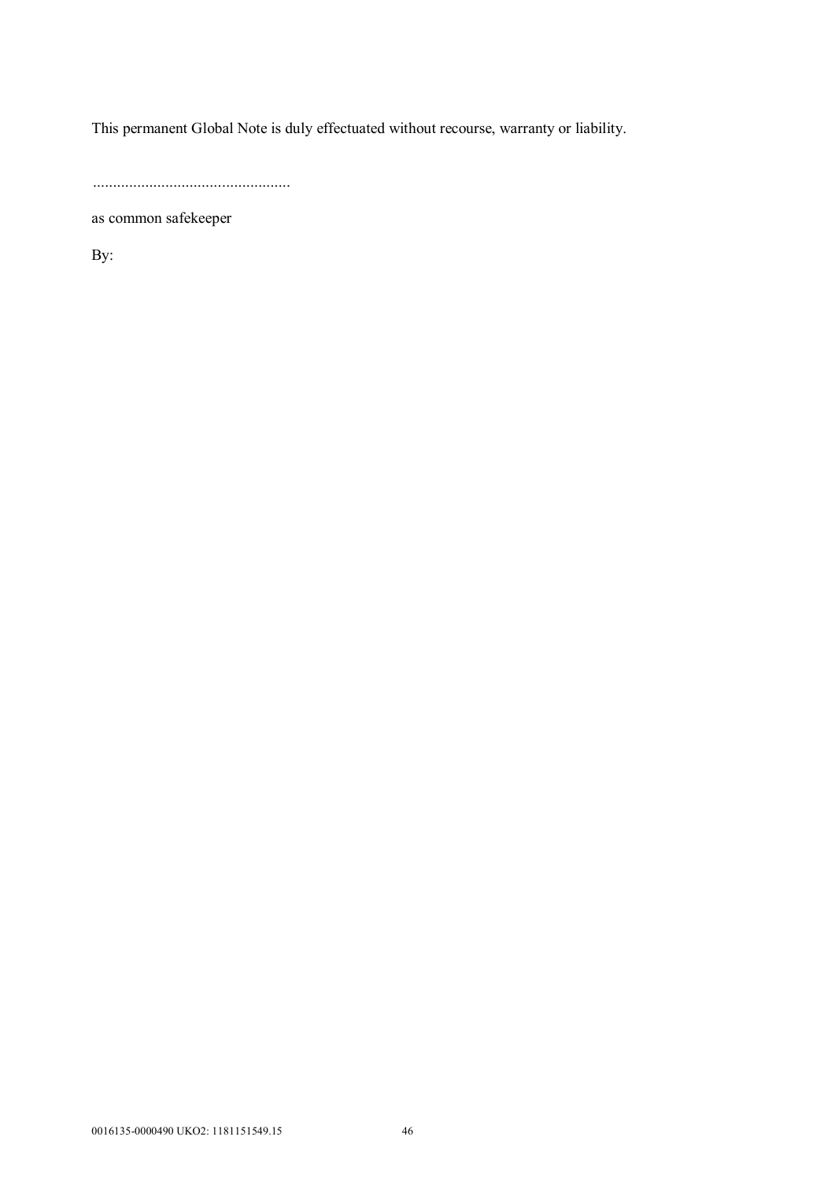This permanent Global Note is duly effectuated without recourse, warranty or liability.

.................................................

as common safekeeper

By: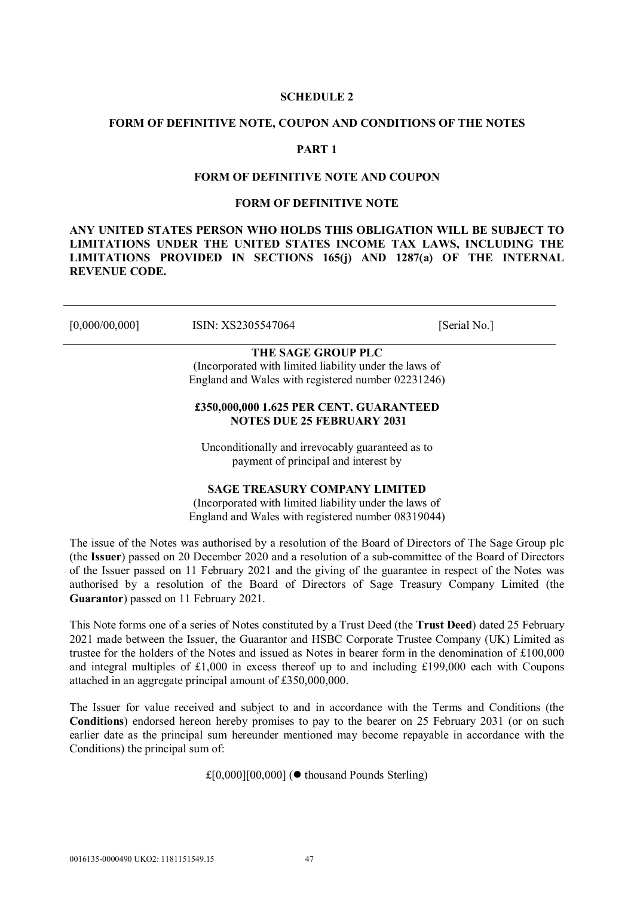**SCHEDULE 2**

**FORM OF DEFINITIVE NOTE, COUPON AND CONDITIONS OF THE NOTES**

**PART 1**

**FORM OF DEFINITIVE NOTE AND COUPON**

**FORM OF DEFINITIVE NOTE**

**ANY UNITED STATES PERSON WHO HOLDS THIS OBLIGATION WILL BE SUBJECT TO LIMITATIONS UNDER THE UNITED STATES INCOME TAX LAWS, INCLUDING THE LIMITATIONS PROVIDED IN SECTIONS 165(j) AND 1287(a) OF THE INTERNAL REVENUE CODE.**

---

[0,000/00,000] ISIN: XS2305547064 [Serial No.]

---

**THE SAGE GROUP PLC**

(Incorporated with limited liability under the laws of England and Wales with registered number 02231246)

**£350,000,000 1.625 PER CENT. GUARANTEED NOTES DUE 25 FEBRUARY 2031**

Unconditionally and irrevocably guaranteed as to payment of principal and interest by

**SAGE TREASURY COMPANY LIMITED**

(Incorporated with limited liability under the laws of England and Wales with registered number 08319044)

The issue of the Notes was authorised by a resolution of the Board of Directors of The Sage Group plc (the **Issuer**) passed on 20 December 2020 and a resolution of a sub-committee of the Board of Directors of the Issuer passed on 11 February 2021 and the giving of the guarantee in respect of the Notes was authorised by a resolution of the Board of Directors of Sage Treasury Company Limited (the **Guarantor**) passed on 11 February 2021.

This Note forms one of a series of Notes constituted by a Trust Deed (the **Trust Deed**) dated 25 February 2021 made between the Issuer, the Guarantor and HSBC Corporate Trustee Company (UK) Limited as trustee for the holders of the Notes and issued as Notes in bearer form in the denomination of £100,000 and integral multiples of £1,000 in excess thereof up to and including £199,000 each with Coupons attached in an aggregate principal amount of £350,000,000.

The Issuer for value received and subject to and in accordance with the Terms and Conditions (the **Conditions**) endorsed hereon hereby promises to pay to the bearer on 25 February 2031 (or on such earlier date as the principal sum hereunder mentioned may become repayable in accordance with the Conditions) the principal sum of:

£[0,000][00,000] (● thousand Pounds Sterling)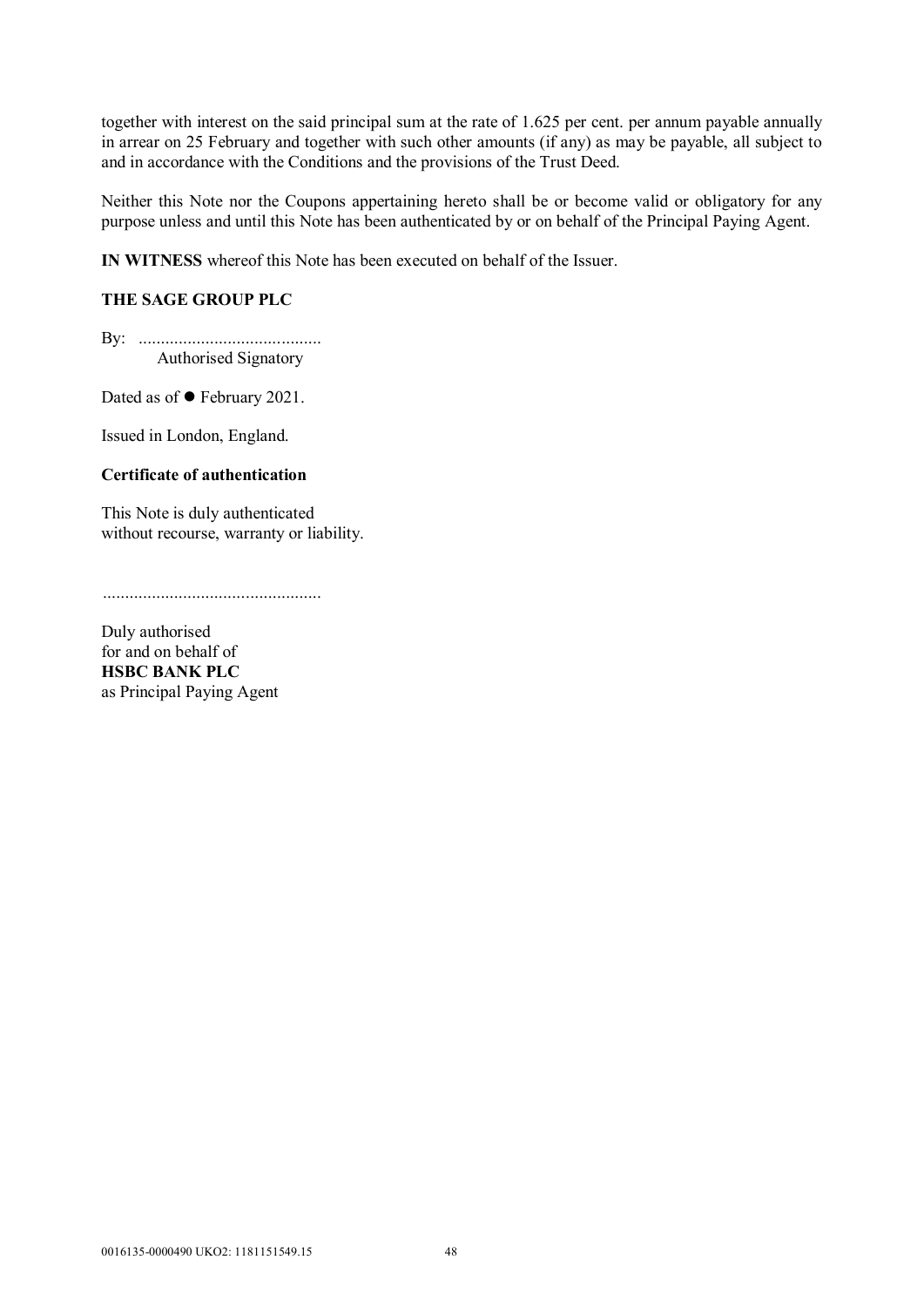together with interest on the said principal sum at the rate of 1.625 per cent. per annum payable annually in arrear on 25 February and together with such other amounts (if any) as may be payable, all subject to and in accordance with the Conditions and the provisions of the Trust Deed.

Neither this Note nor the Coupons appertaining hereto shall be or become valid or obligatory for any purpose unless and until this Note has been authenticated by or on behalf of the Principal Paying Agent.

**IN WITNESS** whereof this Note has been executed on behalf of the Issuer.

**THE SAGE GROUP PLC**

By: .........................................
Authorised Signatory

Dated as of ● February 2021.

Issued in London, England.

**Certificate of authentication**

This Note is duly authenticated
without recourse, warranty or liability.

.................................................

Duly authorised
for and on behalf of
**HSBC BANK PLC**
as Principal Paying Agent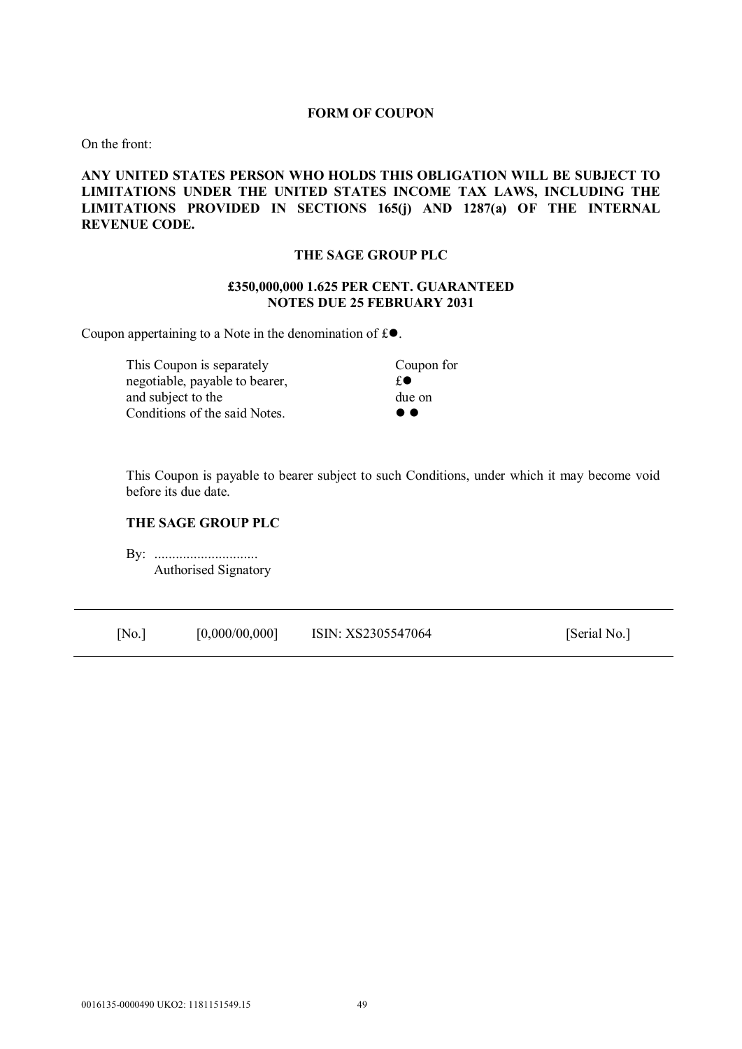**FORM OF COUPON**

On the front:

**ANY UNITED STATES PERSON WHO HOLDS THIS OBLIGATION WILL BE SUBJECT TO LIMITATIONS UNDER THE UNITED STATES INCOME TAX LAWS, INCLUDING THE LIMITATIONS PROVIDED IN SECTIONS 165(j) AND 1287(a) OF THE INTERNAL REVENUE CODE.**

**THE SAGE GROUP PLC**

**£350,000,000 1.625 PER CENT. GUARANTEED NOTES DUE 25 FEBRUARY 2031**

Coupon appertaining to a Note in the denomination of £●.

| This Coupon is separately negotiable, payable to bearer, and subject to the Conditions of the said Notes. | Coupon for £● due on ● ● |
|---|---|

This Coupon is payable to bearer subject to such Conditions, under which it may become void before its due date.

**THE SAGE GROUP PLC**

By: .............................
Authorised Signatory

| [No.] | [0,000/00,000] | ISIN: XS2305547064 | [Serial No.] |
|---|---|---|---|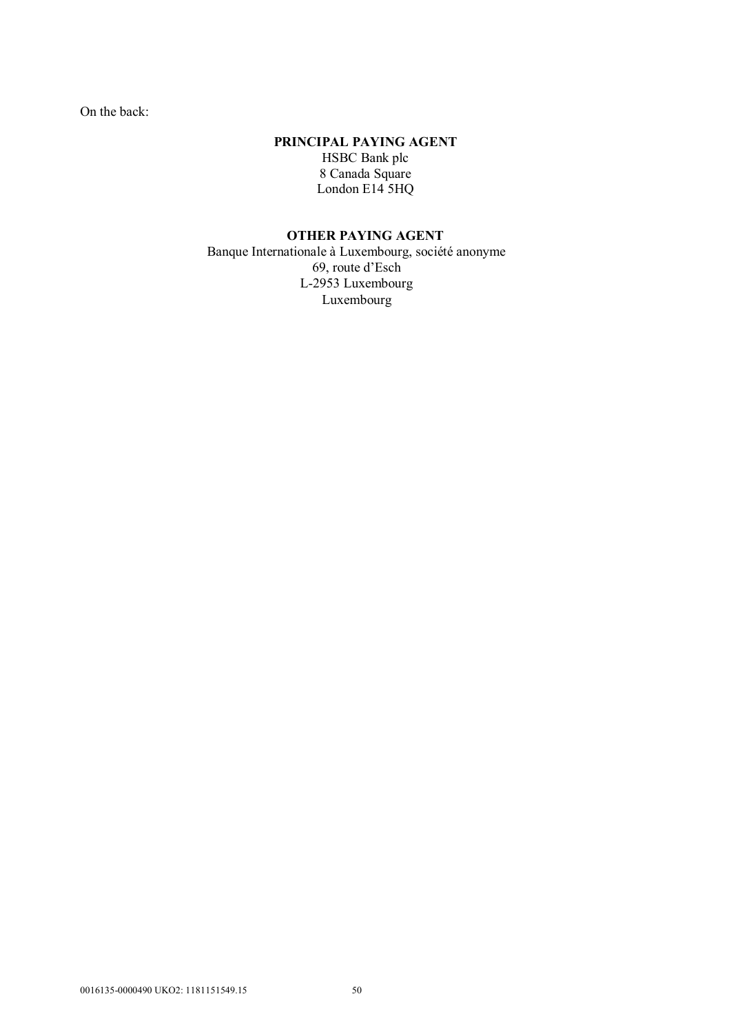On the back:

**PRINCIPAL PAYING AGENT**
HSBC Bank plc
8 Canada Square
London E14 5HQ

**OTHER PAYING AGENT**
Banque Internationale à Luxembourg, société anonyme
69, route d'Esch
L-2953 Luxembourg
Luxembourg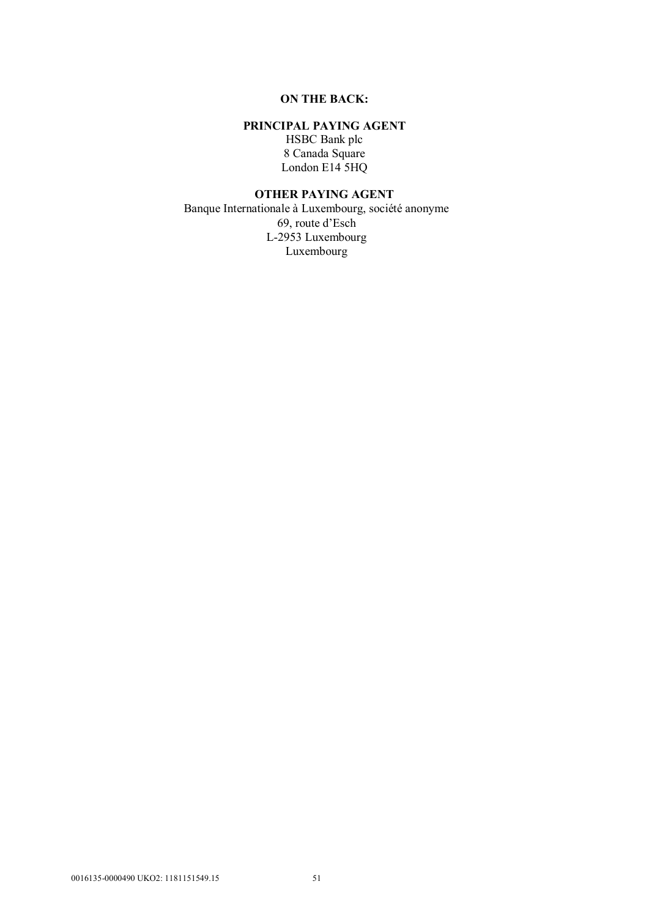**ON THE BACK:**

**PRINCIPAL PAYING AGENT**
HSBC Bank plc
8 Canada Square
London E14 5HQ

**OTHER PAYING AGENT**
Banque Internationale à Luxembourg, société anonyme
69, route d'Esch
L-2953 Luxembourg
Luxembourg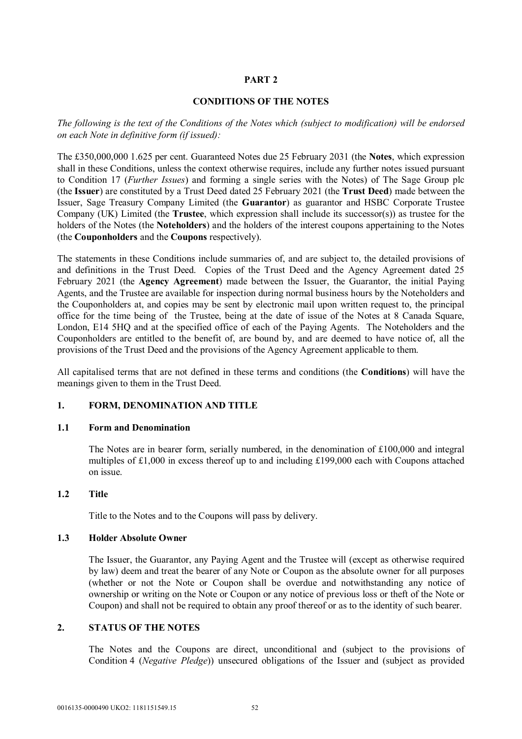## PART 2

## CONDITIONS OF THE NOTES

*The following is the text of the Conditions of the Notes which (subject to modification) will be endorsed on each Note in definitive form (if issued):*

The £350,000,000 1.625 per cent. Guaranteed Notes due 25 February 2031 (the **Notes**, which expression shall in these Conditions, unless the context otherwise requires, include any further notes issued pursuant to Condition 17 (*Further Issues*) and forming a single series with the Notes) of The Sage Group plc (the **Issuer**) are constituted by a Trust Deed dated 25 February 2021 (the **Trust Deed**) made between the Issuer, Sage Treasury Company Limited (the **Guarantor**) as guarantor and HSBC Corporate Trustee Company (UK) Limited (the **Trustee**, which expression shall include its successor(s)) as trustee for the holders of the Notes (the **Noteholders**) and the holders of the interest coupons appertaining to the Notes (the **Couponholders** and the **Coupons** respectively).

The statements in these Conditions include summaries of, and are subject to, the detailed provisions of and definitions in the Trust Deed. Copies of the Trust Deed and the Agency Agreement dated 25 February 2021 (the **Agency Agreement**) made between the Issuer, the Guarantor, the initial Paying Agents, and the Trustee are available for inspection during normal business hours by the Noteholders and the Couponholders at, and copies may be sent by electronic mail upon written request to, the principal office for the time being of the Trustee, being at the date of issue of the Notes at 8 Canada Square, London, E14 5HQ and at the specified office of each of the Paying Agents. The Noteholders and the Couponholders are entitled to the benefit of, are bound by, and are deemed to have notice of, all the provisions of the Trust Deed and the provisions of the Agency Agreement applicable to them.

All capitalised terms that are not defined in these terms and conditions (the **Conditions**) will have the meanings given to them in the Trust Deed.

### 1. FORM, DENOMINATION AND TITLE

#### 1.1 Form and Denomination

The Notes are in bearer form, serially numbered, in the denomination of £100,000 and integral multiples of £1,000 in excess thereof up to and including £199,000 each with Coupons attached on issue.

#### 1.2 Title

Title to the Notes and to the Coupons will pass by delivery.

#### 1.3 Holder Absolute Owner

The Issuer, the Guarantor, any Paying Agent and the Trustee will (except as otherwise required by law) deem and treat the bearer of any Note or Coupon as the absolute owner for all purposes (whether or not the Note or Coupon shall be overdue and notwithstanding any notice of ownership or writing on the Note or Coupon or any notice of previous loss or theft of the Note or Coupon) and shall not be required to obtain any proof thereof or as to the identity of such bearer.

### 2. STATUS OF THE NOTES

The Notes and the Coupons are direct, unconditional and (subject to the provisions of Condition 4 (*Negative Pledge*)) unsecured obligations of the Issuer and (subject as provided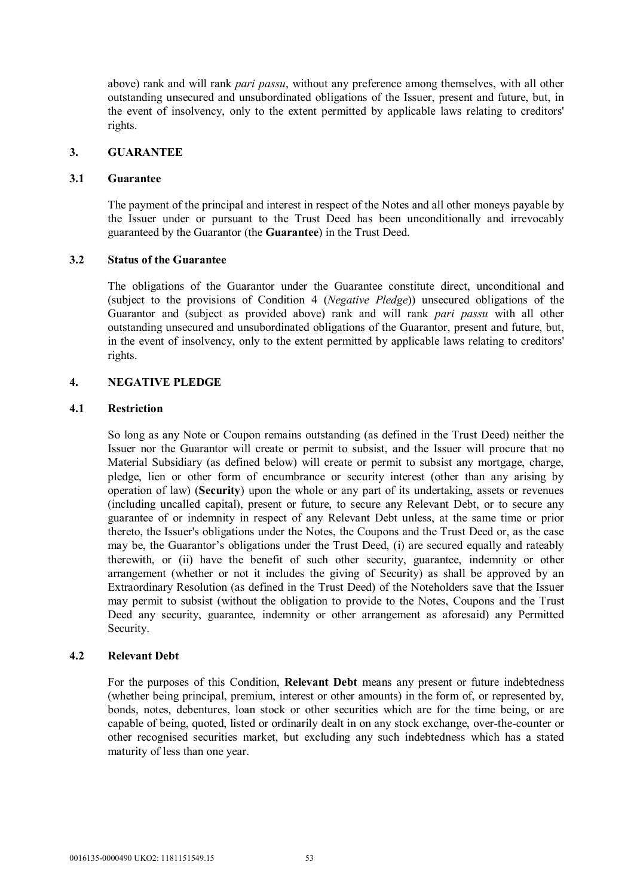above) rank and will rank *pari passu*, without any preference among themselves, with all other outstanding unsecured and unsubordinated obligations of the Issuer, present and future, but, in the event of insolvency, only to the extent permitted by applicable laws relating to creditors' rights.

## 3. GUARANTEE

### 3.1 Guarantee

The payment of the principal and interest in respect of the Notes and all other moneys payable by the Issuer under or pursuant to the Trust Deed has been unconditionally and irrevocably guaranteed by the Guarantor (the **Guarantee**) in the Trust Deed.

### 3.2 Status of the Guarantee

The obligations of the Guarantor under the Guarantee constitute direct, unconditional and (subject to the provisions of Condition 4 (*Negative Pledge*)) unsecured obligations of the Guarantor and (subject as provided above) rank and will rank *pari passu* with all other outstanding unsecured and unsubordinated obligations of the Guarantor, present and future, but, in the event of insolvency, only to the extent permitted by applicable laws relating to creditors' rights.

## 4. NEGATIVE PLEDGE

### 4.1 Restriction

So long as any Note or Coupon remains outstanding (as defined in the Trust Deed) neither the Issuer nor the Guarantor will create or permit to subsist, and the Issuer will procure that no Material Subsidiary (as defined below) will create or permit to subsist any mortgage, charge, pledge, lien or other form of encumbrance or security interest (other than any arising by operation of law) (**Security**) upon the whole or any part of its undertaking, assets or revenues (including uncalled capital), present or future, to secure any Relevant Debt, or to secure any guarantee of or indemnity in respect of any Relevant Debt unless, at the same time or prior thereto, the Issuer's obligations under the Notes, the Coupons and the Trust Deed or, as the case may be, the Guarantor's obligations under the Trust Deed, (i) are secured equally and rateably therewith, or (ii) have the benefit of such other security, guarantee, indemnity or other arrangement (whether or not it includes the giving of Security) as shall be approved by an Extraordinary Resolution (as defined in the Trust Deed) of the Noteholders save that the Issuer may permit to subsist (without the obligation to provide to the Notes, Coupons and the Trust Deed any security, guarantee, indemnity or other arrangement as aforesaid) any Permitted Security.

### 4.2 Relevant Debt

For the purposes of this Condition, **Relevant Debt** means any present or future indebtedness (whether being principal, premium, interest or other amounts) in the form of, or represented by, bonds, notes, debentures, loan stock or other securities which are for the time being, or are capable of being, quoted, listed or ordinarily dealt in on any stock exchange, over-the-counter or other recognised securities market, but excluding any such indebtedness which has a stated maturity of less than one year.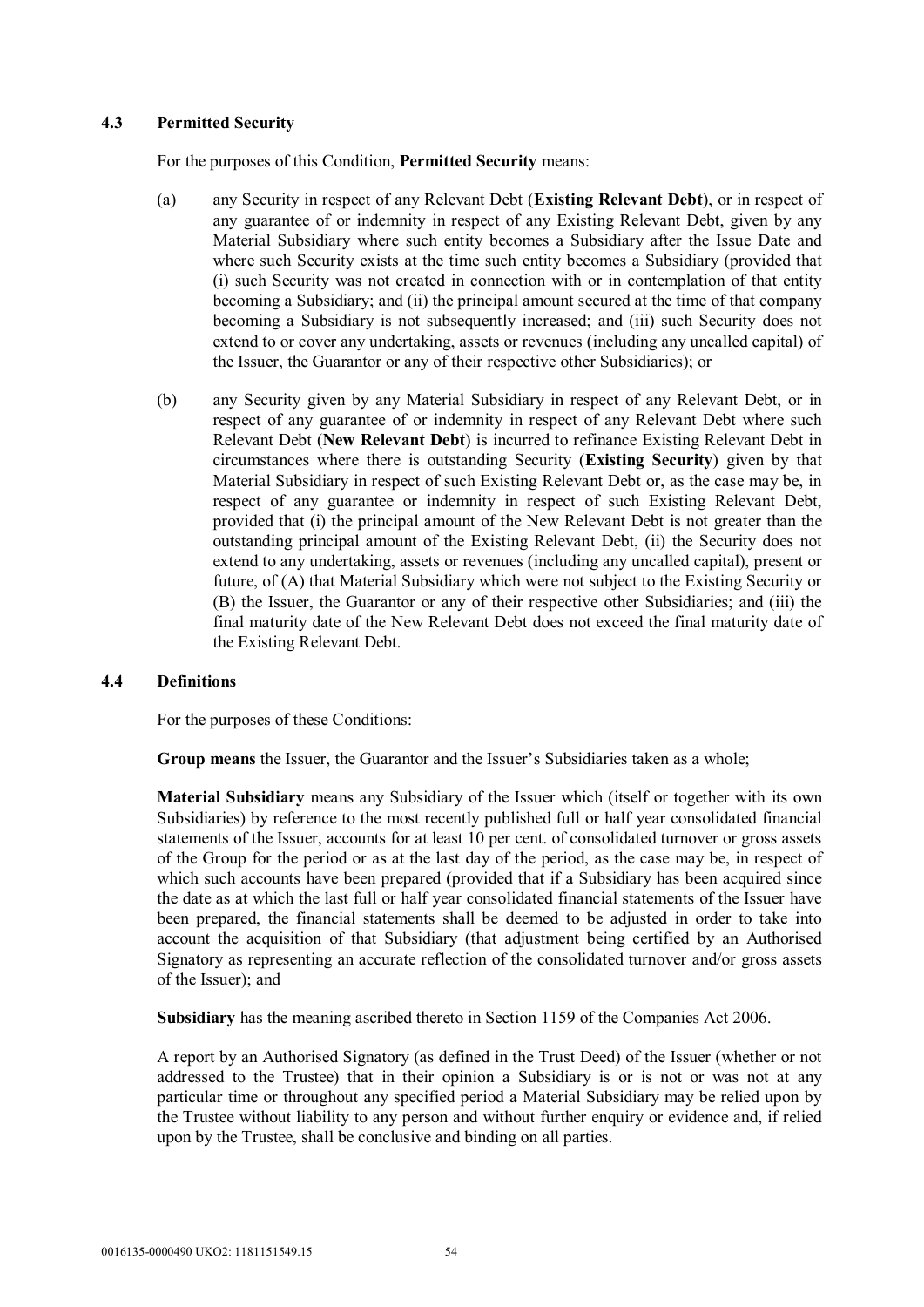### 4.3 Permitted Security

For the purposes of this Condition, **Permitted Security** means:

(a) any Security in respect of any Relevant Debt (**Existing Relevant Debt**), or in respect of any guarantee of or indemnity in respect of any Existing Relevant Debt, given by any Material Subsidiary where such entity becomes a Subsidiary after the Issue Date and where such Security exists at the time such entity becomes a Subsidiary (provided that (i) such Security was not created in connection with or in contemplation of that entity becoming a Subsidiary; and (ii) the principal amount secured at the time of that company becoming a Subsidiary is not subsequently increased; and (iii) such Security does not extend to or cover any undertaking, assets or revenues (including any uncalled capital) of the Issuer, the Guarantor or any of their respective other Subsidiaries); or

(b) any Security given by any Material Subsidiary in respect of any Relevant Debt, or in respect of any guarantee of or indemnity in respect of any Relevant Debt where such Relevant Debt (**New Relevant Debt**) is incurred to refinance Existing Relevant Debt in circumstances where there is outstanding Security (**Existing Security**) given by that Material Subsidiary in respect of such Existing Relevant Debt or, as the case may be, in respect of any guarantee or indemnity in respect of such Existing Relevant Debt, provided that (i) the principal amount of the New Relevant Debt is not greater than the outstanding principal amount of the Existing Relevant Debt, (ii) the Security does not extend to any undertaking, assets or revenues (including any uncalled capital), present or future, of (A) that Material Subsidiary which were not subject to the Existing Security or (B) the Issuer, the Guarantor or any of their respective other Subsidiaries; and (iii) the final maturity date of the New Relevant Debt does not exceed the final maturity date of the Existing Relevant Debt.

### 4.4 Definitions

For the purposes of these Conditions:

**Group means** the Issuer, the Guarantor and the Issuer's Subsidiaries taken as a whole;

**Material Subsidiary** means any Subsidiary of the Issuer which (itself or together with its own Subsidiaries) by reference to the most recently published full or half year consolidated financial statements of the Issuer, accounts for at least 10 per cent. of consolidated turnover or gross assets of the Group for the period or as at the last day of the period, as the case may be, in respect of which such accounts have been prepared (provided that if a Subsidiary has been acquired since the date as at which the last full or half year consolidated financial statements of the Issuer have been prepared, the financial statements shall be deemed to be adjusted in order to take into account the acquisition of that Subsidiary (that adjustment being certified by an Authorised Signatory as representing an accurate reflection of the consolidated turnover and/or gross assets of the Issuer); and

**Subsidiary** has the meaning ascribed thereto in Section 1159 of the Companies Act 2006.

A report by an Authorised Signatory (as defined in the Trust Deed) of the Issuer (whether or not addressed to the Trustee) that in their opinion a Subsidiary is or is not or was not at any particular time or throughout any specified period a Material Subsidiary may be relied upon by the Trustee without liability to any person and without further enquiry or evidence and, if relied upon by the Trustee, shall be conclusive and binding on all parties.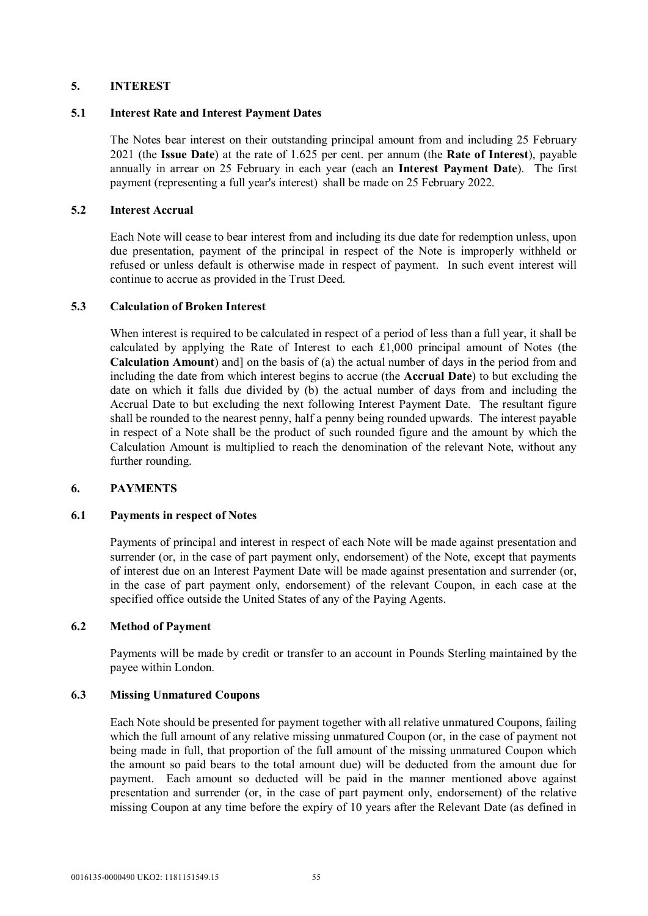## 5. INTEREST

### 5.1 Interest Rate and Interest Payment Dates

The Notes bear interest on their outstanding principal amount from and including 25 February 2021 (the **Issue Date**) at the rate of 1.625 per cent. per annum (the **Rate of Interest**), payable annually in arrear on 25 February in each year (each an **Interest Payment Date**). The first payment (representing a full year's interest) shall be made on 25 February 2022.

### 5.2 Interest Accrual

Each Note will cease to bear interest from and including its due date for redemption unless, upon due presentation, payment of the principal in respect of the Note is improperly withheld or refused or unless default is otherwise made in respect of payment. In such event interest will continue to accrue as provided in the Trust Deed.

### 5.3 Calculation of Broken Interest

When interest is required to be calculated in respect of a period of less than a full year, it shall be calculated by applying the Rate of Interest to each £1,000 principal amount of Notes (the **Calculation Amount**) and] on the basis of (a) the actual number of days in the period from and including the date from which interest begins to accrue (the **Accrual Date**) to but excluding the date on which it falls due divided by (b) the actual number of days from and including the Accrual Date to but excluding the next following Interest Payment Date. The resultant figure shall be rounded to the nearest penny, half a penny being rounded upwards. The interest payable in respect of a Note shall be the product of such rounded figure and the amount by which the Calculation Amount is multiplied to reach the denomination of the relevant Note, without any further rounding.

## 6. PAYMENTS

### 6.1 Payments in respect of Notes

Payments of principal and interest in respect of each Note will be made against presentation and surrender (or, in the case of part payment only, endorsement) of the Note, except that payments of interest due on an Interest Payment Date will be made against presentation and surrender (or, in the case of part payment only, endorsement) of the relevant Coupon, in each case at the specified office outside the United States of any of the Paying Agents.

### 6.2 Method of Payment

Payments will be made by credit or transfer to an account in Pounds Sterling maintained by the payee within London.

### 6.3 Missing Unmatured Coupons

Each Note should be presented for payment together with all relative unmatured Coupons, failing which the full amount of any relative missing unmatured Coupon (or, in the case of payment not being made in full, that proportion of the full amount of the missing unmatured Coupon which the amount so paid bears to the total amount due) will be deducted from the amount due for payment. Each amount so deducted will be paid in the manner mentioned above against presentation and surrender (or, in the case of part payment only, endorsement) of the relative missing Coupon at any time before the expiry of 10 years after the Relevant Date (as defined in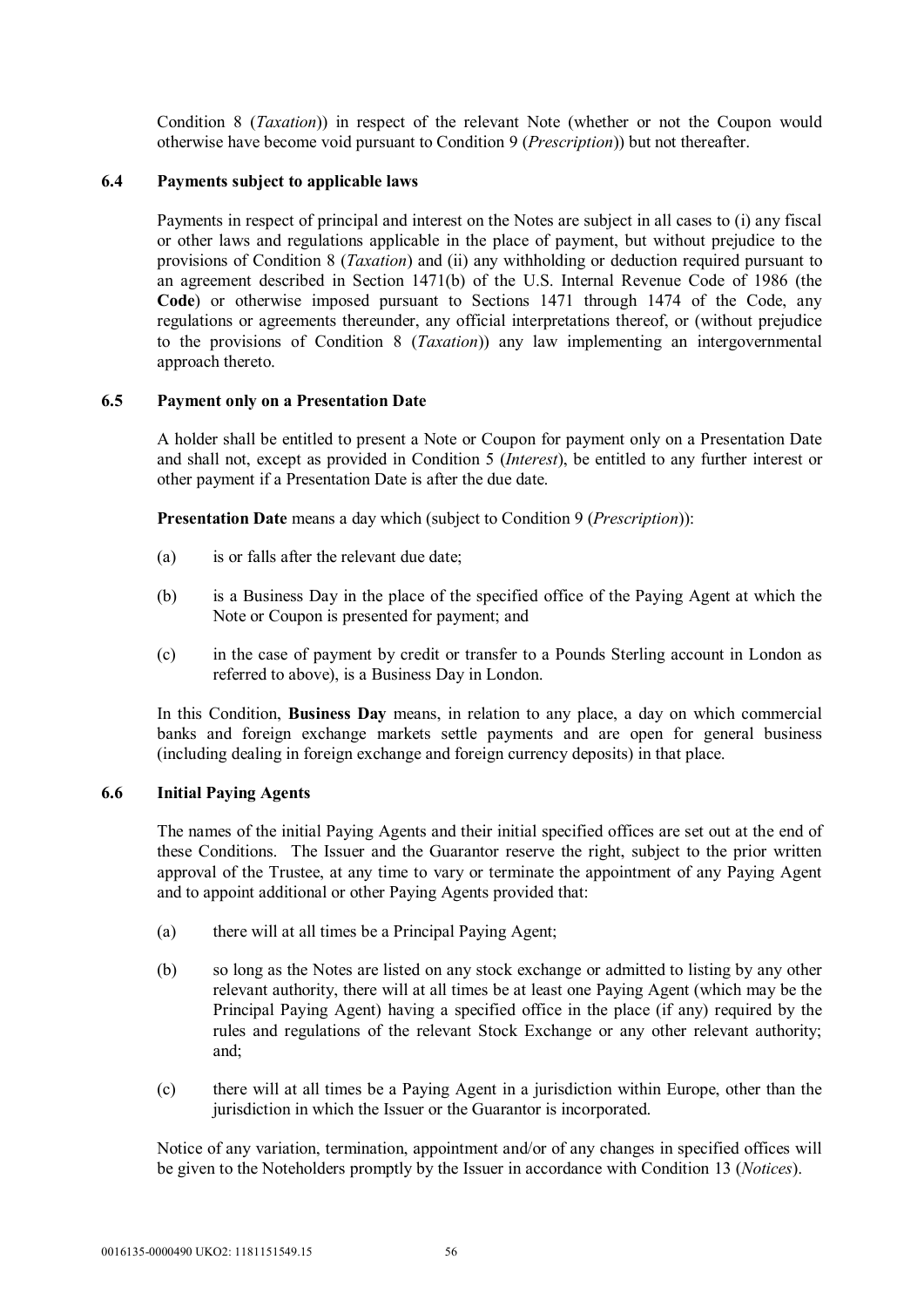Condition 8 (*Taxation*)) in respect of the relevant Note (whether or not the Coupon would otherwise have become void pursuant to Condition 9 (*Prescription*)) but not thereafter.

### 6.4 Payments subject to applicable laws

Payments in respect of principal and interest on the Notes are subject in all cases to (i) any fiscal or other laws and regulations applicable in the place of payment, but without prejudice to the provisions of Condition 8 (*Taxation*) and (ii) any withholding or deduction required pursuant to an agreement described in Section 1471(b) of the U.S. Internal Revenue Code of 1986 (the **Code**) or otherwise imposed pursuant to Sections 1471 through 1474 of the Code, any regulations or agreements thereunder, any official interpretations thereof, or (without prejudice to the provisions of Condition 8 (*Taxation*)) any law implementing an intergovernmental approach thereto.

### 6.5 Payment only on a Presentation Date

A holder shall be entitled to present a Note or Coupon for payment only on a Presentation Date and shall not, except as provided in Condition 5 (*Interest*), be entitled to any further interest or other payment if a Presentation Date is after the due date.

**Presentation Date** means a day which (subject to Condition 9 (*Prescription*)):

(a) is or falls after the relevant due date;

(b) is a Business Day in the place of the specified office of the Paying Agent at which the Note or Coupon is presented for payment; and

(c) in the case of payment by credit or transfer to a Pounds Sterling account in London as referred to above), is a Business Day in London.

In this Condition, **Business Day** means, in relation to any place, a day on which commercial banks and foreign exchange markets settle payments and are open for general business (including dealing in foreign exchange and foreign currency deposits) in that place.

### 6.6 Initial Paying Agents

The names of the initial Paying Agents and their initial specified offices are set out at the end of these Conditions. The Issuer and the Guarantor reserve the right, subject to the prior written approval of the Trustee, at any time to vary or terminate the appointment of any Paying Agent and to appoint additional or other Paying Agents provided that:

(a) there will at all times be a Principal Paying Agent;

(b) so long as the Notes are listed on any stock exchange or admitted to listing by any other relevant authority, there will at all times be at least one Paying Agent (which may be the Principal Paying Agent) having a specified office in the place (if any) required by the rules and regulations of the relevant Stock Exchange or any other relevant authority; and;

(c) there will at all times be a Paying Agent in a jurisdiction within Europe, other than the jurisdiction in which the Issuer or the Guarantor is incorporated.

Notice of any variation, termination, appointment and/or of any changes in specified offices will be given to the Noteholders promptly by the Issuer in accordance with Condition 13 (*Notices*).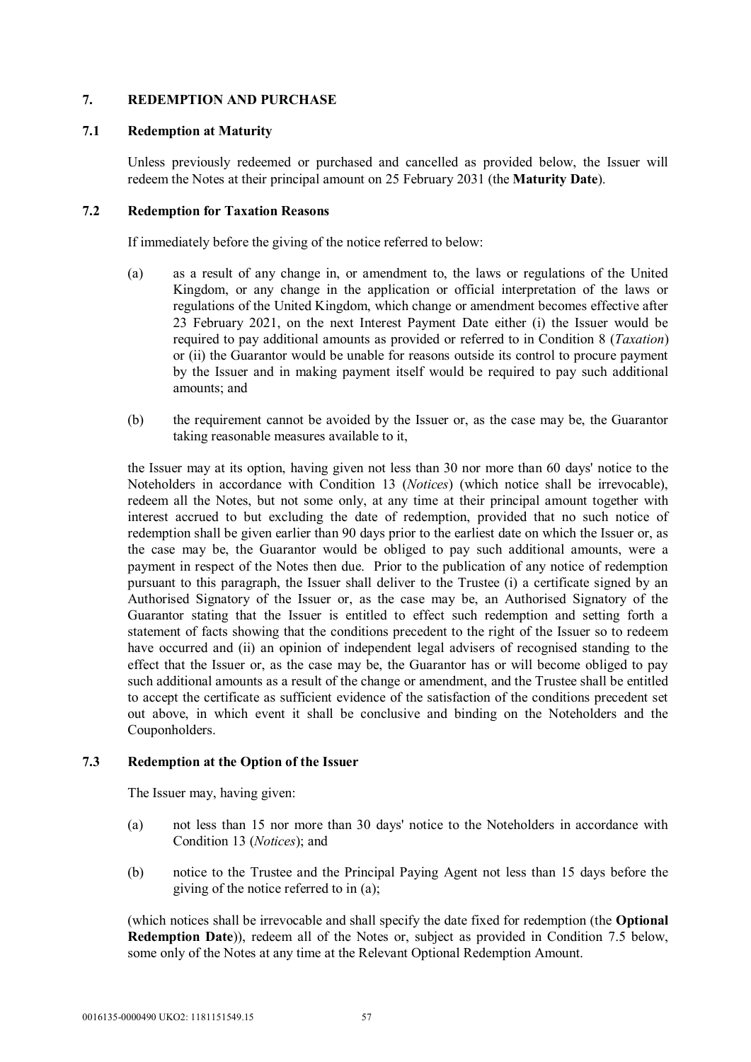## 7. REDEMPTION AND PURCHASE

### 7.1 Redemption at Maturity

Unless previously redeemed or purchased and cancelled as provided below, the Issuer will redeem the Notes at their principal amount on 25 February 2031 (the **Maturity Date**).

### 7.2 Redemption for Taxation Reasons

If immediately before the giving of the notice referred to below:

(a) as a result of any change in, or amendment to, the laws or regulations of the United Kingdom, or any change in the application or official interpretation of the laws or regulations of the United Kingdom, which change or amendment becomes effective after 23 February 2021, on the next Interest Payment Date either (i) the Issuer would be required to pay additional amounts as provided or referred to in Condition 8 (*Taxation*) or (ii) the Guarantor would be unable for reasons outside its control to procure payment by the Issuer and in making payment itself would be required to pay such additional amounts; and

(b) the requirement cannot be avoided by the Issuer or, as the case may be, the Guarantor taking reasonable measures available to it,

the Issuer may at its option, having given not less than 30 nor more than 60 days' notice to the Noteholders in accordance with Condition 13 (*Notices*) (which notice shall be irrevocable), redeem all the Notes, but not some only, at any time at their principal amount together with interest accrued to but excluding the date of redemption, provided that no such notice of redemption shall be given earlier than 90 days prior to the earliest date on which the Issuer or, as the case may be, the Guarantor would be obliged to pay such additional amounts, were a payment in respect of the Notes then due. Prior to the publication of any notice of redemption pursuant to this paragraph, the Issuer shall deliver to the Trustee (i) a certificate signed by an Authorised Signatory of the Issuer or, as the case may be, an Authorised Signatory of the Guarantor stating that the Issuer is entitled to effect such redemption and setting forth a statement of facts showing that the conditions precedent to the right of the Issuer so to redeem have occurred and (ii) an opinion of independent legal advisers of recognised standing to the effect that the Issuer or, as the case may be, the Guarantor has or will become obliged to pay such additional amounts as a result of the change or amendment, and the Trustee shall be entitled to accept the certificate as sufficient evidence of the satisfaction of the conditions precedent set out above, in which event it shall be conclusive and binding on the Noteholders and the Couponholders.

### 7.3 Redemption at the Option of the Issuer

The Issuer may, having given:

(a) not less than 15 nor more than 30 days' notice to the Noteholders in accordance with Condition 13 (*Notices*); and

(b) notice to the Trustee and the Principal Paying Agent not less than 15 days before the giving of the notice referred to in (a);

(which notices shall be irrevocable and shall specify the date fixed for redemption (the **Optional Redemption Date**)), redeem all of the Notes or, subject as provided in Condition 7.5 below, some only of the Notes at any time at the Relevant Optional Redemption Amount.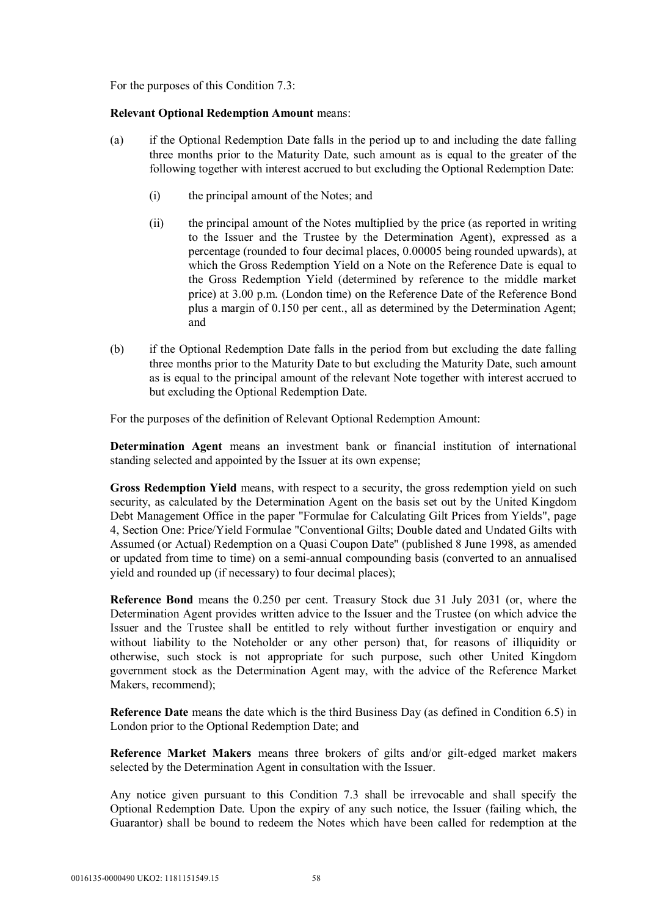For the purposes of this Condition 7.3:

**Relevant Optional Redemption Amount** means:

(a) if the Optional Redemption Date falls in the period up to and including the date falling three months prior to the Maturity Date, such amount as is equal to the greater of the following together with interest accrued to but excluding the Optional Redemption Date:

   (i) the principal amount of the Notes; and

   (ii) the principal amount of the Notes multiplied by the price (as reported in writing to the Issuer and the Trustee by the Determination Agent), expressed as a percentage (rounded to four decimal places, 0.00005 being rounded upwards), at which the Gross Redemption Yield on a Note on the Reference Date is equal to the Gross Redemption Yield (determined by reference to the middle market price) at 3.00 p.m. (London time) on the Reference Date of the Reference Bond plus a margin of 0.150 per cent., all as determined by the Determination Agent; and

(b) if the Optional Redemption Date falls in the period from but excluding the date falling three months prior to the Maturity Date to but excluding the Maturity Date, such amount as is equal to the principal amount of the relevant Note together with interest accrued to but excluding the Optional Redemption Date.

For the purposes of the definition of Relevant Optional Redemption Amount:

**Determination Agent** means an investment bank or financial institution of international standing selected and appointed by the Issuer at its own expense;

**Gross Redemption Yield** means, with respect to a security, the gross redemption yield on such security, as calculated by the Determination Agent on the basis set out by the United Kingdom Debt Management Office in the paper "Formulae for Calculating Gilt Prices from Yields", page 4, Section One: Price/Yield Formulae "Conventional Gilts; Double dated and Undated Gilts with Assumed (or Actual) Redemption on a Quasi Coupon Date" (published 8 June 1998, as amended or updated from time to time) on a semi-annual compounding basis (converted to an annualised yield and rounded up (if necessary) to four decimal places);

**Reference Bond** means the 0.250 per cent. Treasury Stock due 31 July 2031 (or, where the Determination Agent provides written advice to the Issuer and the Trustee (on which advice the Issuer and the Trustee shall be entitled to rely without further investigation or enquiry and without liability to the Noteholder or any other person) that, for reasons of illiquidity or otherwise, such stock is not appropriate for such purpose, such other United Kingdom government stock as the Determination Agent may, with the advice of the Reference Market Makers, recommend);

**Reference Date** means the date which is the third Business Day (as defined in Condition 6.5) in London prior to the Optional Redemption Date; and

**Reference Market Makers** means three brokers of gilts and/or gilt-edged market makers selected by the Determination Agent in consultation with the Issuer.

Any notice given pursuant to this Condition 7.3 shall be irrevocable and shall specify the Optional Redemption Date. Upon the expiry of any such notice, the Issuer (failing which, the Guarantor) shall be bound to redeem the Notes which have been called for redemption at the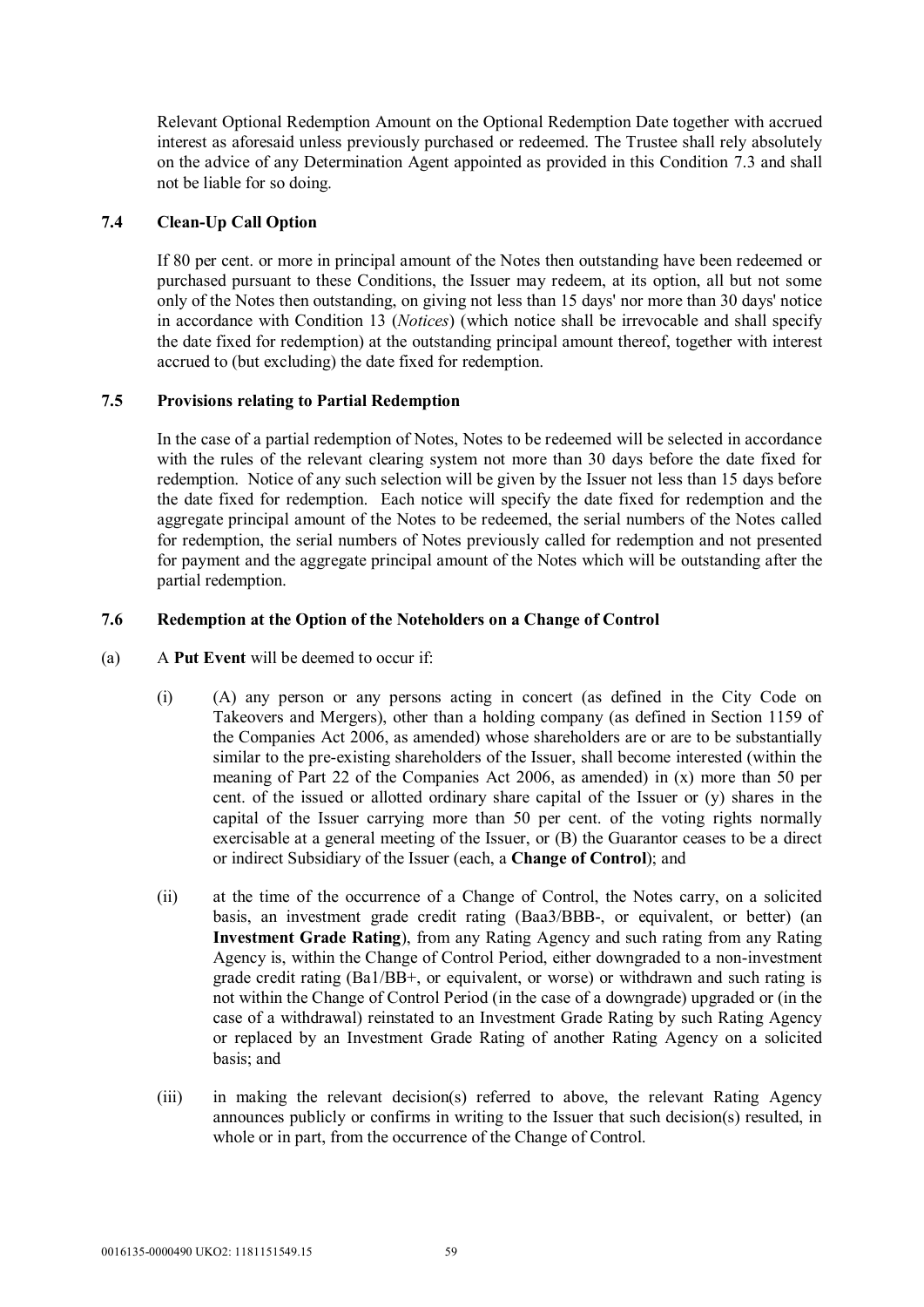Relevant Optional Redemption Amount on the Optional Redemption Date together with accrued interest as aforesaid unless previously purchased or redeemed. The Trustee shall rely absolutely on the advice of any Determination Agent appointed as provided in this Condition 7.3 and shall not be liable for so doing.

### 7.4 Clean-Up Call Option

If 80 per cent. or more in principal amount of the Notes then outstanding have been redeemed or purchased pursuant to these Conditions, the Issuer may redeem, at its option, all but not some only of the Notes then outstanding, on giving not less than 15 days' nor more than 30 days' notice in accordance with Condition 13 (*Notices*) (which notice shall be irrevocable and shall specify the date fixed for redemption) at the outstanding principal amount thereof, together with interest accrued to (but excluding) the date fixed for redemption.

### 7.5 Provisions relating to Partial Redemption

In the case of a partial redemption of Notes, Notes to be redeemed will be selected in accordance with the rules of the relevant clearing system not more than 30 days before the date fixed for redemption. Notice of any such selection will be given by the Issuer not less than 15 days before the date fixed for redemption. Each notice will specify the date fixed for redemption and the aggregate principal amount of the Notes to be redeemed, the serial numbers of the Notes called for redemption, the serial numbers of Notes previously called for redemption and not presented for payment and the aggregate principal amount of the Notes which will be outstanding after the partial redemption.

### 7.6 Redemption at the Option of the Noteholders on a Change of Control

(a) A **Put Event** will be deemed to occur if:

(i) (A) any person or any persons acting in concert (as defined in the City Code on Takeovers and Mergers), other than a holding company (as defined in Section 1159 of the Companies Act 2006, as amended) whose shareholders are or are to be substantially similar to the pre-existing shareholders of the Issuer, shall become interested (within the meaning of Part 22 of the Companies Act 2006, as amended) in (x) more than 50 per cent. of the issued or allotted ordinary share capital of the Issuer or (y) shares in the capital of the Issuer carrying more than 50 per cent. of the voting rights normally exercisable at a general meeting of the Issuer, or (B) the Guarantor ceases to be a direct or indirect Subsidiary of the Issuer (each, a **Change of Control**); and

(ii) at the time of the occurrence of a Change of Control, the Notes carry, on a solicited basis, an investment grade credit rating (Baa3/BBB-, or equivalent, or better) (an **Investment Grade Rating**), from any Rating Agency and such rating from any Rating Agency is, within the Change of Control Period, either downgraded to a non-investment grade credit rating (Ba1/BB+, or equivalent, or worse) or withdrawn and such rating is not within the Change of Control Period (in the case of a downgrade) upgraded or (in the case of a withdrawal) reinstated to an Investment Grade Rating by such Rating Agency or replaced by an Investment Grade Rating of another Rating Agency on a solicited basis; and

(iii) in making the relevant decision(s) referred to above, the relevant Rating Agency announces publicly or confirms in writing to the Issuer that such decision(s) resulted, in whole or in part, from the occurrence of the Change of Control.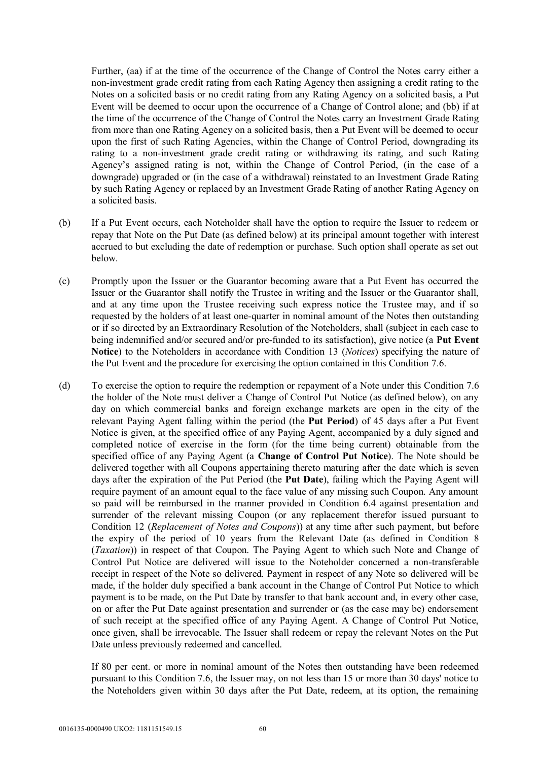Further, (aa) if at the time of the occurrence of the Change of Control the Notes carry either a non-investment grade credit rating from each Rating Agency then assigning a credit rating to the Notes on a solicited basis or no credit rating from any Rating Agency on a solicited basis, a Put Event will be deemed to occur upon the occurrence of a Change of Control alone; and (bb) if at the time of the occurrence of the Change of Control the Notes carry an Investment Grade Rating from more than one Rating Agency on a solicited basis, then a Put Event will be deemed to occur upon the first of such Rating Agencies, within the Change of Control Period, downgrading its rating to a non-investment grade credit rating or withdrawing its rating, and such Rating Agency's assigned rating is not, within the Change of Control Period, (in the case of a downgrade) upgraded or (in the case of a withdrawal) reinstated to an Investment Grade Rating by such Rating Agency or replaced by an Investment Grade Rating of another Rating Agency on a solicited basis.

(b) If a Put Event occurs, each Noteholder shall have the option to require the Issuer to redeem or repay that Note on the Put Date (as defined below) at its principal amount together with interest accrued to but excluding the date of redemption or purchase. Such option shall operate as set out below.

(c) Promptly upon the Issuer or the Guarantor becoming aware that a Put Event has occurred the Issuer or the Guarantor shall notify the Trustee in writing and the Issuer or the Guarantor shall, and at any time upon the Trustee receiving such express notice the Trustee may, and if so requested by the holders of at least one-quarter in nominal amount of the Notes then outstanding or if so directed by an Extraordinary Resolution of the Noteholders, shall (subject in each case to being indemnified and/or secured and/or pre-funded to its satisfaction), give notice (a **Put Event Notice**) to the Noteholders in accordance with Condition 13 (*Notices*) specifying the nature of the Put Event and the procedure for exercising the option contained in this Condition 7.6.

(d) To exercise the option to require the redemption or repayment of a Note under this Condition 7.6 the holder of the Note must deliver a Change of Control Put Notice (as defined below), on any day on which commercial banks and foreign exchange markets are open in the city of the relevant Paying Agent falling within the period (the **Put Period**) of 45 days after a Put Event Notice is given, at the specified office of any Paying Agent, accompanied by a duly signed and completed notice of exercise in the form (for the time being current) obtainable from the specified office of any Paying Agent (a **Change of Control Put Notice**). The Note should be delivered together with all Coupons appertaining thereto maturing after the date which is seven days after the expiration of the Put Period (the **Put Date**), failing which the Paying Agent will require payment of an amount equal to the face value of any missing such Coupon. Any amount so paid will be reimbursed in the manner provided in Condition 6.4 against presentation and surrender of the relevant missing Coupon (or any replacement therefor issued pursuant to Condition 12 (*Replacement of Notes and Coupons*)) at any time after such payment, but before the expiry of the period of 10 years from the Relevant Date (as defined in Condition 8 (*Taxation*)) in respect of that Coupon. The Paying Agent to which such Note and Change of Control Put Notice are delivered will issue to the Noteholder concerned a non-transferable receipt in respect of the Note so delivered. Payment in respect of any Note so delivered will be made, if the holder duly specified a bank account in the Change of Control Put Notice to which payment is to be made, on the Put Date by transfer to that bank account and, in every other case, on or after the Put Date against presentation and surrender or (as the case may be) endorsement of such receipt at the specified office of any Paying Agent. A Change of Control Put Notice, once given, shall be irrevocable. The Issuer shall redeem or repay the relevant Notes on the Put Date unless previously redeemed and cancelled.

If 80 per cent. or more in nominal amount of the Notes then outstanding have been redeemed pursuant to this Condition 7.6, the Issuer may, on not less than 15 or more than 30 days' notice to the Noteholders given within 30 days after the Put Date, redeem, at its option, the remaining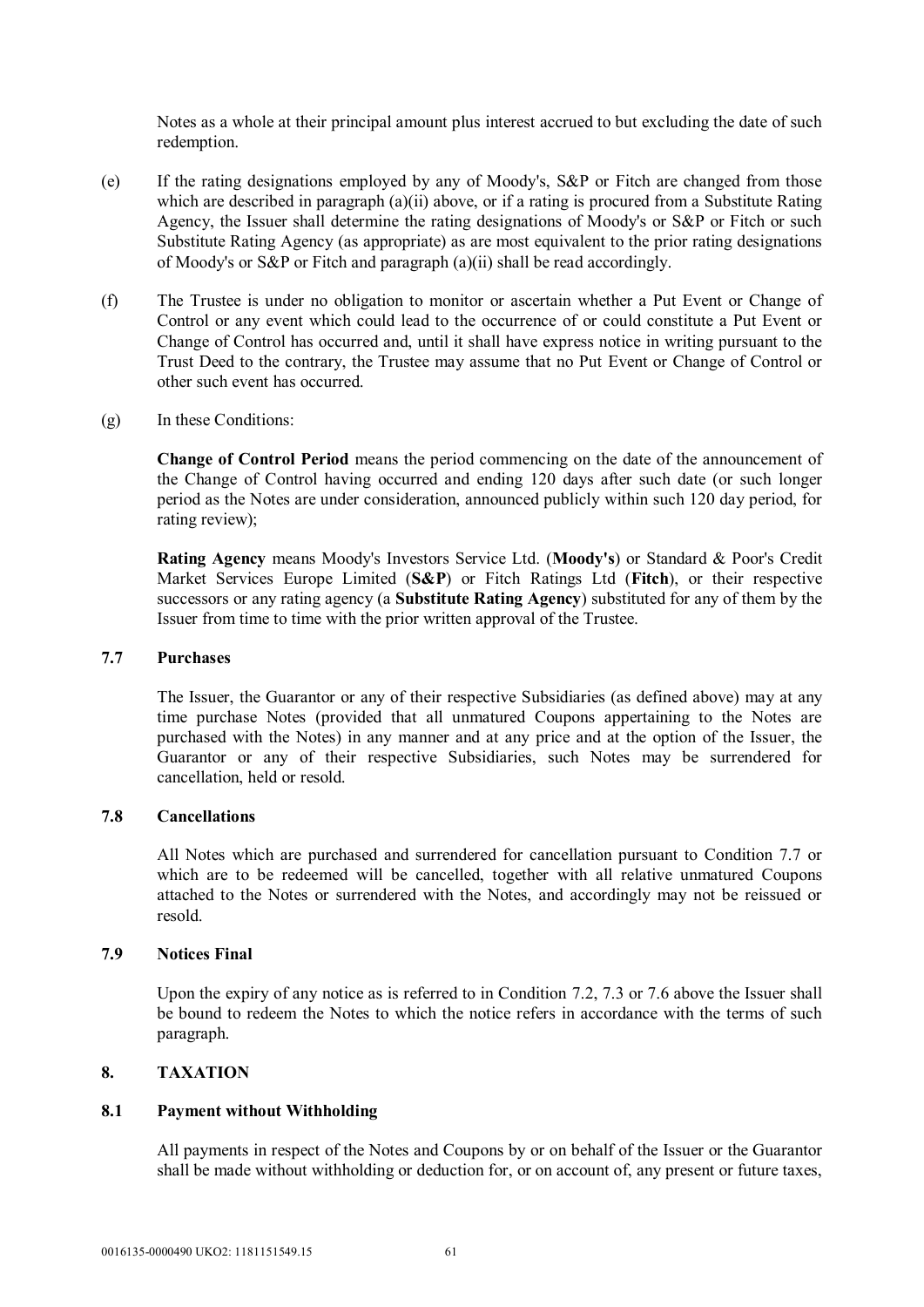Notes as a whole at their principal amount plus interest accrued to but excluding the date of such redemption.

(e) If the rating designations employed by any of Moody's, S&P or Fitch are changed from those which are described in paragraph (a)(ii) above, or if a rating is procured from a Substitute Rating Agency, the Issuer shall determine the rating designations of Moody's or S&P or Fitch or such Substitute Rating Agency (as appropriate) as are most equivalent to the prior rating designations of Moody's or S&P or Fitch and paragraph (a)(ii) shall be read accordingly.

(f) The Trustee is under no obligation to monitor or ascertain whether a Put Event or Change of Control or any event which could lead to the occurrence of or could constitute a Put Event or Change of Control has occurred and, until it shall have express notice in writing pursuant to the Trust Deed to the contrary, the Trustee may assume that no Put Event or Change of Control or other such event has occurred.

(g) In these Conditions:

**Change of Control Period** means the period commencing on the date of the announcement of the Change of Control having occurred and ending 120 days after such date (or such longer period as the Notes are under consideration, announced publicly within such 120 day period, for rating review);

**Rating Agency** means Moody's Investors Service Ltd. (**Moody's**) or Standard & Poor's Credit Market Services Europe Limited (**S&P**) or Fitch Ratings Ltd (**Fitch**), or their respective successors or any rating agency (a **Substitute Rating Agency**) substituted for any of them by the Issuer from time to time with the prior written approval of the Trustee.

### 7.7 Purchases

The Issuer, the Guarantor or any of their respective Subsidiaries (as defined above) may at any time purchase Notes (provided that all unmatured Coupons appertaining to the Notes are purchased with the Notes) in any manner and at any price and at the option of the Issuer, the Guarantor or any of their respective Subsidiaries, such Notes may be surrendered for cancellation, held or resold.

### 7.8 Cancellations

All Notes which are purchased and surrendered for cancellation pursuant to Condition 7.7 or which are to be redeemed will be cancelled, together with all relative unmatured Coupons attached to the Notes or surrendered with the Notes, and accordingly may not be reissued or resold.

### 7.9 Notices Final

Upon the expiry of any notice as is referred to in Condition 7.2, 7.3 or 7.6 above the Issuer shall be bound to redeem the Notes to which the notice refers in accordance with the terms of such paragraph.

## 8. TAXATION

### 8.1 Payment without Withholding

All payments in respect of the Notes and Coupons by or on behalf of the Issuer or the Guarantor shall be made without withholding or deduction for, or on account of, any present or future taxes,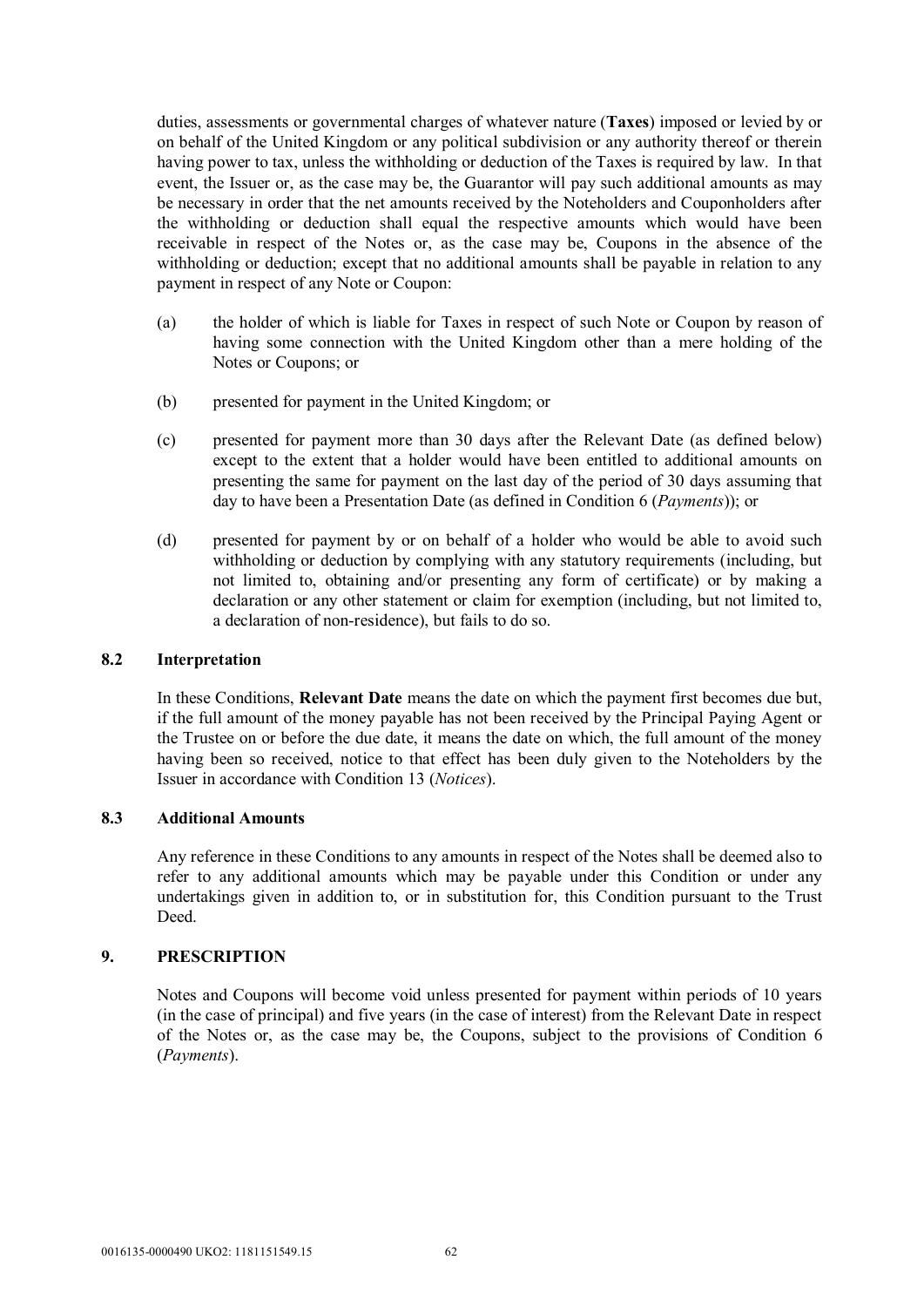duties, assessments or governmental charges of whatever nature (**Taxes**) imposed or levied by or on behalf of the United Kingdom or any political subdivision or any authority thereof or therein having power to tax, unless the withholding or deduction of the Taxes is required by law. In that event, the Issuer or, as the case may be, the Guarantor will pay such additional amounts as may be necessary in order that the net amounts received by the Noteholders and Couponholders after the withholding or deduction shall equal the respective amounts which would have been receivable in respect of the Notes or, as the case may be, Coupons in the absence of the withholding or deduction; except that no additional amounts shall be payable in relation to any payment in respect of any Note or Coupon:

(a) the holder of which is liable for Taxes in respect of such Note or Coupon by reason of having some connection with the United Kingdom other than a mere holding of the Notes or Coupons; or

(b) presented for payment in the United Kingdom; or

(c) presented for payment more than 30 days after the Relevant Date (as defined below) except to the extent that a holder would have been entitled to additional amounts on presenting the same for payment on the last day of the period of 30 days assuming that day to have been a Presentation Date (as defined in Condition 6 (*Payments*)); or

(d) presented for payment by or on behalf of a holder who would be able to avoid such withholding or deduction by complying with any statutory requirements (including, but not limited to, obtaining and/or presenting any form of certificate) or by making a declaration or any other statement or claim for exemption (including, but not limited to, a declaration of non-residence), but fails to do so.

### 8.2 Interpretation

In these Conditions, **Relevant Date** means the date on which the payment first becomes due but, if the full amount of the money payable has not been received by the Principal Paying Agent or the Trustee on or before the due date, it means the date on which, the full amount of the money having been so received, notice to that effect has been duly given to the Noteholders by the Issuer in accordance with Condition 13 (*Notices*).

### 8.3 Additional Amounts

Any reference in these Conditions to any amounts in respect of the Notes shall be deemed also to refer to any additional amounts which may be payable under this Condition or under any undertakings given in addition to, or in substitution for, this Condition pursuant to the Trust Deed.

## 9. PRESCRIPTION

Notes and Coupons will become void unless presented for payment within periods of 10 years (in the case of principal) and five years (in the case of interest) from the Relevant Date in respect of the Notes or, as the case may be, the Coupons, subject to the provisions of Condition 6 (*Payments*).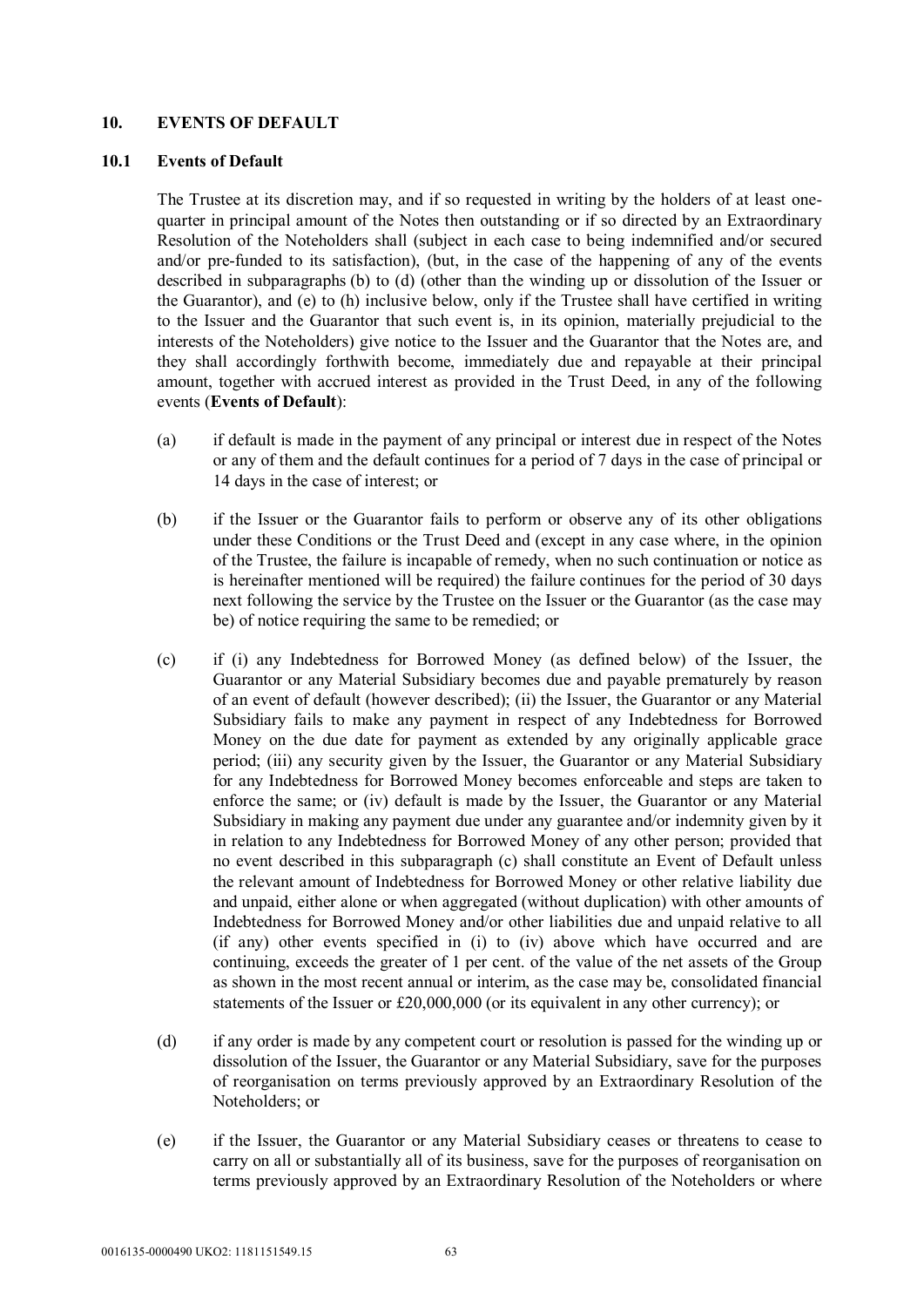## 10. EVENTS OF DEFAULT

### 10.1 Events of Default

The Trustee at its discretion may, and if so requested in writing by the holders of at least one-quarter in principal amount of the Notes then outstanding or if so directed by an Extraordinary Resolution of the Noteholders shall (subject in each case to being indemnified and/or secured and/or pre-funded to its satisfaction), (but, in the case of the happening of any of the events described in subparagraphs (b) to (d) (other than the winding up or dissolution of the Issuer or the Guarantor), and (e) to (h) inclusive below, only if the Trustee shall have certified in writing to the Issuer and the Guarantor that such event is, in its opinion, materially prejudicial to the interests of the Noteholders) give notice to the Issuer and the Guarantor that the Notes are, and they shall accordingly forthwith become, immediately due and repayable at their principal amount, together with accrued interest as provided in the Trust Deed, in any of the following events (**Events of Default**):

(a) if default is made in the payment of any principal or interest due in respect of the Notes or any of them and the default continues for a period of 7 days in the case of principal or 14 days in the case of interest; or

(b) if the Issuer or the Guarantor fails to perform or observe any of its other obligations under these Conditions or the Trust Deed and (except in any case where, in the opinion of the Trustee, the failure is incapable of remedy, when no such continuation or notice as is hereinafter mentioned will be required) the failure continues for the period of 30 days next following the service by the Trustee on the Issuer or the Guarantor (as the case may be) of notice requiring the same to be remedied; or

(c) if (i) any Indebtedness for Borrowed Money (as defined below) of the Issuer, the Guarantor or any Material Subsidiary becomes due and payable prematurely by reason of an event of default (however described); (ii) the Issuer, the Guarantor or any Material Subsidiary fails to make any payment in respect of any Indebtedness for Borrowed Money on the due date for payment as extended by any originally applicable grace period; (iii) any security given by the Issuer, the Guarantor or any Material Subsidiary for any Indebtedness for Borrowed Money becomes enforceable and steps are taken to enforce the same; or (iv) default is made by the Issuer, the Guarantor or any Material Subsidiary in making any payment due under any guarantee and/or indemnity given by it in relation to any Indebtedness for Borrowed Money of any other person; provided that no event described in this subparagraph (c) shall constitute an Event of Default unless the relevant amount of Indebtedness for Borrowed Money or other relative liability due and unpaid, either alone or when aggregated (without duplication) with other amounts of Indebtedness for Borrowed Money and/or other liabilities due and unpaid relative to all (if any) other events specified in (i) to (iv) above which have occurred and are continuing, exceeds the greater of 1 per cent. of the value of the net assets of the Group as shown in the most recent annual or interim, as the case may be, consolidated financial statements of the Issuer or £20,000,000 (or its equivalent in any other currency); or

(d) if any order is made by any competent court or resolution is passed for the winding up or dissolution of the Issuer, the Guarantor or any Material Subsidiary, save for the purposes of reorganisation on terms previously approved by an Extraordinary Resolution of the Noteholders; or

(e) if the Issuer, the Guarantor or any Material Subsidiary ceases or threatens to cease to carry on all or substantially all of its business, save for the purposes of reorganisation on terms previously approved by an Extraordinary Resolution of the Noteholders or where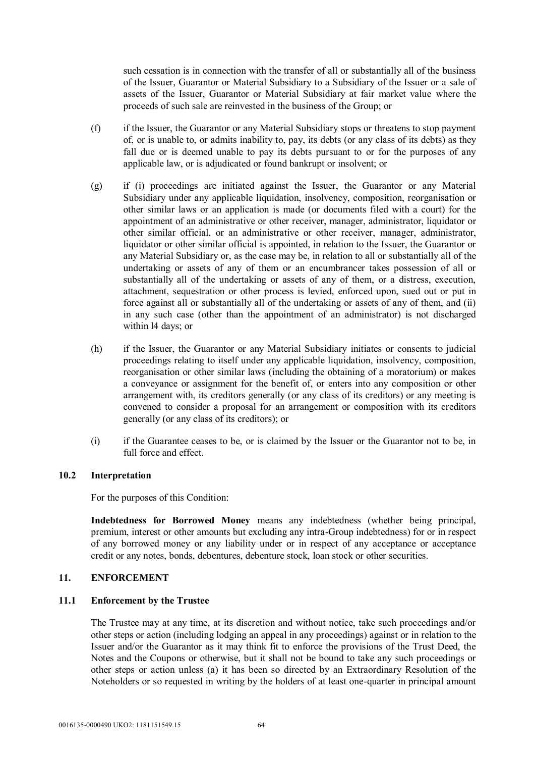such cessation is in connection with the transfer of all or substantially all of the business of the Issuer, Guarantor or Material Subsidiary to a Subsidiary of the Issuer or a sale of assets of the Issuer, Guarantor or Material Subsidiary at fair market value where the proceeds of such sale are reinvested in the business of the Group; or

(f) if the Issuer, the Guarantor or any Material Subsidiary stops or threatens to stop payment of, or is unable to, or admits inability to, pay, its debts (or any class of its debts) as they fall due or is deemed unable to pay its debts pursuant to or for the purposes of any applicable law, or is adjudicated or found bankrupt or insolvent; or

(g) if (i) proceedings are initiated against the Issuer, the Guarantor or any Material Subsidiary under any applicable liquidation, insolvency, composition, reorganisation or other similar laws or an application is made (or documents filed with a court) for the appointment of an administrative or other receiver, manager, administrator, liquidator or other similar official, or an administrative or other receiver, manager, administrator, liquidator or other similar official is appointed, in relation to the Issuer, the Guarantor or any Material Subsidiary or, as the case may be, in relation to all or substantially all of the undertaking or assets of any of them or an encumbrancer takes possession of all or substantially all of the undertaking or assets of any of them, or a distress, execution, attachment, sequestration or other process is levied, enforced upon, sued out or put in force against all or substantially all of the undertaking or assets of any of them, and (ii) in any such case (other than the appointment of an administrator) is not discharged within l4 days; or

(h) if the Issuer, the Guarantor or any Material Subsidiary initiates or consents to judicial proceedings relating to itself under any applicable liquidation, insolvency, composition, reorganisation or other similar laws (including the obtaining of a moratorium) or makes a conveyance or assignment for the benefit of, or enters into any composition or other arrangement with, its creditors generally (or any class of its creditors) or any meeting is convened to consider a proposal for an arrangement or composition with its creditors generally (or any class of its creditors); or

(i) if the Guarantee ceases to be, or is claimed by the Issuer or the Guarantor not to be, in full force and effect.

### 10.2 Interpretation

For the purposes of this Condition:

**Indebtedness for Borrowed Money** means any indebtedness (whether being principal, premium, interest or other amounts but excluding any intra-Group indebtedness) for or in respect of any borrowed money or any liability under or in respect of any acceptance or acceptance credit or any notes, bonds, debentures, debenture stock, loan stock or other securities.

## 11. ENFORCEMENT

### 11.1 Enforcement by the Trustee

The Trustee may at any time, at its discretion and without notice, take such proceedings and/or other steps or action (including lodging an appeal in any proceedings) against or in relation to the Issuer and/or the Guarantor as it may think fit to enforce the provisions of the Trust Deed, the Notes and the Coupons or otherwise, but it shall not be bound to take any such proceedings or other steps or action unless (a) it has been so directed by an Extraordinary Resolution of the Noteholders or so requested in writing by the holders of at least one-quarter in principal amount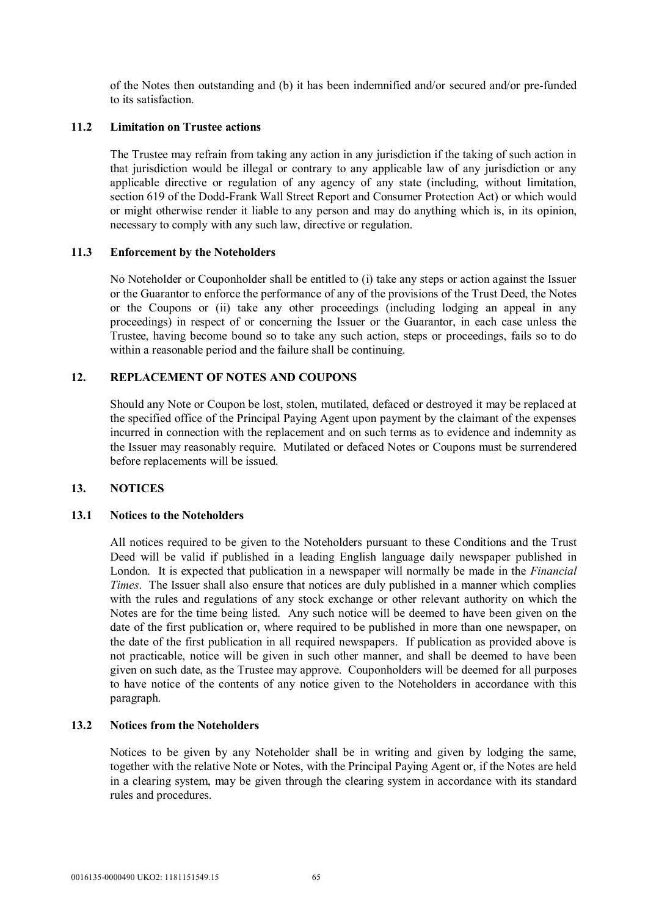of the Notes then outstanding and (b) it has been indemnified and/or secured and/or pre-funded to its satisfaction.

### 11.2 Limitation on Trustee actions

The Trustee may refrain from taking any action in any jurisdiction if the taking of such action in that jurisdiction would be illegal or contrary to any applicable law of any jurisdiction or any applicable directive or regulation of any agency of any state (including, without limitation, section 619 of the Dodd-Frank Wall Street Report and Consumer Protection Act) or which would or might otherwise render it liable to any person and may do anything which is, in its opinion, necessary to comply with any such law, directive or regulation.

### 11.3 Enforcement by the Noteholders

No Noteholder or Couponholder shall be entitled to (i) take any steps or action against the Issuer or the Guarantor to enforce the performance of any of the provisions of the Trust Deed, the Notes or the Coupons or (ii) take any other proceedings (including lodging an appeal in any proceedings) in respect of or concerning the Issuer or the Guarantor, in each case unless the Trustee, having become bound so to take any such action, steps or proceedings, fails so to do within a reasonable period and the failure shall be continuing.

## 12. REPLACEMENT OF NOTES AND COUPONS

Should any Note or Coupon be lost, stolen, mutilated, defaced or destroyed it may be replaced at the specified office of the Principal Paying Agent upon payment by the claimant of the expenses incurred in connection with the replacement and on such terms as to evidence and indemnity as the Issuer may reasonably require. Mutilated or defaced Notes or Coupons must be surrendered before replacements will be issued.

## 13. NOTICES

### 13.1 Notices to the Noteholders

All notices required to be given to the Noteholders pursuant to these Conditions and the Trust Deed will be valid if published in a leading English language daily newspaper published in London. It is expected that publication in a newspaper will normally be made in the *Financial Times*. The Issuer shall also ensure that notices are duly published in a manner which complies with the rules and regulations of any stock exchange or other relevant authority on which the Notes are for the time being listed. Any such notice will be deemed to have been given on the date of the first publication or, where required to be published in more than one newspaper, on the date of the first publication in all required newspapers. If publication as provided above is not practicable, notice will be given in such other manner, and shall be deemed to have been given on such date, as the Trustee may approve. Couponholders will be deemed for all purposes to have notice of the contents of any notice given to the Noteholders in accordance with this paragraph.

### 13.2 Notices from the Noteholders

Notices to be given by any Noteholder shall be in writing and given by lodging the same, together with the relative Note or Notes, with the Principal Paying Agent or, if the Notes are held in a clearing system, may be given through the clearing system in accordance with its standard rules and procedures.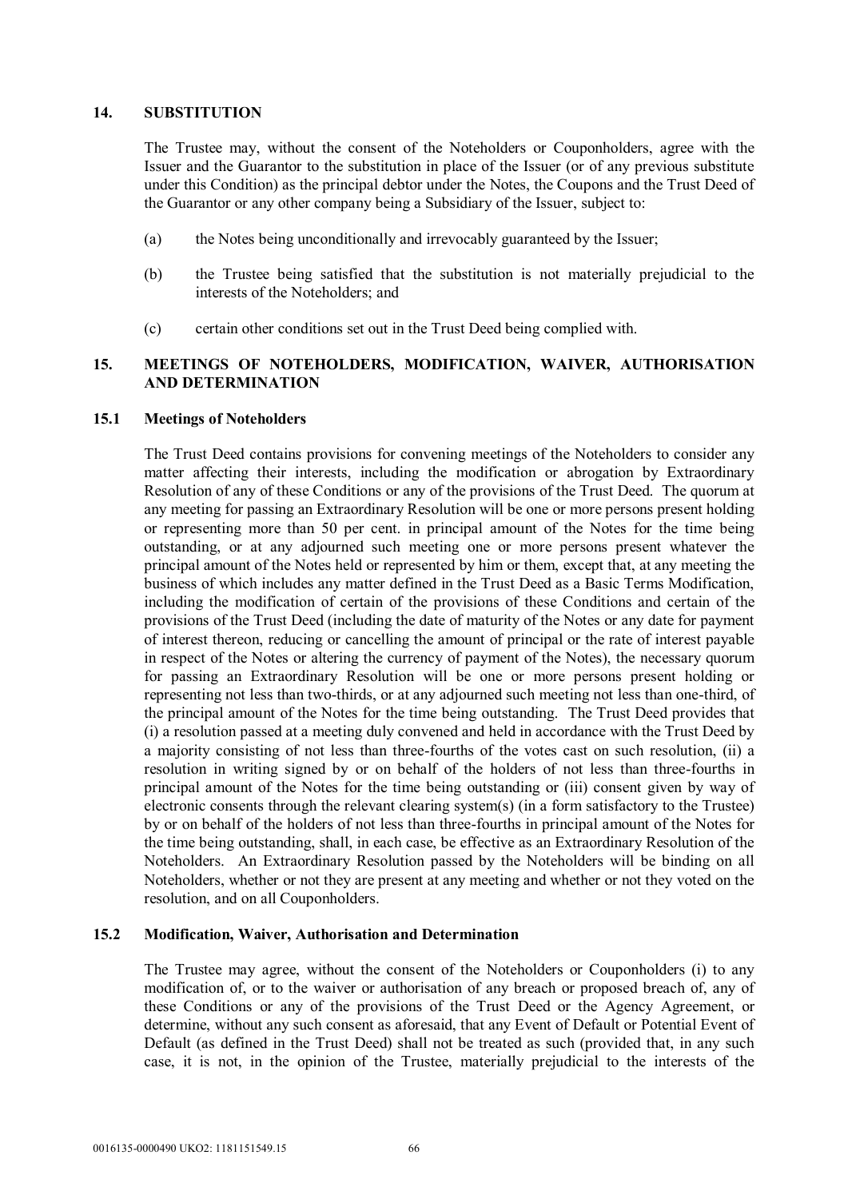## 14. SUBSTITUTION

The Trustee may, without the consent of the Noteholders or Couponholders, agree with the Issuer and the Guarantor to the substitution in place of the Issuer (or of any previous substitute under this Condition) as the principal debtor under the Notes, the Coupons and the Trust Deed of the Guarantor or any other company being a Subsidiary of the Issuer, subject to:

(a) the Notes being unconditionally and irrevocably guaranteed by the Issuer;

(b) the Trustee being satisfied that the substitution is not materially prejudicial to the interests of the Noteholders; and

(c) certain other conditions set out in the Trust Deed being complied with.

## 15. MEETINGS OF NOTEHOLDERS, MODIFICATION, WAIVER, AUTHORISATION AND DETERMINATION

### 15.1 Meetings of Noteholders

The Trust Deed contains provisions for convening meetings of the Noteholders to consider any matter affecting their interests, including the modification or abrogation by Extraordinary Resolution of any of these Conditions or any of the provisions of the Trust Deed. The quorum at any meeting for passing an Extraordinary Resolution will be one or more persons present holding or representing more than 50 per cent. in principal amount of the Notes for the time being outstanding, or at any adjourned such meeting one or more persons present whatever the principal amount of the Notes held or represented by him or them, except that, at any meeting the business of which includes any matter defined in the Trust Deed as a Basic Terms Modification, including the modification of certain of the provisions of these Conditions and certain of the provisions of the Trust Deed (including the date of maturity of the Notes or any date for payment of interest thereon, reducing or cancelling the amount of principal or the rate of interest payable in respect of the Notes or altering the currency of payment of the Notes), the necessary quorum for passing an Extraordinary Resolution will be one or more persons present holding or representing not less than two-thirds, or at any adjourned such meeting not less than one-third, of the principal amount of the Notes for the time being outstanding. The Trust Deed provides that (i) a resolution passed at a meeting duly convened and held in accordance with the Trust Deed by a majority consisting of not less than three-fourths of the votes cast on such resolution, (ii) a resolution in writing signed by or on behalf of the holders of not less than three-fourths in principal amount of the Notes for the time being outstanding or (iii) consent given by way of electronic consents through the relevant clearing system(s) (in a form satisfactory to the Trustee) by or on behalf of the holders of not less than three-fourths in principal amount of the Notes for the time being outstanding, shall, in each case, be effective as an Extraordinary Resolution of the Noteholders. An Extraordinary Resolution passed by the Noteholders will be binding on all Noteholders, whether or not they are present at any meeting and whether or not they voted on the resolution, and on all Couponholders.

### 15.2 Modification, Waiver, Authorisation and Determination

The Trustee may agree, without the consent of the Noteholders or Couponholders (i) to any modification of, or to the waiver or authorisation of any breach or proposed breach of, any of these Conditions or any of the provisions of the Trust Deed or the Agency Agreement, or determine, without any such consent as aforesaid, that any Event of Default or Potential Event of Default (as defined in the Trust Deed) shall not be treated as such (provided that, in any such case, it is not, in the opinion of the Trustee, materially prejudicial to the interests of the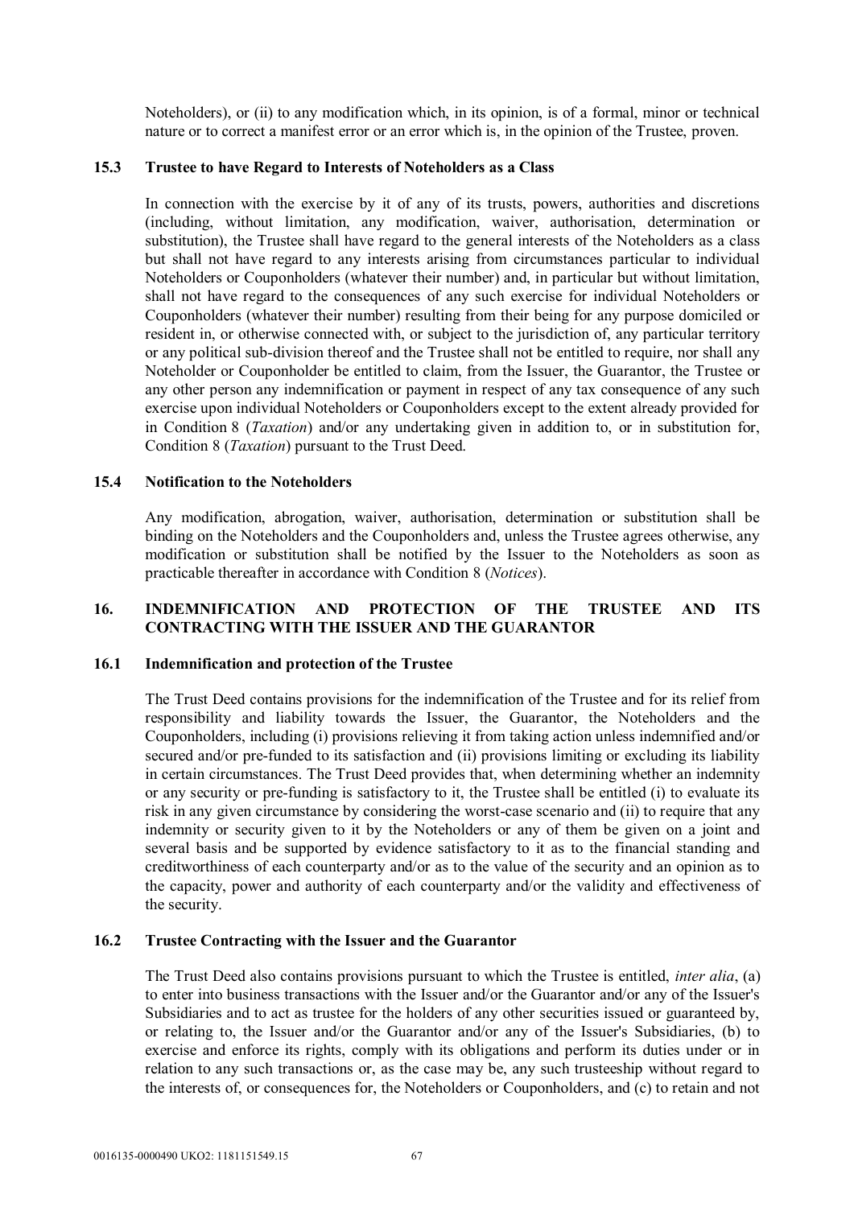Noteholders), or (ii) to any modification which, in its opinion, is of a formal, minor or technical nature or to correct a manifest error or an error which is, in the opinion of the Trustee, proven.

### 15.3 Trustee to have Regard to Interests of Noteholders as a Class

In connection with the exercise by it of any of its trusts, powers, authorities and discretions (including, without limitation, any modification, waiver, authorisation, determination or substitution), the Trustee shall have regard to the general interests of the Noteholders as a class but shall not have regard to any interests arising from circumstances particular to individual Noteholders or Couponholders (whatever their number) and, in particular but without limitation, shall not have regard to the consequences of any such exercise for individual Noteholders or Couponholders (whatever their number) resulting from their being for any purpose domiciled or resident in, or otherwise connected with, or subject to the jurisdiction of, any particular territory or any political sub-division thereof and the Trustee shall not be entitled to require, nor shall any Noteholder or Couponholder be entitled to claim, from the Issuer, the Guarantor, the Trustee or any other person any indemnification or payment in respect of any tax consequence of any such exercise upon individual Noteholders or Couponholders except to the extent already provided for in Condition 8 (*Taxation*) and/or any undertaking given in addition to, or in substitution for, Condition 8 (*Taxation*) pursuant to the Trust Deed.

### 15.4 Notification to the Noteholders

Any modification, abrogation, waiver, authorisation, determination or substitution shall be binding on the Noteholders and the Couponholders and, unless the Trustee agrees otherwise, any modification or substitution shall be notified by the Issuer to the Noteholders as soon as practicable thereafter in accordance with Condition 8 (*Notices*).

## 16. INDEMNIFICATION AND PROTECTION OF THE TRUSTEE AND ITS CONTRACTING WITH THE ISSUER AND THE GUARANTOR

### 16.1 Indemnification and protection of the Trustee

The Trust Deed contains provisions for the indemnification of the Trustee and for its relief from responsibility and liability towards the Issuer, the Guarantor, the Noteholders and the Couponholders, including (i) provisions relieving it from taking action unless indemnified and/or secured and/or pre-funded to its satisfaction and (ii) provisions limiting or excluding its liability in certain circumstances. The Trust Deed provides that, when determining whether an indemnity or any security or pre-funding is satisfactory to it, the Trustee shall be entitled (i) to evaluate its risk in any given circumstance by considering the worst-case scenario and (ii) to require that any indemnity or security given to it by the Noteholders or any of them be given on a joint and several basis and be supported by evidence satisfactory to it as to the financial standing and creditworthiness of each counterparty and/or as to the value of the security and an opinion as to the capacity, power and authority of each counterparty and/or the validity and effectiveness of the security.

### 16.2 Trustee Contracting with the Issuer and the Guarantor

The Trust Deed also contains provisions pursuant to which the Trustee is entitled, *inter alia*, (a) to enter into business transactions with the Issuer and/or the Guarantor and/or any of the Issuer's Subsidiaries and to act as trustee for the holders of any other securities issued or guaranteed by, or relating to, the Issuer and/or the Guarantor and/or any of the Issuer's Subsidiaries, (b) to exercise and enforce its rights, comply with its obligations and perform its duties under or in relation to any such transactions or, as the case may be, any such trusteeship without regard to the interests of, or consequences for, the Noteholders or Couponholders, and (c) to retain and not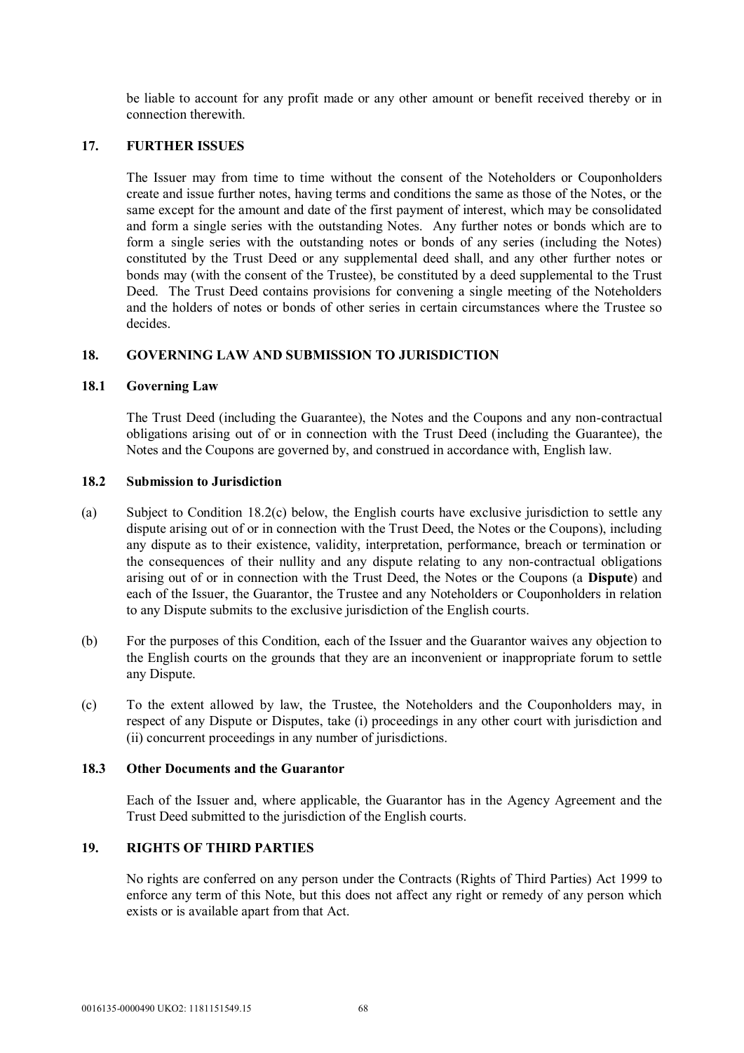be liable to account for any profit made or any other amount or benefit received thereby or in connection therewith.

## 17. FURTHER ISSUES

The Issuer may from time to time without the consent of the Noteholders or Couponholders create and issue further notes, having terms and conditions the same as those of the Notes, or the same except for the amount and date of the first payment of interest, which may be consolidated and form a single series with the outstanding Notes. Any further notes or bonds which are to form a single series with the outstanding notes or bonds of any series (including the Notes) constituted by the Trust Deed or any supplemental deed shall, and any other further notes or bonds may (with the consent of the Trustee), be constituted by a deed supplemental to the Trust Deed. The Trust Deed contains provisions for convening a single meeting of the Noteholders and the holders of notes or bonds of other series in certain circumstances where the Trustee so decides.

## 18. GOVERNING LAW AND SUBMISSION TO JURISDICTION

### 18.1 Governing Law

The Trust Deed (including the Guarantee), the Notes and the Coupons and any non-contractual obligations arising out of or in connection with the Trust Deed (including the Guarantee), the Notes and the Coupons are governed by, and construed in accordance with, English law.

### 18.2 Submission to Jurisdiction

(a) Subject to Condition 18.2(c) below, the English courts have exclusive jurisdiction to settle any dispute arising out of or in connection with the Trust Deed, the Notes or the Coupons), including any dispute as to their existence, validity, interpretation, performance, breach or termination or the consequences of their nullity and any dispute relating to any non-contractual obligations arising out of or in connection with the Trust Deed, the Notes or the Coupons (a **Dispute**) and each of the Issuer, the Guarantor, the Trustee and any Noteholders or Couponholders in relation to any Dispute submits to the exclusive jurisdiction of the English courts.

(b) For the purposes of this Condition, each of the Issuer and the Guarantor waives any objection to the English courts on the grounds that they are an inconvenient or inappropriate forum to settle any Dispute.

(c) To the extent allowed by law, the Trustee, the Noteholders and the Couponholders may, in respect of any Dispute or Disputes, take (i) proceedings in any other court with jurisdiction and (ii) concurrent proceedings in any number of jurisdictions.

### 18.3 Other Documents and the Guarantor

Each of the Issuer and, where applicable, the Guarantor has in the Agency Agreement and the Trust Deed submitted to the jurisdiction of the English courts.

## 19. RIGHTS OF THIRD PARTIES

No rights are conferred on any person under the Contracts (Rights of Third Parties) Act 1999 to enforce any term of this Note, but this does not affect any right or remedy of any person which exists or is available apart from that Act.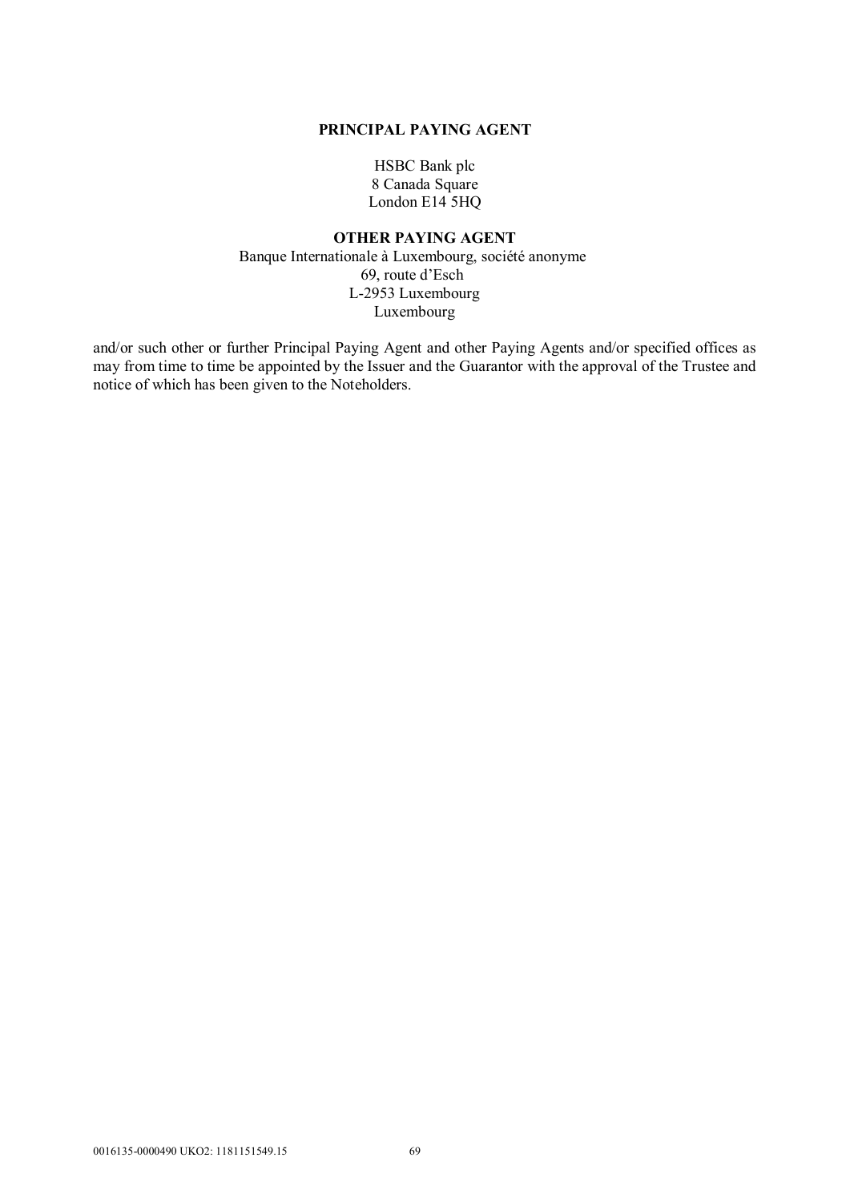**PRINCIPAL PAYING AGENT**

HSBC Bank plc
8 Canada Square
London E14 5HQ

**OTHER PAYING AGENT**

Banque Internationale à Luxembourg, société anonyme
69, route d'Esch
L-2953 Luxembourg
Luxembourg

and/or such other or further Principal Paying Agent and other Paying Agents and/or specified offices as may from time to time be appointed by the Issuer and the Guarantor with the approval of the Trustee and notice of which has been given to the Noteholders.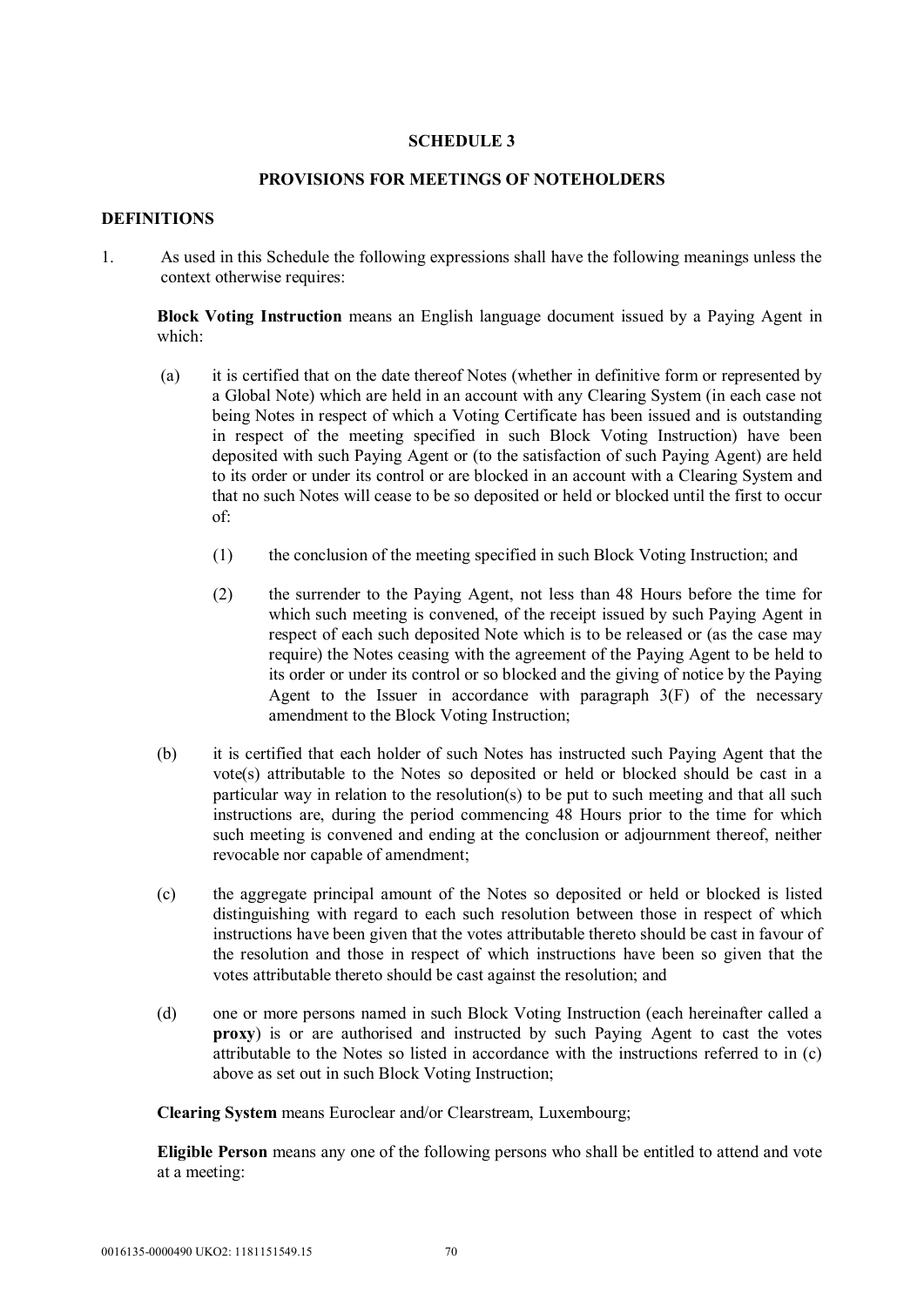## SCHEDULE 3

## PROVISIONS FOR MEETINGS OF NOTEHOLDERS

### DEFINITIONS

1. As used in this Schedule the following expressions shall have the following meanings unless the context otherwise requires:

   **Block Voting Instruction** means an English language document issued by a Paying Agent in which:

   (a) it is certified that on the date thereof Notes (whether in definitive form or represented by a Global Note) which are held in an account with any Clearing System (in each case not being Notes in respect of which a Voting Certificate has been issued and is outstanding in respect of the meeting specified in such Block Voting Instruction) have been deposited with such Paying Agent or (to the satisfaction of such Paying Agent) are held to its order or under its control or are blocked in an account with a Clearing System and that no such Notes will cease to be so deposited or held or blocked until the first to occur of:

      (1) the conclusion of the meeting specified in such Block Voting Instruction; and

      (2) the surrender to the Paying Agent, not less than 48 Hours before the time for which such meeting is convened, of the receipt issued by such Paying Agent in respect of each such deposited Note which is to be released or (as the case may require) the Notes ceasing with the agreement of the Paying Agent to be held to its order or under its control or so blocked and the giving of notice by the Paying Agent to the Issuer in accordance with paragraph 3(F) of the necessary amendment to the Block Voting Instruction;

   (b) it is certified that each holder of such Notes has instructed such Paying Agent that the vote(s) attributable to the Notes so deposited or held or blocked should be cast in a particular way in relation to the resolution(s) to be put to such meeting and that all such instructions are, during the period commencing 48 Hours prior to the time for which such meeting is convened and ending at the conclusion or adjournment thereof, neither revocable nor capable of amendment;

   (c) the aggregate principal amount of the Notes so deposited or held or blocked is listed distinguishing with regard to each such resolution between those in respect of which instructions have been given that the votes attributable thereto should be cast in favour of the resolution and those in respect of which instructions have been so given that the votes attributable thereto should be cast against the resolution; and

   (d) one or more persons named in such Block Voting Instruction (each hereinafter called a **proxy**) is or are authorised and instructed by such Paying Agent to cast the votes attributable to the Notes so listed in accordance with the instructions referred to in (c) above as set out in such Block Voting Instruction;

   **Clearing System** means Euroclear and/or Clearstream, Luxembourg;

   **Eligible Person** means any one of the following persons who shall be entitled to attend and vote at a meeting: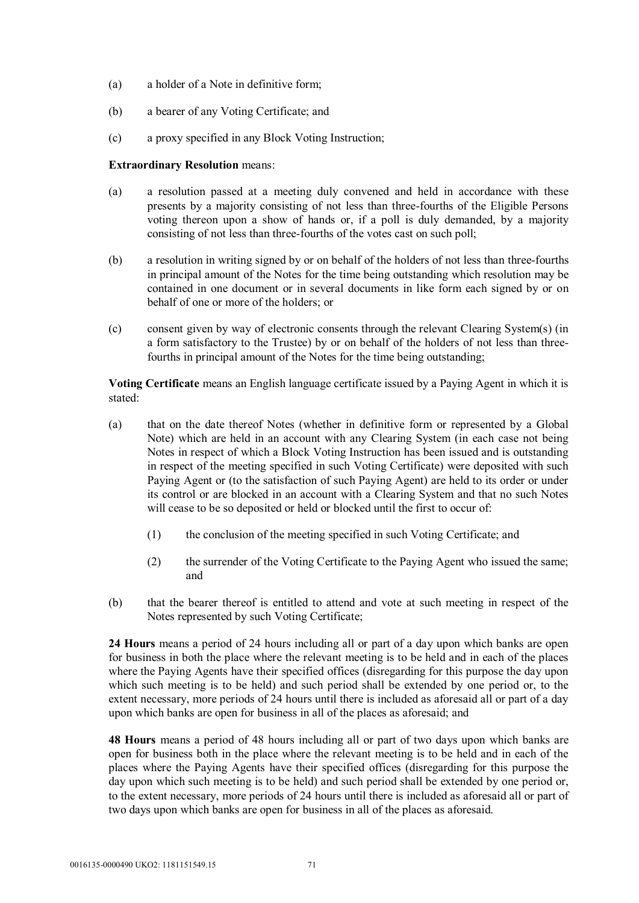(a) a holder of a Note in definitive form;

(b) a bearer of any Voting Certificate; and

(c) a proxy specified in any Block Voting Instruction;

**Extraordinary Resolution** means:

(a) a resolution passed at a meeting duly convened and held in accordance with these presents by a majority consisting of not less than three-fourths of the Eligible Persons voting thereon upon a show of hands or, if a poll is duly demanded, by a majority consisting of not less than three-fourths of the votes cast on such poll;

(b) a resolution in writing signed by or on behalf of the holders of not less than three-fourths in principal amount of the Notes for the time being outstanding which resolution may be contained in one document or in several documents in like form each signed by or on behalf of one or more of the holders; or

(c) consent given by way of electronic consents through the relevant Clearing System(s) (in a form satisfactory to the Trustee) by or on behalf of the holders of not less than three-fourths in principal amount of the Notes for the time being outstanding;

**Voting Certificate** means an English language certificate issued by a Paying Agent in which it is stated:

(a) that on the date thereof Notes (whether in definitive form or represented by a Global Note) which are held in an account with any Clearing System (in each case not being Notes in respect of which a Block Voting Instruction has been issued and is outstanding in respect of the meeting specified in such Voting Certificate) were deposited with such Paying Agent or (to the satisfaction of such Paying Agent) are held to its order or under its control or are blocked in an account with a Clearing System and that no such Notes will cease to be so deposited or held or blocked until the first to occur of:

   (1) the conclusion of the meeting specified in such Voting Certificate; and

   (2) the surrender of the Voting Certificate to the Paying Agent who issued the same; and

(b) that the bearer thereof is entitled to attend and vote at such meeting in respect of the Notes represented by such Voting Certificate;

**24 Hours** means a period of 24 hours including all or part of a day upon which banks are open for business in both the place where the relevant meeting is to be held and in each of the places where the Paying Agents have their specified offices (disregarding for this purpose the day upon which such meeting is to be held) and such period shall be extended by one period or, to the extent necessary, more periods of 24 hours until there is included as aforesaid all or part of a day upon which banks are open for business in all of the places as aforesaid; and

**48 Hours** means a period of 48 hours including all or part of two days upon which banks are open for business both in the place where the relevant meeting is to be held and in each of the places where the Paying Agents have their specified offices (disregarding for this purpose the day upon which such meeting is to be held) and such period shall be extended by one period or, to the extent necessary, more periods of 24 hours until there is included as aforesaid all or part of two days upon which banks are open for business in all of the places as aforesaid.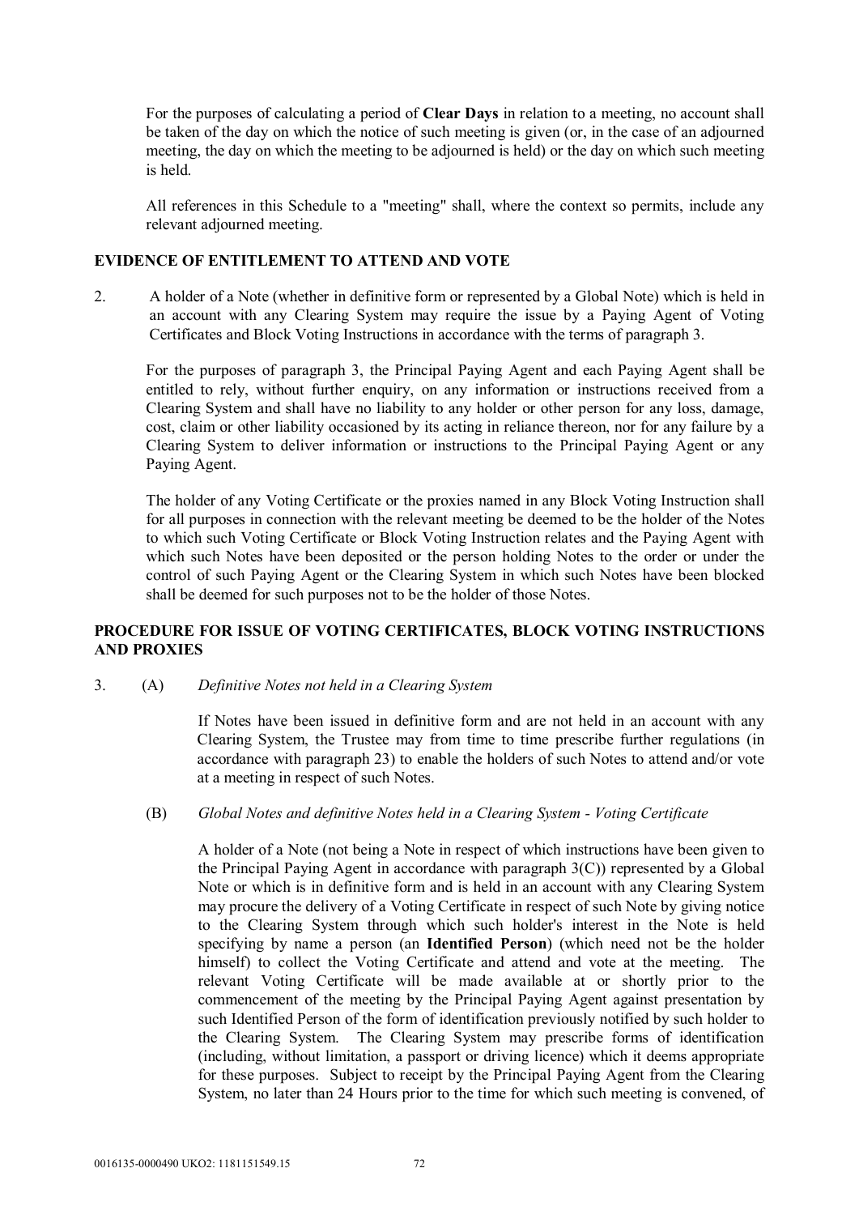For the purposes of calculating a period of **Clear Days** in relation to a meeting, no account shall be taken of the day on which the notice of such meeting is given (or, in the case of an adjourned meeting, the day on which the meeting to be adjourned is held) or the day on which such meeting is held.

All references in this Schedule to a "meeting" shall, where the context so permits, include any relevant adjourned meeting.

## EVIDENCE OF ENTITLEMENT TO ATTEND AND VOTE

2. A holder of a Note (whether in definitive form or represented by a Global Note) which is held in an account with any Clearing System may require the issue by a Paying Agent of Voting Certificates and Block Voting Instructions in accordance with the terms of paragraph 3.

   For the purposes of paragraph 3, the Principal Paying Agent and each Paying Agent shall be entitled to rely, without further enquiry, on any information or instructions received from a Clearing System and shall have no liability to any holder or other person for any loss, damage, cost, claim or other liability occasioned by its acting in reliance thereon, nor for any failure by a Clearing System to deliver information or instructions to the Principal Paying Agent or any Paying Agent.

   The holder of any Voting Certificate or the proxies named in any Block Voting Instruction shall for all purposes in connection with the relevant meeting be deemed to be the holder of the Notes to which such Voting Certificate or Block Voting Instruction relates and the Paying Agent with which such Notes have been deposited or the person holding Notes to the order or under the control of such Paying Agent or the Clearing System in which such Notes have been blocked shall be deemed for such purposes not to be the holder of those Notes.

## PROCEDURE FOR ISSUE OF VOTING CERTIFICATES, BLOCK VOTING INSTRUCTIONS AND PROXIES

3. (A) *Definitive Notes not held in a Clearing System*

   If Notes have been issued in definitive form and are not held in an account with any Clearing System, the Trustee may from time to time prescribe further regulations (in accordance with paragraph 23) to enable the holders of such Notes to attend and/or vote at a meeting in respect of such Notes.

   (B) *Global Notes and definitive Notes held in a Clearing System - Voting Certificate*

   A holder of a Note (not being a Note in respect of which instructions have been given to the Principal Paying Agent in accordance with paragraph 3(C)) represented by a Global Note or which is in definitive form and is held in an account with any Clearing System may procure the delivery of a Voting Certificate in respect of such Note by giving notice to the Clearing System through which such holder's interest in the Note is held specifying by name a person (an **Identified Person**) (which need not be the holder himself) to collect the Voting Certificate and attend and vote at the meeting. The relevant Voting Certificate will be made available at or shortly prior to the commencement of the meeting by the Principal Paying Agent against presentation by such Identified Person of the form of identification previously notified by such holder to the Clearing System. The Clearing System may prescribe forms of identification (including, without limitation, a passport or driving licence) which it deems appropriate for these purposes. Subject to receipt by the Principal Paying Agent from the Clearing System, no later than 24 Hours prior to the time for which such meeting is convened, of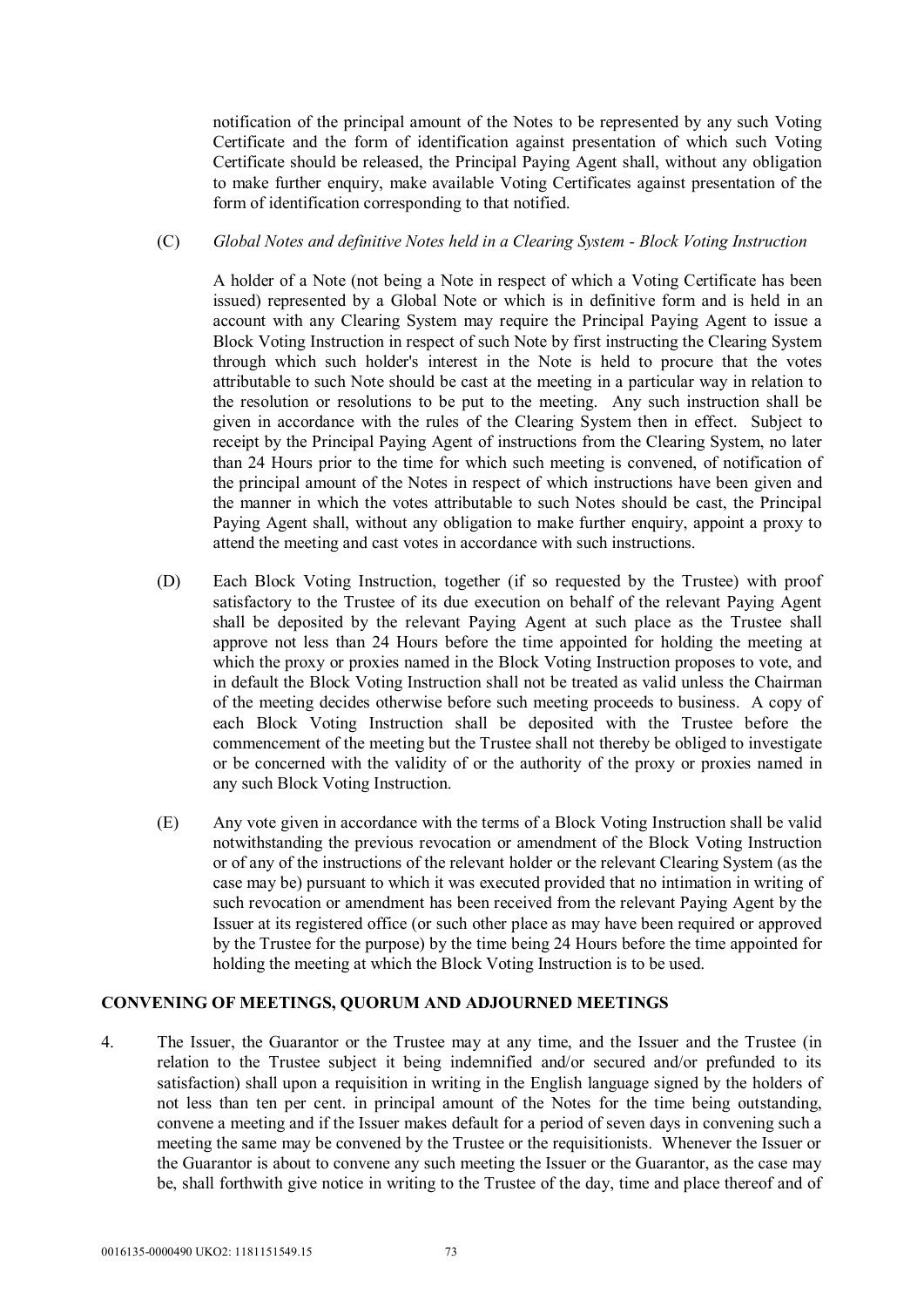notification of the principal amount of the Notes to be represented by any such Voting Certificate and the form of identification against presentation of which such Voting Certificate should be released, the Principal Paying Agent shall, without any obligation to make further enquiry, make available Voting Certificates against presentation of the form of identification corresponding to that notified.

(C) *Global Notes and definitive Notes held in a Clearing System - Block Voting Instruction*

A holder of a Note (not being a Note in respect of which a Voting Certificate has been issued) represented by a Global Note or which is in definitive form and is held in an account with any Clearing System may require the Principal Paying Agent to issue a Block Voting Instruction in respect of such Note by first instructing the Clearing System through which such holder's interest in the Note is held to procure that the votes attributable to such Note should be cast at the meeting in a particular way in relation to the resolution or resolutions to be put to the meeting. Any such instruction shall be given in accordance with the rules of the Clearing System then in effect. Subject to receipt by the Principal Paying Agent of instructions from the Clearing System, no later than 24 Hours prior to the time for which such meeting is convened, of notification of the principal amount of the Notes in respect of which instructions have been given and the manner in which the votes attributable to such Notes should be cast, the Principal Paying Agent shall, without any obligation to make further enquiry, appoint a proxy to attend the meeting and cast votes in accordance with such instructions.

(D) Each Block Voting Instruction, together (if so requested by the Trustee) with proof satisfactory to the Trustee of its due execution on behalf of the relevant Paying Agent shall be deposited by the relevant Paying Agent at such place as the Trustee shall approve not less than 24 Hours before the time appointed for holding the meeting at which the proxy or proxies named in the Block Voting Instruction proposes to vote, and in default the Block Voting Instruction shall not be treated as valid unless the Chairman of the meeting decides otherwise before such meeting proceeds to business. A copy of each Block Voting Instruction shall be deposited with the Trustee before the commencement of the meeting but the Trustee shall not thereby be obliged to investigate or be concerned with the validity of or the authority of the proxy or proxies named in any such Block Voting Instruction.

(E) Any vote given in accordance with the terms of a Block Voting Instruction shall be valid notwithstanding the previous revocation or amendment of the Block Voting Instruction or of any of the instructions of the relevant holder or the relevant Clearing System (as the case may be) pursuant to which it was executed provided that no intimation in writing of such revocation or amendment has been received from the relevant Paying Agent by the Issuer at its registered office (or such other place as may have been required or approved by the Trustee for the purpose) by the time being 24 Hours before the time appointed for holding the meeting at which the Block Voting Instruction is to be used.

## CONVENING OF MEETINGS, QUORUM AND ADJOURNED MEETINGS

4. The Issuer, the Guarantor or the Trustee may at any time, and the Issuer and the Trustee (in relation to the Trustee subject it being indemnified and/or secured and/or prefunded to its satisfaction) shall upon a requisition in writing in the English language signed by the holders of not less than ten per cent. in principal amount of the Notes for the time being outstanding, convene a meeting and if the Issuer makes default for a period of seven days in convening such a meeting the same may be convened by the Trustee or the requisitionists. Whenever the Issuer or the Guarantor is about to convene any such meeting the Issuer or the Guarantor, as the case may be, shall forthwith give notice in writing to the Trustee of the day, time and place thereof and of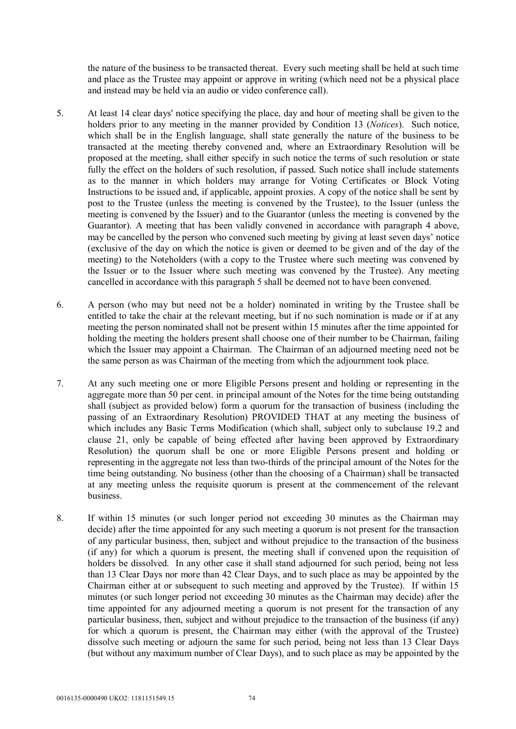the nature of the business to be transacted thereat. Every such meeting shall be held at such time and place as the Trustee may appoint or approve in writing (which need not be a physical place and instead may be held via an audio or video conference call).

5. At least 14 clear days' notice specifying the place, day and hour of meeting shall be given to the holders prior to any meeting in the manner provided by Condition 13 (*Notices*). Such notice, which shall be in the English language, shall state generally the nature of the business to be transacted at the meeting thereby convened and, where an Extraordinary Resolution will be proposed at the meeting, shall either specify in such notice the terms of such resolution or state fully the effect on the holders of such resolution, if passed. Such notice shall include statements as to the manner in which holders may arrange for Voting Certificates or Block Voting Instructions to be issued and, if applicable, appoint proxies. A copy of the notice shall be sent by post to the Trustee (unless the meeting is convened by the Trustee), to the Issuer (unless the meeting is convened by the Issuer) and to the Guarantor (unless the meeting is convened by the Guarantor). A meeting that has been validly convened in accordance with paragraph 4 above, may be cancelled by the person who convened such meeting by giving at least seven days' notice (exclusive of the day on which the notice is given or deemed to be given and of the day of the meeting) to the Noteholders (with a copy to the Trustee where such meeting was convened by the Issuer or to the Issuer where such meeting was convened by the Trustee). Any meeting cancelled in accordance with this paragraph 5 shall be deemed not to have been convened.

6. A person (who may but need not be a holder) nominated in writing by the Trustee shall be entitled to take the chair at the relevant meeting, but if no such nomination is made or if at any meeting the person nominated shall not be present within 15 minutes after the time appointed for holding the meeting the holders present shall choose one of their number to be Chairman, failing which the Issuer may appoint a Chairman. The Chairman of an adjourned meeting need not be the same person as was Chairman of the meeting from which the adjournment took place.

7. At any such meeting one or more Eligible Persons present and holding or representing in the aggregate more than 50 per cent. in principal amount of the Notes for the time being outstanding shall (subject as provided below) form a quorum for the transaction of business (including the passing of an Extraordinary Resolution) PROVIDED THAT at any meeting the business of which includes any Basic Terms Modification (which shall, subject only to subclause 19.2 and clause 21, only be capable of being effected after having been approved by Extraordinary Resolution) the quorum shall be one or more Eligible Persons present and holding or representing in the aggregate not less than two-thirds of the principal amount of the Notes for the time being outstanding. No business (other than the choosing of a Chairman) shall be transacted at any meeting unless the requisite quorum is present at the commencement of the relevant business.

8. If within 15 minutes (or such longer period not exceeding 30 minutes as the Chairman may decide) after the time appointed for any such meeting a quorum is not present for the transaction of any particular business, then, subject and without prejudice to the transaction of the business (if any) for which a quorum is present, the meeting shall if convened upon the requisition of holders be dissolved. In any other case it shall stand adjourned for such period, being not less than 13 Clear Days nor more than 42 Clear Days, and to such place as may be appointed by the Chairman either at or subsequent to such meeting and approved by the Trustee). If within 15 minutes (or such longer period not exceeding 30 minutes as the Chairman may decide) after the time appointed for any adjourned meeting a quorum is not present for the transaction of any particular business, then, subject and without prejudice to the transaction of the business (if any) for which a quorum is present, the Chairman may either (with the approval of the Trustee) dissolve such meeting or adjourn the same for such period, being not less than 13 Clear Days (but without any maximum number of Clear Days), and to such place as may be appointed by the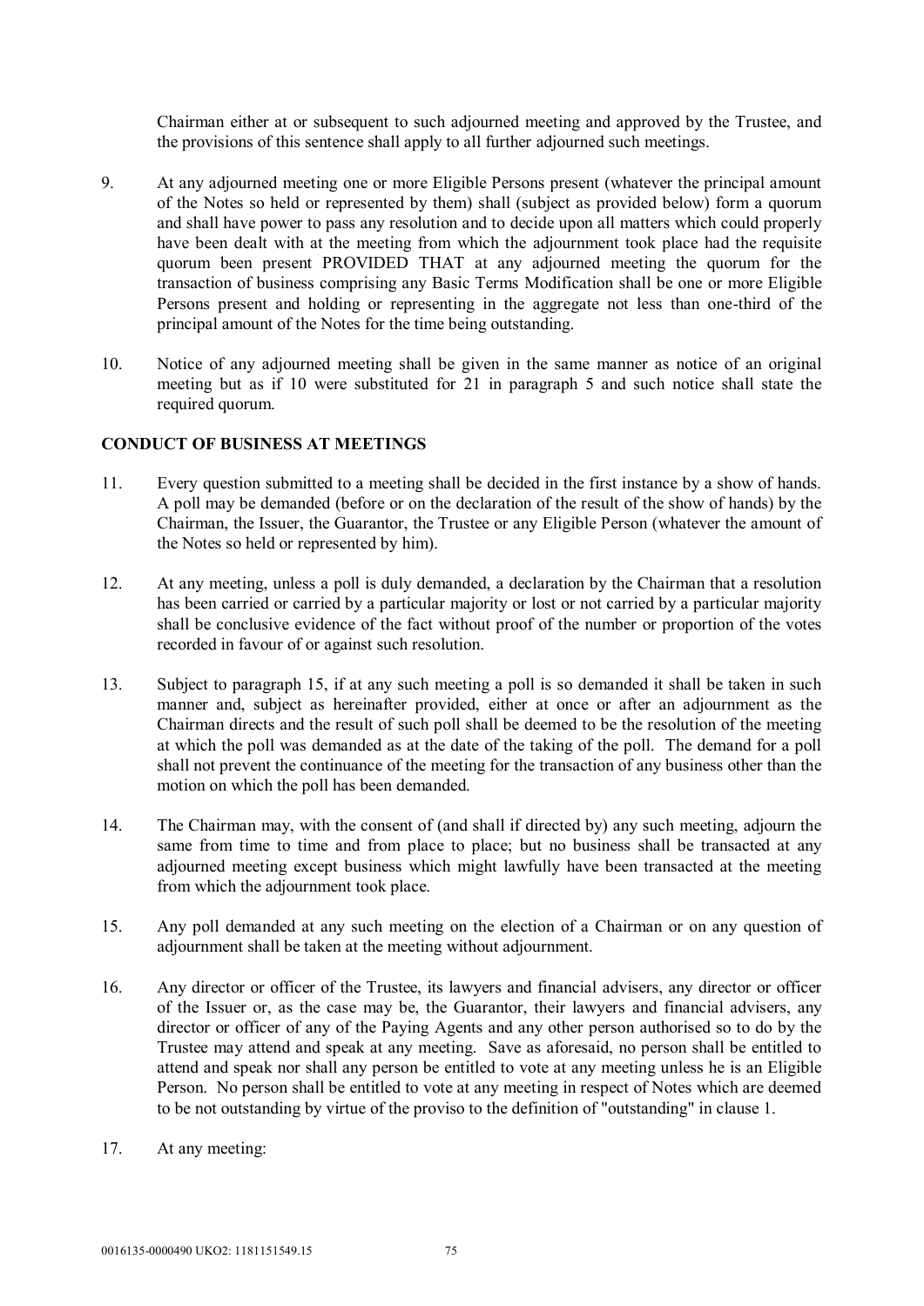Chairman either at or subsequent to such adjourned meeting and approved by the Trustee, and the provisions of this sentence shall apply to all further adjourned such meetings.

9. At any adjourned meeting one or more Eligible Persons present (whatever the principal amount of the Notes so held or represented by them) shall (subject as provided below) form a quorum and shall have power to pass any resolution and to decide upon all matters which could properly have been dealt with at the meeting from which the adjournment took place had the requisite quorum been present PROVIDED THAT at any adjourned meeting the quorum for the transaction of business comprising any Basic Terms Modification shall be one or more Eligible Persons present and holding or representing in the aggregate not less than one-third of the principal amount of the Notes for the time being outstanding.

10. Notice of any adjourned meeting shall be given in the same manner as notice of an original meeting but as if 10 were substituted for 21 in paragraph 5 and such notice shall state the required quorum.

**CONDUCT OF BUSINESS AT MEETINGS**

11. Every question submitted to a meeting shall be decided in the first instance by a show of hands. A poll may be demanded (before or on the declaration of the result of the show of hands) by the Chairman, the Issuer, the Guarantor, the Trustee or any Eligible Person (whatever the amount of the Notes so held or represented by him).

12. At any meeting, unless a poll is duly demanded, a declaration by the Chairman that a resolution has been carried or carried by a particular majority or lost or not carried by a particular majority shall be conclusive evidence of the fact without proof of the number or proportion of the votes recorded in favour of or against such resolution.

13. Subject to paragraph 15, if at any such meeting a poll is so demanded it shall be taken in such manner and, subject as hereinafter provided, either at once or after an adjournment as the Chairman directs and the result of such poll shall be deemed to be the resolution of the meeting at which the poll was demanded as at the date of the taking of the poll. The demand for a poll shall not prevent the continuance of the meeting for the transaction of any business other than the motion on which the poll has been demanded.

14. The Chairman may, with the consent of (and shall if directed by) any such meeting, adjourn the same from time to time and from place to place; but no business shall be transacted at any adjourned meeting except business which might lawfully have been transacted at the meeting from which the adjournment took place.

15. Any poll demanded at any such meeting on the election of a Chairman or on any question of adjournment shall be taken at the meeting without adjournment.

16. Any director or officer of the Trustee, its lawyers and financial advisers, any director or officer of the Issuer or, as the case may be, the Guarantor, their lawyers and financial advisers, any director or officer of any of the Paying Agents and any other person authorised so to do by the Trustee may attend and speak at any meeting. Save as aforesaid, no person shall be entitled to attend and speak nor shall any person be entitled to vote at any meeting unless he is an Eligible Person. No person shall be entitled to vote at any meeting in respect of Notes which are deemed to be not outstanding by virtue of the proviso to the definition of "outstanding" in clause 1.

17. At any meeting: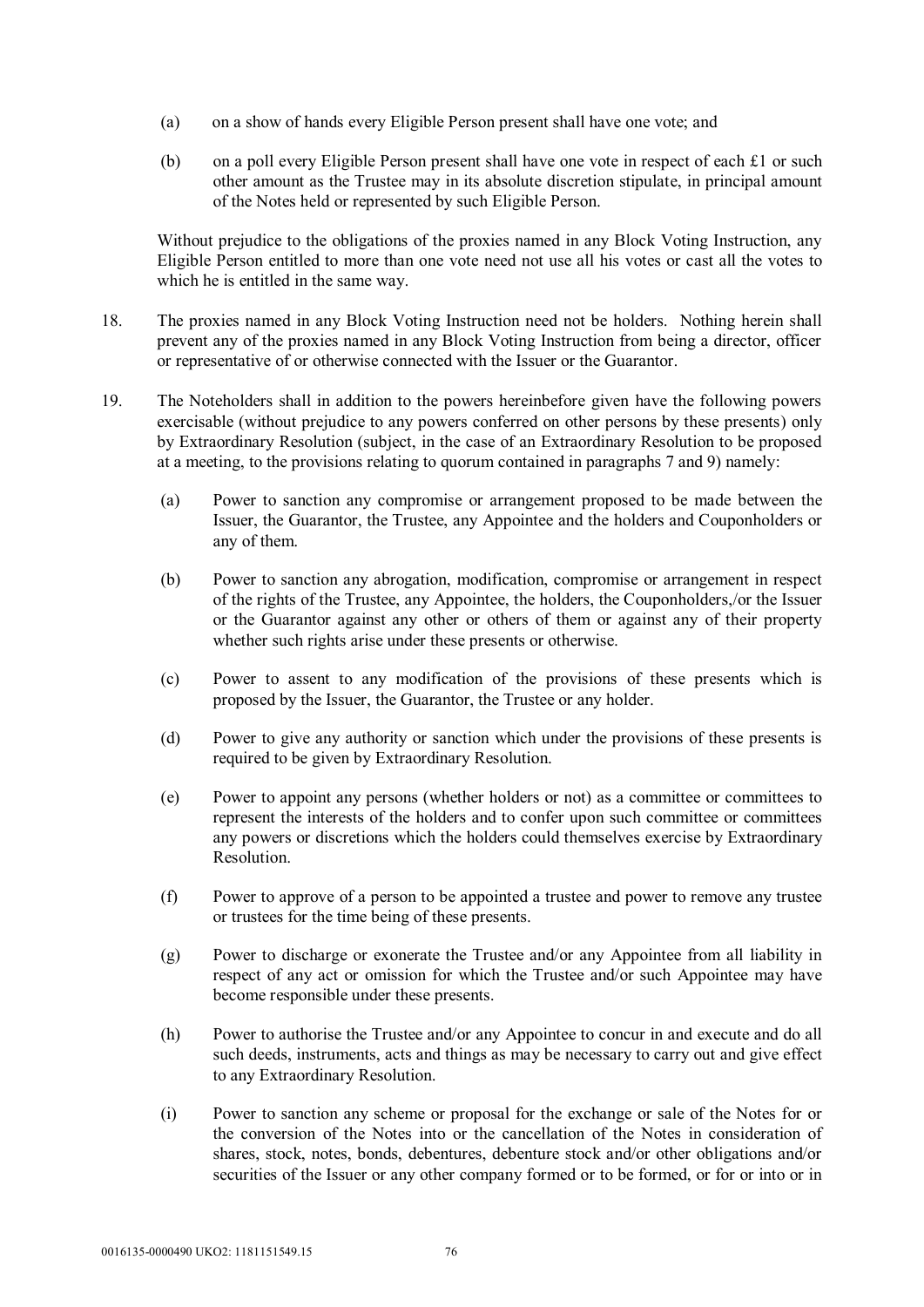(a) on a show of hands every Eligible Person present shall have one vote; and

(b) on a poll every Eligible Person present shall have one vote in respect of each £1 or such other amount as the Trustee may in its absolute discretion stipulate, in principal amount of the Notes held or represented by such Eligible Person.

Without prejudice to the obligations of the proxies named in any Block Voting Instruction, any Eligible Person entitled to more than one vote need not use all his votes or cast all the votes to which he is entitled in the same way.

18. The proxies named in any Block Voting Instruction need not be holders. Nothing herein shall prevent any of the proxies named in any Block Voting Instruction from being a director, officer or representative of or otherwise connected with the Issuer or the Guarantor.

19. The Noteholders shall in addition to the powers hereinbefore given have the following powers exercisable (without prejudice to any powers conferred on other persons by these presents) only by Extraordinary Resolution (subject, in the case of an Extraordinary Resolution to be proposed at a meeting, to the provisions relating to quorum contained in paragraphs 7 and 9) namely:

(a) Power to sanction any compromise or arrangement proposed to be made between the Issuer, the Guarantor, the Trustee, any Appointee and the holders and Couponholders or any of them.

(b) Power to sanction any abrogation, modification, compromise or arrangement in respect of the rights of the Trustee, any Appointee, the holders, the Couponholders,/or the Issuer or the Guarantor against any other or others of them or against any of their property whether such rights arise under these presents or otherwise.

(c) Power to assent to any modification of the provisions of these presents which is proposed by the Issuer, the Guarantor, the Trustee or any holder.

(d) Power to give any authority or sanction which under the provisions of these presents is required to be given by Extraordinary Resolution.

(e) Power to appoint any persons (whether holders or not) as a committee or committees to represent the interests of the holders and to confer upon such committee or committees any powers or discretions which the holders could themselves exercise by Extraordinary Resolution.

(f) Power to approve of a person to be appointed a trustee and power to remove any trustee or trustees for the time being of these presents.

(g) Power to discharge or exonerate the Trustee and/or any Appointee from all liability in respect of any act or omission for which the Trustee and/or such Appointee may have become responsible under these presents.

(h) Power to authorise the Trustee and/or any Appointee to concur in and execute and do all such deeds, instruments, acts and things as may be necessary to carry out and give effect to any Extraordinary Resolution.

(i) Power to sanction any scheme or proposal for the exchange or sale of the Notes for or the conversion of the Notes into or the cancellation of the Notes in consideration of shares, stock, notes, bonds, debentures, debenture stock and/or other obligations and/or securities of the Issuer or any other company formed or to be formed, or for or into or in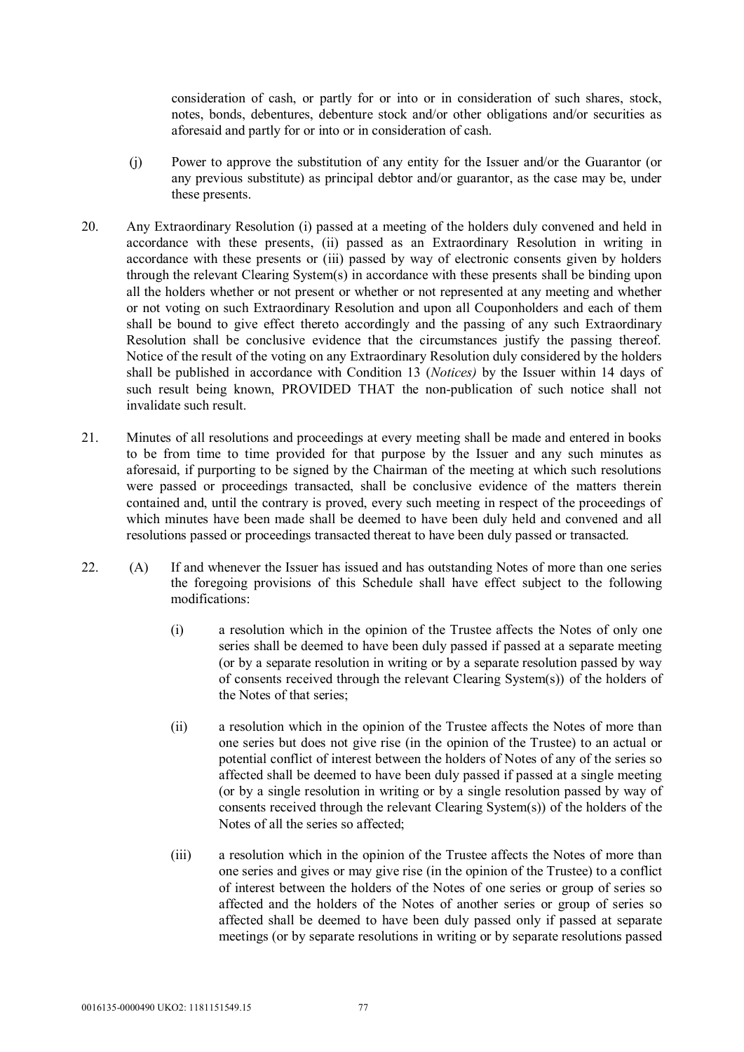consideration of cash, or partly for or into or in consideration of such shares, stock, notes, bonds, debentures, debenture stock and/or other obligations and/or securities as aforesaid and partly for or into or in consideration of cash.

(j) Power to approve the substitution of any entity for the Issuer and/or the Guarantor (or any previous substitute) as principal debtor and/or guarantor, as the case may be, under these presents.

20. Any Extraordinary Resolution (i) passed at a meeting of the holders duly convened and held in accordance with these presents, (ii) passed as an Extraordinary Resolution in writing in accordance with these presents or (iii) passed by way of electronic consents given by holders through the relevant Clearing System(s) in accordance with these presents shall be binding upon all the holders whether or not present or whether or not represented at any meeting and whether or not voting on such Extraordinary Resolution and upon all Couponholders and each of them shall be bound to give effect thereto accordingly and the passing of any such Extraordinary Resolution shall be conclusive evidence that the circumstances justify the passing thereof. Notice of the result of the voting on any Extraordinary Resolution duly considered by the holders shall be published in accordance with Condition 13 (*Notices)* by the Issuer within 14 days of such result being known, PROVIDED THAT the non-publication of such notice shall not invalidate such result.

21. Minutes of all resolutions and proceedings at every meeting shall be made and entered in books to be from time to time provided for that purpose by the Issuer and any such minutes as aforesaid, if purporting to be signed by the Chairman of the meeting at which such resolutions were passed or proceedings transacted, shall be conclusive evidence of the matters therein contained and, until the contrary is proved, every such meeting in respect of the proceedings of which minutes have been made shall be deemed to have been duly held and convened and all resolutions passed or proceedings transacted thereat to have been duly passed or transacted.

22. (A) If and whenever the Issuer has issued and has outstanding Notes of more than one series the foregoing provisions of this Schedule shall have effect subject to the following modifications:

(i) a resolution which in the opinion of the Trustee affects the Notes of only one series shall be deemed to have been duly passed if passed at a separate meeting (or by a separate resolution in writing or by a separate resolution passed by way of consents received through the relevant Clearing System(s)) of the holders of the Notes of that series;

(ii) a resolution which in the opinion of the Trustee affects the Notes of more than one series but does not give rise (in the opinion of the Trustee) to an actual or potential conflict of interest between the holders of Notes of any of the series so affected shall be deemed to have been duly passed if passed at a single meeting (or by a single resolution in writing or by a single resolution passed by way of consents received through the relevant Clearing System(s)) of the holders of the Notes of all the series so affected;

(iii) a resolution which in the opinion of the Trustee affects the Notes of more than one series and gives or may give rise (in the opinion of the Trustee) to a conflict of interest between the holders of the Notes of one series or group of series so affected and the holders of the Notes of another series or group of series so affected shall be deemed to have been duly passed only if passed at separate meetings (or by separate resolutions in writing or by separate resolutions passed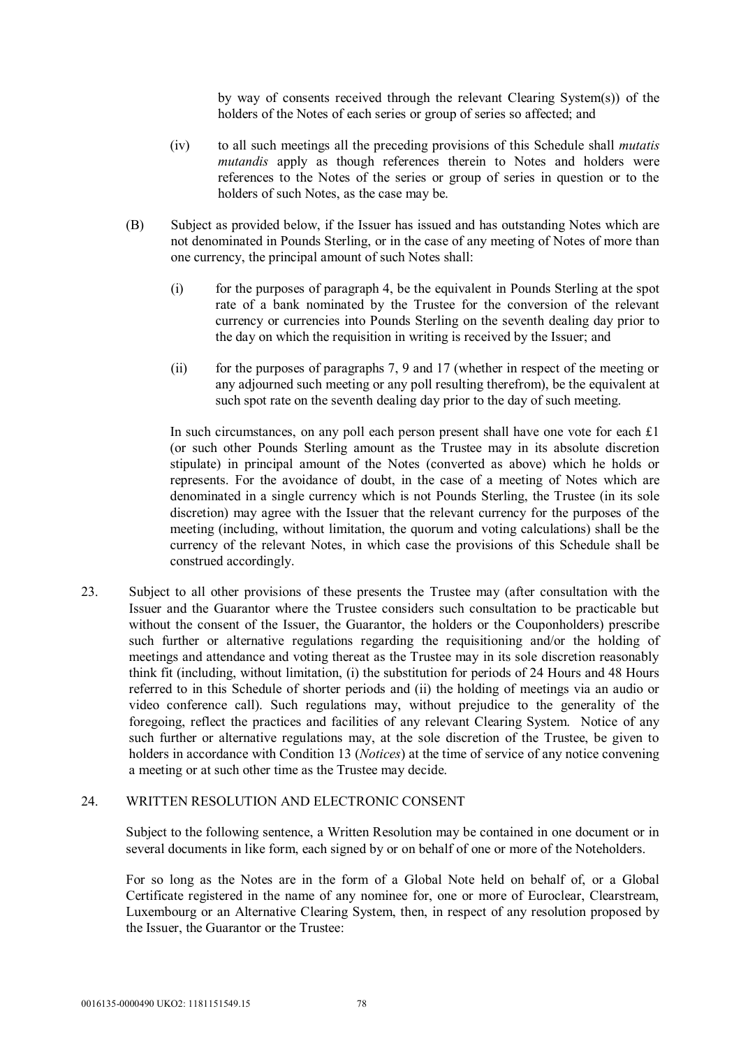by way of consents received through the relevant Clearing System(s)) of the holders of the Notes of each series or group of series so affected; and

(iv) to all such meetings all the preceding provisions of this Schedule shall *mutatis mutandis* apply as though references therein to Notes and holders were references to the Notes of the series or group of series in question or to the holders of such Notes, as the case may be.

(B) Subject as provided below, if the Issuer has issued and has outstanding Notes which are not denominated in Pounds Sterling, or in the case of any meeting of Notes of more than one currency, the principal amount of such Notes shall:

(i) for the purposes of paragraph 4, be the equivalent in Pounds Sterling at the spot rate of a bank nominated by the Trustee for the conversion of the relevant currency or currencies into Pounds Sterling on the seventh dealing day prior to the day on which the requisition in writing is received by the Issuer; and

(ii) for the purposes of paragraphs 7, 9 and 17 (whether in respect of the meeting or any adjourned such meeting or any poll resulting therefrom), be the equivalent at such spot rate on the seventh dealing day prior to the day of such meeting.

In such circumstances, on any poll each person present shall have one vote for each £1 (or such other Pounds Sterling amount as the Trustee may in its absolute discretion stipulate) in principal amount of the Notes (converted as above) which he holds or represents. For the avoidance of doubt, in the case of a meeting of Notes which are denominated in a single currency which is not Pounds Sterling, the Trustee (in its sole discretion) may agree with the Issuer that the relevant currency for the purposes of the meeting (including, without limitation, the quorum and voting calculations) shall be the currency of the relevant Notes, in which case the provisions of this Schedule shall be construed accordingly.

23. Subject to all other provisions of these presents the Trustee may (after consultation with the Issuer and the Guarantor where the Trustee considers such consultation to be practicable but without the consent of the Issuer, the Guarantor, the holders or the Couponholders) prescribe such further or alternative regulations regarding the requisitioning and/or the holding of meetings and attendance and voting thereat as the Trustee may in its sole discretion reasonably think fit (including, without limitation, (i) the substitution for periods of 24 Hours and 48 Hours referred to in this Schedule of shorter periods and (ii) the holding of meetings via an audio or video conference call). Such regulations may, without prejudice to the generality of the foregoing, reflect the practices and facilities of any relevant Clearing System. Notice of any such further or alternative regulations may, at the sole discretion of the Trustee, be given to holders in accordance with Condition 13 (*Notices*) at the time of service of any notice convening a meeting or at such other time as the Trustee may decide.

24. WRITTEN RESOLUTION AND ELECTRONIC CONSENT

Subject to the following sentence, a Written Resolution may be contained in one document or in several documents in like form, each signed by or on behalf of one or more of the Noteholders.

For so long as the Notes are in the form of a Global Note held on behalf of, or a Global Certificate registered in the name of any nominee for, one or more of Euroclear, Clearstream, Luxembourg or an Alternative Clearing System, then, in respect of any resolution proposed by the Issuer, the Guarantor or the Trustee: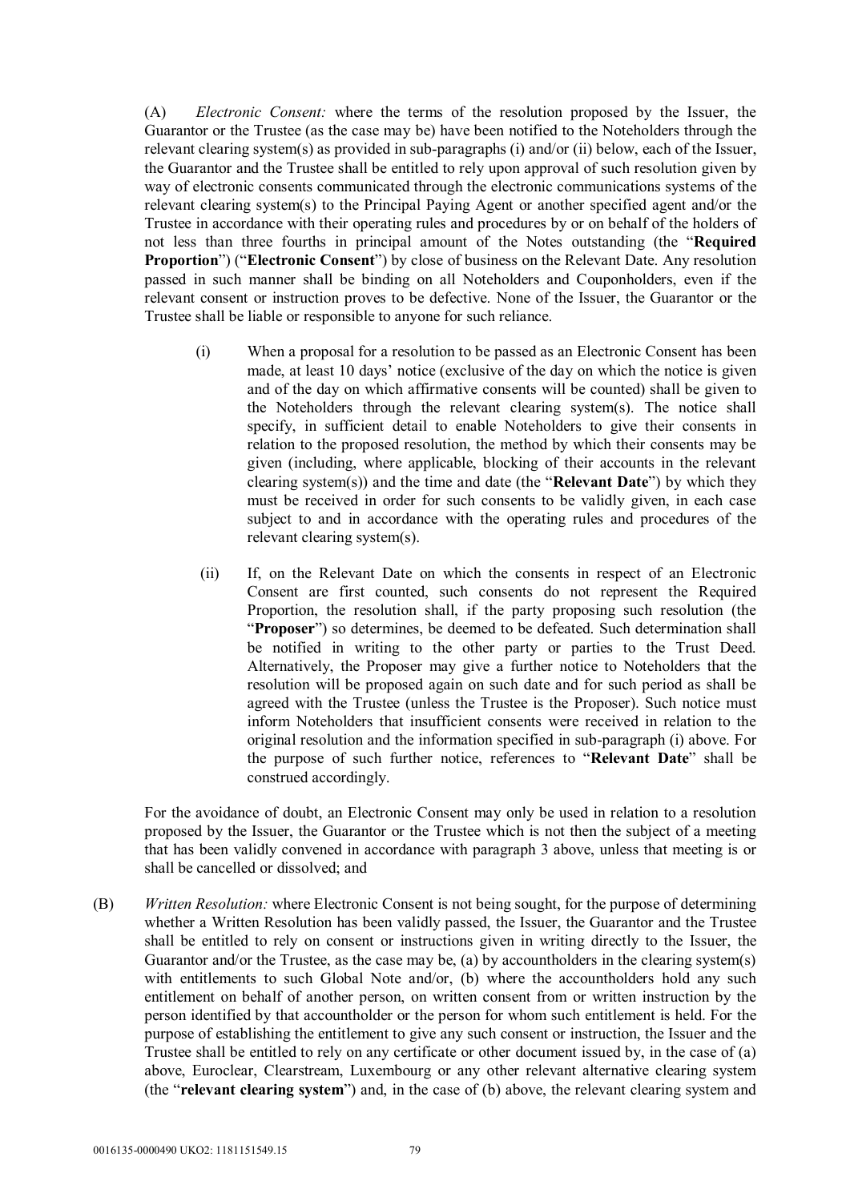(A) *Electronic Consent:* where the terms of the resolution proposed by the Issuer, the Guarantor or the Trustee (as the case may be) have been notified to the Noteholders through the relevant clearing system(s) as provided in sub-paragraphs (i) and/or (ii) below, each of the Issuer, the Guarantor and the Trustee shall be entitled to rely upon approval of such resolution given by way of electronic consents communicated through the electronic communications systems of the relevant clearing system(s) to the Principal Paying Agent or another specified agent and/or the Trustee in accordance with their operating rules and procedures by or on behalf of the holders of not less than three fourths in principal amount of the Notes outstanding (the "**Required Proportion**") ("**Electronic Consent**") by close of business on the Relevant Date. Any resolution passed in such manner shall be binding on all Noteholders and Couponholders, even if the relevant consent or instruction proves to be defective. None of the Issuer, the Guarantor or the Trustee shall be liable or responsible to anyone for such reliance.

(i) When a proposal for a resolution to be passed as an Electronic Consent has been made, at least 10 days' notice (exclusive of the day on which the notice is given and of the day on which affirmative consents will be counted) shall be given to the Noteholders through the relevant clearing system(s). The notice shall specify, in sufficient detail to enable Noteholders to give their consents in relation to the proposed resolution, the method by which their consents may be given (including, where applicable, blocking of their accounts in the relevant clearing system(s)) and the time and date (the "**Relevant Date**") by which they must be received in order for such consents to be validly given, in each case subject to and in accordance with the operating rules and procedures of the relevant clearing system(s).

(ii) If, on the Relevant Date on which the consents in respect of an Electronic Consent are first counted, such consents do not represent the Required Proportion, the resolution shall, if the party proposing such resolution (the "**Proposer**") so determines, be deemed to be defeated. Such determination shall be notified in writing to the other party or parties to the Trust Deed. Alternatively, the Proposer may give a further notice to Noteholders that the resolution will be proposed again on such date and for such period as shall be agreed with the Trustee (unless the Trustee is the Proposer). Such notice must inform Noteholders that insufficient consents were received in relation to the original resolution and the information specified in sub-paragraph (i) above. For the purpose of such further notice, references to "**Relevant Date**" shall be construed accordingly.

For the avoidance of doubt, an Electronic Consent may only be used in relation to a resolution proposed by the Issuer, the Guarantor or the Trustee which is not then the subject of a meeting that has been validly convened in accordance with paragraph 3 above, unless that meeting is or shall be cancelled or dissolved; and

(B) *Written Resolution:* where Electronic Consent is not being sought, for the purpose of determining whether a Written Resolution has been validly passed, the Issuer, the Guarantor and the Trustee shall be entitled to rely on consent or instructions given in writing directly to the Issuer, the Guarantor and/or the Trustee, as the case may be, (a) by accountholders in the clearing system(s) with entitlements to such Global Note and/or, (b) where the accountholders hold any such entitlement on behalf of another person, on written consent from or written instruction by the person identified by that accountholder or the person for whom such entitlement is held. For the purpose of establishing the entitlement to give any such consent or instruction, the Issuer and the Trustee shall be entitled to rely on any certificate or other document issued by, in the case of (a) above, Euroclear, Clearstream, Luxembourg or any other relevant alternative clearing system (the "**relevant clearing system**") and, in the case of (b) above, the relevant clearing system and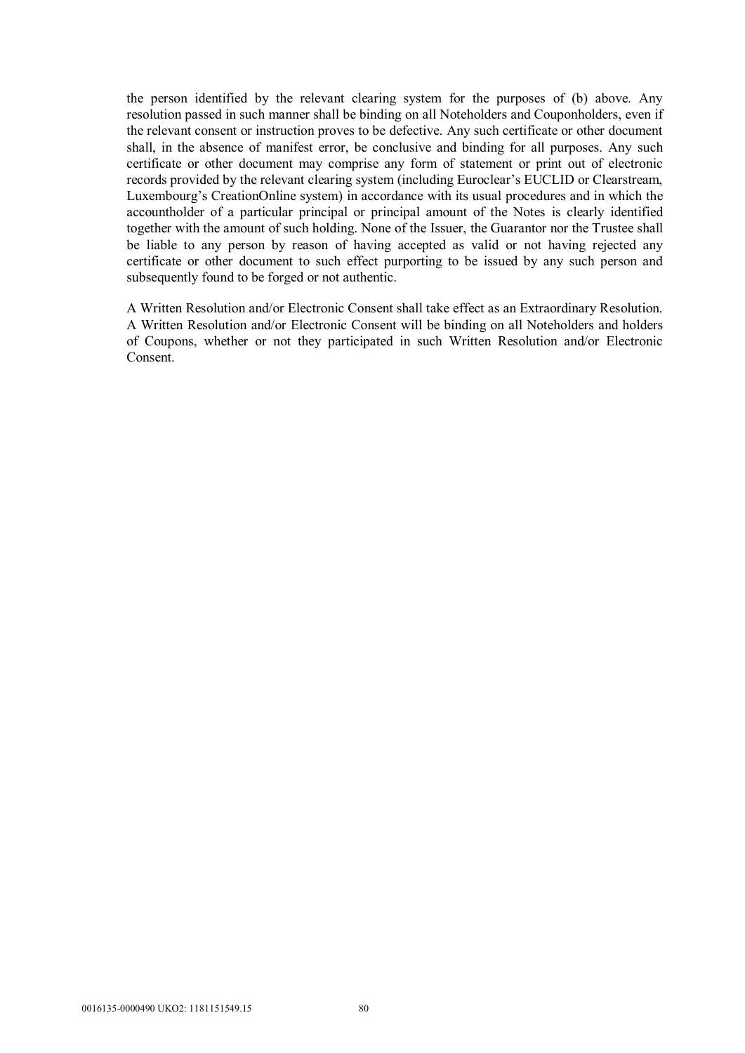the person identified by the relevant clearing system for the purposes of (b) above. Any resolution passed in such manner shall be binding on all Noteholders and Couponholders, even if the relevant consent or instruction proves to be defective. Any such certificate or other document shall, in the absence of manifest error, be conclusive and binding for all purposes. Any such certificate or other document may comprise any form of statement or print out of electronic records provided by the relevant clearing system (including Euroclear's EUCLID or Clearstream, Luxembourg's CreationOnline system) in accordance with its usual procedures and in which the accountholder of a particular principal or principal amount of the Notes is clearly identified together with the amount of such holding. None of the Issuer, the Guarantor nor the Trustee shall be liable to any person by reason of having accepted as valid or not having rejected any certificate or other document to such effect purporting to be issued by any such person and subsequently found to be forged or not authentic.

A Written Resolution and/or Electronic Consent shall take effect as an Extraordinary Resolution. A Written Resolution and/or Electronic Consent will be binding on all Noteholders and holders of Coupons, whether or not they participated in such Written Resolution and/or Electronic Consent.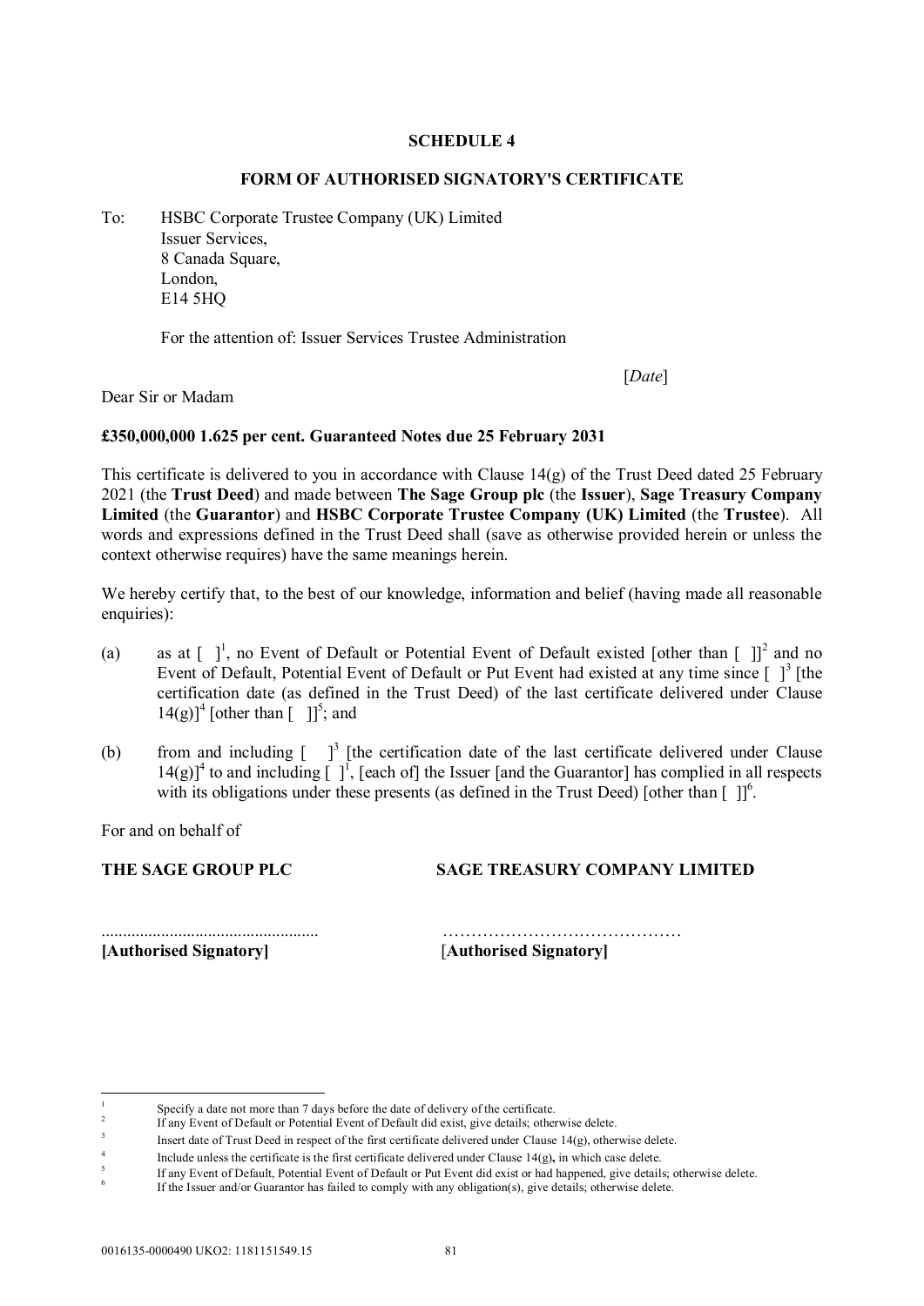**SCHEDULE 4**

**FORM OF AUTHORISED SIGNATORY'S CERTIFICATE**

To: HSBC Corporate Trustee Company (UK) Limited
Issuer Services,
8 Canada Square,
London,
E14 5HQ

For the attention of: Issuer Services Trustee Administration

[*Date*]

Dear Sir or Madam

**£350,000,000 1.625 per cent. Guaranteed Notes due 25 February 2031**

This certificate is delivered to you in accordance with Clause 14(g) of the Trust Deed dated 25 February 2021 (the **Trust Deed**) and made between **The Sage Group plc** (the **Issuer**), **Sage Treasury Company Limited** (the **Guarantor**) and **HSBC Corporate Trustee Company (UK) Limited** (the **Trustee**). All words and expressions defined in the Trust Deed shall (save as otherwise provided herein or unless the context otherwise requires) have the same meanings herein.

We hereby certify that, to the best of our knowledge, information and belief (having made all reasonable enquiries):

(a) as at [ ][1], no Event of Default or Potential Event of Default existed [other than [ ]][2] and no Event of Default, Potential Event of Default or Put Event had existed at any time since [ ][3] [the certification date (as defined in the Trust Deed) of the last certificate delivered under Clause 14(g)][4] [other than [ ]][5]; and

(b) from and including [ ][3] [the certification date of the last certificate delivered under Clause 14(g)][4] to and including [ ][1], [each of] the Issuer [and the Guarantor] has complied in all respects with its obligations under these presents (as defined in the Trust Deed) [other than [ ]][6].

For and on behalf of

**THE SAGE GROUP PLC**

..................................................
**[Authorised Signatory]**

**SAGE TREASURY COMPANY LIMITED**

……………………………………
[**Authorised Signatory]**

---

[1] Specify a date not more than 7 days before the date of delivery of the certificate.

[2] If any Event of Default or Potential Event of Default did exist, give details; otherwise delete.

[3] Insert date of Trust Deed in respect of the first certificate delivered under Clause 14(g), otherwise delete.

[4] Include unless the certificate is the first certificate delivered under Clause 14(g), in which case delete.

[5] If any Event of Default, Potential Event of Default or Put Event did exist or had happened, give details; otherwise delete.

[6] If the Issuer and/or Guarantor has failed to comply with any obligation(s), give details; otherwise delete.

0016135-0000490 UKO2: 1181151549.15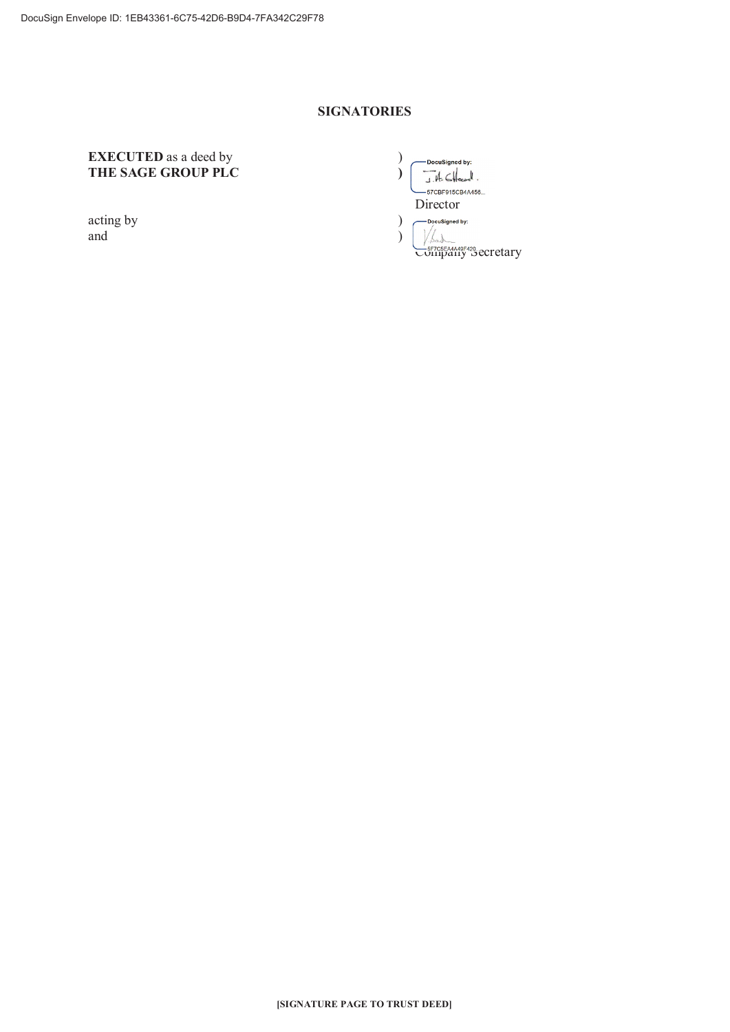## SIGNATORIES

| | | |
|---|---|---|
| **EXECUTED** as a deed by | ) | DocuSigned by: |
| **THE SAGE GROUP PLC** | ) | 57CBF915CB4A456... |
| | | Director |
| acting by | ) | DocuSigned by: |
| and | ) | 5F7C5EA4A49F420 |
| | | Company Secretary |

[SIGNATURE PAGE TO TRUST DEED]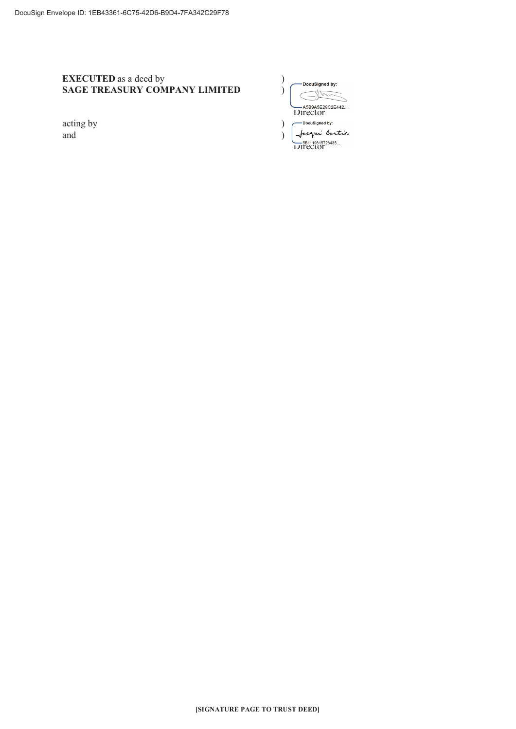**EXECUTED** as a deed by )
**SAGE TREASURY COMPANY LIMITED** )

Director

acting by )
and )

Director

**[SIGNATURE PAGE TO TRUST DEED]**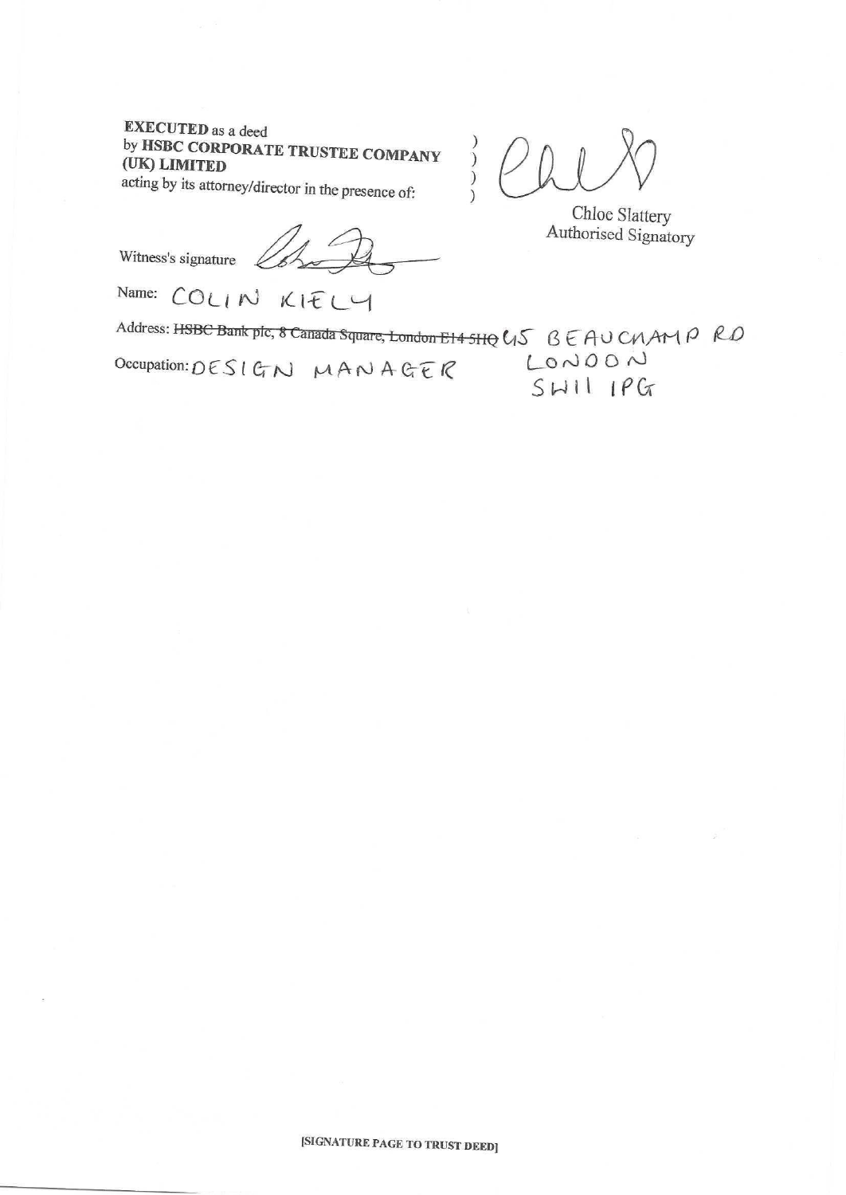**EXECUTED** as a deed
by **HSBC CORPORATE TRUSTEE COMPANY (UK) LIMITED**
acting by its attorney/director in the presence of:

)
)
)
)

Chloe Slattery
Authorised Signatory

Witness's signature

Name: COLIN KIELY

Address: ~~HSBC Bank plc, 8 Canada Square, London E14 5HQ~~ 45 BEAUCHAMP RD LONDON SW11 1PG

Occupation: DESIGN MANAGER

**[SIGNATURE PAGE TO TRUST DEED]**